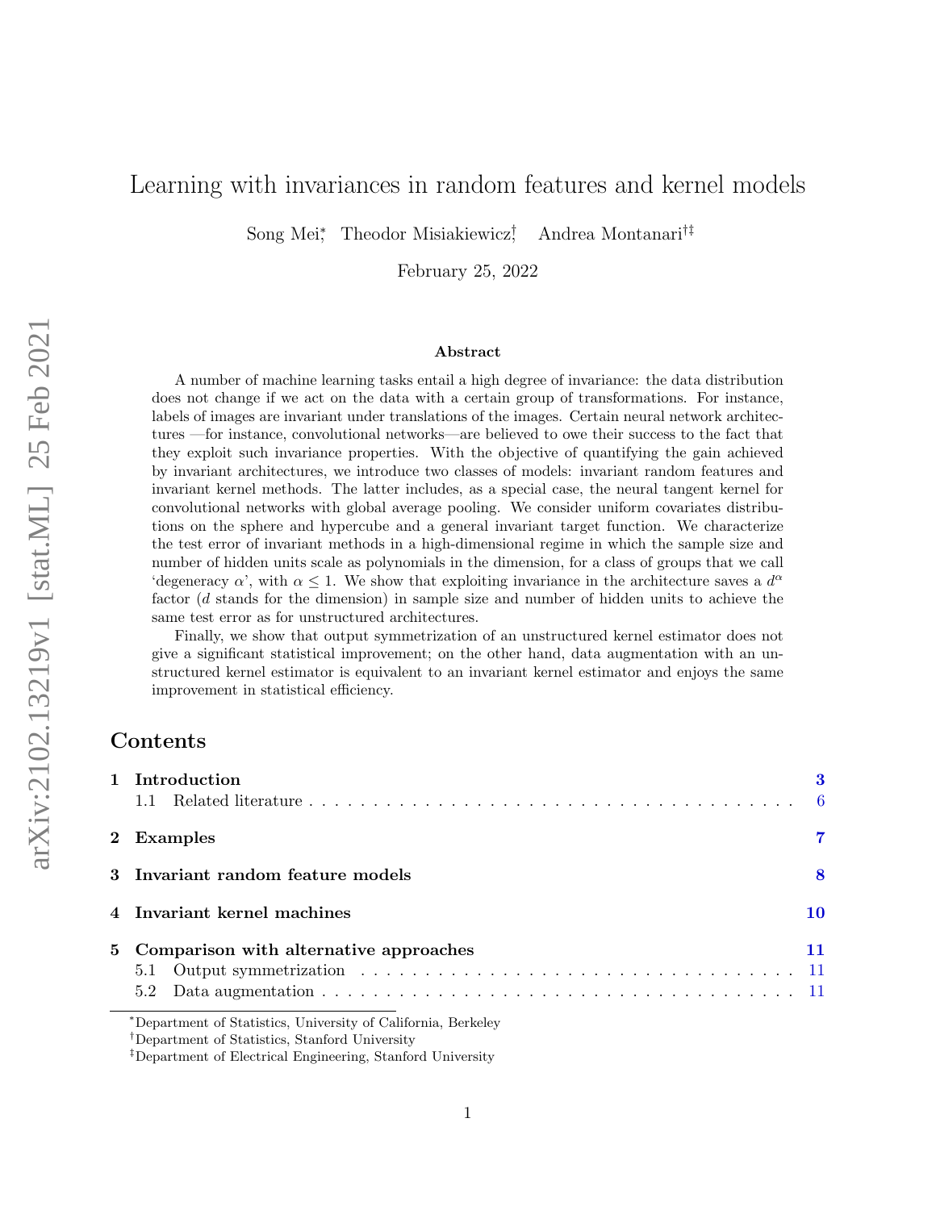# Learning with invariances in random features and kernel models

Song Mei[*], Theodor Misiakiewicz[†], Andrea Montanari[†‡]

February 25, 2022

## Abstract

A number of machine learning tasks entail a high degree of invariance: the data distribution does not change if we act on the data with a certain group of transformations. For instance, labels of images are invariant under translations of the images. Certain neural network architectures —for instance, convolutional networks—are believed to owe their success to the fact that they exploit such invariance properties. With the objective of quantifying the gain achieved by invariant architectures, we introduce two classes of models: invariant random features and invariant kernel methods. The latter includes, as a special case, the neural tangent kernel for convolutional networks with global average pooling. We consider uniform covariates distributions on the sphere and hypercube and a general invariant target function. We characterize the test error of invariant methods in a high-dimensional regime in which the sample size and number of hidden units scale as polynomials in the dimension, for a class of groups that we call 'degeneracy $\alpha$', with $\alpha \leq 1$. We show that exploiting invariance in the architecture saves a $d^\alpha$ factor ($d$ stands for the dimension) in sample size and number of hidden units to achieve the same test error as for unstructured architectures.

Finally, we show that output symmetrization of an unstructured kernel estimator does not give a significant statistical improvement; on the other hand, data augmentation with an unstructured kernel estimator is equivalent to an invariant kernel estimator and enjoys the same improvement in statistical efficiency.

## Contents

**1 Introduction** — 3
- 1.1 Related literature — 6

**2 Examples** — 7

**3 Invariant random feature models** — 8

**4 Invariant kernel machines** — 10

**5 Comparison with alternative approaches** — 11
- 5.1 Output symmetrization — 11
- 5.2 Data augmentation — 11

---

[*]Department of Statistics, University of California, Berkeley

[†]Department of Statistics, Stanford University

[‡]Department of Electrical Engineering, Stanford University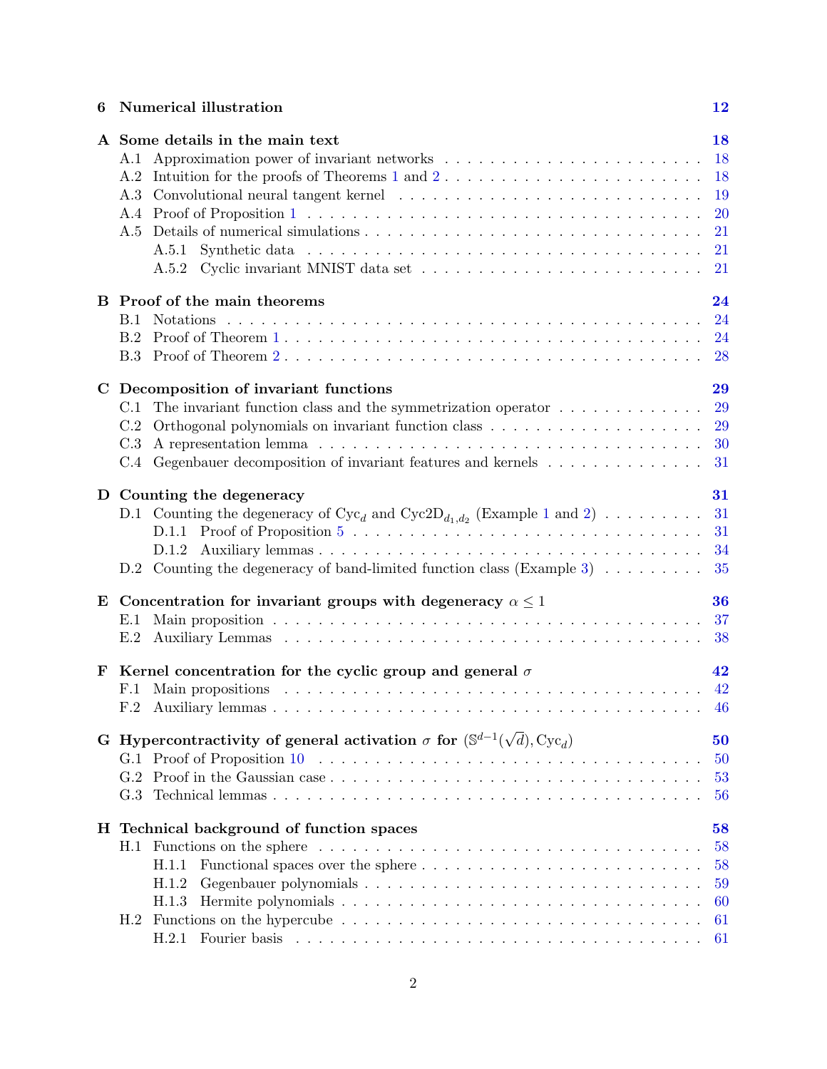6 Numerical illustration 12

A Some details in the main text 18
- A.1 Approximation power of invariant networks . . . 18
- A.2 Intuition for the proofs of Theorems 1 and 2 . . . 18
- A.3 Convolutional neural tangent kernel . . . 19
- A.4 Proof of Proposition 1 . . . 20
- A.5 Details of numerical simulations . . . 21
  - A.5.1 Synthetic data . . . 21
  - A.5.2 Cyclic invariant MNIST data set . . . 21

B Proof of the main theorems 24
- B.1 Notations . . . 24
- B.2 Proof of Theorem 1 . . . 24
- B.3 Proof of Theorem 2 . . . 28

C Decomposition of invariant functions 29
- C.1 The invariant function class and the symmetrization operator . . . 29
- C.2 Orthogonal polynomials on invariant function class . . . 29
- C.3 A representation lemma . . . 30
- C.4 Gegenbauer decomposition of invariant features and kernels . . . 31

D Counting the degeneracy 31
- D.1 Counting the degeneracy of $\mathrm{Cyc}_d$ and $\mathrm{Cyc2D}_{d_1,d_2}$ (Example 1 and 2) . . . 31
  - D.1.1 Proof of Proposition 5 . . . 31
  - D.1.2 Auxiliary lemmas . . . 34
- D.2 Counting the degeneracy of band-limited function class (Example 3) . . . 35

E Concentration for invariant groups with degeneracy $\alpha \leq 1$ 36
- E.1 Main proposition . . . 37
- E.2 Auxiliary Lemmas . . . 38

F Kernel concentration for the cyclic group and general $\sigma$ 42
- F.1 Main propositions . . . 42
- F.2 Auxiliary lemmas . . . 46

G Hypercontractivity of general activation $\sigma$ for $(\mathbb{S}^{d-1}(\sqrt{d}), \mathrm{Cyc}_d)$ 50
- G.1 Proof of Proposition 10 . . . 50
- G.2 Proof in the Gaussian case . . . 53
- G.3 Technical lemmas . . . 56

H Technical background of function spaces 58
- H.1 Functions on the sphere . . . 58
  - H.1.1 Functional spaces over the sphere . . . 58
  - H.1.2 Gegenbauer polynomials . . . 59
  - H.1.3 Hermite polynomials . . . 60
- H.2 Functions on the hypercube . . . 61
  - H.2.1 Fourier basis . . . 61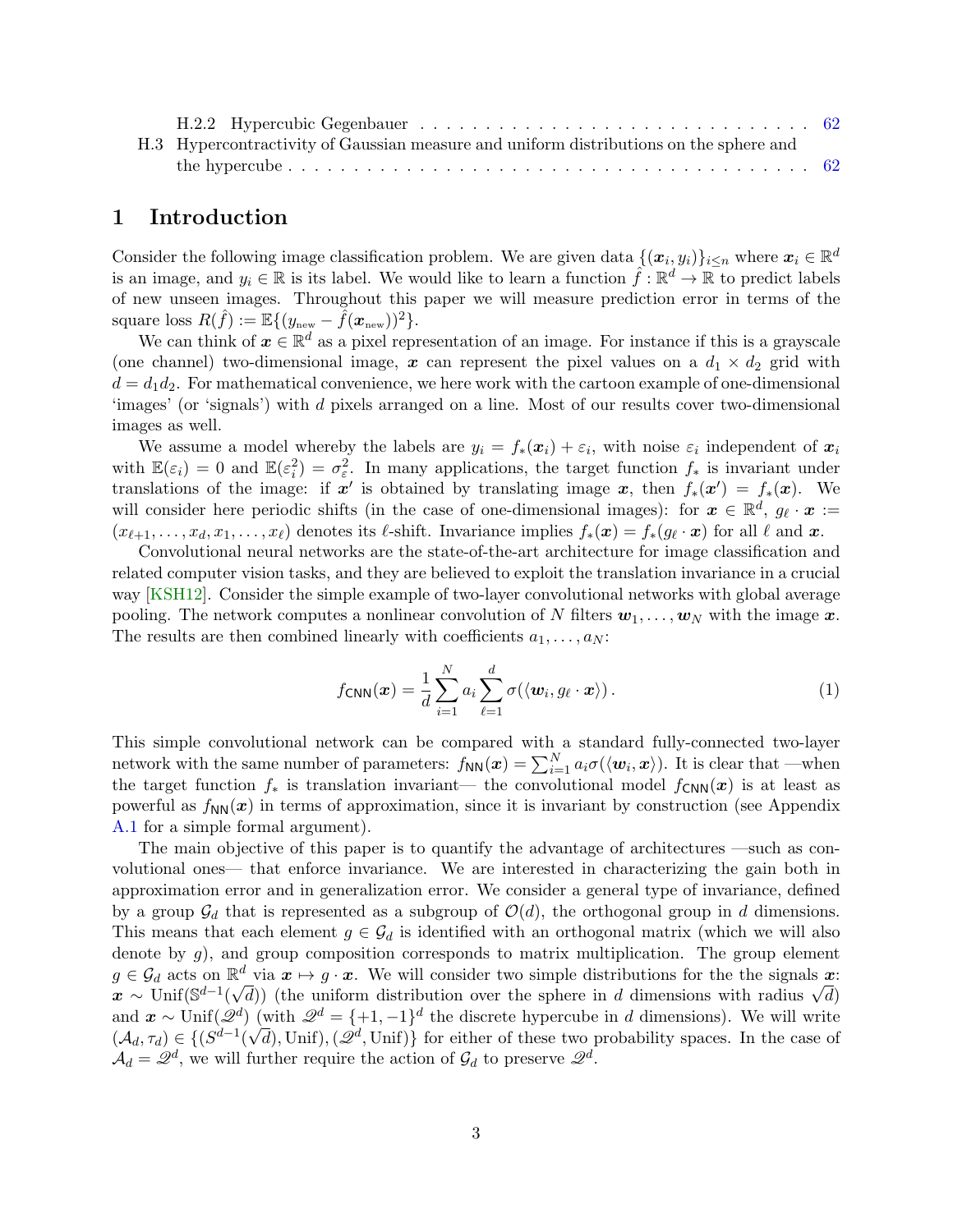H.2.2 Hypercubic Gegenbauer . . . . . . . . . . . . . . . . . . . . . . . . . . . . . . . 62

H.3 Hypercontractivity of Gaussian measure and uniform distributions on the sphere and the hypercube . . . . . . . . . . . . . . . . . . . . . . . . . . . . . . . . . . . . . . . . 62

# 1 Introduction

Consider the following image classification problem. We are given data $\{(\boldsymbol{x}_i, y_i)\}_{i \le n}$ where $\boldsymbol{x}_i \in \mathbb{R}^d$ is an image, and $y_i \in \mathbb{R}$ is its label. We would like to learn a function $\hat{f} : \mathbb{R}^d \to \mathbb{R}$ to predict labels of new unseen images. Throughout this paper we will measure prediction error in terms of the square loss $R(\hat{f}) := \mathbb{E}\{(y_{\rm new} - \hat{f}(\boldsymbol{x}_{\rm new}))^2\}$.

We can think of $\boldsymbol{x} \in \mathbb{R}^d$ as a pixel representation of an image. For instance if this is a grayscale (one channel) two-dimensional image, $\boldsymbol{x}$ can represent the pixel values on a $d_1 \times d_2$ grid with $d = d_1 d_2$. For mathematical convenience, we here work with the cartoon example of one-dimensional 'images' (or 'signals') with $d$ pixels arranged on a line. Most of our results cover two-dimensional images as well.

We assume a model whereby the labels are $y_i = f_*(\boldsymbol{x}_i) + \varepsilon_i$, with noise $\varepsilon_i$ independent of $\boldsymbol{x}_i$ with $\mathbb{E}(\varepsilon_i) = 0$ and $\mathbb{E}(\varepsilon_i^2) = \sigma_\varepsilon^2$. In many applications, the target function $f_*$ is invariant under translations of the image: if $\boldsymbol{x}'$ is obtained by translating image $\boldsymbol{x}$, then $f_*(\boldsymbol{x}') = f_*(\boldsymbol{x})$. We will consider here periodic shifts (in the case of one-dimensional images): for $\boldsymbol{x} \in \mathbb{R}^d$, $g_\ell \cdot \boldsymbol{x} := (x_{\ell+1}, \dots, x_d, x_1, \dots, x_\ell)$ denotes its $\ell$-shift. Invariance implies $f_*(\boldsymbol{x}) = f_*(g_\ell \cdot \boldsymbol{x})$ for all $\ell$ and $\boldsymbol{x}$.

Convolutional neural networks are the state-of-the-art architecture for image classification and related computer vision tasks, and they are believed to exploit the translation invariance in a crucial way [KSH12]. Consider the simple example of two-layer convolutional networks with global average pooling. The network computes a nonlinear convolution of $N$ filters $\boldsymbol{w}_1, \dots, \boldsymbol{w}_N$ with the image $\boldsymbol{x}$. The results are then combined linearly with coefficients $a_1, \dots, a_N$:

$$f_{\sf CNN}(\boldsymbol{x}) = \frac{1}{d} \sum_{i=1}^{N} a_i \sum_{\ell=1}^{d} \sigma(\langle \boldsymbol{w}_i, g_\ell \cdot \boldsymbol{x} \rangle) \,. \tag{1}$$

This simple convolutional network can be compared with a standard fully-connected two-layer network with the same number of parameters: $f_{\sf NN}(\boldsymbol{x}) = \sum_{i=1}^N a_i \sigma(\langle \boldsymbol{w}_i, \boldsymbol{x} \rangle)$. It is clear that —when the target function $f_*$ is translation invariant— the convolutional model $f_{\sf CNN}(\boldsymbol{x})$ is at least as powerful as $f_{\sf NN}(\boldsymbol{x})$ in terms of approximation, since it is invariant by construction (see Appendix A.1 for a simple formal argument).

The main objective of this paper is to quantify the advantage of architectures —such as convolutional ones— that enforce invariance. We are interested in characterizing the gain both in approximation error and in generalization error. We consider a general type of invariance, defined by a group $\mathcal{G}_d$ that is represented as a subgroup of $\mathcal{O}(d)$, the orthogonal group in $d$ dimensions. This means that each element $g \in \mathcal{G}_d$ is identified with an orthogonal matrix (which we will also denote by $g$), and group composition corresponds to matrix multiplication. The group element $g \in \mathcal{G}_d$ acts on $\mathbb{R}^d$ via $\boldsymbol{x} \mapsto g \cdot \boldsymbol{x}$. We will consider two simple distributions for the the signals $\boldsymbol{x}$: $\boldsymbol{x} \sim {\rm Unif}(\mathbb{S}^{d-1}(\sqrt{d}))$ (the uniform distribution over the sphere in $d$ dimensions with radius $\sqrt{d}$) and $\boldsymbol{x} \sim {\rm Unif}(\mathscr{Q}^d)$ (with $\mathscr{Q}^d = \{+1, -1\}^d$ the discrete hypercube in $d$ dimensions). We will write $(\mathcal{A}_d, \tau_d) \in \{(S^{d-1}(\sqrt{d}), {\rm Unif}), (\mathscr{Q}^d, {\rm Unif})\}$ for either of these two probability spaces. In the case of $\mathcal{A}_d = \mathscr{Q}^d$, we will further require the action of $\mathcal{G}_d$ to preserve $\mathscr{Q}^d$.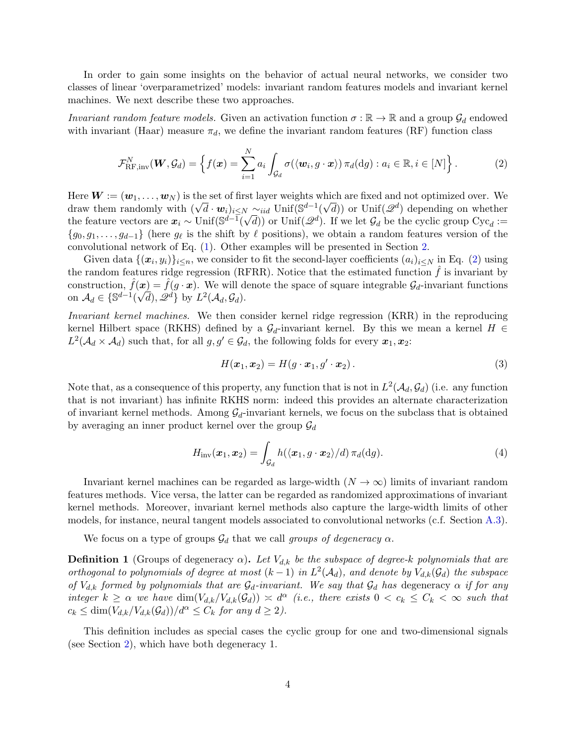In order to gain some insights on the behavior of actual neural networks, we consider two classes of linear 'overparametrized' models: invariant random features models and invariant kernel machines. We next describe these two approaches.

*Invariant random feature models.* Given an activation function $\sigma : \mathbb{R} \to \mathbb{R}$ and a group $\mathcal{G}_d$ endowed with invariant (Haar) measure $\pi_d$, we define the invariant random features (RF) function class

$$
\mathcal{F}^N_{\mathrm{RF,inv}}(\boldsymbol{W}, \mathcal{G}_d) = \Big\{ f(\boldsymbol{x}) = \sum_{i=1}^N a_i \int_{\mathcal{G}_d} \sigma(\langle \boldsymbol{w}_i, g \cdot \boldsymbol{x} \rangle)\, \pi_d(\mathrm{d}g) : a_i \in \mathbb{R}, i \in [N] \Big\}. \tag{2}
$$

Here $\boldsymbol{W} := (\boldsymbol{w}_1, \dots, \boldsymbol{w}_N)$ is the set of first layer weights which are fixed and not optimized over. We draw them randomly with $(\sqrt{d} \cdot \boldsymbol{w}_i)_{i \le N} \sim_{iid} \mathrm{Unif}(\mathbb{S}^{d-1}(\sqrt{d}))$ or $\mathrm{Unif}(\mathscr{Q}^d)$ depending on whether the feature vectors are $\boldsymbol{x}_i \sim \mathrm{Unif}(\mathbb{S}^{d-1}(\sqrt{d}))$ or $\mathrm{Unif}(\mathscr{Q}^d)$. If we let $\mathcal{G}_d$ be the cyclic group $\mathrm{Cyc}_d := \{g_0, g_1, \dots, g_{d-1}\}$ (here $g_\ell$ is the shift by $\ell$ positions), we obtain a random features version of the convolutional network of Eq. (1). Other examples will be presented in Section 2.

Given data $\{(\boldsymbol{x}_i, y_i)\}_{i \le n}$, we consider to fit the second-layer coefficients $(a_i)_{i \le N}$ in Eq. (2) using the random features ridge regression (RFRR). Notice that the estimated function $\hat{f}$ is invariant by construction, $\hat{f}(\boldsymbol{x}) = \hat{f}(g \cdot \boldsymbol{x})$. We will denote the space of square integrable $\mathcal{G}_d$-invariant functions on $\mathcal{A}_d \in \{\mathbb{S}^{d-1}(\sqrt{d}), \mathscr{Q}^d\}$ by $L^2(\mathcal{A}_d, \mathcal{G}_d)$.

*Invariant kernel machines.* We then consider kernel ridge regression (KRR) in the reproducing kernel Hilbert space (RKHS) defined by a $\mathcal{G}_d$-invariant kernel. By this we mean a kernel $H \in L^2(\mathcal{A}_d \times \mathcal{A}_d)$ such that, for all $g, g' \in \mathcal{G}_d$, the following folds for every $\boldsymbol{x}_1, \boldsymbol{x}_2$:

$$
H(\boldsymbol{x}_1, \boldsymbol{x}_2) = H(g \cdot \boldsymbol{x}_1, g' \cdot \boldsymbol{x}_2). \tag{3}
$$

Note that, as a consequence of this property, any function that is not in $L^2(\mathcal{A}_d, \mathcal{G}_d)$ (i.e. any function that is not invariant) has infinite RKHS norm: indeed this provides an alternate characterization of invariant kernel methods. Among $\mathcal{G}_d$-invariant kernels, we focus on the subclass that is obtained by averaging an inner product kernel over the group $\mathcal{G}_d$

$$
H_{\mathrm{inv}}(\boldsymbol{x}_1, \boldsymbol{x}_2) = \int_{\mathcal{G}_d} h(\langle \boldsymbol{x}_1, g \cdot \boldsymbol{x}_2 \rangle / d)\, \pi_d(\mathrm{d}g). \tag{4}
$$

Invariant kernel machines can be regarded as large-width ($N \to \infty$) limits of invariant random features methods. Vice versa, the latter can be regarded as randomized approximations of invariant kernel methods. Moreover, invariant kernel methods also capture the large-width limits of other models, for instance, neural tangent models associated to convolutional networks (c.f. Section A.3).

We focus on a type of groups $\mathcal{G}_d$ that we call *groups of degeneracy $\alpha$*.

**Definition 1** (Groups of degeneracy $\alpha$)**.** *Let $V_{d,k}$ be the subspace of degree-$k$ polynomials that are orthogonal to polynomials of degree at most $(k-1)$ in $L^2(\mathcal{A}_d)$, and denote by $V_{d,k}(\mathcal{G}_d)$ the subspace of $V_{d,k}$ formed by polynomials that are $\mathcal{G}_d$-invariant. We say that $\mathcal{G}_d$ has* degeneracy $\alpha$ *if for any integer $k \ge \alpha$ we have $\dim(V_{d,k}/V_{d,k}(\mathcal{G}_d)) \asymp d^\alpha$ (i.e., there exists $0 < c_k \le C_k < \infty$ such that $c_k \le \dim(V_{d,k}/V_{d,k}(\mathcal{G}_d))/d^\alpha \le C_k$ for any $d \ge 2$).*

This definition includes as special cases the cyclic group for one and two-dimensional signals (see Section 2), which have both degeneracy 1.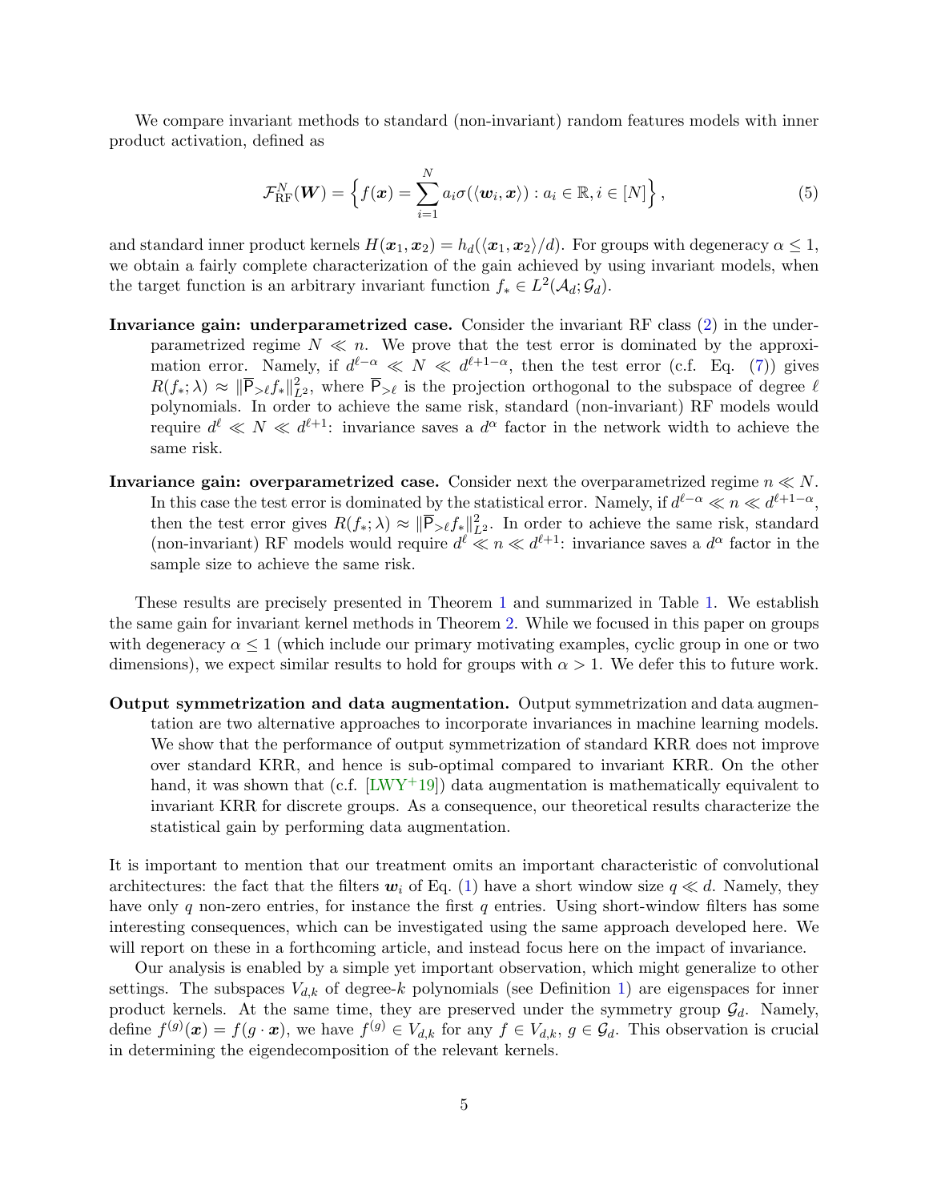We compare invariant methods to standard (non-invariant) random features models with inner product activation, defined as

$$\mathcal{F}_{\rm RF}^{N}(\boldsymbol{W}) = \Big\{ f(\boldsymbol{x}) = \sum_{i=1}^{N} a_i \sigma(\langle \boldsymbol{w}_i, \boldsymbol{x} \rangle) : a_i \in \mathbb{R}, i \in [N] \Big\}, \tag{5}$$

and standard inner product kernels $H(\boldsymbol{x}_1, \boldsymbol{x}_2) = h_d(\langle \boldsymbol{x}_1, \boldsymbol{x}_2 \rangle / d)$. For groups with degeneracy $\alpha \le 1$, we obtain a fairly complete characterization of the gain achieved by using invariant models, when the target function is an arbitrary invariant function $f_* \in L^2(\mathcal{A}_d; \mathcal{G}_d)$.

**Invariance gain: underparametrized case.** Consider the invariant RF class (2) in the underparametrized regime $N \ll n$. We prove that the test error is dominated by the approximation error. Namely, if $d^{\ell - \alpha} \ll N \ll d^{\ell + 1 - \alpha}$, then the test error (c.f. Eq. (7)) gives $R(f_*; \lambda) \approx \|\overline{\mathsf{P}}_{>\ell} f_*\|_{L^2}^2$, where $\overline{\mathsf{P}}_{>\ell}$ is the projection orthogonal to the subspace of degree $\ell$ polynomials. In order to achieve the same risk, standard (non-invariant) RF models would require $d^{\ell} \ll N \ll d^{\ell+1}$: invariance saves a $d^{\alpha}$ factor in the network width to achieve the same risk.

**Invariance gain: overparametrized case.** Consider next the overparametrized regime $n \ll N$. In this case the test error is dominated by the statistical error. Namely, if $d^{\ell - \alpha} \ll n \ll d^{\ell + 1 - \alpha}$, then the test error gives $R(f_*; \lambda) \approx \|\overline{\mathsf{P}}_{>\ell} f_*\|_{L^2}^2$. In order to achieve the same risk, standard (non-invariant) RF models would require $d^{\ell} \ll n \ll d^{\ell+1}$: invariance saves a $d^{\alpha}$ factor in the sample size to achieve the same risk.

These results are precisely presented in Theorem 1 and summarized in Table 1. We establish the same gain for invariant kernel methods in Theorem 2. While we focused in this paper on groups with degeneracy $\alpha \le 1$ (which include our primary motivating examples, cyclic group in one or two dimensions), we expect similar results to hold for groups with $\alpha > 1$. We defer this to future work.

**Output symmetrization and data augmentation.** Output symmetrization and data augmentation are two alternative approaches to incorporate invariances in machine learning models. We show that the performance of output symmetrization of standard KRR does not improve over standard KRR, and hence is sub-optimal compared to invariant KRR. On the other hand, it was shown that (c.f. [LWY+19]) data augmentation is mathematically equivalent to invariant KRR for discrete groups. As a consequence, our theoretical results characterize the statistical gain by performing data augmentation.

It is important to mention that our treatment omits an important characteristic of convolutional architectures: the fact that the filters $\boldsymbol{w}_i$ of Eq. (1) have a short window size $q \ll d$. Namely, they have only $q$ non-zero entries, for instance the first $q$ entries. Using short-window filters has some interesting consequences, which can be investigated using the same approach developed here. We will report on these in a forthcoming article, and instead focus here on the impact of invariance.

Our analysis is enabled by a simple yet important observation, which might generalize to other settings. The subspaces $V_{d,k}$ of degree-$k$ polynomials (see Definition 1) are eigenspaces for inner product kernels. At the same time, they are preserved under the symmetry group $\mathcal{G}_d$. Namely, define $f^{(g)}(\boldsymbol{x}) = f(g \cdot \boldsymbol{x})$, we have $f^{(g)} \in V_{d,k}$ for any $f \in V_{d,k}$, $g \in \mathcal{G}_d$. This observation is crucial in determining the eigendecomposition of the relevant kernels.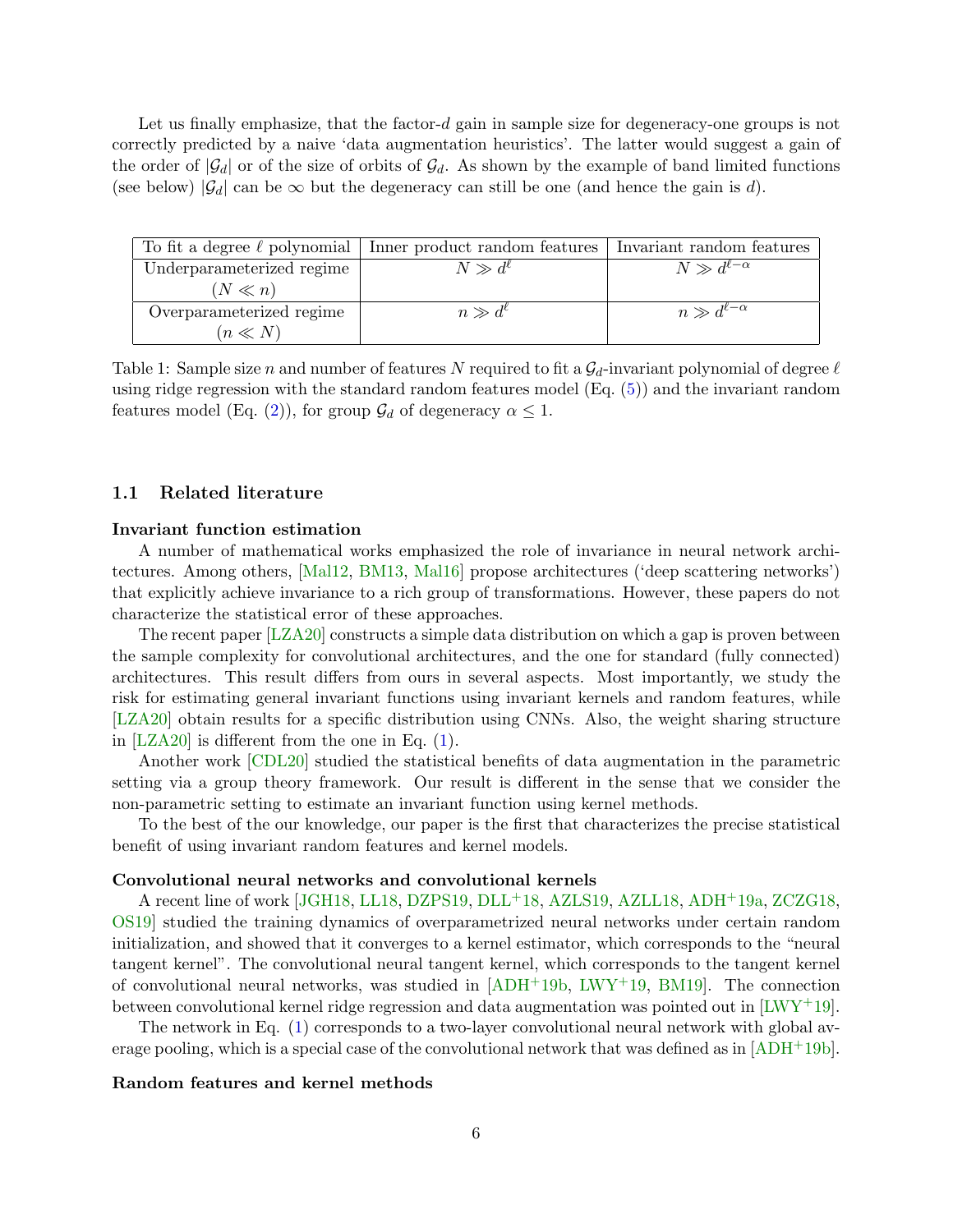Let us finally emphasize, that the factor-$d$ gain in sample size for degeneracy-one groups is not correctly predicted by a naive 'data augmentation heuristics'. The latter would suggest a gain of the order of $|\mathcal{G}_d|$ or of the size of orbits of $\mathcal{G}_d$. As shown by the example of band limited functions (see below) $|\mathcal{G}_d|$ can be $\infty$ but the degeneracy can still be one (and hence the gain is $d$).

| To fit a degree $\ell$ polynomial | Inner product random features | Invariant random features |
|---|---|---|
| Underparameterized regime ($N \ll n$) | $N \gg d^{\ell}$ | $N \gg d^{\ell-\alpha}$ |
| Overparameterized regime ($n \ll N$) | $n \gg d^{\ell}$ | $n \gg d^{\ell-\alpha}$ |

Table 1: Sample size $n$ and number of features $N$ required to fit a $\mathcal{G}_d$-invariant polynomial of degree $\ell$ using ridge regression with the standard random features model (Eq. (5)) and the invariant random features model (Eq. (2)), for group $\mathcal{G}_d$ of degeneracy $\alpha \leq 1$.

### 1.1 Related literature

**Invariant function estimation**

A number of mathematical works emphasized the role of invariance in neural network architectures. Among others, [Mal12, BM13, Mal16] propose architectures ('deep scattering networks') that explicitly achieve invariance to a rich group of transformations. However, these papers do not characterize the statistical error of these approaches.

The recent paper [LZA20] constructs a simple data distribution on which a gap is proven between the sample complexity for convolutional architectures, and the one for standard (fully connected) architectures. This result differs from ours in several aspects. Most importantly, we study the risk for estimating general invariant functions using invariant kernels and random features, while [LZA20] obtain results for a specific distribution using CNNs. Also, the weight sharing structure in [LZA20] is different from the one in Eq. (1).

Another work [CDL20] studied the statistical benefits of data augmentation in the parametric setting via a group theory framework. Our result is different in the sense that we consider the non-parametric setting to estimate an invariant function using kernel methods.

To the best of the our knowledge, our paper is the first that characterizes the precise statistical benefit of using invariant random features and kernel models.

**Convolutional neural networks and convolutional kernels**

A recent line of work [JGH18, LL18, DZPS19, DLL+18, AZLS19, AZLL18, ADH+19a, ZCZG18, OS19] studied the training dynamics of overparametrized neural networks under certain random initialization, and showed that it converges to a kernel estimator, which corresponds to the "neural tangent kernel". The convolutional neural tangent kernel, which corresponds to the tangent kernel of convolutional neural networks, was studied in [ADH+19b, LWY+19, BM19]. The connection between convolutional kernel ridge regression and data augmentation was pointed out in [LWY+19].

The network in Eq. (1) corresponds to a two-layer convolutional neural network with global average pooling, which is a special case of the convolutional network that was defined as in [ADH+19b].

**Random features and kernel methods**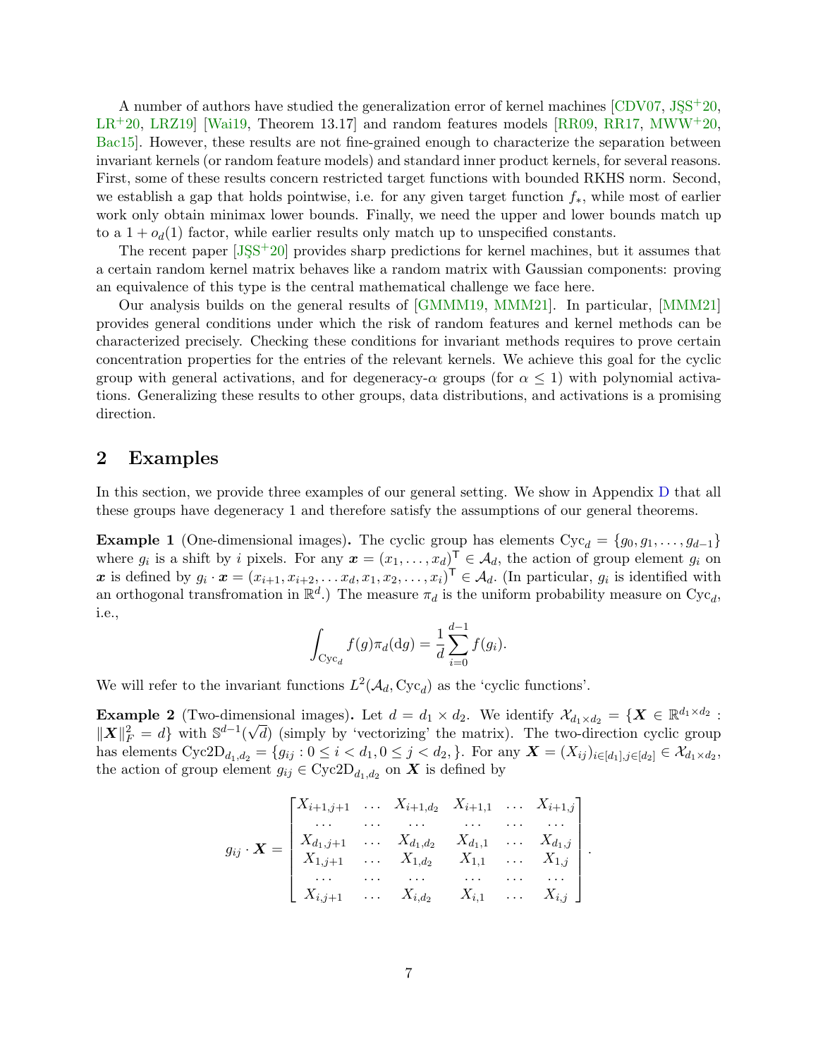A number of authors have studied the generalization error of kernel machines [CDV07, JŞS+20, LR+20, LRZ19] [Wai19, Theorem 13.17] and random features models [RR09, RR17, MWW+20, Bac15]. However, these results are not fine-grained enough to characterize the separation between invariant kernels (or random feature models) and standard inner product kernels, for several reasons. First, some of these results concern restricted target functions with bounded RKHS norm. Second, we establish a gap that holds pointwise, i.e. for any given target function $f_*$, while most of earlier work only obtain minimax lower bounds. Finally, we need the upper and lower bounds match up to a $1 + o_d(1)$ factor, while earlier results only match up to unspecified constants.

The recent paper [JŞS+20] provides sharp predictions for kernel machines, but it assumes that a certain random kernel matrix behaves like a random matrix with Gaussian components: proving an equivalence of this type is the central mathematical challenge we face here.

Our analysis builds on the general results of [GMMM19, MMM21]. In particular, [MMM21] provides general conditions under which the risk of random features and kernel methods can be characterized precisely. Checking these conditions for invariant methods requires to prove certain concentration properties for the entries of the relevant kernels. We achieve this goal for the cyclic group with general activations, and for degeneracy-$\alpha$ groups (for $\alpha \le 1$) with polynomial activations. Generalizing these results to other groups, data distributions, and activations is a promising direction.

## 2 Examples

In this section, we provide three examples of our general setting. We show in Appendix D that all these groups have degeneracy 1 and therefore satisfy the assumptions of our general theorems.

**Example 1** (One-dimensional images)**.** The cyclic group has elements $\text{Cyc}_d = \{g_0, g_1, \dots, g_{d-1}\}$ where $g_i$ is a shift by $i$ pixels. For any $\boldsymbol{x} = (x_1, \dots, x_d)^\mathsf{T} \in \mathcal{A}_d$, the action of group element $g_i$ on $\boldsymbol{x}$ is defined by $g_i \cdot \boldsymbol{x} = (x_{i+1}, x_{i+2}, \dots x_d, x_1, x_2, \dots, x_i)^\mathsf{T} \in \mathcal{A}_d$. (In particular, $g_i$ is identified with an orthogonal transfromation in $\mathbb{R}^d$.) The measure $\pi_d$ is the uniform probability measure on $\text{Cyc}_d$, i.e.,

$$
\int_{\text{Cyc}_d} f(g)\pi_d(\mathrm{d}g) = \frac{1}{d}\sum_{i=0}^{d-1} f(g_i).
$$

We will refer to the invariant functions $L^2(\mathcal{A}_d, \text{Cyc}_d)$ as the 'cyclic functions'.

**Example 2** (Two-dimensional images)**.** Let $d = d_1 \times d_2$. We identify $\mathcal{X}_{d_1 \times d_2} = \{\boldsymbol{X} \in \mathbb{R}^{d_1 \times d_2} : \|\boldsymbol{X}\|_F^2 = d\}$ with $\mathbb{S}^{d-1}(\sqrt{d})$ (simply by 'vectorizing' the matrix). The two-direction cyclic group has elements $\text{Cyc2D}_{d_1,d_2} = \{g_{ij} : 0 \le i < d_1, 0 \le j < d_2, \}$. For any $\boldsymbol{X} = (X_{ij})_{i \in [d_1], j \in [d_2]} \in \mathcal{X}_{d_1 \times d_2}$, the action of group element $g_{ij} \in \text{Cyc2D}_{d_1,d_2}$ on $\boldsymbol{X}$ is defined by

$$
g_{ij} \cdot \boldsymbol{X} = \begin{bmatrix}
X_{i+1,j+1} & \dots & X_{i+1,d_2} & X_{i+1,1} & \dots & X_{i+1,j} \\
\dots & \dots & \dots & \dots & \dots & \dots \\
X_{d_1,j+1} & \dots & X_{d_1,d_2} & X_{d_1,1} & \dots & X_{d_1,j} \\
X_{1,j+1} & \dots & X_{1,d_2} & X_{1,1} & \dots & X_{1,j} \\
\dots & \dots & \dots & \dots & \dots & \dots \\
X_{i,j+1} & \dots & X_{i,d_2} & X_{i,1} & \dots & X_{i,j}
\end{bmatrix}.
$$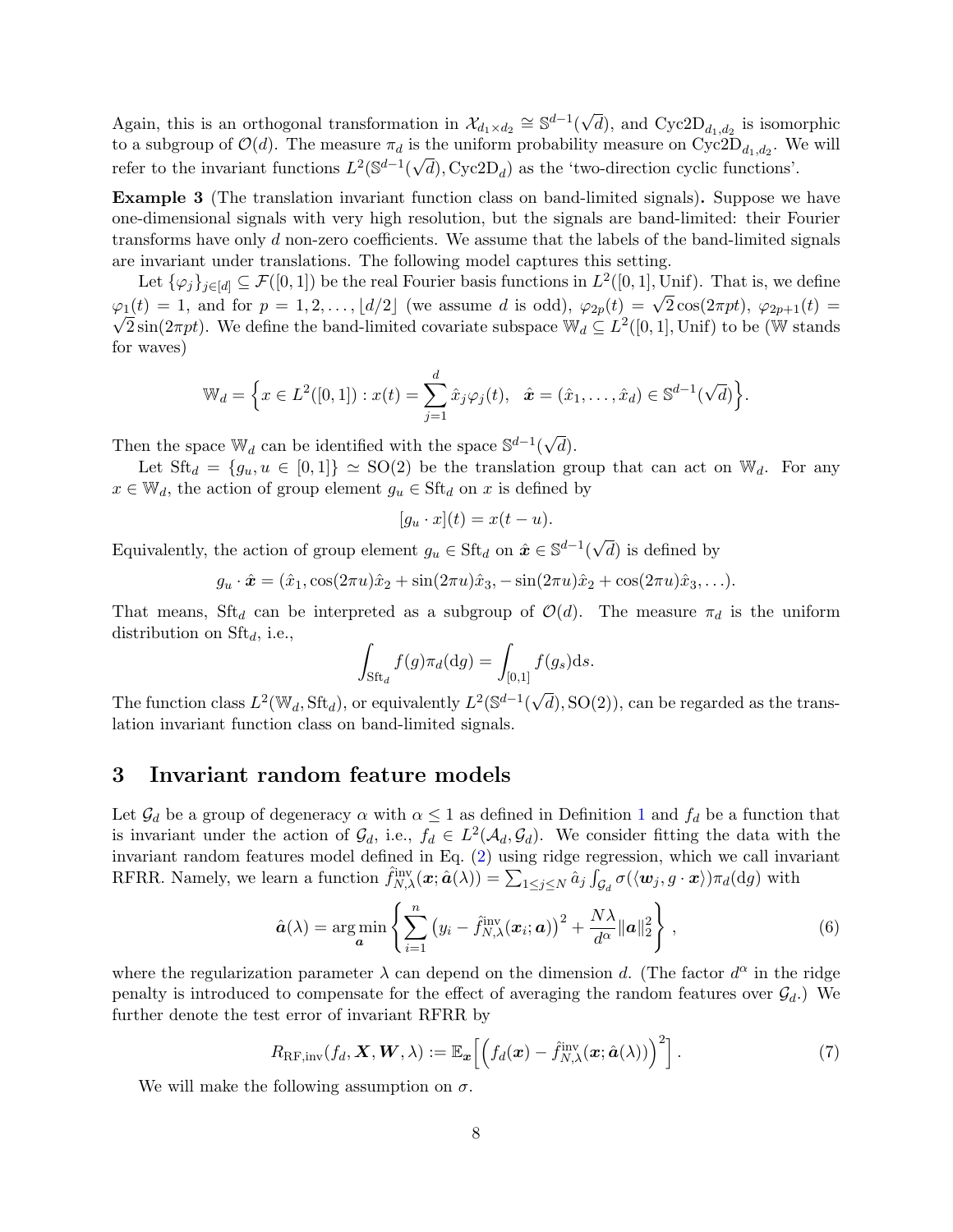Again, this is an orthogonal transformation in $\mathcal{X}_{d_1 \times d_2} \cong \mathbb{S}^{d-1}(\sqrt{d})$, and $\text{Cyc2D}_{d_1,d_2}$ is isomorphic to a subgroup of $\mathcal{O}(d)$. The measure $\pi_d$ is the uniform probability measure on $\text{Cyc2D}_{d_1,d_2}$. We will refer to the invariant functions $L^2(\mathbb{S}^{d-1}(\sqrt{d}), \text{Cyc2D}_d)$ as the 'two-direction cyclic functions'.

**Example 3** (The translation invariant function class on band-limited signals)**.** Suppose we have one-dimensional signals with very high resolution, but the signals are band-limited: their Fourier transforms have only $d$ non-zero coefficients. We assume that the labels of the band-limited signals are invariant under translations. The following model captures this setting.

Let $\{\varphi_j\}_{j\in[d]} \subseteq \mathcal{F}([0,1])$ be the real Fourier basis functions in $L^2([0,1], \text{Unif})$. That is, we define $\varphi_1(t) = 1$, and for $p = 1, 2, \ldots, \lfloor d/2 \rfloor$ (we assume $d$ is odd), $\varphi_{2p}(t) = \sqrt{2}\cos(2\pi pt)$, $\varphi_{2p+1}(t) = \sqrt{2}\sin(2\pi pt)$. We define the band-limited covariate subspace $\mathbb{W}_d \subseteq L^2([0,1], \text{Unif})$ to be ($\mathbb{W}$ stands for waves)

$$
\mathbb{W}_d = \Big\{ x \in L^2([0,1]) : x(t) = \sum_{j=1}^{d} \hat{x}_j \varphi_j(t), \quad \hat{\boldsymbol{x}} = (\hat{x}_1, \ldots, \hat{x}_d) \in \mathbb{S}^{d-1}(\sqrt{d}) \Big\}.
$$

Then the space $\mathbb{W}_d$ can be identified with the space $\mathbb{S}^{d-1}(\sqrt{d})$.

Let $\text{Sft}_d = \{g_u, u \in [0,1]\} \simeq \text{SO}(2)$ be the translation group that can act on $\mathbb{W}_d$. For any $x \in \mathbb{W}_d$, the action of group element $g_u \in \text{Sft}_d$ on $x$ is defined by

$$
[g_u \cdot x](t) = x(t-u).
$$

Equivalently, the action of group element $g_u \in \text{Sft}_d$ on $\hat{\boldsymbol{x}} \in \mathbb{S}^{d-1}(\sqrt{d})$ is defined by

$$
g_u \cdot \hat{\boldsymbol{x}} = (\hat{x}_1, \cos(2\pi u)\hat{x}_2 + \sin(2\pi u)\hat{x}_3, -\sin(2\pi u)\hat{x}_2 + \cos(2\pi u)\hat{x}_3, \ldots).
$$

That means, $\text{Sft}_d$ can be interpreted as a subgroup of $\mathcal{O}(d)$. The measure $\pi_d$ is the uniform distribution on $\text{Sft}_d$, i.e.,

$$
\int_{\text{Sft}_d} f(g)\pi_d(\mathrm{d}g) = \int_{[0,1]} f(g_s)\mathrm{d}s.
$$

The function class $L^2(\mathbb{W}_d, \text{Sft}_d)$, or equivalently $L^2(\mathbb{S}^{d-1}(\sqrt{d}), \text{SO}(2))$, can be regarded as the translation invariant function class on band-limited signals.

# 3 Invariant random feature models

Let $\mathcal{G}_d$ be a group of degeneracy $\alpha$ with $\alpha \le 1$ as defined in Definition 1 and $f_d$ be a function that is invariant under the action of $\mathcal{G}_d$, i.e., $f_d \in L^2(\mathcal{A}_d, \mathcal{G}_d)$. We consider fitting the data with the invariant random features model defined in Eq. (2) using ridge regression, which we call invariant RFRR. Namely, we learn a function $\hat{f}^{\text{inv}}_{N,\lambda}(\boldsymbol{x}; \hat{\boldsymbol{a}}(\lambda)) = \sum_{1\le j\le N} \hat{a}_j \int_{\mathcal{G}_d} \sigma(\langle \boldsymbol{w}_j, g\cdot \boldsymbol{x}\rangle)\pi_d(\mathrm{d}g)$ with

$$
\hat{\boldsymbol{a}}(\lambda) = \arg\min_{\boldsymbol{a}} \left\{ \sum_{i=1}^{n} \left( y_i - \hat{f}^{\text{inv}}_{N,\lambda}(\boldsymbol{x}_i; \boldsymbol{a}) \right)^2 + \frac{N\lambda}{d^\alpha} \|\boldsymbol{a}\|_2^2 \right\}, \tag{6}
$$

where the regularization parameter $\lambda$ can depend on the dimension $d$. (The factor $d^\alpha$ in the ridge penalty is introduced to compensate for the effect of averaging the random features over $\mathcal{G}_d$.) We further denote the test error of invariant RFRR by

$$
R_{\text{RF,inv}}(f_d, \boldsymbol{X}, \boldsymbol{W}, \lambda) := \mathbb{E}_{\boldsymbol{x}}\Big[ \Big( f_d(\boldsymbol{x}) - \hat{f}^{\text{inv}}_{N,\lambda}(\boldsymbol{x}; \hat{\boldsymbol{a}}(\lambda)) \Big)^2 \Big]. \tag{7}
$$

We will make the following assumption on $\sigma$.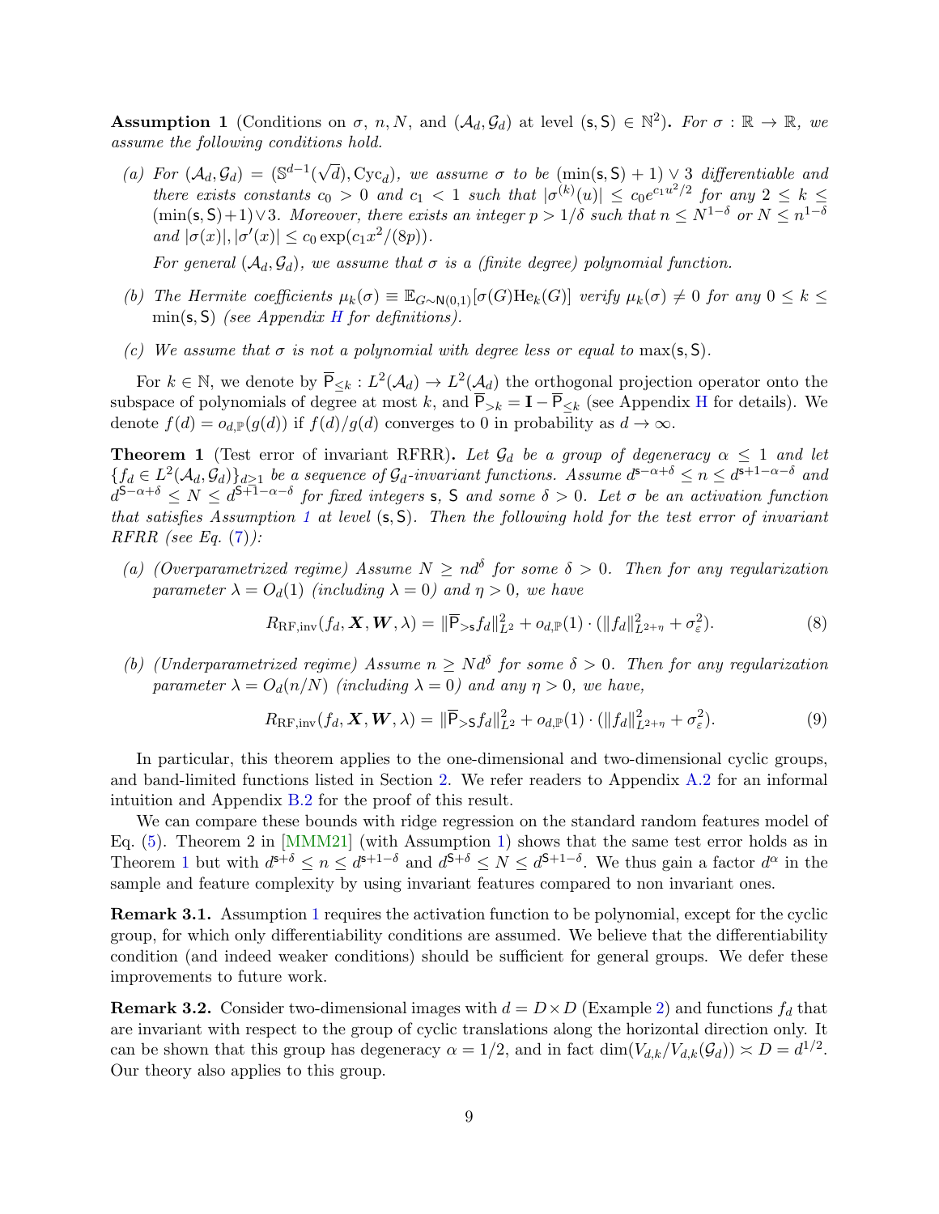**Assumption 1** (Conditions on $\sigma$, $n, N$, and $(\mathcal{A}_d, \mathcal{G}_d)$ at level $(\mathsf{s}, \mathsf{S}) \in \mathbb{N}^2$)**.** *For $\sigma : \mathbb{R} \to \mathbb{R}$, we assume the following conditions hold.*

*(a) For $(\mathcal{A}_d, \mathcal{G}_d) = (\mathbb{S}^{d-1}(\sqrt{d}), \mathrm{Cyc}_d)$, we assume $\sigma$ to be $(\min(\mathsf{s}, \mathsf{S}) + 1) \vee 3$ differentiable and there exists constants $c_0 > 0$ and $c_1 < 1$ such that $|\sigma^{(k)}(u)| \le c_0 e^{c_1 u^2/2}$ for any $2 \le k \le (\min(\mathsf{s}, \mathsf{S})+1) \vee 3$. Moreover, there exists an integer $p > 1/\delta$ such that $n \le N^{1-\delta}$ or $N \le n^{1-\delta}$ and $|\sigma(x)|, |\sigma'(x)| \le c_0 \exp(c_1 x^2/(8p))$.*

*For general $(\mathcal{A}_d, \mathcal{G}_d)$, we assume that $\sigma$ is a (finite degree) polynomial function.*

*(b) The Hermite coefficients $\mu_k(\sigma) \equiv \mathbb{E}_{G\sim \mathsf{N}(0,1)}[\sigma(G)\mathrm{He}_k(G)]$ verify $\mu_k(\sigma) \neq 0$ for any $0 \le k \le \min(\mathsf{s}, \mathsf{S})$ (see Appendix H for definitions).*

*(c) We assume that $\sigma$ is not a polynomial with degree less or equal to $\max(\mathsf{s}, \mathsf{S})$.*

For $k \in \mathbb{N}$, we denote by $\overline{\mathsf{P}}_{\le k} : L^2(\mathcal{A}_d) \to L^2(\mathcal{A}_d)$ the orthogonal projection operator onto the subspace of polynomials of degree at most $k$, and $\overline{\mathsf{P}}_{>k} = \mathbf{I} - \overline{\mathsf{P}}_{\le k}$ (see Appendix H for details). We denote $f(d) = o_{d,\mathbb{P}}(g(d))$ if $f(d)/g(d)$ converges to 0 in probability as $d \to \infty$.

**Theorem 1** (Test error of invariant RFRR)**.** *Let $\mathcal{G}_d$ be a group of degeneracy $\alpha \le 1$ and let $\{f_d \in L^2(\mathcal{A}_d, \mathcal{G}_d)\}_{d \ge 1}$ be a sequence of $\mathcal{G}_d$-invariant functions. Assume $d^{\mathsf{s}-\alpha+\delta} \le n \le d^{\mathsf{s}+1-\alpha-\delta}$ and $d^{\mathsf{S}-\alpha+\delta} \le N \le d^{\mathsf{S}+1-\alpha-\delta}$ for fixed integers $\mathsf{s}$, $\mathsf{S}$ and some $\delta > 0$. Let $\sigma$ be an activation function that satisfies Assumption 1 at level $(\mathsf{s}, \mathsf{S})$. Then the following hold for the test error of invariant RFRR (see Eq. (7)):*

*(a) (Overparametrized regime) Assume $N \ge n d^{\delta}$ for some $\delta > 0$. Then for any regularization parameter $\lambda = O_d(1)$ (including $\lambda = 0$) and $\eta > 0$, we have*

$$R_{\mathrm{RF,inv}}(f_d, \boldsymbol{X}, \boldsymbol{W}, \lambda) = \|\overline{\mathsf{P}}_{>\mathsf{s}} f_d\|_{L^2}^2 + o_{d,\mathbb{P}}(1) \cdot (\|f_d\|_{L^{2+\eta}}^2 + \sigma_\varepsilon^2). \tag{8}$$

*(b) (Underparametrized regime) Assume $n \ge N d^{\delta}$ for some $\delta > 0$. Then for any regularization parameter $\lambda = O_d(n/N)$ (including $\lambda = 0$) and any $\eta > 0$, we have,*

$$R_{\mathrm{RF,inv}}(f_d, \boldsymbol{X}, \boldsymbol{W}, \lambda) = \|\overline{\mathsf{P}}_{>\mathsf{S}} f_d\|_{L^2}^2 + o_{d,\mathbb{P}}(1) \cdot (\|f_d\|_{L^{2+\eta}}^2 + \sigma_\varepsilon^2). \tag{9}$$

In particular, this theorem applies to the one-dimensional and two-dimensional cyclic groups, and band-limited functions listed in Section 2. We refer readers to Appendix A.2 for an informal intuition and Appendix B.2 for the proof of this result.

We can compare these bounds with ridge regression on the standard random features model of Eq. (5). Theorem 2 in [MMM21] (with Assumption 1) shows that the same test error holds as in Theorem 1 but with $d^{\mathsf{s}+\delta} \le n \le d^{\mathsf{s}+1-\delta}$ and $d^{\mathsf{S}+\delta} \le N \le d^{\mathsf{S}+1-\delta}$. We thus gain a factor $d^{\alpha}$ in the sample and feature complexity by using invariant features compared to non invariant ones.

**Remark 3.1.** Assumption 1 requires the activation function to be polynomial, except for the cyclic group, for which only differentiability conditions are assumed. We believe that the differentiability condition (and indeed weaker conditions) should be sufficient for general groups. We defer these improvements to future work.

**Remark 3.2.** Consider two-dimensional images with $d = D \times D$ (Example 2) and functions $f_d$ that are invariant with respect to the group of cyclic translations along the horizontal direction only. It can be shown that this group has degeneracy $\alpha = 1/2$, and in fact $\dim(V_{d,k}/V_{d,k}(\mathcal{G}_d)) \asymp D = d^{1/2}$. Our theory also applies to this group.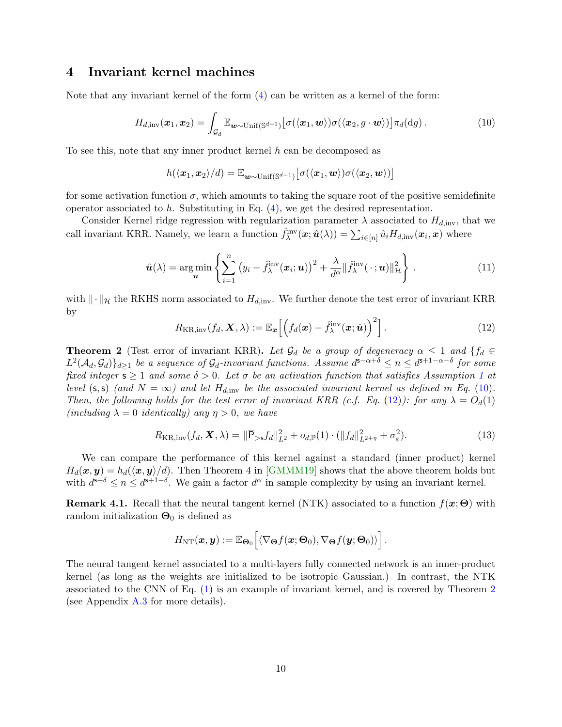## 4 Invariant kernel machines

Note that any invariant kernel of the form (4) can be written as a kernel of the form:

$$H_{d,\mathrm{inv}}(\boldsymbol{x}_1, \boldsymbol{x}_2) = \int_{\mathcal{G}_d} \mathbb{E}_{\boldsymbol{w}\sim \mathrm{Unif}(\mathbb{S}^{d-1})}\big[\sigma(\langle \boldsymbol{x}_1, \boldsymbol{w}\rangle)\sigma(\langle \boldsymbol{x}_2, g\cdot \boldsymbol{w}\rangle)\big]\pi_d(\mathrm{d}g)\,. \tag{10}$$

To see this, note that any inner product kernel $h$ can be decomposed as

$$h(\langle \boldsymbol{x}_1, \boldsymbol{x}_2\rangle/d) = \mathbb{E}_{\boldsymbol{w}\sim \mathrm{Unif}(\mathbb{S}^{d-1})}\big[\sigma(\langle \boldsymbol{x}_1, \boldsymbol{w}\rangle)\sigma(\langle \boldsymbol{x}_2, \boldsymbol{w}\rangle)\big]$$

for some activation function $\sigma$, which amounts to taking the square root of the positive semidefinite operator associated to $h$. Substituting in Eq. (4), we get the desired representation.

Consider Kernel ridge regression with regularization parameter $\lambda$ associated to $H_{d,\mathrm{inv}}$, that we call invariant KRR. Namely, we learn a function $\hat{f}_\lambda^{\mathrm{inv}}(\boldsymbol{x};\hat{\boldsymbol{u}}(\lambda)) = \sum_{i\in[n]}\hat{u}_i H_{d,\mathrm{inv}}(\boldsymbol{x}_i, \boldsymbol{x})$ where

$$\hat{\boldsymbol{u}}(\lambda) = \arg\min_{\boldsymbol{u}}\left\{\sum_{i=1}^n \big(y_i - \hat{f}_\lambda^{\mathrm{inv}}(\boldsymbol{x}_i;\boldsymbol{u})\big)^2 + \frac{\lambda}{d^\alpha}\|\hat{f}_\lambda^{\mathrm{inv}}(\,\cdot\,;\boldsymbol{u})\|_{\mathcal{H}}^2\right\}\,. \tag{11}$$

with $\|\cdot\|_{\mathcal{H}}$ the RKHS norm associated to $H_{d,\mathrm{inv}}$. We further denote the test error of invariant KRR by

$$R_{\mathrm{KR,inv}}(f_d, \boldsymbol{X}, \lambda) := \mathbb{E}_{\boldsymbol{x}}\Big[\Big(f_d(\boldsymbol{x}) - \hat{f}_\lambda^{\mathrm{inv}}(\boldsymbol{x};\hat{\boldsymbol{u}})\Big)^2\Big]\,. \tag{12}$$

**Theorem 2** (Test error of invariant KRR)**.** *Let $\mathcal{G}_d$ be a group of degeneracy $\alpha \le 1$ and $\{f_d \in L^2(\mathcal{A}_d, \mathcal{G}_d)\}_{d\ge 1}$ be a sequence of $\mathcal{G}_d$-invariant functions. Assume $d^{\mathsf{s}-\alpha+\delta} \le n \le d^{\mathsf{s}+1-\alpha-\delta}$ for some fixed integer $\mathsf{s}\ge 1$ and some $\delta > 0$. Let $\sigma$ be an activation function that satisfies Assumption 1 at level $(\mathsf{s},\mathsf{s})$ (and $N=\infty$) and let $H_{d,\mathrm{inv}}$ be the associated invariant kernel as defined in Eq. (10). Then, the following holds for the test error of invariant KRR (c.f. Eq. (12)): for any $\lambda = O_d(1)$ (including $\lambda = 0$ identically) any $\eta > 0$, we have*

$$R_{\mathrm{KR,inv}}(f_d, \boldsymbol{X}, \lambda) = \|\overline{\mathsf{P}}_{>\mathsf{s}} f_d\|_{L^2}^2 + o_{d,\mathbb{P}}(1)\cdot(\|f_d\|_{L^{2+\eta}}^2 + \sigma_\varepsilon^2). \tag{13}$$

We can compare the performance of this kernel against a standard (inner product) kernel $H_d(\boldsymbol{x},\boldsymbol{y}) = h_d(\langle \boldsymbol{x},\boldsymbol{y}\rangle/d)$. Then Theorem 4 in [GMMM19] shows that the above theorem holds but with $d^{\mathsf{s}+\delta} \le n \le d^{\mathsf{s}+1-\delta}$. We gain a factor $d^\alpha$ in sample complexity by using an invariant kernel.

**Remark 4.1.** Recall that the neural tangent kernel (NTK) associated to a function $f(\boldsymbol{x};\boldsymbol{\Theta})$ with random initialization $\boldsymbol{\Theta}_0$ is defined as

$$H_{\mathrm{NT}}(\boldsymbol{x},\boldsymbol{y}) := \mathbb{E}_{\boldsymbol{\Theta}_0}\Big[\langle \nabla_{\boldsymbol{\Theta}} f(\boldsymbol{x};\boldsymbol{\Theta}_0), \nabla_{\boldsymbol{\Theta}} f(\boldsymbol{y};\boldsymbol{\Theta}_0)\rangle\Big]\,.$$

The neural tangent kernel associated to a multi-layers fully connected network is an inner-product kernel (as long as the weights are initialized to be isotropic Gaussian.) In contrast, the NTK associated to the CNN of Eq. (1) is an example of invariant kernel, and is covered by Theorem 2 (see Appendix A.3 for more details).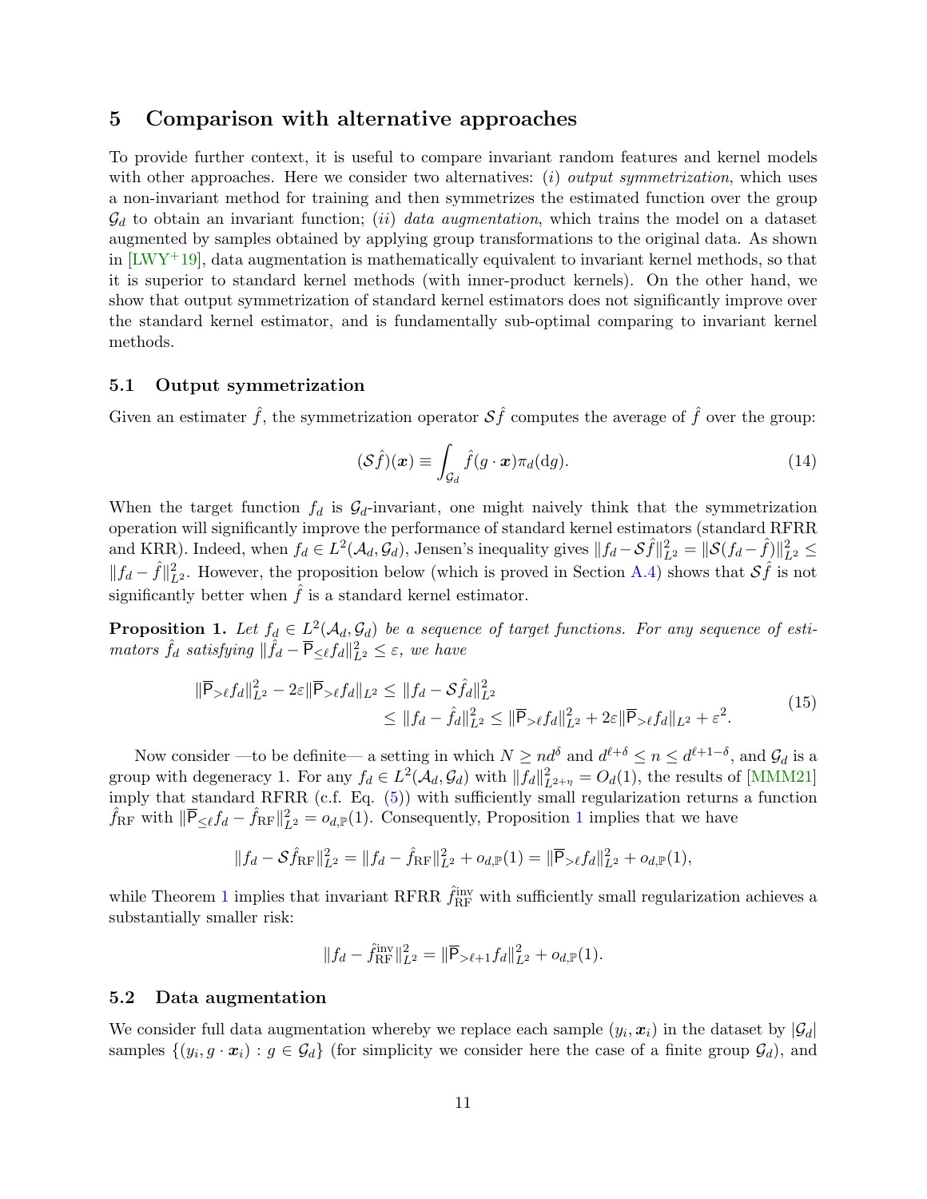## 5 Comparison with alternative approaches

To provide further context, it is useful to compare invariant random features and kernel models with other approaches. Here we consider two alternatives: *(i) output symmetrization*, which uses a non-invariant method for training and then symmetrizes the estimated function over the group $\mathcal{G}_d$ to obtain an invariant function; *(ii) data augmentation*, which trains the model on a dataset augmented by samples obtained by applying group transformations to the original data. As shown in [LWY+19], data augmentation is mathematically equivalent to invariant kernel methods, so that it is superior to standard kernel methods (with inner-product kernels). On the other hand, we show that output symmetrization of standard kernel estimators does not significantly improve over the standard kernel estimator, and is fundamentally sub-optimal comparing to invariant kernel methods.

### 5.1 Output symmetrization

Given an estimater $\hat{f}$, the symmetrization operator $\mathcal{S}\hat{f}$ computes the average of $\hat{f}$ over the group:

$$(\mathcal{S}\hat{f})(\boldsymbol{x}) \equiv \int_{\mathcal{G}_d} \hat{f}(g \cdot \boldsymbol{x}) \pi_d(\mathrm{d}g). \tag{14}$$

When the target function $f_d$ is $\mathcal{G}_d$-invariant, one might naively think that the symmetrization operation will significantly improve the performance of standard kernel estimators (standard RFRR and KRR). Indeed, when $f_d \in L^2(\mathcal{A}_d, \mathcal{G}_d)$, Jensen's inequality gives $\|f_d - \mathcal{S}\hat{f}\|_{L^2}^2 = \|\mathcal{S}(f_d - \hat{f})\|_{L^2}^2 \le \|f_d - \hat{f}\|_{L^2}^2$. However, the proposition below (which is proved in Section A.4) shows that $\mathcal{S}\hat{f}$ is not significantly better when $\hat{f}$ is a standard kernel estimator.

**Proposition 1.** *Let $f_d \in L^2(\mathcal{A}_d, \mathcal{G}_d)$ be a sequence of target functions. For any sequence of estimators $\hat{f}_d$ satisfying $\|\hat{f}_d - \overline{\mathsf{P}}_{\le \ell} f_d\|_{L^2}^2 \le \varepsilon$, we have*

$$\begin{aligned} \|\overline{\mathsf{P}}_{>\ell} f_d\|_{L^2}^2 - 2\varepsilon \|\overline{\mathsf{P}}_{>\ell} f_d\|_{L^2} &\le \|f_d - \mathcal{S}\hat{f}_d\|_{L^2}^2 \\ &\le \|f_d - \hat{f}_d\|_{L^2}^2 \le \|\overline{\mathsf{P}}_{>\ell} f_d\|_{L^2}^2 + 2\varepsilon \|\overline{\mathsf{P}}_{>\ell} f_d\|_{L^2} + \varepsilon^2. \end{aligned} \tag{15}$$

Now consider —to be definite— a setting in which $N \ge n d^{\delta}$ and $d^{\ell+\delta} \le n \le d^{\ell+1-\delta}$, and $\mathcal{G}_d$ is a group with degeneracy 1. For any $f_d \in L^2(\mathcal{A}_d, \mathcal{G}_d)$ with $\|f_d\|_{L^{2+\eta}}^2 = O_d(1)$, the results of [MMM21] imply that standard RFRR (c.f. Eq. (5)) with sufficiently small regularization returns a function $\hat{f}_{\rm RF}$ with $\|\overline{\mathsf{P}}_{\le \ell} f_d - \hat{f}_{\rm RF}\|_{L^2}^2 = o_{d,\mathbb{P}}(1)$. Consequently, Proposition 1 implies that we have

$$\|f_d - \mathcal{S}\hat{f}_{\rm RF}\|_{L^2}^2 = \|f_d - \hat{f}_{\rm RF}\|_{L^2}^2 + o_{d,\mathbb{P}}(1) = \|\overline{\mathsf{P}}_{>\ell} f_d\|_{L^2}^2 + o_{d,\mathbb{P}}(1),$$

while Theorem 1 implies that invariant RFRR $\hat{f}_{\rm RF}^{\rm inv}$ with sufficiently small regularization achieves a substantially smaller risk:

$$\|f_d - \hat{f}_{\rm RF}^{\rm inv}\|_{L^2}^2 = \|\overline{\mathsf{P}}_{>\ell+1} f_d\|_{L^2}^2 + o_{d,\mathbb{P}}(1).$$

### 5.2 Data augmentation

We consider full data augmentation whereby we replace each sample $(y_i, \boldsymbol{x}_i)$ in the dataset by $|\mathcal{G}_d|$ samples $\{(y_i, g \cdot \boldsymbol{x}_i) : g \in \mathcal{G}_d\}$ (for simplicity we consider here the case of a finite group $\mathcal{G}_d$), and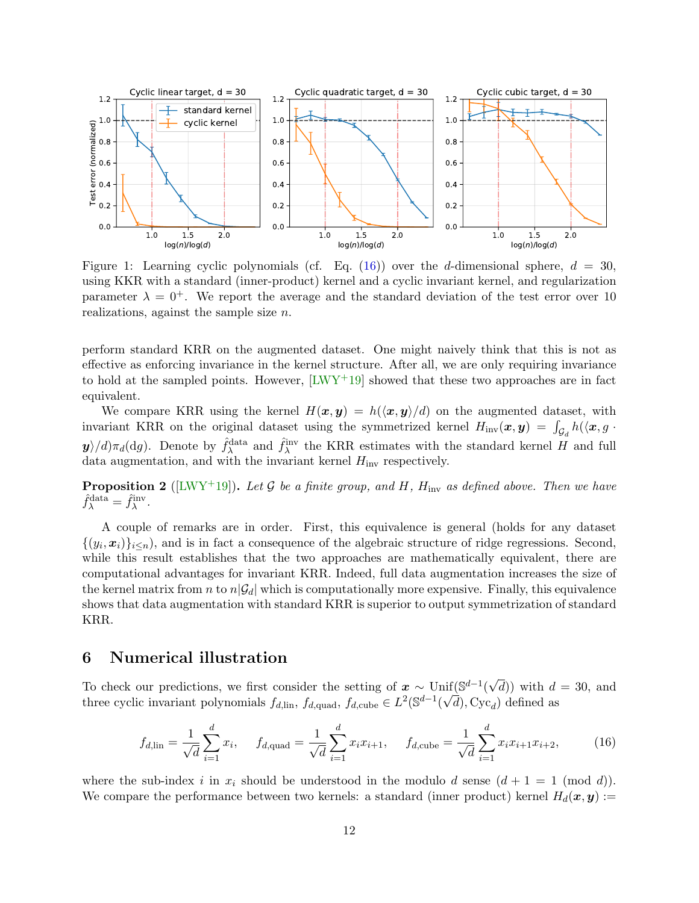Figure 1: Learning cyclic polynomials (cf. Eq. (16)) over the $d$-dimensional sphere, $d = 30$, using KKR with a standard (inner-product) kernel and a cyclic invariant kernel, and regularization parameter $\lambda = 0^+$. We report the average and the standard deviation of the test error over 10 realizations, against the sample size $n$.

perform standard KRR on the augmented dataset. One might naively think that this is not as effective as enforcing invariance in the kernel structure. After all, we are only requiring invariance to hold at the sampled points. However, [LWY+19] showed that these two approaches are in fact equivalent.

We compare KRR using the kernel $H(\boldsymbol{x}, \boldsymbol{y}) = h(\langle \boldsymbol{x}, \boldsymbol{y} \rangle / d)$ on the augmented dataset, with invariant KRR on the original dataset using the symmetrized kernel $H_{\rm inv}(\boldsymbol{x}, \boldsymbol{y}) = \int_{\mathcal{G}_d} h(\langle \boldsymbol{x}, g \cdot \boldsymbol{y} \rangle / d) \pi_d({\rm d}g)$. Denote by $\hat{f}_\lambda^{\rm data}$ and $\hat{f}_\lambda^{\rm inv}$ the KRR estimates with the standard kernel $H$ and full data augmentation, and with the invariant kernel $H_{\rm inv}$ respectively.

**Proposition 2** ([LWY+19]). *Let $\mathcal{G}$ be a finite group, and $H$, $H_{\rm inv}$ as defined above. Then we have $\hat{f}_\lambda^{\rm data} = \hat{f}_\lambda^{\rm inv}$.*

A couple of remarks are in order. First, this equivalence is general (holds for any dataset $\{(y_i, \boldsymbol{x}_i)\}_{i \le n}$), and is in fact a consequence of the algebraic structure of ridge regressions. Second, while this result establishes that the two approaches are mathematically equivalent, there are computational advantages for invariant KRR. Indeed, full data augmentation increases the size of the kernel matrix from $n$ to $n|\mathcal{G}_d|$ which is computationally more expensive. Finally, this equivalence shows that data augmentation with standard KRR is superior to output symmetrization of standard KRR.

## 6 Numerical illustration

To check our predictions, we first consider the setting of $\boldsymbol{x} \sim {\rm Unif}(\mathbb{S}^{d-1}(\sqrt{d}))$ with $d = 30$, and three cyclic invariant polynomials $f_{d,{\rm lin}}$, $f_{d,{\rm quad}}$, $f_{d,{\rm cube}} \in L^2(\mathbb{S}^{d-1}(\sqrt{d}), {\rm Cyc}_d)$ defined as

$$f_{d,{\rm lin}} = \frac{1}{\sqrt{d}} \sum_{i=1}^{d} x_i, \qquad f_{d,{\rm quad}} = \frac{1}{\sqrt{d}} \sum_{i=1}^{d} x_i x_{i+1}, \qquad f_{d,{\rm cube}} = \frac{1}{\sqrt{d}} \sum_{i=1}^{d} x_i x_{i+1} x_{i+2}, \tag{16}$$

where the sub-index $i$ in $x_i$ should be understood in the modulo $d$ sense ($d + 1 = 1 \pmod d$). We compare the performance between two kernels: a standard (inner product) kernel $H_d(\boldsymbol{x}, \boldsymbol{y}) :=$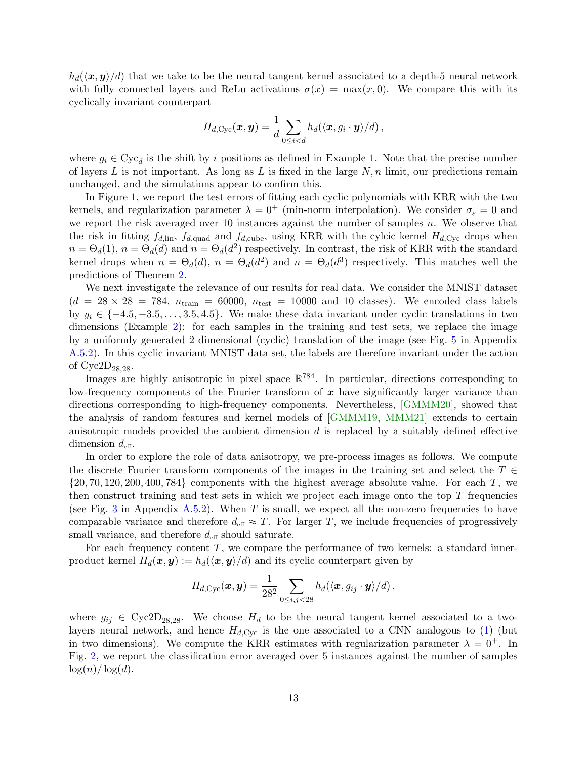$h_d(\langle \boldsymbol{x}, \boldsymbol{y} \rangle/d)$ that we take to be the neural tangent kernel associated to a depth-5 neural network with fully connected layers and ReLu activations $\sigma(x) = \max(x, 0)$. We compare this with its cyclically invariant counterpart

$$H_{d,\text{Cyc}}(\boldsymbol{x}, \boldsymbol{y}) = \frac{1}{d} \sum_{0 \leq i < d} h_d(\langle \boldsymbol{x}, g_i \cdot \boldsymbol{y} \rangle / d) \,,$$

where $g_i \in \text{Cyc}_d$ is the shift by $i$ positions as defined in Example 1. Note that the precise number of layers $L$ is not important. As long as $L$ is fixed in the large $N, n$ limit, our predictions remain unchanged, and the simulations appear to confirm this.

In Figure 1, we report the test errors of fitting each cyclic polynomials with KRR with the two kernels, and regularization parameter $\lambda = 0^+$ (min-norm interpolation). We consider $\sigma_\varepsilon = 0$ and we report the risk averaged over 10 instances against the number of samples $n$. We observe that the risk in fitting $f_{d,\text{lin}}$, $f_{d,\text{quad}}$ and $f_{d,\text{cube}}$, using KRR with the cylcic kernel $H_{d,\text{Cyc}}$ drops when $n = \Theta_d(1)$, $n = \Theta_d(d)$ and $n = \Theta_d(d^2)$ respectively. In contrast, the risk of KRR with the standard kernel drops when $n = \Theta_d(d)$, $n = \Theta_d(d^2)$ and $n = \Theta_d(d^3)$ respectively. This matches well the predictions of Theorem 2.

We next investigate the relevance of our results for real data. We consider the MNIST dataset ($d = 28 \times 28 = 784$, $n_{\text{train}} = 60000$, $n_{\text{test}} = 10000$ and 10 classes). We encoded class labels by $y_i \in \{-4.5, -3.5, \dots, 3.5, 4.5\}$. We make these data invariant under cyclic translations in two dimensions (Example 2): for each samples in the training and test sets, we replace the image by a uniformly generated 2 dimensional (cyclic) translation of the image (see Fig. 5 in Appendix A.5.2). In this cyclic invariant MNIST data set, the labels are therefore invariant under the action of $\text{Cyc2D}_{28,28}$.

Images are highly anisotropic in pixel space $\mathbb{R}^{784}$. In particular, directions corresponding to low-frequency components of the Fourier transform of $\boldsymbol{x}$ have significantly larger variance than directions corresponding to high-frequency components. Nevertheless, [GMMM20], showed that the analysis of random features and kernel models of [GMMM19, MMM21] extends to certain anisotropic models provided the ambient dimension $d$ is replaced by a suitably defined effective dimension $d_{\text{eff}}$.

In order to explore the role of data anisotropy, we pre-process images as follows. We compute the discrete Fourier transform components of the images in the training set and select the $T \in \{20, 70, 120, 200, 400, 784\}$ components with the highest average absolute value. For each $T$, we then construct training and test sets in which we project each image onto the top $T$ frequencies (see Fig. 3 in Appendix A.5.2). When $T$ is small, we expect all the non-zero frequencies to have comparable variance and therefore $d_{\text{eff}} \approx T$. For larger $T$, we include frequencies of progressively small variance, and therefore $d_{\text{eff}}$ should saturate.

For each frequency content $T$, we compare the performance of two kernels: a standard inner-product kernel $H_d(\boldsymbol{x}, \boldsymbol{y}) := h_d(\langle \boldsymbol{x}, \boldsymbol{y} \rangle/d)$ and its cyclic counterpart given by

$$H_{d,\text{Cyc}}(\boldsymbol{x}, \boldsymbol{y}) = \frac{1}{28^2} \sum_{0 \leq i,j < 28} h_d(\langle \boldsymbol{x}, g_{ij} \cdot \boldsymbol{y} \rangle / d) \,,$$

where $g_{ij} \in \text{Cyc2D}_{28,28}$. We choose $H_d$ to be the neural tangent kernel associated to a two-layers neural network, and hence $H_{d,\text{Cyc}}$ is the one associated to a CNN analogous to (1) (but in two dimensions). We compute the KRR estimates with regularization parameter $\lambda = 0^+$. In Fig. 2, we report the classification error averaged over 5 instances against the number of samples $\log(n)/\log(d)$.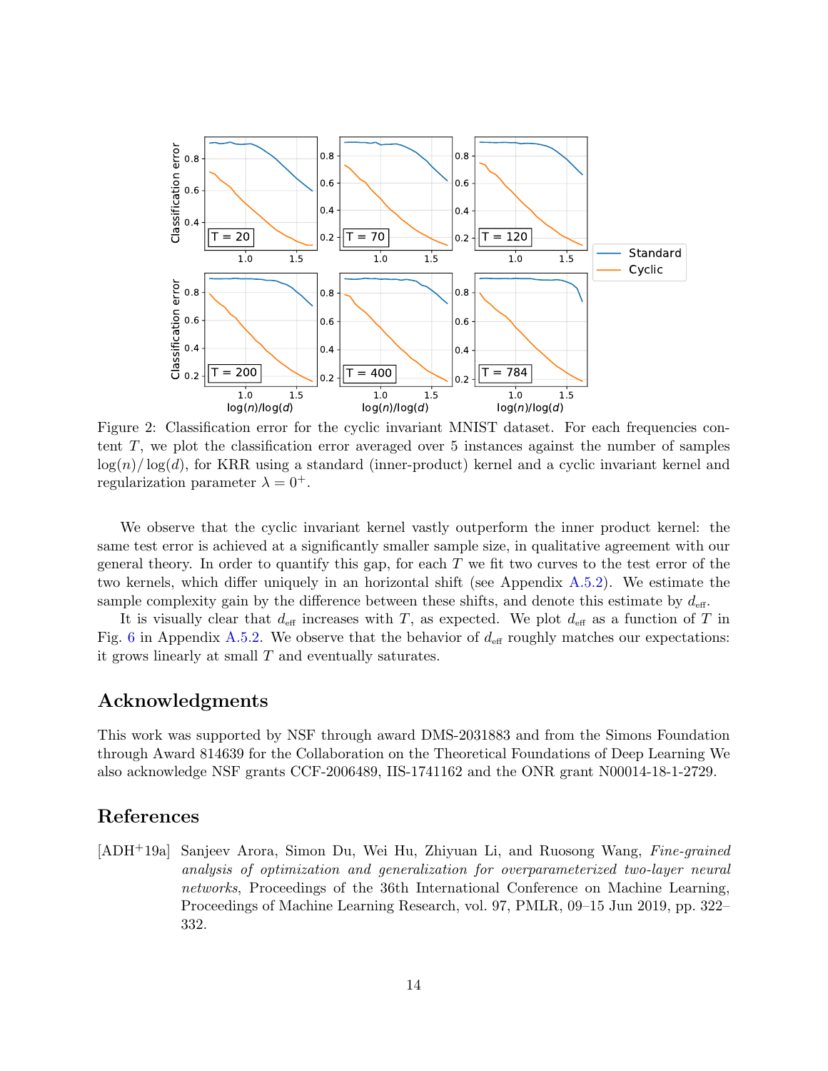Figure 2: Classification error for the cyclic invariant MNIST dataset. For each frequencies content $T$, we plot the classification error averaged over 5 instances against the number of samples $\log(n)/\log(d)$, for KRR using a standard (inner-product) kernel and a cyclic invariant kernel and regularization parameter $\lambda = 0^+$.

We observe that the cyclic invariant kernel vastly outperform the inner product kernel: the same test error is achieved at a significantly smaller sample size, in qualitative agreement with our general theory. In order to quantify this gap, for each $T$ we fit two curves to the test error of the two kernels, which differ uniquely in an horizontal shift (see Appendix A.5.2). We estimate the sample complexity gain by the difference between these shifts, and denote this estimate by $d_{\text{eff}}$.

It is visually clear that $d_{\text{eff}}$ increases with $T$, as expected. We plot $d_{\text{eff}}$ as a function of $T$ in Fig. 6 in Appendix A.5.2. We observe that the behavior of $d_{\text{eff}}$ roughly matches our expectations: it grows linearly at small $T$ and eventually saturates.

## Acknowledgments

This work was supported by NSF through award DMS-2031883 and from the Simons Foundation through Award 814639 for the Collaboration on the Theoretical Foundations of Deep Learning We also acknowledge NSF grants CCF-2006489, IIS-1741162 and the ONR grant N00014-18-1-2729.

## References

[ADH+19a] Sanjeev Arora, Simon Du, Wei Hu, Zhiyuan Li, and Ruosong Wang, *Fine-grained analysis of optimization and generalization for overparameterized two-layer neural networks*, Proceedings of the 36th International Conference on Machine Learning, Proceedings of Machine Learning Research, vol. 97, PMLR, 09–15 Jun 2019, pp. 322–332.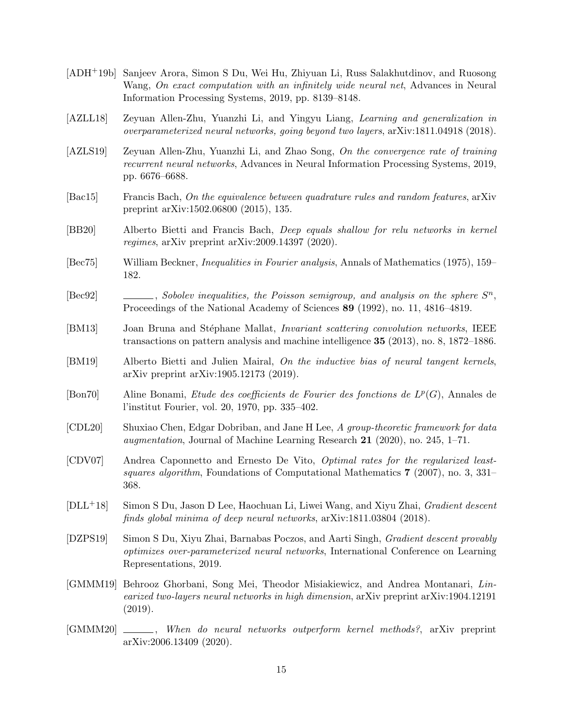[ADH[+]19b] Sanjeev Arora, Simon S Du, Wei Hu, Zhiyuan Li, Russ Salakhutdinov, and Ruosong Wang, *On exact computation with an infinitely wide neural net*, Advances in Neural Information Processing Systems, 2019, pp. 8139–8148.

[AZLL18] Zeyuan Allen-Zhu, Yuanzhi Li, and Yingyu Liang, *Learning and generalization in overparameterized neural networks, going beyond two layers*, arXiv:1811.04918 (2018).

[AZLS19] Zeyuan Allen-Zhu, Yuanzhi Li, and Zhao Song, *On the convergence rate of training recurrent neural networks*, Advances in Neural Information Processing Systems, 2019, pp. 6676–6688.

[Bac15] Francis Bach, *On the equivalence between quadrature rules and random features*, arXiv preprint arXiv:1502.06800 (2015), 135.

[BB20] Alberto Bietti and Francis Bach, *Deep equals shallow for relu networks in kernel regimes*, arXiv preprint arXiv:2009.14397 (2020).

[Bec75] William Beckner, *Inequalities in Fourier analysis*, Annals of Mathematics (1975), 159–182.

[Bec92] ______, *Sobolev inequalities, the Poisson semigroup, and analysis on the sphere $S^n$*, Proceedings of the National Academy of Sciences **89** (1992), no. 11, 4816–4819.

[BM13] Joan Bruna and Stéphane Mallat, *Invariant scattering convolution networks*, IEEE transactions on pattern analysis and machine intelligence **35** (2013), no. 8, 1872–1886.

[BM19] Alberto Bietti and Julien Mairal, *On the inductive bias of neural tangent kernels*, arXiv preprint arXiv:1905.12173 (2019).

[Bon70] Aline Bonami, *Etude des coefficients de Fourier des fonctions de $L^p(G)$*, Annales de l'institut Fourier, vol. 20, 1970, pp. 335–402.

[CDL20] Shuxiao Chen, Edgar Dobriban, and Jane H Lee, *A group-theoretic framework for data augmentation*, Journal of Machine Learning Research **21** (2020), no. 245, 1–71.

[CDV07] Andrea Caponnetto and Ernesto De Vito, *Optimal rates for the regularized least-squares algorithm*, Foundations of Computational Mathematics **7** (2007), no. 3, 331–368.

[DLL[+]18] Simon S Du, Jason D Lee, Haochuan Li, Liwei Wang, and Xiyu Zhai, *Gradient descent finds global minima of deep neural networks*, arXiv:1811.03804 (2018).

[DZPS19] Simon S Du, Xiyu Zhai, Barnabas Poczos, and Aarti Singh, *Gradient descent provably optimizes over-parameterized neural networks*, International Conference on Learning Representations, 2019.

[GMMM19] Behrooz Ghorbani, Song Mei, Theodor Misiakiewicz, and Andrea Montanari, *Linearized two-layers neural networks in high dimension*, arXiv preprint arXiv:1904.12191 (2019).

[GMMM20] ______, *When do neural networks outperform kernel methods?*, arXiv preprint arXiv:2006.13409 (2020).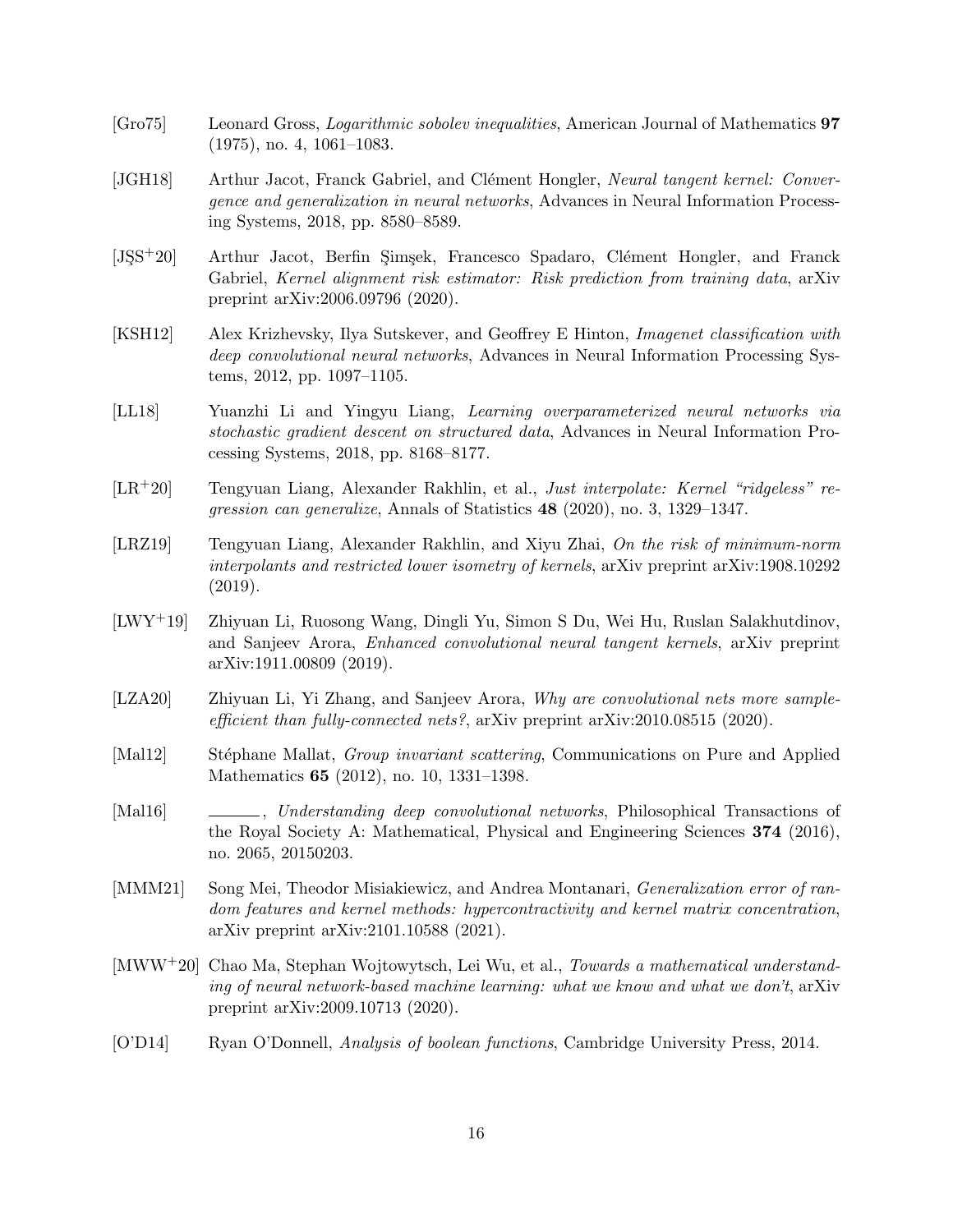[Gro75] Leonard Gross, *Logarithmic sobolev inequalities*, American Journal of Mathematics **97** (1975), no. 4, 1061–1083.

[JGH18] Arthur Jacot, Franck Gabriel, and Clément Hongler, *Neural tangent kernel: Convergence and generalization in neural networks*, Advances in Neural Information Processing Systems, 2018, pp. 8580–8589.

[JŞS+20] Arthur Jacot, Berfin Şimşek, Francesco Spadaro, Clément Hongler, and Franck Gabriel, *Kernel alignment risk estimator: Risk prediction from training data*, arXiv preprint arXiv:2006.09796 (2020).

[KSH12] Alex Krizhevsky, Ilya Sutskever, and Geoffrey E Hinton, *Imagenet classification with deep convolutional neural networks*, Advances in Neural Information Processing Systems, 2012, pp. 1097–1105.

[LL18] Yuanzhi Li and Yingyu Liang, *Learning overparameterized neural networks via stochastic gradient descent on structured data*, Advances in Neural Information Processing Systems, 2018, pp. 8168–8177.

[LR+20] Tengyuan Liang, Alexander Rakhlin, et al., *Just interpolate: Kernel "ridgeless" regression can generalize*, Annals of Statistics **48** (2020), no. 3, 1329–1347.

[LRZ19] Tengyuan Liang, Alexander Rakhlin, and Xiyu Zhai, *On the risk of minimum-norm interpolants and restricted lower isometry of kernels*, arXiv preprint arXiv:1908.10292 (2019).

[LWY+19] Zhiyuan Li, Ruosong Wang, Dingli Yu, Simon S Du, Wei Hu, Ruslan Salakhutdinov, and Sanjeev Arora, *Enhanced convolutional neural tangent kernels*, arXiv preprint arXiv:1911.00809 (2019).

[LZA20] Zhiyuan Li, Yi Zhang, and Sanjeev Arora, *Why are convolutional nets more sample-efficient than fully-connected nets?*, arXiv preprint arXiv:2010.08515 (2020).

[Mal12] Stéphane Mallat, *Group invariant scattering*, Communications on Pure and Applied Mathematics **65** (2012), no. 10, 1331–1398.

[Mal16] ______, *Understanding deep convolutional networks*, Philosophical Transactions of the Royal Society A: Mathematical, Physical and Engineering Sciences **374** (2016), no. 2065, 20150203.

[MMM21] Song Mei, Theodor Misiakiewicz, and Andrea Montanari, *Generalization error of random features and kernel methods: hypercontractivity and kernel matrix concentration*, arXiv preprint arXiv:2101.10588 (2021).

[MWW+20] Chao Ma, Stephan Wojtowytsch, Lei Wu, et al., *Towards a mathematical understanding of neural network-based machine learning: what we know and what we don't*, arXiv preprint arXiv:2009.10713 (2020).

[O'D14] Ryan O'Donnell, *Analysis of boolean functions*, Cambridge University Press, 2014.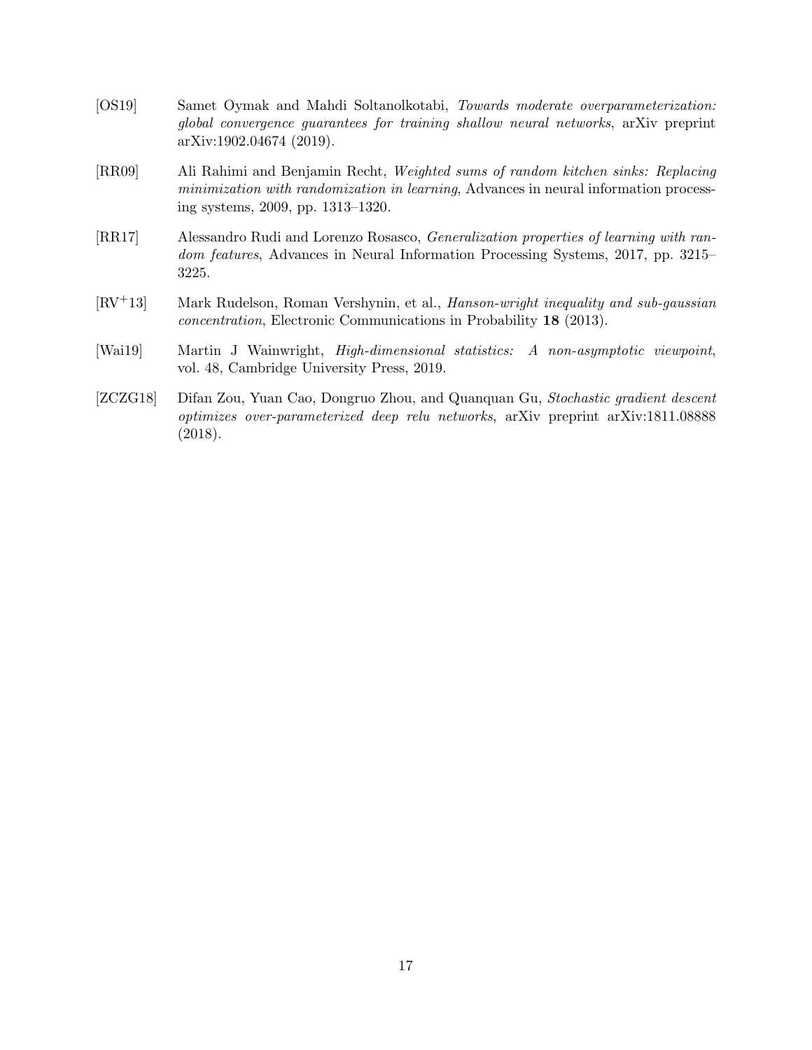[OS19] Samet Oymak and Mahdi Soltanolkotabi, *Towards moderate overparameterization: global convergence guarantees for training shallow neural networks*, arXiv preprint arXiv:1902.04674 (2019).

[RR09] Ali Rahimi and Benjamin Recht, *Weighted sums of random kitchen sinks: Replacing minimization with randomization in learning*, Advances in neural information processing systems, 2009, pp. 1313–1320.

[RR17] Alessandro Rudi and Lorenzo Rosasco, *Generalization properties of learning with random features*, Advances in Neural Information Processing Systems, 2017, pp. 3215–3225.

[RV+13] Mark Rudelson, Roman Vershynin, et al., *Hanson-wright inequality and sub-gaussian concentration*, Electronic Communications in Probability **18** (2013).

[Wai19] Martin J Wainwright, *High-dimensional statistics: A non-asymptotic viewpoint*, vol. 48, Cambridge University Press, 2019.

[ZCZG18] Difan Zou, Yuan Cao, Dongruo Zhou, and Quanquan Gu, *Stochastic gradient descent optimizes over-parameterized deep relu networks*, arXiv preprint arXiv:1811.08888 (2018).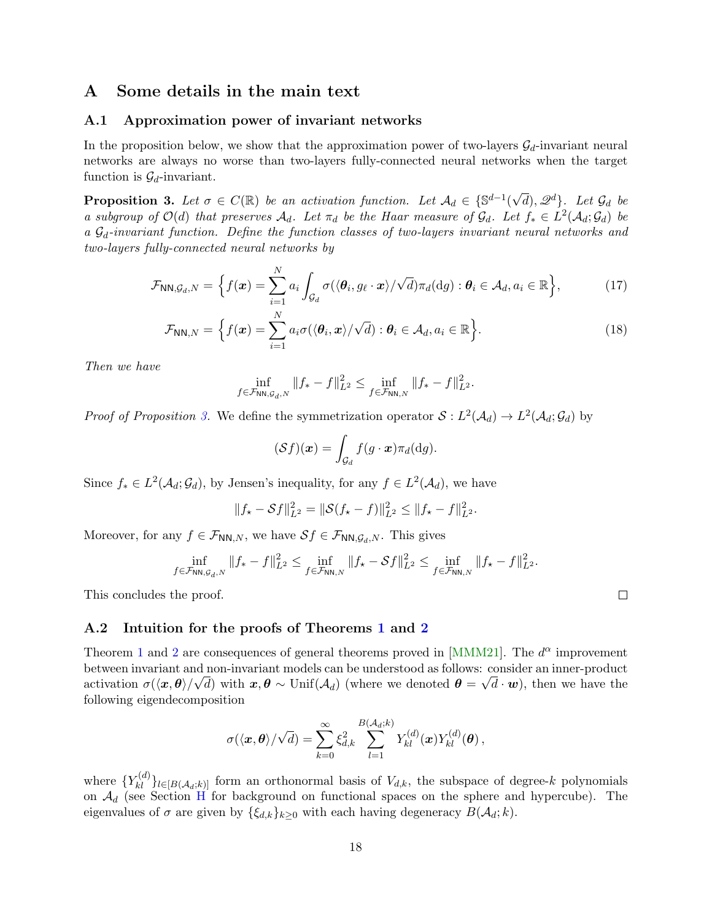# A Some details in the main text

## A.1 Approximation power of invariant networks

In the proposition below, we show that the approximation power of two-layers $\mathcal{G}_d$-invariant neural networks are always no worse than two-layers fully-connected neural networks when the target function is $\mathcal{G}_d$-invariant.

**Proposition 3.** *Let $\sigma \in C(\mathbb{R})$ be an activation function. Let $\mathcal{A}_d \in \{\mathbb{S}^{d-1}(\sqrt{d}), \mathscr{Q}^d\}$. Let $\mathcal{G}_d$ be a subgroup of $\mathcal{O}(d)$ that preserves $\mathcal{A}_d$. Let $\pi_d$ be the Haar measure of $\mathcal{G}_d$. Let $f_* \in L^2(\mathcal{A}_d; \mathcal{G}_d)$ be a $\mathcal{G}_d$-invariant function. Define the function classes of two-layers invariant neural networks and two-layers fully-connected neural networks by*

$$
\mathcal{F}_{\mathsf{NN},\mathcal{G}_d,N} = \Big\{ f(\boldsymbol{x}) = \sum_{i=1}^{N} a_i \int_{\mathcal{G}_d} \sigma(\langle \boldsymbol{\theta}_i, g_\ell \cdot \boldsymbol{x} \rangle / \sqrt{d}) \pi_d(\mathrm{d}g) : \boldsymbol{\theta}_i \in \mathcal{A}_d, a_i \in \mathbb{R} \Big\}, \tag{17}
$$

$$
\mathcal{F}_{\mathsf{NN},N} = \Big\{ f(\boldsymbol{x}) = \sum_{i=1}^{N} a_i \sigma(\langle \boldsymbol{\theta}_i, \boldsymbol{x} \rangle / \sqrt{d}) : \boldsymbol{\theta}_i \in \mathcal{A}_d, a_i \in \mathbb{R} \Big\}. \tag{18}
$$

*Then we have*

$$
\inf_{f \in \mathcal{F}_{\mathsf{NN},\mathcal{G}_d,N}} \| f_* - f \|_{L^2}^2 \le \inf_{f \in \mathcal{F}_{\mathsf{NN},N}} \| f_* - f \|_{L^2}^2 .
$$

*Proof of Proposition 3.* We define the symmetrization operator $\mathcal{S} : L^2(\mathcal{A}_d) \to L^2(\mathcal{A}_d; \mathcal{G}_d)$ by

$$
(\mathcal{S} f)(\boldsymbol{x}) = \int_{\mathcal{G}_d} f(g \cdot \boldsymbol{x}) \pi_d(\mathrm{d}g).
$$

Since $f_* \in L^2(\mathcal{A}_d; \mathcal{G}_d)$, by Jensen's inequality, for any $f \in L^2(\mathcal{A}_d)$, we have

$$
\| f_\star - \mathcal{S} f \|_{L^2}^2 = \| \mathcal{S}(f_\star - f) \|_{L^2}^2 \le \| f_\star - f \|_{L^2}^2 .
$$

Moreover, for any $f \in \mathcal{F}_{\mathsf{NN},N}$, we have $\mathcal{S} f \in \mathcal{F}_{\mathsf{NN},\mathcal{G}_d,N}$. This gives

$$
\inf_{f \in \mathcal{F}_{\mathsf{NN},\mathcal{G}_d,N}} \| f_* - f \|_{L^2}^2 \le \inf_{f \in \mathcal{F}_{\mathsf{NN},N}} \| f_\star - \mathcal{S} f \|_{L^2}^2 \le \inf_{f \in \mathcal{F}_{\mathsf{NN},N}} \| f_\star - f \|_{L^2}^2 .
$$

This concludes the proof. □

## A.2 Intuition for the proofs of Theorems 1 and 2

Theorem 1 and 2 are consequences of general theorems proved in [MMM21]. The $d^\alpha$ improvement between invariant and non-invariant models can be understood as follows: consider an inner-product activation $\sigma(\langle \boldsymbol{x}, \boldsymbol{\theta} \rangle / \sqrt{d})$ with $\boldsymbol{x}, \boldsymbol{\theta} \sim \mathrm{Unif}(\mathcal{A}_d)$ (where we denoted $\boldsymbol{\theta} = \sqrt{d} \cdot \boldsymbol{w}$), then we have the following eigendecomposition

$$
\sigma(\langle \boldsymbol{x}, \boldsymbol{\theta} \rangle / \sqrt{d}) = \sum_{k=0}^{\infty} \xi_{d,k}^2 \sum_{l=1}^{B(\mathcal{A}_d;k)} Y_{kl}^{(d)}(\boldsymbol{x}) Y_{kl}^{(d)}(\boldsymbol{\theta}) ,
$$

where $\{Y_{kl}^{(d)}\}_{l \in [B(\mathcal{A}_d;k)]}$ form an orthonormal basis of $V_{d,k}$, the subspace of degree-$k$ polynomials on $\mathcal{A}_d$ (see Section H for background on functional spaces on the sphere and hypercube). The eigenvalues of $\sigma$ are given by $\{\xi_{d,k}\}_{k \ge 0}$ with each having degeneracy $B(\mathcal{A}_d; k)$.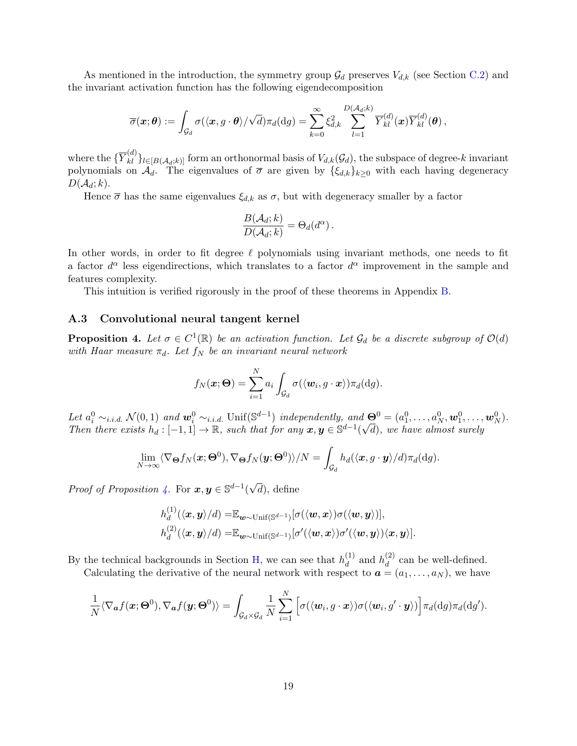As mentioned in the introduction, the symmetry group $\mathcal{G}_d$ preserves $V_{d,k}$ (see Section C.2) and the invariant activation function has the following eigendecomposition

$$
\overline{\sigma}(\boldsymbol{x};\boldsymbol{\theta}) := \int_{\mathcal{G}_d} \sigma(\langle \boldsymbol{x}, g\cdot\boldsymbol{\theta}\rangle/\sqrt{d})\pi_d(\mathrm{d}g) = \sum_{k=0}^{\infty} \xi_{d,k}^2 \sum_{l=1}^{D(\mathcal{A}_d;k)} \overline{Y}_{kl}^{(d)}(\boldsymbol{x})\overline{Y}_{kl}^{(d)}(\boldsymbol{\theta})\,,
$$

where the $\{\overline{Y}_{kl}^{(d)}\}_{l\in[B(\mathcal{A}_d;k)]}$ form an orthonormal basis of $V_{d,k}(\mathcal{G}_d)$, the subspace of degree-$k$ invariant polynomials on $\mathcal{A}_d$. The eigenvalues of $\overline{\sigma}$ are given by $\{\xi_{d,k}\}_{k\geq 0}$ with each having degeneracy $D(\mathcal{A}_d;k)$.

Hence $\overline{\sigma}$ has the same eigenvalues $\xi_{d,k}$ as $\sigma$, but with degeneracy smaller by a factor

$$
\frac{B(\mathcal{A}_d;k)}{D(\mathcal{A}_d;k)} = \Theta_d(d^{\alpha})\,.
$$

In other words, in order to fit degree $\ell$ polynomials using invariant methods, one needs to fit a factor $d^{\alpha}$ less eigendirections, which translates to a factor $d^{\alpha}$ improvement in the sample and features complexity.

This intuition is verified rigorously in the proof of these theorems in Appendix B.

### A.3 Convolutional neural tangent kernel

**Proposition 4.** *Let $\sigma \in C^1(\mathbb{R})$ be an activation function. Let $\mathcal{G}_d$ be a discrete subgroup of $\mathcal{O}(d)$ with Haar measure $\pi_d$. Let $f_N$ be an invariant neural network*

$$
f_N(\boldsymbol{x};\boldsymbol{\Theta}) = \sum_{i=1}^{N} a_i \int_{\mathcal{G}_d} \sigma(\langle \boldsymbol{w}_i, g\cdot\boldsymbol{x}\rangle)\pi_d(\mathrm{d}g).
$$

*Let $a_i^0 \sim_{i.i.d.} \mathcal{N}(0,1)$ and $\boldsymbol{w}_i^0 \sim_{i.i.d.} \mathrm{Unif}(\mathbb{S}^{d-1})$ independently, and $\boldsymbol{\Theta}^0 = (a_1^0,\ldots,a_N^0,\boldsymbol{w}_1^0,\ldots,\boldsymbol{w}_N^0)$. Then there exists $h_d : [-1,1]\to\mathbb{R}$, such that for any $\boldsymbol{x},\boldsymbol{y}\in\mathbb{S}^{d-1}(\sqrt{d})$, we have almost surely*

$$
\lim_{N\to\infty} \langle \nabla_{\boldsymbol{\Theta}} f_N(\boldsymbol{x};\boldsymbol{\Theta}^0), \nabla_{\boldsymbol{\Theta}} f_N(\boldsymbol{y};\boldsymbol{\Theta}^0)\rangle/N = \int_{\mathcal{G}_d} h_d(\langle \boldsymbol{x}, g\cdot\boldsymbol{y}\rangle/d)\pi_d(\mathrm{d}g).
$$

*Proof of Proposition 4.* For $\boldsymbol{x},\boldsymbol{y}\in\mathbb{S}^{d-1}(\sqrt{d})$, define

$$
\begin{aligned}
h_d^{(1)}(\langle \boldsymbol{x},\boldsymbol{y}\rangle/d) =& \mathbb{E}_{\boldsymbol{w}\sim\mathrm{Unif}(\mathbb{S}^{d-1})}[\sigma(\langle \boldsymbol{w},\boldsymbol{x}\rangle)\sigma(\langle \boldsymbol{w},\boldsymbol{y}\rangle)],\\
h_d^{(2)}(\langle \boldsymbol{x},\boldsymbol{y}\rangle/d) =& \mathbb{E}_{\boldsymbol{w}\sim\mathrm{Unif}(\mathbb{S}^{d-1})}[\sigma'(\langle \boldsymbol{w},\boldsymbol{x}\rangle)\sigma'(\langle \boldsymbol{w},\boldsymbol{y}\rangle)\langle \boldsymbol{x},\boldsymbol{y}\rangle].
\end{aligned}
$$

By the technical backgrounds in Section H, we can see that $h_d^{(1)}$ and $h_d^{(2)}$ can be well-defined.

Calculating the derivative of the neural network with respect to $\boldsymbol{a} = (a_1,\ldots,a_N)$, we have

$$
\frac{1}{N}\langle \nabla_{\boldsymbol{a}} f(\boldsymbol{x};\boldsymbol{\Theta}^0), \nabla_{\boldsymbol{a}} f(\boldsymbol{y};\boldsymbol{\Theta}^0)\rangle = \int_{\mathcal{G}_d\times\mathcal{G}_d} \frac{1}{N}\sum_{i=1}^{N}\Big[\sigma(\langle \boldsymbol{w}_i, g\cdot\boldsymbol{x}\rangle)\sigma(\langle \boldsymbol{w}_i, g'\cdot\boldsymbol{y}\rangle)\Big]\pi_d(\mathrm{d}g)\pi_d(\mathrm{d}g').
$$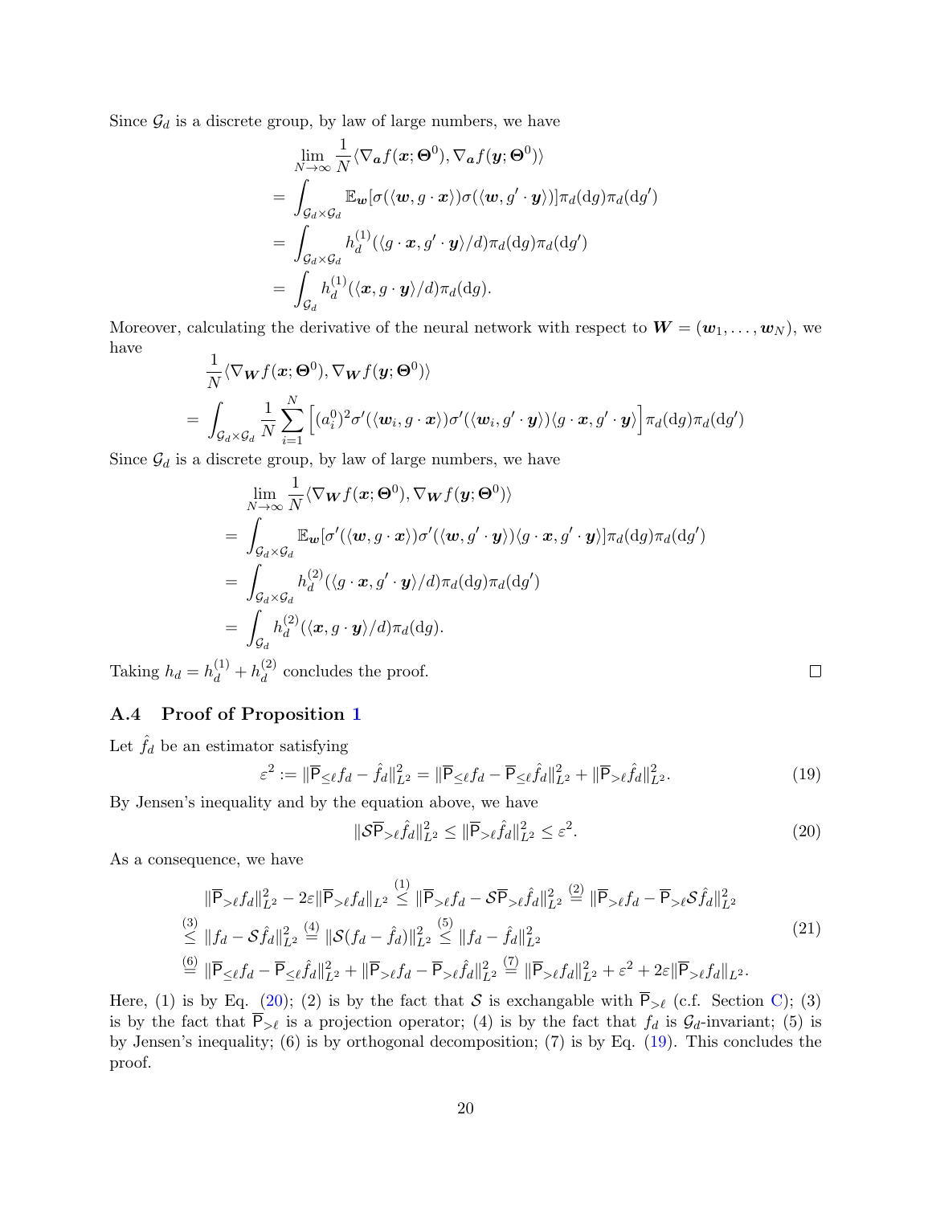Since $\mathcal{G}_d$ is a discrete group, by law of large numbers, we have

$$
\begin{aligned}
&\lim_{N\to\infty} \frac{1}{N}\langle \nabla_{\boldsymbol{a}} f(\boldsymbol{x};\boldsymbol{\Theta}^0), \nabla_{\boldsymbol{a}} f(\boldsymbol{y};\boldsymbol{\Theta}^0)\rangle \\
=& \int_{\mathcal{G}_d\times\mathcal{G}_d} \mathbb{E}_{\boldsymbol{w}}[\sigma(\langle \boldsymbol{w}, g\cdot \boldsymbol{x}\rangle)\sigma(\langle \boldsymbol{w}, g'\cdot \boldsymbol{y}\rangle)]\pi_d(\mathrm{d}g)\pi_d(\mathrm{d}g') \\
=& \int_{\mathcal{G}_d\times\mathcal{G}_d} h_d^{(1)}(\langle g\cdot\boldsymbol{x}, g'\cdot\boldsymbol{y}\rangle/d)\pi_d(\mathrm{d}g)\pi_d(\mathrm{d}g') \\
=& \int_{\mathcal{G}_d} h_d^{(1)}(\langle \boldsymbol{x}, g\cdot\boldsymbol{y}\rangle/d)\pi_d(\mathrm{d}g).
\end{aligned}
$$

Moreover, calculating the derivative of the neural network with respect to $\boldsymbol{W} = (\boldsymbol{w}_1, \ldots, \boldsymbol{w}_N)$, we have

$$
\begin{aligned}
&\frac{1}{N}\langle \nabla_{\boldsymbol{W}} f(\boldsymbol{x};\boldsymbol{\Theta}^0), \nabla_{\boldsymbol{W}} f(\boldsymbol{y};\boldsymbol{\Theta}^0)\rangle \\
=& \int_{\mathcal{G}_d\times\mathcal{G}_d} \frac{1}{N}\sum_{i=1}^N \Big[(a_i^0)^2\sigma'(\langle \boldsymbol{w}_i, g\cdot\boldsymbol{x}\rangle)\sigma'(\langle \boldsymbol{w}_i, g'\cdot\boldsymbol{y}\rangle)\langle g\cdot\boldsymbol{x}, g'\cdot\boldsymbol{y}\rangle\Big]\pi_d(\mathrm{d}g)\pi_d(\mathrm{d}g')
\end{aligned}
$$

Since $\mathcal{G}_d$ is a discrete group, by law of large numbers, we have

$$
\begin{aligned}
&\lim_{N\to\infty} \frac{1}{N}\langle \nabla_{\boldsymbol{W}} f(\boldsymbol{x};\boldsymbol{\Theta}^0), \nabla_{\boldsymbol{W}} f(\boldsymbol{y};\boldsymbol{\Theta}^0)\rangle \\
=& \int_{\mathcal{G}_d\times\mathcal{G}_d} \mathbb{E}_{\boldsymbol{w}}[\sigma'(\langle \boldsymbol{w}, g\cdot \boldsymbol{x}\rangle)\sigma'(\langle \boldsymbol{w}, g'\cdot \boldsymbol{y}\rangle)\langle g\cdot\boldsymbol{x}, g'\cdot\boldsymbol{y}\rangle]\pi_d(\mathrm{d}g)\pi_d(\mathrm{d}g') \\
=& \int_{\mathcal{G}_d\times\mathcal{G}_d} h_d^{(2)}(\langle g\cdot\boldsymbol{x}, g'\cdot\boldsymbol{y}\rangle/d)\pi_d(\mathrm{d}g)\pi_d(\mathrm{d}g') \\
=& \int_{\mathcal{G}_d} h_d^{(2)}(\langle \boldsymbol{x}, g\cdot\boldsymbol{y}\rangle/d)\pi_d(\mathrm{d}g).
\end{aligned}
$$

Taking $h_d = h_d^{(1)} + h_d^{(2)}$ concludes the proof. □

### A.4 Proof of Proposition 1

Let $\hat{f}_d$ be an estimator satisfying

$$
\varepsilon^2 := \|\overline{\mathsf{P}}_{\le\ell} f_d - \hat{f}_d\|_{L^2}^2 = \|\overline{\mathsf{P}}_{\le\ell} f_d - \overline{\mathsf{P}}_{\le\ell}\hat{f}_d\|_{L^2}^2 + \|\overline{\mathsf{P}}_{>\ell}\hat{f}_d\|_{L^2}^2. \tag{19}
$$

By Jensen's inequality and by the equation above, we have

$$
\|\mathcal{S}\overline{\mathsf{P}}_{>\ell}\hat{f}_d\|_{L^2}^2 \le \|\overline{\mathsf{P}}_{>\ell}\hat{f}_d\|_{L^2}^2 \le \varepsilon^2. \tag{20}
$$

As a consequence, we have

$$
\begin{aligned}
&\|\overline{\mathsf{P}}_{>\ell} f_d\|_{L^2}^2 - 2\varepsilon\|\overline{\mathsf{P}}_{>\ell} f_d\|_{L^2} \overset{(1)}{\le} \|\overline{\mathsf{P}}_{>\ell} f_d - \mathcal{S}\overline{\mathsf{P}}_{>\ell}\hat{f}_d\|_{L^2}^2 \overset{(2)}{=} \|\overline{\mathsf{P}}_{>\ell} f_d - \overline{\mathsf{P}}_{>\ell}\mathcal{S}\hat{f}_d\|_{L^2}^2 \\
\overset{(3)}{\le}\ & \|f_d - \mathcal{S}\hat{f}_d\|_{L^2}^2 \overset{(4)}{=} \|\mathcal{S}(f_d - \hat{f}_d)\|_{L^2}^2 \overset{(5)}{\le} \|f_d - \hat{f}_d\|_{L^2}^2 \\
\overset{(6)}{=}\ & \|\overline{\mathsf{P}}_{\le\ell} f_d - \overline{\mathsf{P}}_{\le\ell}\hat{f}_d\|_{L^2}^2 + \|\overline{\mathsf{P}}_{>\ell} f_d - \overline{\mathsf{P}}_{>\ell}\hat{f}_d\|_{L^2}^2 \overset{(7)}{=} \|\overline{\mathsf{P}}_{>\ell} f_d\|_{L^2}^2 + \varepsilon^2 + 2\varepsilon\|\overline{\mathsf{P}}_{>\ell} f_d\|_{L^2}.
\end{aligned} \tag{21}
$$

Here, (1) is by Eq. (20); (2) is by the fact that $\mathcal{S}$ is exchangable with $\overline{\mathsf{P}}_{>\ell}$ (c.f. Section C); (3) is by the fact that $\overline{\mathsf{P}}_{>\ell}$ is a projection operator; (4) is by the fact that $f_d$ is $\mathcal{G}_d$-invariant; (5) is by Jensen's inequality; (6) is by orthogonal decomposition; (7) is by Eq. (19). This concludes the proof.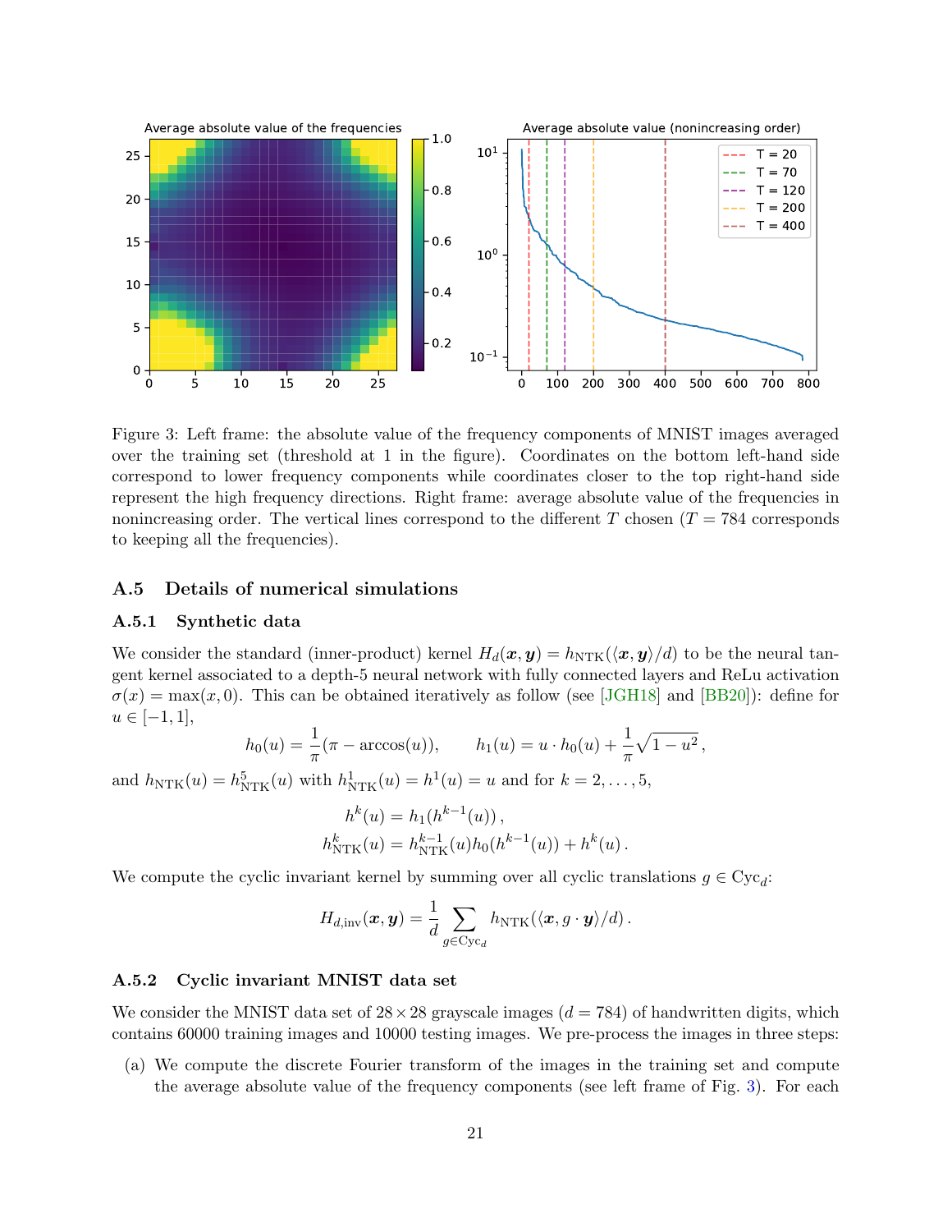Figure 3: Left frame: the absolute value of the frequency components of MNIST images averaged over the training set (threshold at 1 in the figure). Coordinates on the bottom left-hand side correspond to lower frequency components while coordinates closer to the top right-hand side represent the high frequency directions. Right frame: average absolute value of the frequencies in nonincreasing order. The vertical lines correspond to the different $T$ chosen ($T = 784$ corresponds to keeping all the frequencies).

### A.5 Details of numerical simulations

#### A.5.1 Synthetic data

We consider the standard (inner-product) kernel $H_d(\boldsymbol{x}, \boldsymbol{y}) = h_{\rm NTK}(\langle \boldsymbol{x}, \boldsymbol{y}\rangle/d)$ to be the neural tangent kernel associated to a depth-5 neural network with fully connected layers and ReLu activation $\sigma(x) = \max(x, 0)$. This can be obtained iteratively as follow (see [JGH18] and [BB20]): define for $u \in [-1, 1]$,

$$
h_0(u) = \frac{1}{\pi}(\pi - \arccos(u)), \qquad h_1(u) = u \cdot h_0(u) + \frac{1}{\pi}\sqrt{1-u^2}\,,
$$

and $h_{\rm NTK}(u) = h^5_{\rm NTK}(u)$ with $h^1_{\rm NTK}(u) = h^1(u) = u$ and for $k = 2, \ldots, 5$,

$$
\begin{aligned}
h^k(u) &= h_1(h^{k-1}(u))\,, \\
h^k_{\rm NTK}(u) &= h^{k-1}_{\rm NTK}(u) h_0(h^{k-1}(u)) + h^k(u)\,.
\end{aligned}
$$

We compute the cyclic invariant kernel by summing over all cyclic translations $g \in {\rm Cyc}_d$:

$$
H_{d,{\rm inv}}(\boldsymbol{x}, \boldsymbol{y}) = \frac{1}{d} \sum_{g \in {\rm Cyc}_d} h_{\rm NTK}(\langle \boldsymbol{x}, g \cdot \boldsymbol{y}\rangle/d)\,.
$$

#### A.5.2 Cyclic invariant MNIST data set

We consider the MNIST data set of $28 \times 28$ grayscale images ($d = 784$) of handwritten digits, which contains 60000 training images and 10000 testing images. We pre-process the images in three steps:

(a) We compute the discrete Fourier transform of the images in the training set and compute the average absolute value of the frequency components (see left frame of Fig. 3). For each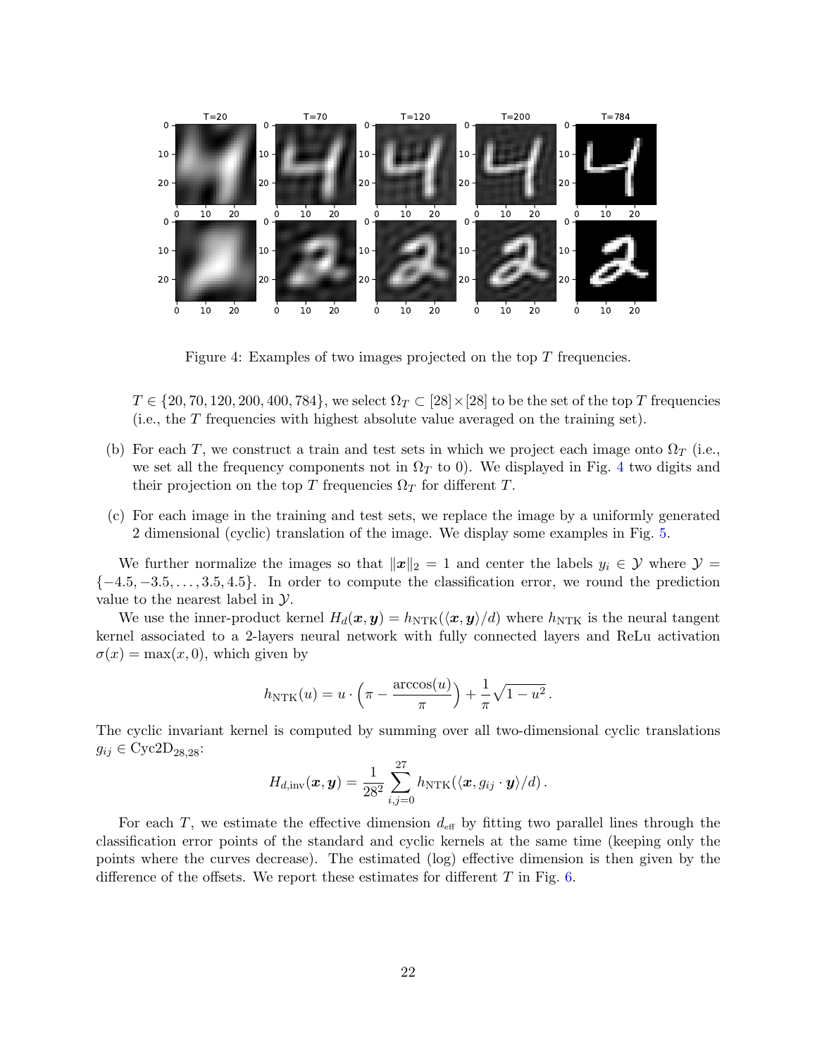Figure 4: Examples of two images projected on the top $T$ frequencies.

$T \in \{20, 70, 120, 200, 400, 784\}$, we select $\Omega_T \subset [28] \times [28]$ to be the set of the top $T$ frequencies (i.e., the $T$ frequencies with highest absolute value averaged on the training set).

(b) For each $T$, we construct a train and test sets in which we project each image onto $\Omega_T$ (i.e., we set all the frequency components not in $\Omega_T$ to 0). We displayed in Fig. 4 two digits and their projection on the top $T$ frequencies $\Omega_T$ for different $T$.

(c) For each image in the training and test sets, we replace the image by a uniformly generated 2 dimensional (cyclic) translation of the image. We display some examples in Fig. 5.

We further normalize the images so that $\|\boldsymbol{x}\|_2 = 1$ and center the labels $y_i \in \mathcal{Y}$ where $\mathcal{Y} = \{-4.5, -3.5, \ldots, 3.5, 4.5\}$. In order to compute the classification error, we round the prediction value to the nearest label in $\mathcal{Y}$.

We use the inner-product kernel $H_d(\boldsymbol{x}, \boldsymbol{y}) = h_{\text{NTK}}(\langle \boldsymbol{x}, \boldsymbol{y} \rangle / d)$ where $h_{\text{NTK}}$ is the neural tangent kernel associated to a 2-layers neural network with fully connected layers and ReLu activation $\sigma(x) = \max(x, 0)$, which given by

$$h_{\text{NTK}}(u) = u \cdot \left( \pi - \frac{\arccos(u)}{\pi} \right) + \frac{1}{\pi} \sqrt{1 - u^2} \, .$$

The cyclic invariant kernel is computed by summing over all two-dimensional cyclic translations $g_{ij} \in \text{Cyc2D}_{28,28}$:

$$H_{d,\text{inv}}(\boldsymbol{x}, \boldsymbol{y}) = \frac{1}{28^2} \sum_{i,j=0}^{27} h_{\text{NTK}}(\langle \boldsymbol{x}, g_{ij} \cdot \boldsymbol{y} \rangle / d) \, .$$

For each $T$, we estimate the effective dimension $d_{\text{eff}}$ by fitting two parallel lines through the classification error points of the standard and cyclic kernels at the same time (keeping only the points where the curves decrease). The estimated (log) effective dimension is then given by the difference of the offsets. We report these estimates for different $T$ in Fig. 6.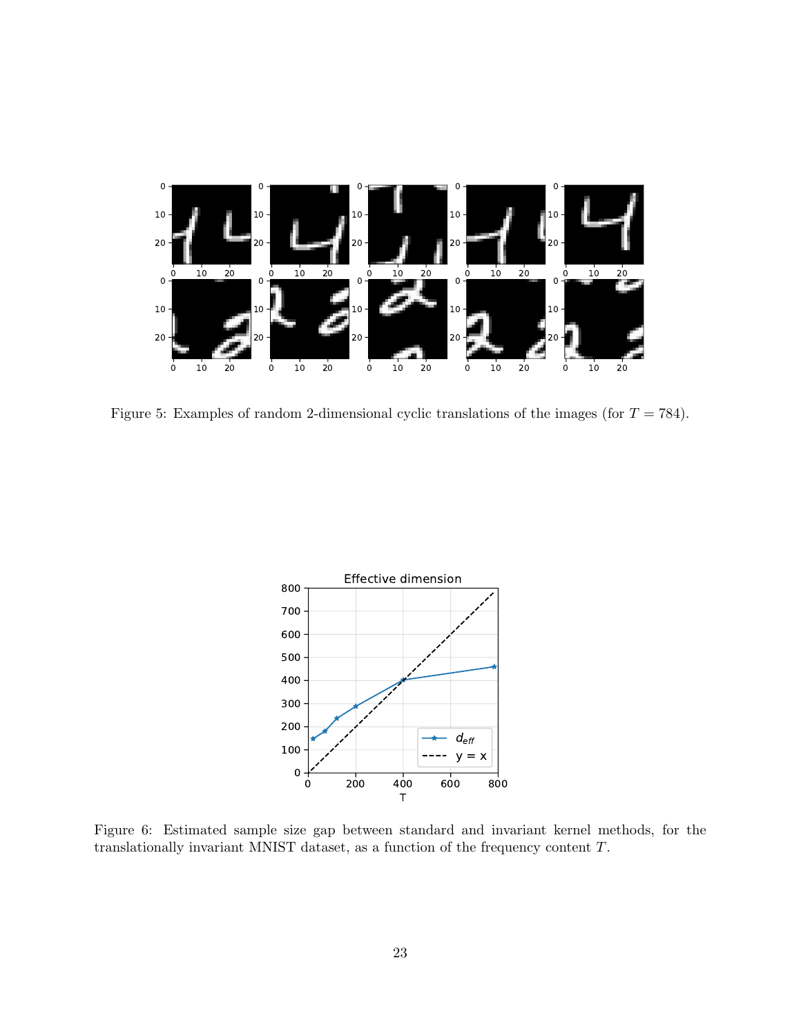Figure 5: Examples of random 2-dimensional cyclic translations of the images (for $T = 784$).

Figure 6: Estimated sample size gap between standard and invariant kernel methods, for the translationally invariant MNIST dataset, as a function of the frequency content $T$.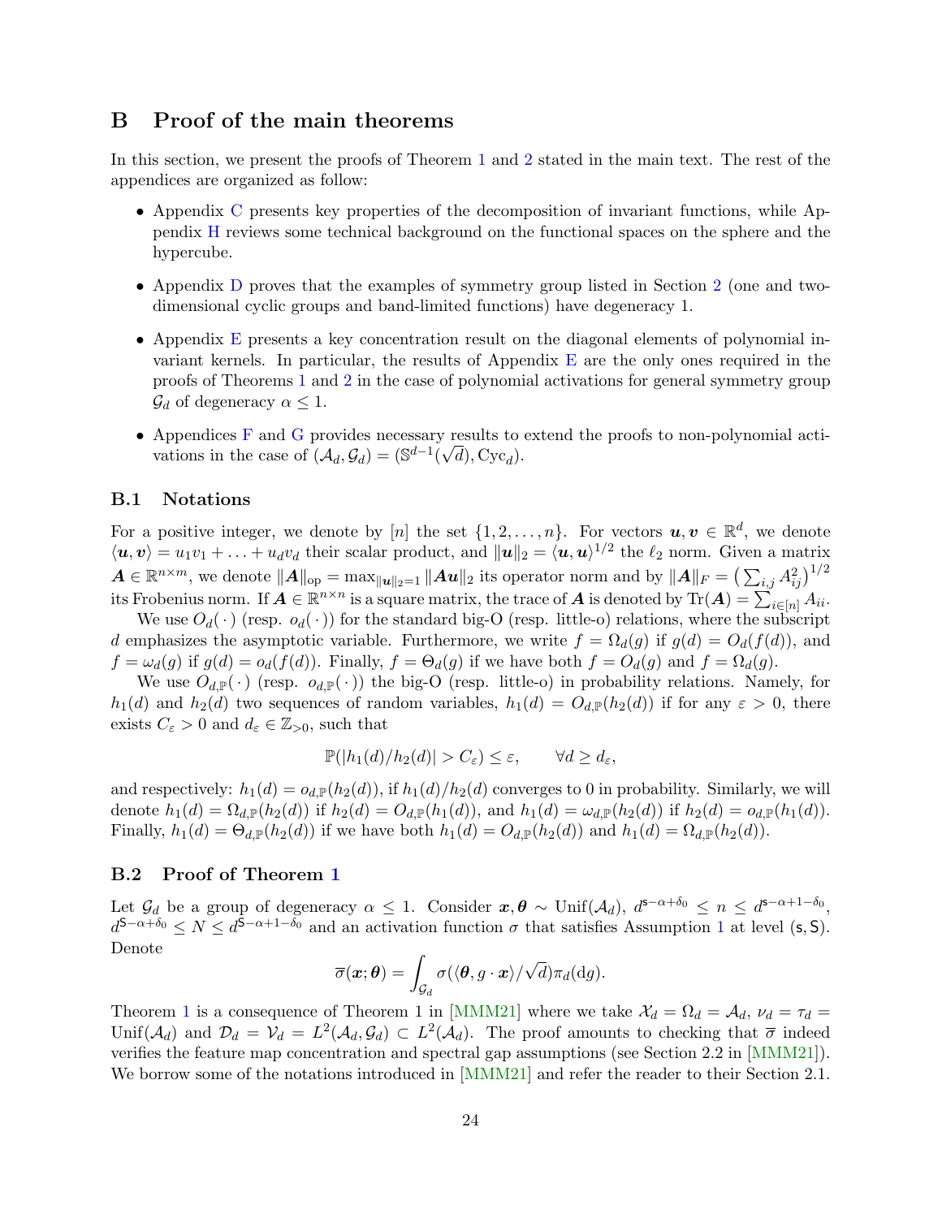# B Proof of the main theorems

In this section, we present the proofs of Theorem 1 and 2 stated in the main text. The rest of the appendices are organized as follow:

- Appendix C presents key properties of the decomposition of invariant functions, while Appendix H reviews some technical background on the functional spaces on the sphere and the hypercube.
- Appendix D proves that the examples of symmetry group listed in Section 2 (one and two-dimensional cyclic groups and band-limited functions) have degeneracy 1.
- Appendix E presents a key concentration result on the diagonal elements of polynomial invariant kernels. In particular, the results of Appendix E are the only ones required in the proofs of Theorems 1 and 2 in the case of polynomial activations for general symmetry group $\mathcal{G}_d$ of degeneracy $\alpha \leq 1$.
- Appendices F and G provides necessary results to extend the proofs to non-polynomial activations in the case of $(\mathcal{A}_d, \mathcal{G}_d) = (\mathbb{S}^{d-1}(\sqrt{d}), \mathrm{Cyc}_d)$.

## B.1 Notations

For a positive integer, we denote by $[n]$ the set $\{1, 2, \ldots, n\}$. For vectors $\boldsymbol{u}, \boldsymbol{v} \in \mathbb{R}^d$, we denote $\langle \boldsymbol{u}, \boldsymbol{v} \rangle = u_1 v_1 + \ldots + u_d v_d$ their scalar product, and $\|\boldsymbol{u}\|_2 = \langle \boldsymbol{u}, \boldsymbol{u} \rangle^{1/2}$ the $\ell_2$ norm. Given a matrix $\boldsymbol{A} \in \mathbb{R}^{n \times m}$, we denote $\|\boldsymbol{A}\|_{\mathrm{op}} = \max_{\|\boldsymbol{u}\|_2 = 1} \|\boldsymbol{A}\boldsymbol{u}\|_2$ its operator norm and by $\|\boldsymbol{A}\|_F = \big(\sum_{i,j} A_{ij}^2\big)^{1/2}$ its Frobenius norm. If $\boldsymbol{A} \in \mathbb{R}^{n \times n}$ is a square matrix, the trace of $\boldsymbol{A}$ is denoted by $\mathrm{Tr}(\boldsymbol{A}) = \sum_{i \in [n]} A_{ii}$.

We use $O_d(\,\cdot\,)$ (resp. $o_d(\,\cdot\,)$) for the standard big-O (resp. little-o) relations, where the subscript $d$ emphasizes the asymptotic variable. Furthermore, we write $f = \Omega_d(g)$ if $g(d) = O_d(f(d))$, and $f = \omega_d(g)$ if $g(d) = o_d(f(d))$. Finally, $f = \Theta_d(g)$ if we have both $f = O_d(g)$ and $f = \Omega_d(g)$.

We use $O_{d,\mathbb{P}}(\,\cdot\,)$ (resp. $o_{d,\mathbb{P}}(\,\cdot\,)$) the big-O (resp. little-o) in probability relations. Namely, for $h_1(d)$ and $h_2(d)$ two sequences of random variables, $h_1(d) = O_{d,\mathbb{P}}(h_2(d))$ if for any $\varepsilon > 0$, there exists $C_\varepsilon > 0$ and $d_\varepsilon \in \mathbb{Z}_{>0}$, such that

$$
\mathbb{P}(|h_1(d)/h_2(d)| > C_\varepsilon) \leq \varepsilon, \qquad \forall d \geq d_\varepsilon,
$$

and respectively: $h_1(d) = o_{d,\mathbb{P}}(h_2(d))$, if $h_1(d)/h_2(d)$ converges to 0 in probability. Similarly, we will denote $h_1(d) = \Omega_{d,\mathbb{P}}(h_2(d))$ if $h_2(d) = O_{d,\mathbb{P}}(h_1(d))$, and $h_1(d) = \omega_{d,\mathbb{P}}(h_2(d))$ if $h_2(d) = o_{d,\mathbb{P}}(h_1(d))$. Finally, $h_1(d) = \Theta_{d,\mathbb{P}}(h_2(d))$ if we have both $h_1(d) = O_{d,\mathbb{P}}(h_2(d))$ and $h_1(d) = \Omega_{d,\mathbb{P}}(h_2(d))$.

## B.2 Proof of Theorem 1

Let $\mathcal{G}_d$ be a group of degeneracy $\alpha \leq 1$. Consider $\boldsymbol{x}, \boldsymbol{\theta} \sim \mathrm{Unif}(\mathcal{A}_d)$, $d^{\mathsf{s}-\alpha+\delta_0} \leq n \leq d^{\mathsf{s}-\alpha+1-\delta_0}$, $d^{\mathsf{S}-\alpha+\delta_0} \leq N \leq d^{\mathsf{S}-\alpha+1-\delta_0}$ and an activation function $\sigma$ that satisfies Assumption 1 at level $(\mathsf{s}, \mathsf{S})$. Denote

$$
\overline{\sigma}(\boldsymbol{x}; \boldsymbol{\theta}) = \int_{\mathcal{G}_d} \sigma(\langle \boldsymbol{\theta}, g \cdot \boldsymbol{x} \rangle / \sqrt{d}) \pi_d(\mathrm{d}g).
$$

Theorem 1 is a consequence of Theorem 1 in [MMM21] where we take $\mathcal{X}_d = \Omega_d = \mathcal{A}_d$, $\nu_d = \tau_d = \mathrm{Unif}(\mathcal{A}_d)$ and $\mathcal{D}_d = \mathcal{V}_d = L^2(\mathcal{A}_d, \mathcal{G}_d) \subset L^2(\mathcal{A}_d)$. The proof amounts to checking that $\overline{\sigma}$ indeed verifies the feature map concentration and spectral gap assumptions (see Section 2.2 in [MMM21]). We borrow some of the notations introduced in [MMM21] and refer the reader to their Section 2.1.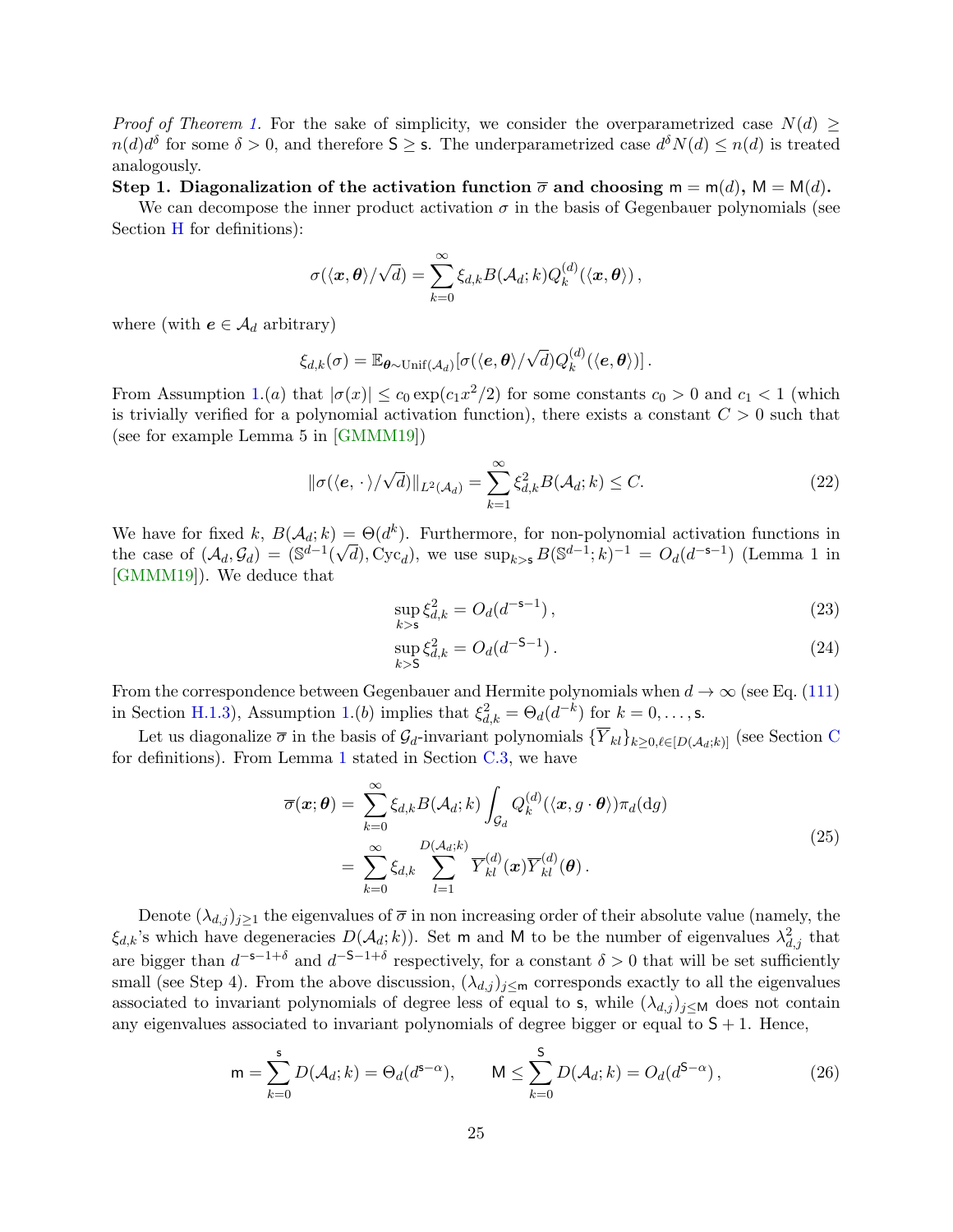*Proof of Theorem 1.* For the sake of simplicity, we consider the overparametrized case $N(d) \geq n(d)d^\delta$ for some $\delta > 0$, and therefore $\mathsf{S} \geq \mathsf{s}$. The underparametrized case $d^\delta N(d) \leq n(d)$ is treated analogously.

**Step 1. Diagonalization of the activation function $\overline{\sigma}$ and choosing $\mathsf{m} = \mathsf{m}(d)$, $\mathsf{M} = \mathsf{M}(d)$.**

We can decompose the inner product activation $\sigma$ in the basis of Gegenbauer polynomials (see Section H for definitions):

$$
\sigma(\langle \boldsymbol{x}, \boldsymbol{\theta} \rangle / \sqrt{d}) = \sum_{k=0}^{\infty} \xi_{d,k} B(\mathcal{A}_d; k) Q_k^{(d)}(\langle \boldsymbol{x}, \boldsymbol{\theta} \rangle) \,,
$$

where (with $\boldsymbol{e} \in \mathcal{A}_d$ arbitrary)

$$
\xi_{d,k}(\sigma) = \mathbb{E}_{\boldsymbol{\theta} \sim \mathrm{Unif}(\mathcal{A}_d)} [\sigma(\langle \boldsymbol{e}, \boldsymbol{\theta} \rangle / \sqrt{d}) Q_k^{(d)}(\langle \boldsymbol{e}, \boldsymbol{\theta} \rangle)] \,.
$$

From Assumption 1.(*a*) that $|\sigma(x)| \leq c_0 \exp(c_1 x^2/2)$ for some constants $c_0 > 0$ and $c_1 < 1$ (which is trivially verified for a polynomial activation function), there exists a constant $C > 0$ such that (see for example Lemma 5 in [GMMM19])

$$
\|\sigma(\langle \boldsymbol{e}, \cdot \rangle / \sqrt{d})\|_{L^2(\mathcal{A}_d)} = \sum_{k=1}^{\infty} \xi_{d,k}^2 B(\mathcal{A}_d; k) \leq C. \tag{22}
$$

We have for fixed $k$, $B(\mathcal{A}_d; k) = \Theta(d^k)$. Furthermore, for non-polynomial activation functions in the case of $(\mathcal{A}_d, \mathcal{G}_d) = (\mathbb{S}^{d-1}(\sqrt{d}), \mathrm{Cyc}_d)$, we use $\sup_{k > \mathsf{s}} B(\mathbb{S}^{d-1}; k)^{-1} = O_d(d^{-\mathsf{s}-1})$ (Lemma 1 in [GMMM19]). We deduce that

$$
\sup_{k > \mathsf{s}} \xi_{d,k}^2 = O_d(d^{-\mathsf{s}-1}) \,, \tag{23}
$$

$$
\sup_{k > \mathsf{S}} \xi_{d,k}^2 = O_d(d^{-\mathsf{S}-1}) \,. \tag{24}
$$

From the correspondence between Gegenbauer and Hermite polynomials when $d \to \infty$ (see Eq. (111) in Section H.1.3), Assumption 1.(*b*) implies that $\xi_{d,k}^2 = \Theta_d(d^{-k})$ for $k = 0, \ldots, \mathsf{s}$.

Let us diagonalize $\overline{\sigma}$ in the basis of $\mathcal{G}_d$-invariant polynomials $\{\overline{Y}_{kl}\}_{k \geq 0, \ell \in [D(\mathcal{A}_d; k)]}$ (see Section C for definitions). From Lemma 1 stated in Section C.3, we have

$$
\begin{aligned}
\overline{\sigma}(\boldsymbol{x}; \boldsymbol{\theta}) =& \sum_{k=0}^{\infty} \xi_{d,k} B(\mathcal{A}_d; k) \int_{\mathcal{G}_d} Q_k^{(d)}(\langle \boldsymbol{x}, g \cdot \boldsymbol{\theta} \rangle) \pi_d(\mathrm{d}g) \\
=& \sum_{k=0}^{\infty} \xi_{d,k} \sum_{l=1}^{D(\mathcal{A}_d; k)} \overline{Y}_{kl}^{(d)}(\boldsymbol{x}) \overline{Y}_{kl}^{(d)}(\boldsymbol{\theta}) \,.
\end{aligned} \tag{25}
$$

Denote $(\lambda_{d,j})_{j \geq 1}$ the eigenvalues of $\overline{\sigma}$ in non increasing order of their absolute value (namely, the $\xi_{d,k}$'s which have degeneracies $D(\mathcal{A}_d; k)$). Set $\mathsf{m}$ and $\mathsf{M}$ to be the number of eigenvalues $\lambda_{d,j}^2$ that are bigger than $d^{-\mathsf{s}-1+\delta}$ and $d^{-\mathsf{S}-1+\delta}$ respectively, for a constant $\delta > 0$ that will be set sufficiently small (see Step 4). From the above discussion, $(\lambda_{d,j})_{j \leq \mathsf{m}}$ corresponds exactly to all the eigenvalues associated to invariant polynomials of degree less of equal to $\mathsf{s}$, while $(\lambda_{d,j})_{j \leq \mathsf{M}}$ does not contain any eigenvalues associated to invariant polynomials of degree bigger or equal to $\mathsf{S} + 1$. Hence,

$$
\mathsf{m} = \sum_{k=0}^{\mathsf{s}} D(\mathcal{A}_d; k) = \Theta_d(d^{\mathsf{s}-\alpha}), \qquad \mathsf{M} \leq \sum_{k=0}^{\mathsf{S}} D(\mathcal{A}_d; k) = O_d(d^{\mathsf{S}-\alpha}) \,, \tag{26}
$$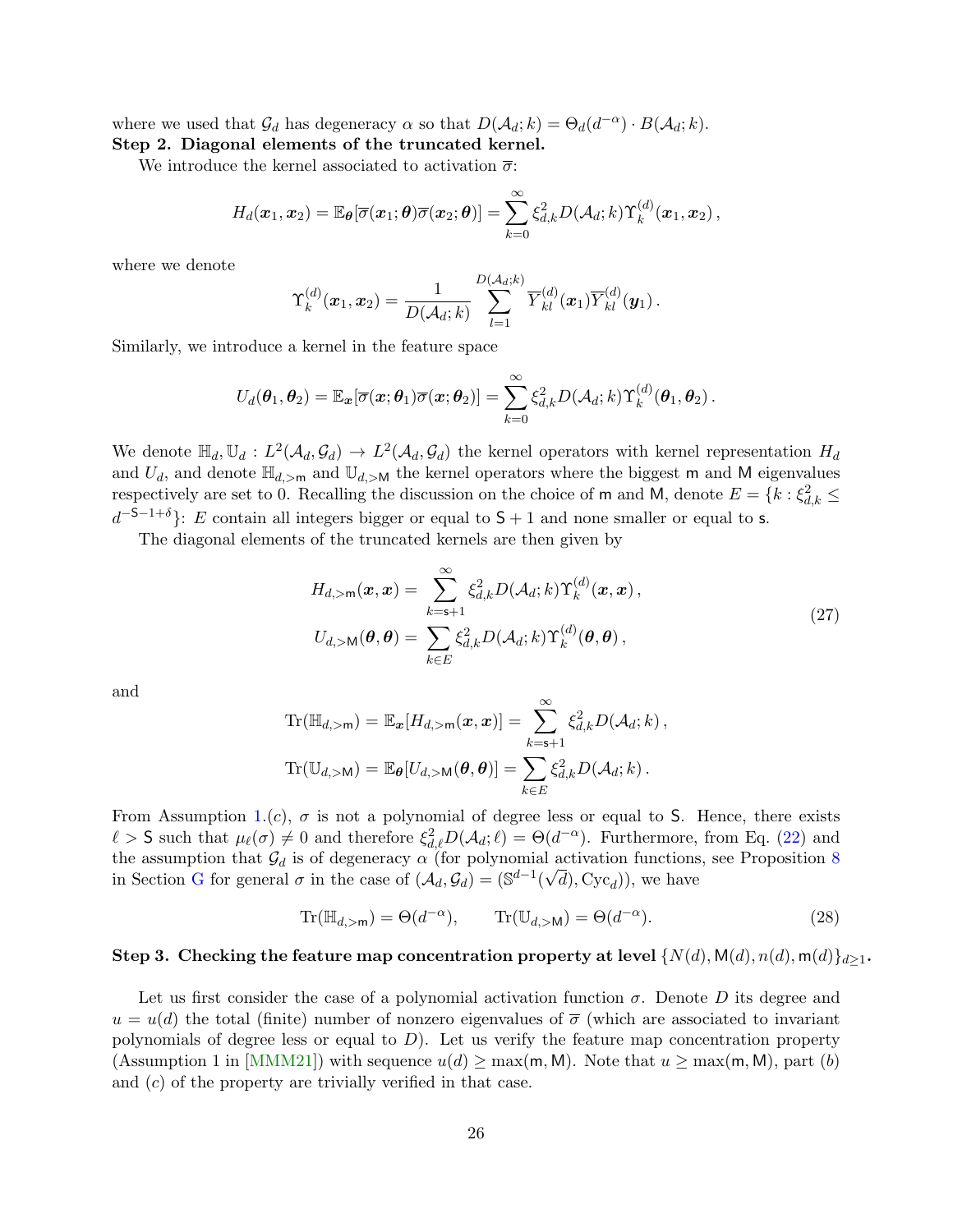where we used that $\mathcal{G}_d$ has degeneracy $\alpha$ so that $D(\mathcal{A}_d; k) = \Theta_d(d^{-\alpha}) \cdot B(\mathcal{A}_d; k)$.

**Step 2. Diagonal elements of the truncated kernel.**

We introduce the kernel associated to activation $\overline{\sigma}$:

$$H_d(\boldsymbol{x}_1, \boldsymbol{x}_2) = \mathbb{E}_{\boldsymbol{\theta}}[\overline{\sigma}(\boldsymbol{x}_1; \boldsymbol{\theta})\overline{\sigma}(\boldsymbol{x}_2; \boldsymbol{\theta})] = \sum_{k=0}^{\infty} \xi_{d,k}^2 D(\mathcal{A}_d; k) \Upsilon_k^{(d)}(\boldsymbol{x}_1, \boldsymbol{x}_2)\,,$$

where we denote

$$\Upsilon_k^{(d)}(\boldsymbol{x}_1, \boldsymbol{x}_2) = \frac{1}{D(\mathcal{A}_d; k)} \sum_{l=1}^{D(\mathcal{A}_d;k)} \overline{Y}_{kl}^{(d)}(\boldsymbol{x}_1)\overline{Y}_{kl}^{(d)}(\boldsymbol{y}_1)\,.$$

Similarly, we introduce a kernel in the feature space

$$U_d(\boldsymbol{\theta}_1, \boldsymbol{\theta}_2) = \mathbb{E}_{\boldsymbol{x}}[\overline{\sigma}(\boldsymbol{x}; \boldsymbol{\theta}_1)\overline{\sigma}(\boldsymbol{x}; \boldsymbol{\theta}_2)] = \sum_{k=0}^{\infty} \xi_{d,k}^2 D(\mathcal{A}_d; k) \Upsilon_k^{(d)}(\boldsymbol{\theta}_1, \boldsymbol{\theta}_2)\,.$$

We denote $\mathbb{H}_d, \mathbb{U}_d : L^2(\mathcal{A}_d, \mathcal{G}_d) \to L^2(\mathcal{A}_d, \mathcal{G}_d)$ the kernel operators with kernel representation $H_d$ and $U_d$, and denote $\mathbb{H}_{d,>\mathsf{m}}$ and $\mathbb{U}_{d,>\mathsf{M}}$ the kernel operators where the biggest $\mathsf{m}$ and $\mathsf{M}$ eigenvalues respectively are set to 0. Recalling the discussion on the choice of $\mathsf{m}$ and $\mathsf{M}$, denote $E = \{k : \xi_{d,k}^2 \le d^{-\mathsf{S}-1+\delta}\}$: $E$ contain all integers bigger or equal to $\mathsf{S}+1$ and none smaller or equal to $\mathsf{s}$.

The diagonal elements of the truncated kernels are then given by

$$\begin{aligned}
H_{d,>\mathsf{m}}(\boldsymbol{x}, \boldsymbol{x}) &= \sum_{k=\mathsf{s}+1}^{\infty} \xi_{d,k}^2 D(\mathcal{A}_d; k) \Upsilon_k^{(d)}(\boldsymbol{x}, \boldsymbol{x})\,, \\
U_{d,>\mathsf{M}}(\boldsymbol{\theta}, \boldsymbol{\theta}) &= \sum_{k \in E} \xi_{d,k}^2 D(\mathcal{A}_d; k) \Upsilon_k^{(d)}(\boldsymbol{\theta}, \boldsymbol{\theta})\,,
\end{aligned} \tag{27}$$

and

$$\begin{aligned}
\mathrm{Tr}(\mathbb{H}_{d,>\mathsf{m}}) &= \mathbb{E}_{\boldsymbol{x}}[H_{d,>\mathsf{m}}(\boldsymbol{x}, \boldsymbol{x})] = \sum_{k=\mathsf{s}+1}^{\infty} \xi_{d,k}^2 D(\mathcal{A}_d; k)\,, \\
\mathrm{Tr}(\mathbb{U}_{d,>\mathsf{M}}) &= \mathbb{E}_{\boldsymbol{\theta}}[U_{d,>\mathsf{M}}(\boldsymbol{\theta}, \boldsymbol{\theta})] = \sum_{k \in E} \xi_{d,k}^2 D(\mathcal{A}_d; k)\,.
\end{aligned}$$

From Assumption 1.$(c)$, $\sigma$ is not a polynomial of degree less or equal to $\mathsf{S}$. Hence, there exists $\ell > \mathsf{S}$ such that $\mu_\ell(\sigma) \neq 0$ and therefore $\xi_{d,\ell}^2 D(\mathcal{A}_d; \ell) = \Theta(d^{-\alpha})$. Furthermore, from Eq. (22) and the assumption that $\mathcal{G}_d$ is of degeneracy $\alpha$ (for polynomial activation functions, see Proposition 8 in Section G for general $\sigma$ in the case of $(\mathcal{A}_d, \mathcal{G}_d) = (\mathbb{S}^{d-1}(\sqrt{d}), \mathrm{Cyc}_d)$), we have

$$\mathrm{Tr}(\mathbb{H}_{d,>\mathsf{m}}) = \Theta(d^{-\alpha}), \qquad \mathrm{Tr}(\mathbb{U}_{d,>\mathsf{M}}) = \Theta(d^{-\alpha}). \tag{28}$$

**Step 3. Checking the feature map concentration property at level $\{N(d), \mathsf{M}(d), n(d), \mathsf{m}(d)\}_{d\ge1}$.**

Let us first consider the case of a polynomial activation function $\sigma$. Denote $D$ its degree and $u = u(d)$ the total (finite) number of nonzero eigenvalues of $\overline{\sigma}$ (which are associated to invariant polynomials of degree less or equal to $D$). Let us verify the feature map concentration property (Assumption 1 in [MMM21]) with sequence $u(d) \ge \max(\mathsf{m}, \mathsf{M})$. Note that $u \ge \max(\mathsf{m}, \mathsf{M})$, part $(b)$ and $(c)$ of the property are trivially verified in that case.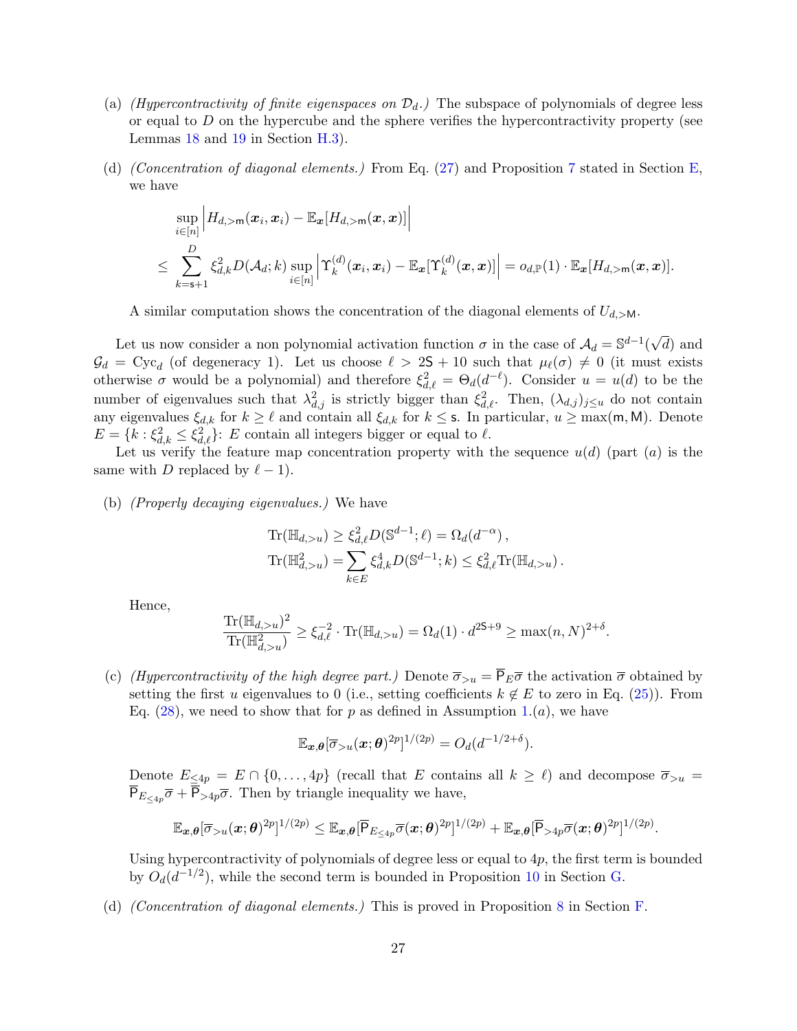(a) *(Hypercontractivity of finite eigenspaces on $\mathcal{D}_d$.)* The subspace of polynomials of degree less or equal to $D$ on the hypercube and the sphere verifies the hypercontractivity property (see Lemmas 18 and 19 in Section H.3).

(d) *(Concentration of diagonal elements.)* From Eq. (27) and Proposition 7 stated in Section E, we have

$$\sup_{i\in[n]}\Big|H_{d,>\mathsf{m}}(\boldsymbol{x}_i,\boldsymbol{x}_i)-\mathbb{E}_{\boldsymbol{x}}[H_{d,>\mathsf{m}}(\boldsymbol{x},\boldsymbol{x})]\Big|$$
$$\le \sum_{k=\mathsf{s}+1}^{D}\xi_{d,k}^2 D(\mathcal{A}_d;k)\sup_{i\in[n]}\Big|\Upsilon_k^{(d)}(\boldsymbol{x}_i,\boldsymbol{x}_i)-\mathbb{E}_{\boldsymbol{x}}[\Upsilon_k^{(d)}(\boldsymbol{x},\boldsymbol{x})]\Big| = o_{d,\mathbb{P}}(1)\cdot\mathbb{E}_{\boldsymbol{x}}[H_{d,>\mathsf{m}}(\boldsymbol{x},\boldsymbol{x})].$$

A similar computation shows the concentration of the diagonal elements of $U_{d,>\mathsf{M}}$.

Let us now consider a non polynomial activation function $\sigma$ in the case of $\mathcal{A}_d=\mathbb{S}^{d-1}(\sqrt{d})$ and $\mathcal{G}_d=\mathrm{Cyc}_d$ (of degeneracy 1). Let us choose $\ell>2\mathsf{S}+10$ such that $\mu_\ell(\sigma)\neq 0$ (it must exists otherwise $\sigma$ would be a polynomial) and therefore $\xi_{d,\ell}^2=\Theta_d(d^{-\ell})$. Consider $u=u(d)$ to be the number of eigenvalues such that $\lambda_{d,j}^2$ is strictly bigger than $\xi_{d,\ell}^2$. Then, $(\lambda_{d,j})_{j\le u}$ do not contain any eigenvalues $\xi_{d,k}$ for $k\ge\ell$ and contain all $\xi_{d,k}$ for $k\le\mathsf{s}$. In particular, $u\ge\max(\mathsf{m},\mathsf{M})$. Denote $E=\{k:\xi_{d,k}^2\le\xi_{d,\ell}^2\}$: $E$ contain all integers bigger or equal to $\ell$.

Let us verify the feature map concentration property with the sequence $u(d)$ (part $(a)$ is the same with $D$ replaced by $\ell-1$).

(b) *(Properly decaying eigenvalues.)* We have

$$\mathrm{Tr}(\mathbb{H}_{d,>u})\ge\xi_{d,\ell}^2D(\mathbb{S}^{d-1};\ell)=\Omega_d(d^{-\alpha}),$$
$$\mathrm{Tr}(\mathbb{H}_{d,>u}^2)=\sum_{k\in E}\xi_{d,k}^4D(\mathbb{S}^{d-1};k)\le\xi_{d,\ell}^2\mathrm{Tr}(\mathbb{H}_{d,>u}).$$

Hence,

$$\frac{\mathrm{Tr}(\mathbb{H}_{d,>u})^2}{\mathrm{Tr}(\mathbb{H}_{d,>u}^2)}\ge\xi_{d,\ell}^{-2}\cdot\mathrm{Tr}(\mathbb{H}_{d,>u})=\Omega_d(1)\cdot d^{2\mathsf{S}+9}\ge\max(n,N)^{2+\delta}.$$

(c) *(Hypercontractivity of the high degree part.)* Denote $\overline{\sigma}_{>u}=\overline{\mathsf{P}}_E\overline{\sigma}$ the activation $\overline{\sigma}$ obtained by setting the first $u$ eigenvalues to 0 (i.e., setting coefficients $k\notin E$ to zero in Eq. (25)). From Eq. (28), we need to show that for $p$ as defined in Assumption 1.$(a)$, we have

$$\mathbb{E}_{\boldsymbol{x},\boldsymbol{\theta}}[\overline{\sigma}_{>u}(\boldsymbol{x};\boldsymbol{\theta})^{2p}]^{1/(2p)}=O_d(d^{-1/2+\delta}).$$

Denote $E_{\le 4p}=E\cap\{0,\dots,4p\}$ (recall that $E$ contains all $k\ge\ell$) and decompose $\overline{\sigma}_{>u}=\overline{\mathsf{P}}_{E_{\le 4p}}\overline{\sigma}+\overline{\mathsf{P}}_{>4p}\overline{\sigma}$. Then by triangle inequality we have,

$$\mathbb{E}_{\boldsymbol{x},\boldsymbol{\theta}}[\overline{\sigma}_{>u}(\boldsymbol{x};\boldsymbol{\theta})^{2p}]^{1/(2p)}\le\mathbb{E}_{\boldsymbol{x},\boldsymbol{\theta}}[\overline{\mathsf{P}}_{E_{\le 4p}}\overline{\sigma}(\boldsymbol{x};\boldsymbol{\theta})^{2p}]^{1/(2p)}+\mathbb{E}_{\boldsymbol{x},\boldsymbol{\theta}}[\overline{\mathsf{P}}_{>4p}\overline{\sigma}(\boldsymbol{x};\boldsymbol{\theta})^{2p}]^{1/(2p)}.$$

Using hypercontractivity of polynomials of degree less or equal to $4p$, the first term is bounded by $O_d(d^{-1/2})$, while the second term is bounded in Proposition 10 in Section G.

(d) *(Concentration of diagonal elements.)* This is proved in Proposition 8 in Section F.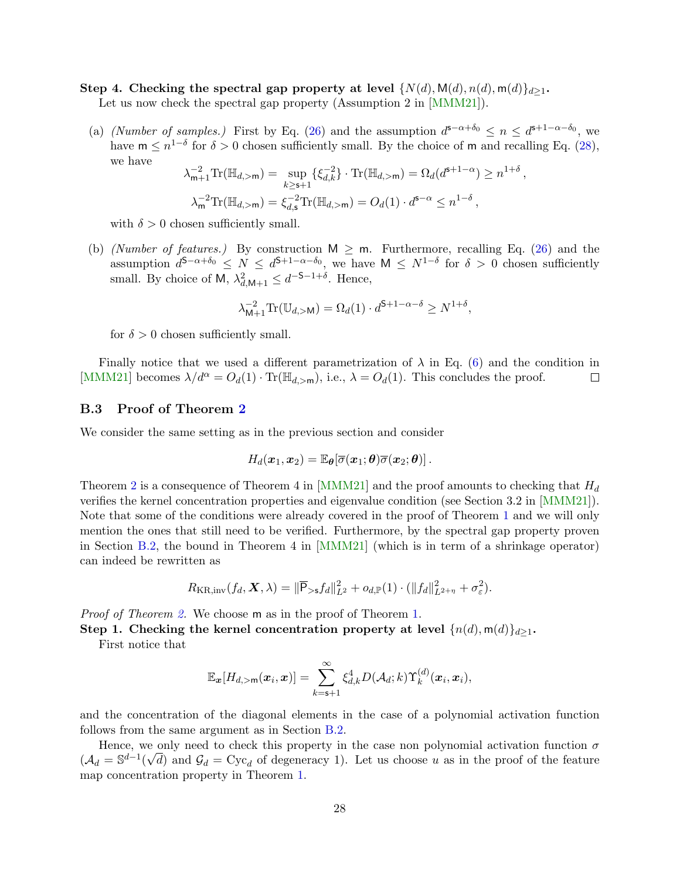**Step 4. Checking the spectral gap property at level $\{N(d), \mathsf{M}(d), n(d), \mathsf{m}(d)\}_{d\geq 1}$.**

Let us now check the spectral gap property (Assumption 2 in [MMM21]).

(a) *(Number of samples.)* First by Eq. (26) and the assumption $d^{\mathsf{s}-\alpha+\delta_0} \leq n \leq d^{\mathsf{s}+1-\alpha-\delta_0}$, we have $\mathsf{m} \leq n^{1-\delta}$ for $\delta > 0$ chosen sufficiently small. By the choice of $\mathsf{m}$ and recalling Eq. (28), we have

$$\lambda_{\mathsf{m}+1}^{-2} \mathrm{Tr}(\mathbb{H}_{d,>\mathsf{m}}) = \sup_{k \geq \mathsf{s}+1} \{\xi_{d,k}^{-2}\} \cdot \mathrm{Tr}(\mathbb{H}_{d,>\mathsf{m}}) = \Omega_d(d^{\mathsf{s}+1-\alpha}) \geq n^{1+\delta}\,,$$

$$\lambda_{\mathsf{m}}^{-2} \mathrm{Tr}(\mathbb{H}_{d,>\mathsf{m}}) = \xi_{d,\mathsf{s}}^{-2} \mathrm{Tr}(\mathbb{H}_{d,>\mathsf{m}}) = O_d(1) \cdot d^{\mathsf{s}-\alpha} \leq n^{1-\delta}\,,$$

with $\delta > 0$ chosen sufficiently small.

(b) *(Number of features.)* By construction $\mathsf{M} \geq \mathsf{m}$. Furthermore, recalling Eq. (26) and the assumption $d^{\mathsf{S}-\alpha+\delta_0} \leq N \leq d^{\mathsf{S}+1-\alpha-\delta_0}$, we have $\mathsf{M} \leq N^{1-\delta}$ for $\delta > 0$ chosen sufficiently small. By choice of $\mathsf{M}$, $\lambda_{d,\mathsf{M}+1}^2 \leq d^{-\mathsf{S}-1+\delta}$. Hence,

$$\lambda_{\mathsf{M}+1}^{-2} \mathrm{Tr}(\mathbb{U}_{d,>\mathsf{M}}) = \Omega_d(1) \cdot d^{\mathsf{S}+1-\alpha-\delta} \geq N^{1+\delta},$$

for $\delta > 0$ chosen sufficiently small.

Finally notice that we used a different parametrization of $\lambda$ in Eq. (6) and the condition in [MMM21] becomes $\lambda / d^\alpha = O_d(1) \cdot \mathrm{Tr}(\mathbb{H}_{d,>\mathsf{m}})$, i.e., $\lambda = O_d(1)$. This concludes the proof. □

### B.3 Proof of Theorem 2

We consider the same setting as in the previous section and consider

$$H_d(\boldsymbol{x}_1, \boldsymbol{x}_2) = \mathbb{E}_{\boldsymbol{\theta}}[\overline{\sigma}(\boldsymbol{x}_1; \boldsymbol{\theta}) \overline{\sigma}(\boldsymbol{x}_2; \boldsymbol{\theta})]\,.$$

Theorem 2 is a consequence of Theorem 4 in [MMM21] and the proof amounts to checking that $H_d$ verifies the kernel concentration properties and eigenvalue condition (see Section 3.2 in [MMM21]). Note that some of the conditions were already covered in the proof of Theorem 1 and we will only mention the ones that still need to be verified. Furthermore, by the spectral gap property proven in Section B.2, the bound in Theorem 4 in [MMM21] (which is in term of a shrinkage operator) can indeed be rewritten as

$$R_{\mathrm{KR,inv}}(f_d, \boldsymbol{X}, \lambda) = \|\overline{\mathsf{P}}_{>\mathsf{s}} f_d\|_{L^2}^2 + o_{d,\mathbb{P}}(1) \cdot (\|f_d\|_{L^{2+\eta}}^2 + \sigma_\varepsilon^2).$$

*Proof of Theorem 2.* We choose $\mathsf{m}$ as in the proof of Theorem 1.

**Step 1. Checking the kernel concentration property at level $\{n(d), \mathsf{m}(d)\}_{d\geq 1}$.**

First notice that

$$\mathbb{E}_{\boldsymbol{x}}[H_{d,>\mathsf{m}}(\boldsymbol{x}_i, \boldsymbol{x})] = \sum_{k=\mathsf{s}+1}^{\infty} \xi_{d,k}^4 D(\mathcal{A}_d; k) \Upsilon_k^{(d)}(\boldsymbol{x}_i, \boldsymbol{x}_i),$$

and the concentration of the diagonal elements in the case of a polynomial activation function follows from the same argument as in Section B.2.

Hence, we only need to check this property in the case non polynomial activation function $\sigma$ ($\mathcal{A}_d = \mathbb{S}^{d-1}(\sqrt{d})$ and $\mathcal{G}_d = \mathrm{Cyc}_d$ of degeneracy 1). Let us choose $u$ as in the proof of the feature map concentration property in Theorem 1.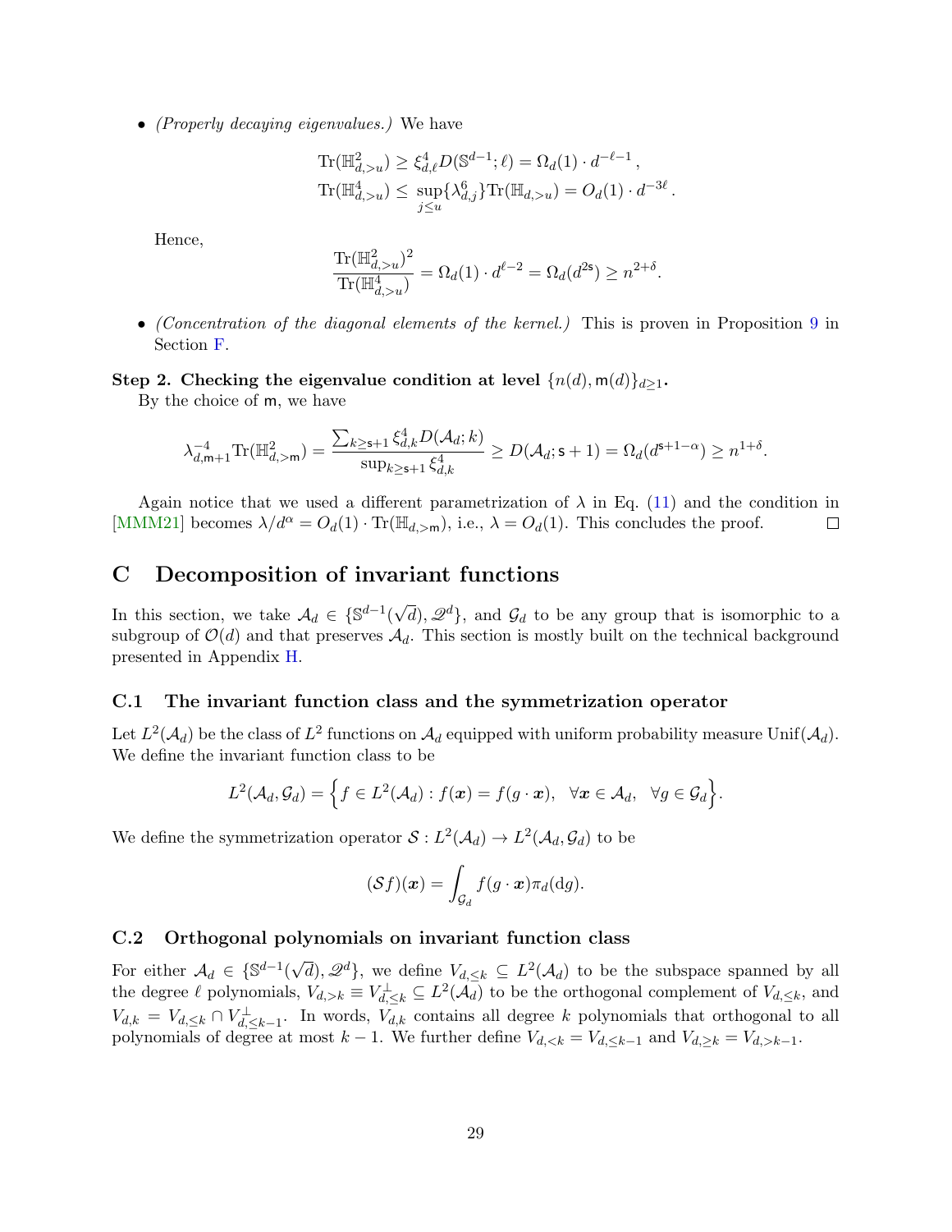- *(Properly decaying eigenvalues.)* We have

$$
\begin{aligned}
\mathrm{Tr}(\mathbb{H}_{d,>u}^2) &\geq \xi_{d,\ell}^4 D(\mathbb{S}^{d-1};\ell) = \Omega_d(1)\cdot d^{-\ell-1}\,,\\
\mathrm{Tr}(\mathbb{H}_{d,>u}^4) &\leq \sup_{j\leq u}\{\lambda_{d,j}^6\}\mathrm{Tr}(\mathbb{H}_{d,>u}) = O_d(1)\cdot d^{-3\ell}\,.
\end{aligned}
$$

  Hence,

$$
\frac{\mathrm{Tr}(\mathbb{H}_{d,>u}^2)^2}{\mathrm{Tr}(\mathbb{H}_{d,>u}^4)} = \Omega_d(1)\cdot d^{\ell-2} = \Omega_d(d^{2\mathsf{s}}) \geq n^{2+\delta}.
$$

- *(Concentration of the diagonal elements of the kernel.)* This is proven in Proposition 9 in Section F.

**Step 2. Checking the eigenvalue condition at level $\{n(d), \mathsf{m}(d)\}_{d\geq 1}$.**
By the choice of $\mathsf{m}$, we have

$$
\lambda_{d,\mathsf{m}+1}^{-4}\mathrm{Tr}(\mathbb{H}_{d,>\mathsf{m}}^2) = \frac{\sum_{k\geq \mathsf{s}+1}\xi_{d,k}^4 D(\mathcal{A}_d;k)}{\sup_{k\geq\mathsf{s}+1}\xi_{d,k}^4} \geq D(\mathcal{A}_d;\mathsf{s}+1) = \Omega_d(d^{\mathsf{s}+1-\alpha}) \geq n^{1+\delta}.
$$

Again notice that we used a different parametrization of $\lambda$ in Eq. (11) and the condition in [MMM21] becomes $\lambda/d^{\alpha} = O_d(1)\cdot\mathrm{Tr}(\mathbb{H}_{d,>\mathsf{m}})$, i.e., $\lambda = O_d(1)$. This concludes the proof. □

# C Decomposition of invariant functions

In this section, we take $\mathcal{A}_d \in \{\mathbb{S}^{d-1}(\sqrt{d}), \mathscr{Q}^d\}$, and $\mathcal{G}_d$ to be any group that is isomorphic to a subgroup of $\mathcal{O}(d)$ and that preserves $\mathcal{A}_d$. This section is mostly built on the technical background presented in Appendix H.

## C.1 The invariant function class and the symmetrization operator

Let $L^2(\mathcal{A}_d)$ be the class of $L^2$ functions on $\mathcal{A}_d$ equipped with uniform probability measure $\mathrm{Unif}(\mathcal{A}_d)$. We define the invariant function class to be

$$
L^2(\mathcal{A}_d,\mathcal{G}_d) = \Big\{f\in L^2(\mathcal{A}_d) : f(\boldsymbol{x}) = f(g\cdot\boldsymbol{x}),\ \ \forall\boldsymbol{x}\in\mathcal{A}_d,\ \ \forall g\in\mathcal{G}_d\Big\}.
$$

We define the symmetrization operator $\mathcal{S} : L^2(\mathcal{A}_d)\to L^2(\mathcal{A}_d,\mathcal{G}_d)$ to be

$$
(\mathcal{S}f)(\boldsymbol{x}) = \int_{\mathcal{G}_d} f(g\cdot\boldsymbol{x})\pi_d(\mathrm{d}g).
$$

## C.2 Orthogonal polynomials on invariant function class

For either $\mathcal{A}_d \in \{\mathbb{S}^{d-1}(\sqrt{d}), \mathscr{Q}^d\}$, we define $V_{d,\leq k}\subseteq L^2(\mathcal{A}_d)$ to be the subspace spanned by all the degree $\ell$ polynomials, $V_{d,>k}\equiv V_{d,\leq k}^{\perp}\subseteq L^2(\mathcal{A}_d)$ to be the orthogonal complement of $V_{d,\leq k}$, and $V_{d,k} = V_{d,\leq k}\cap V_{d,\leq k-1}^{\perp}$. In words, $V_{d,k}$ contains all degree $k$ polynomials that orthogonal to all polynomials of degree at most $k-1$. We further define $V_{d,<k} = V_{d,\leq k-1}$ and $V_{d,\geq k} = V_{d,>k-1}$.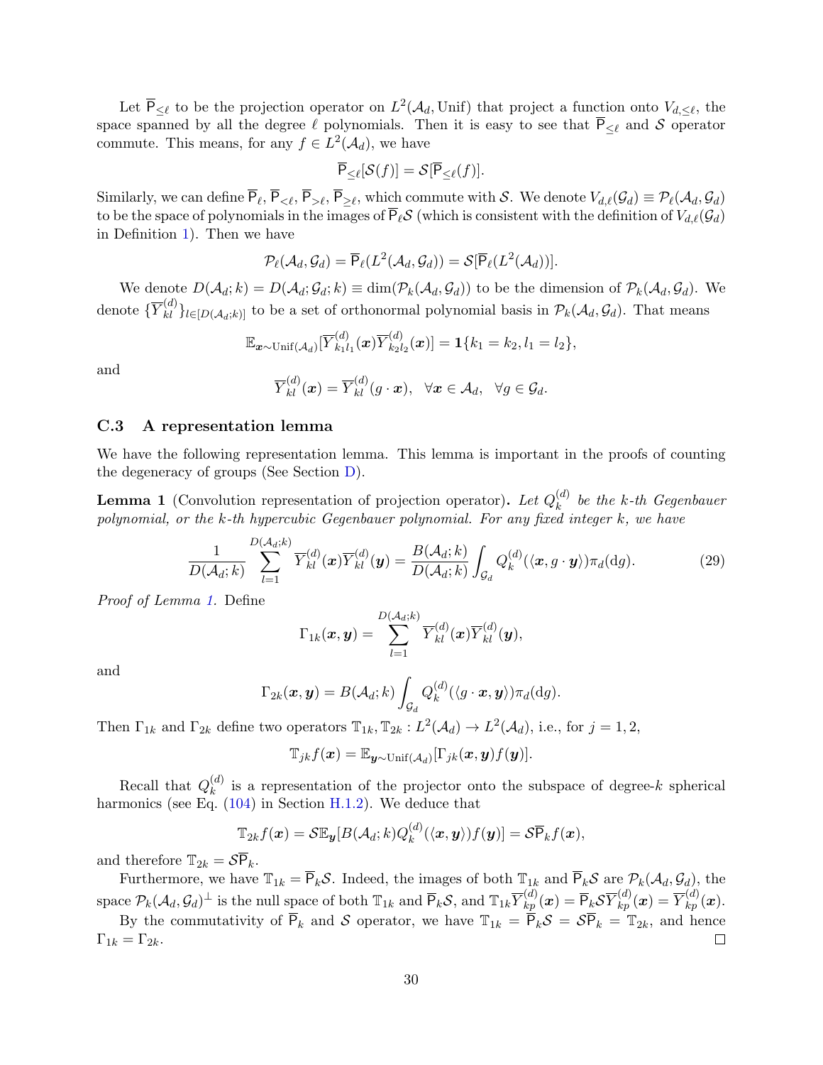Let $\overline{\mathsf{P}}_{\le \ell}$ to be the projection operator on $L^2(\mathcal{A}_d, \mathrm{Unif})$ that project a function onto $V_{d,\le \ell}$, the space spanned by all the degree $\ell$ polynomials. Then it is easy to see that $\overline{\mathsf{P}}_{\le \ell}$ and $\mathcal{S}$ operator commute. This means, for any $f \in L^2(\mathcal{A}_d)$, we have

$$\overline{\mathsf{P}}_{\le \ell}[\mathcal{S}(f)] = \mathcal{S}[\overline{\mathsf{P}}_{\le \ell}(f)].$$

Similarly, we can define $\overline{\mathsf{P}}_{\ell}, \overline{\mathsf{P}}_{< \ell}, \overline{\mathsf{P}}_{> \ell}, \overline{\mathsf{P}}_{\ge \ell}$, which commute with $\mathcal{S}$. We denote $V_{d,\ell}(\mathcal{G}_d) \equiv \mathcal{P}_\ell(\mathcal{A}_d, \mathcal{G}_d)$ to be the space of polynomials in the images of $\overline{\mathsf{P}}_\ell \mathcal{S}$ (which is consistent with the definition of $V_{d,\ell}(\mathcal{G}_d)$ in Definition 1). Then we have

$$\mathcal{P}_\ell(\mathcal{A}_d, \mathcal{G}_d) = \overline{\mathsf{P}}_\ell(L^2(\mathcal{A}_d, \mathcal{G}_d)) = \mathcal{S}[\overline{\mathsf{P}}_\ell(L^2(\mathcal{A}_d))].$$

We denote $D(\mathcal{A}_d; k) = D(\mathcal{A}_d; \mathcal{G}_d; k) \equiv \dim(\mathcal{P}_k(\mathcal{A}_d, \mathcal{G}_d))$ to be the dimension of $\mathcal{P}_k(\mathcal{A}_d, \mathcal{G}_d)$. We denote $\{\overline{Y}_{kl}^{(d)}\}_{l \in [D(\mathcal{A}_d;k)]}$ to be a set of orthonormal polynomial basis in $\mathcal{P}_k(\mathcal{A}_d, \mathcal{G}_d)$. That means

$$\mathbb{E}_{\boldsymbol{x} \sim \mathrm{Unif}(\mathcal{A}_d)}[\overline{Y}_{k_1 l_1}^{(d)}(\boldsymbol{x}) \overline{Y}_{k_2 l_2}^{(d)}(\boldsymbol{x})] = \mathbf{1}\{k_1 = k_2, l_1 = l_2\},$$

and

$$\overline{Y}_{kl}^{(d)}(\boldsymbol{x}) = \overline{Y}_{kl}^{(d)}(g \cdot \boldsymbol{x}), \quad \forall \boldsymbol{x} \in \mathcal{A}_d, \quad \forall g \in \mathcal{G}_d.$$

### C.3 A representation lemma

We have the following representation lemma. This lemma is important in the proofs of counting the degeneracy of groups (See Section D).

**Lemma 1** (Convolution representation of projection operator)**.** *Let $Q_k^{(d)}$ be the $k$-th Gegenbauer polynomial, or the $k$-th hypercubic Gegenbauer polynomial. For any fixed integer $k$, we have*

$$\frac{1}{D(\mathcal{A}_d; k)} \sum_{l=1}^{D(\mathcal{A}_d;k)} \overline{Y}_{kl}^{(d)}(\boldsymbol{x}) \overline{Y}_{kl}^{(d)}(\boldsymbol{y}) = \frac{B(\mathcal{A}_d; k)}{D(\mathcal{A}_d; k)} \int_{\mathcal{G}_d} Q_k^{(d)}(\langle \boldsymbol{x}, g \cdot \boldsymbol{y} \rangle) \pi_d(\mathrm{d}g). \tag{29}$$

*Proof of Lemma 1.* Define

$$\Gamma_{1k}(\boldsymbol{x}, \boldsymbol{y}) = \sum_{l=1}^{D(\mathcal{A}_d;k)} \overline{Y}_{kl}^{(d)}(\boldsymbol{x}) \overline{Y}_{kl}^{(d)}(\boldsymbol{y}),$$

and

$$\Gamma_{2k}(\boldsymbol{x}, \boldsymbol{y}) = B(\mathcal{A}_d; k) \int_{\mathcal{G}_d} Q_k^{(d)}(\langle g \cdot \boldsymbol{x}, \boldsymbol{y} \rangle) \pi_d(\mathrm{d}g).$$

Then $\Gamma_{1k}$ and $\Gamma_{2k}$ define two operators $\mathbb{T}_{1k}, \mathbb{T}_{2k} : L^2(\mathcal{A}_d) \to L^2(\mathcal{A}_d)$, i.e., for $j = 1, 2$,

$$\mathbb{T}_{jk} f(\boldsymbol{x}) = \mathbb{E}_{\boldsymbol{y} \sim \mathrm{Unif}(\mathcal{A}_d)}[\Gamma_{jk}(\boldsymbol{x}, \boldsymbol{y}) f(\boldsymbol{y})].$$

Recall that $Q_k^{(d)}$ is a representation of the projector onto the subspace of degree-$k$ spherical harmonics (see Eq. (104) in Section H.1.2). We deduce that

$$\mathbb{T}_{2k} f(\boldsymbol{x}) = \mathcal{S} \mathbb{E}_{\boldsymbol{y}}[B(\mathcal{A}_d; k) Q_k^{(d)}(\langle \boldsymbol{x}, \boldsymbol{y} \rangle) f(\boldsymbol{y})] = \mathcal{S} \overline{\mathsf{P}}_k f(\boldsymbol{x}),$$

and therefore $\mathbb{T}_{2k} = \mathcal{S} \overline{\mathsf{P}}_k$.

Furthermore, we have $\mathbb{T}_{1k} = \overline{\mathsf{P}}_k \mathcal{S}$. Indeed, the images of both $\mathbb{T}_{1k}$ and $\overline{\mathsf{P}}_k \mathcal{S}$ are $\mathcal{P}_k(\mathcal{A}_d, \mathcal{G}_d)$, the space $\mathcal{P}_k(\mathcal{A}_d, \mathcal{G}_d)^\perp$ is the null space of both $\mathbb{T}_{1k}$ and $\overline{\mathsf{P}}_k \mathcal{S}$, and $\mathbb{T}_{1k} \overline{Y}_{kp}^{(d)}(\boldsymbol{x}) = \overline{\mathsf{P}}_k \mathcal{S} \overline{Y}_{kp}^{(d)}(\boldsymbol{x}) = \overline{Y}_{kp}^{(d)}(\boldsymbol{x})$.

By the commutativity of $\overline{\mathsf{P}}_k$ and $\mathcal{S}$ operator, we have $\mathbb{T}_{1k} = \overline{\mathsf{P}}_k \mathcal{S} = \mathcal{S} \overline{\mathsf{P}}_k = \mathbb{T}_{2k}$, and hence $\Gamma_{1k} = \Gamma_{2k}$. $\square$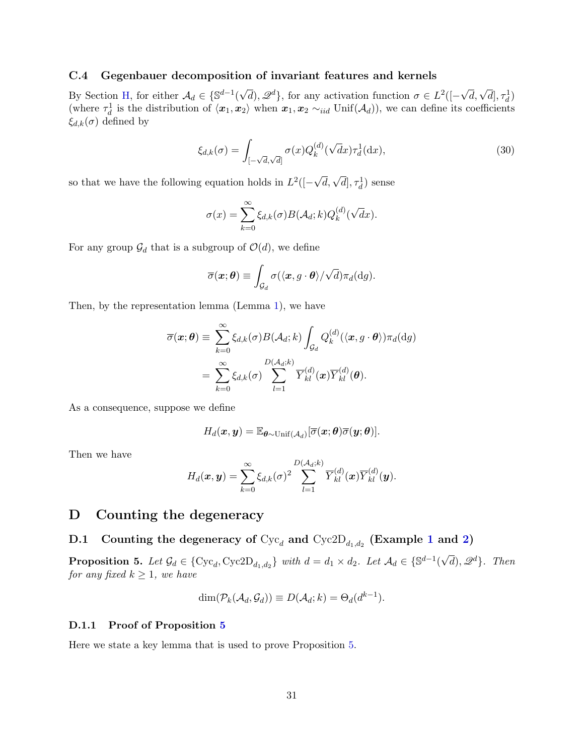### C.4 Gegenbauer decomposition of invariant features and kernels

By Section H, for either $\mathcal{A}_d \in \{\mathbb{S}^{d-1}(\sqrt{d}), \mathscr{Q}^d\}$, for any activation function $\sigma \in L^2([-\sqrt{d}, \sqrt{d}], \tau_d^1)$ (where $\tau_d^1$ is the distribution of $\langle \boldsymbol{x}_1, \boldsymbol{x}_2 \rangle$ when $\boldsymbol{x}_1, \boldsymbol{x}_2 \sim_{iid} \text{Unif}(\mathcal{A}_d)$), we can define its coefficients $\xi_{d,k}(\sigma)$ defined by

$$\xi_{d,k}(\sigma) = \int_{[-\sqrt{d},\sqrt{d}]} \sigma(x) Q_k^{(d)}(\sqrt{d}x) \tau_d^1(\mathrm{d}x), \tag{30}$$

so that we have the following equation holds in $L^2([-\sqrt{d}, \sqrt{d}], \tau_d^1)$ sense

$$\sigma(x) = \sum_{k=0}^{\infty} \xi_{d,k}(\sigma) B(\mathcal{A}_d; k) Q_k^{(d)}(\sqrt{d}x).$$

For any group $\mathcal{G}_d$ that is a subgroup of $\mathcal{O}(d)$, we define

$$\overline{\sigma}(\boldsymbol{x}; \boldsymbol{\theta}) \equiv \int_{\mathcal{G}_d} \sigma(\langle \boldsymbol{x}, g \cdot \boldsymbol{\theta} \rangle / \sqrt{d}) \pi_d(\mathrm{d}g).$$

Then, by the representation lemma (Lemma 1), we have

$$\begin{aligned}
\overline{\sigma}(\boldsymbol{x}; \boldsymbol{\theta}) \equiv & \sum_{k=0}^{\infty} \xi_{d,k}(\sigma) B(\mathcal{A}_d; k) \int_{\mathcal{G}_d} Q_k^{(d)}(\langle \boldsymbol{x}, g \cdot \boldsymbol{\theta} \rangle) \pi_d(\mathrm{d}g) \\
= & \sum_{k=0}^{\infty} \xi_{d,k}(\sigma) \sum_{l=1}^{D(\mathcal{A}_d;k)} \overline{Y}_{kl}^{(d)}(\boldsymbol{x}) \overline{Y}_{kl}^{(d)}(\boldsymbol{\theta}).
\end{aligned}$$

As a consequence, suppose we define

$$H_d(\boldsymbol{x}, \boldsymbol{y}) = \mathbb{E}_{\boldsymbol{\theta} \sim \text{Unif}(\mathcal{A}_d)}[\overline{\sigma}(\boldsymbol{x}; \boldsymbol{\theta}) \overline{\sigma}(\boldsymbol{y}; \boldsymbol{\theta})].$$

Then we have

$$H_d(\boldsymbol{x}, \boldsymbol{y}) = \sum_{k=0}^{\infty} \xi_{d,k}(\sigma)^2 \sum_{l=1}^{D(\mathcal{A}_d;k)} \overline{Y}_{kl}^{(d)}(\boldsymbol{x}) \overline{Y}_{kl}^{(d)}(\boldsymbol{y}).$$

# D Counting the degeneracy

## D.1 Counting the degeneracy of $\text{Cyc}_d$ and $\text{Cyc2D}_{d_1,d_2}$ (Example 1 and 2)

**Proposition 5.** *Let $\mathcal{G}_d \in \{\text{Cyc}_d, \text{Cyc2D}_{d_1,d_2}\}$ with $d = d_1 \times d_2$. Let $\mathcal{A}_d \in \{\mathbb{S}^{d-1}(\sqrt{d}), \mathscr{Q}^d\}$. Then for any fixed $k \geq 1$, we have*

$$\dim(\mathcal{P}_k(\mathcal{A}_d, \mathcal{G}_d)) \equiv D(\mathcal{A}_d; k) = \Theta_d(d^{k-1}).$$

### D.1.1 Proof of Proposition 5

Here we state a key lemma that is used to prove Proposition 5.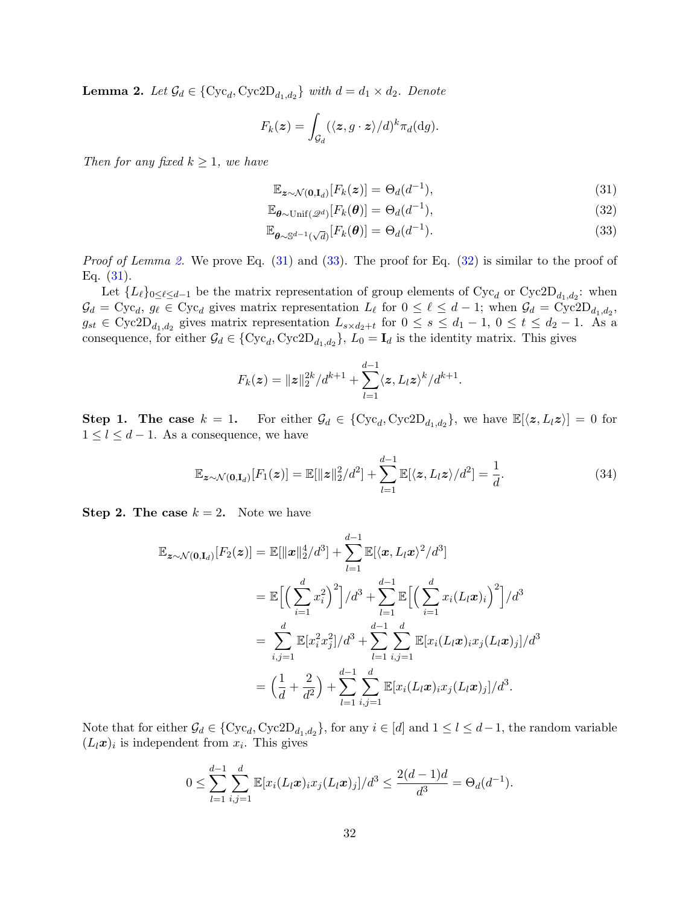**Lemma 2.** *Let $\mathcal{G}_d \in \{\mathrm{Cyc}_d, \mathrm{Cyc2D}_{d_1,d_2}\}$ with $d = d_1 \times d_2$. Denote*

$$F_k(\boldsymbol{z}) = \int_{\mathcal{G}_d} (\langle \boldsymbol{z}, g \cdot \boldsymbol{z}\rangle/d)^k \pi_d(\mathrm{d}g).$$

*Then for any fixed $k \geq 1$, we have*

$$\mathbb{E}_{\boldsymbol{z}\sim\mathcal{N}(\boldsymbol{0},\mathbf{I}_d)}[F_k(\boldsymbol{z})] = \Theta_d(d^{-1}), \tag{31}$$

$$\mathbb{E}_{\boldsymbol{\theta}\sim\mathrm{Unif}(\mathscr{Q}^d)}[F_k(\boldsymbol{\theta})] = \Theta_d(d^{-1}), \tag{32}$$

$$\mathbb{E}_{\boldsymbol{\theta}\sim\mathbb{S}^{d-1}(\sqrt{d})}[F_k(\boldsymbol{\theta})] = \Theta_d(d^{-1}). \tag{33}$$

*Proof of Lemma 2.* We prove Eq. (31) and (33). The proof for Eq. (32) is similar to the proof of Eq. (31).

Let $\{L_\ell\}_{0\leq \ell\leq d-1}$ be the matrix representation of group elements of $\mathrm{Cyc}_d$ or $\mathrm{Cyc2D}_{d_1,d_2}$: when $\mathcal{G}_d = \mathrm{Cyc}_d$, $g_\ell \in \mathrm{Cyc}_d$ gives matrix representation $L_\ell$ for $0 \leq \ell \leq d-1$; when $\mathcal{G}_d = \mathrm{Cyc2D}_{d_1,d_2}$, $g_{st} \in \mathrm{Cyc2D}_{d_1,d_2}$ gives matrix representation $L_{s\times d_2+t}$ for $0 \leq s \leq d_1 - 1$, $0 \leq t \leq d_2 - 1$. As a consequence, for either $\mathcal{G}_d \in \{\mathrm{Cyc}_d, \mathrm{Cyc2D}_{d_1,d_2}\}$, $L_0 = \mathbf{I}_d$ is the identity matrix. This gives

$$F_k(\boldsymbol{z}) = \|\boldsymbol{z}\|_2^{2k}/d^{k+1} + \sum_{l=1}^{d-1}\langle \boldsymbol{z}, L_l\boldsymbol{z}\rangle^k/d^{k+1}.$$

**Step 1. The case $k=1$.** For either $\mathcal{G}_d \in \{\mathrm{Cyc}_d, \mathrm{Cyc2D}_{d_1,d_2}\}$, we have $\mathbb{E}[\langle \boldsymbol{z}, L_l\boldsymbol{z}\rangle] = 0$ for $1 \leq l \leq d-1$. As a consequence, we have

$$\mathbb{E}_{\boldsymbol{z}\sim\mathcal{N}(\boldsymbol{0},\mathbf{I}_d)}[F_1(\boldsymbol{z})] = \mathbb{E}[\|\boldsymbol{z}\|_2^2/d^2] + \sum_{l=1}^{d-1}\mathbb{E}[\langle \boldsymbol{z}, L_l\boldsymbol{z}\rangle/d^2] = \frac{1}{d}. \tag{34}$$

**Step 2. The case $k=2$.** Note we have

$$\begin{aligned}
\mathbb{E}_{\boldsymbol{z}\sim\mathcal{N}(\boldsymbol{0},\mathbf{I}_d)}[F_2(\boldsymbol{z})] &= \mathbb{E}[\|\boldsymbol{x}\|_2^4/d^3] + \sum_{l=1}^{d-1}\mathbb{E}[\langle \boldsymbol{x}, L_l\boldsymbol{x}\rangle^2/d^3] \\
&= \mathbb{E}\Big[\Big(\sum_{i=1}^d x_i^2\Big)^2\Big]/d^3 + \sum_{l=1}^{d-1}\mathbb{E}\Big[\Big(\sum_{i=1}^d x_i(L_l\boldsymbol{x})_i\Big)^2\Big]/d^3 \\
&= \sum_{i,j=1}^d \mathbb{E}[x_i^2x_j^2]/d^3 + \sum_{l=1}^{d-1}\sum_{i,j=1}^d \mathbb{E}[x_i(L_l\boldsymbol{x})_i x_j(L_l\boldsymbol{x})_j]/d^3 \\
&= \Big(\frac{1}{d} + \frac{2}{d^2}\Big) + \sum_{l=1}^{d-1}\sum_{i,j=1}^d \mathbb{E}[x_i(L_l\boldsymbol{x})_i x_j(L_l\boldsymbol{x})_j]/d^3.
\end{aligned}$$

Note that for either $\mathcal{G}_d \in \{\mathrm{Cyc}_d, \mathrm{Cyc2D}_{d_1,d_2}\}$, for any $i \in [d]$ and $1 \leq l \leq d-1$, the random variable $(L_l\boldsymbol{x})_i$ is independent from $x_i$. This gives

$$0 \leq \sum_{l=1}^{d-1}\sum_{i,j=1}^d \mathbb{E}[x_i(L_l\boldsymbol{x})_i x_j(L_l\boldsymbol{x})_j]/d^3 \leq \frac{2(d-1)d}{d^3} = \Theta_d(d^{-1}).$$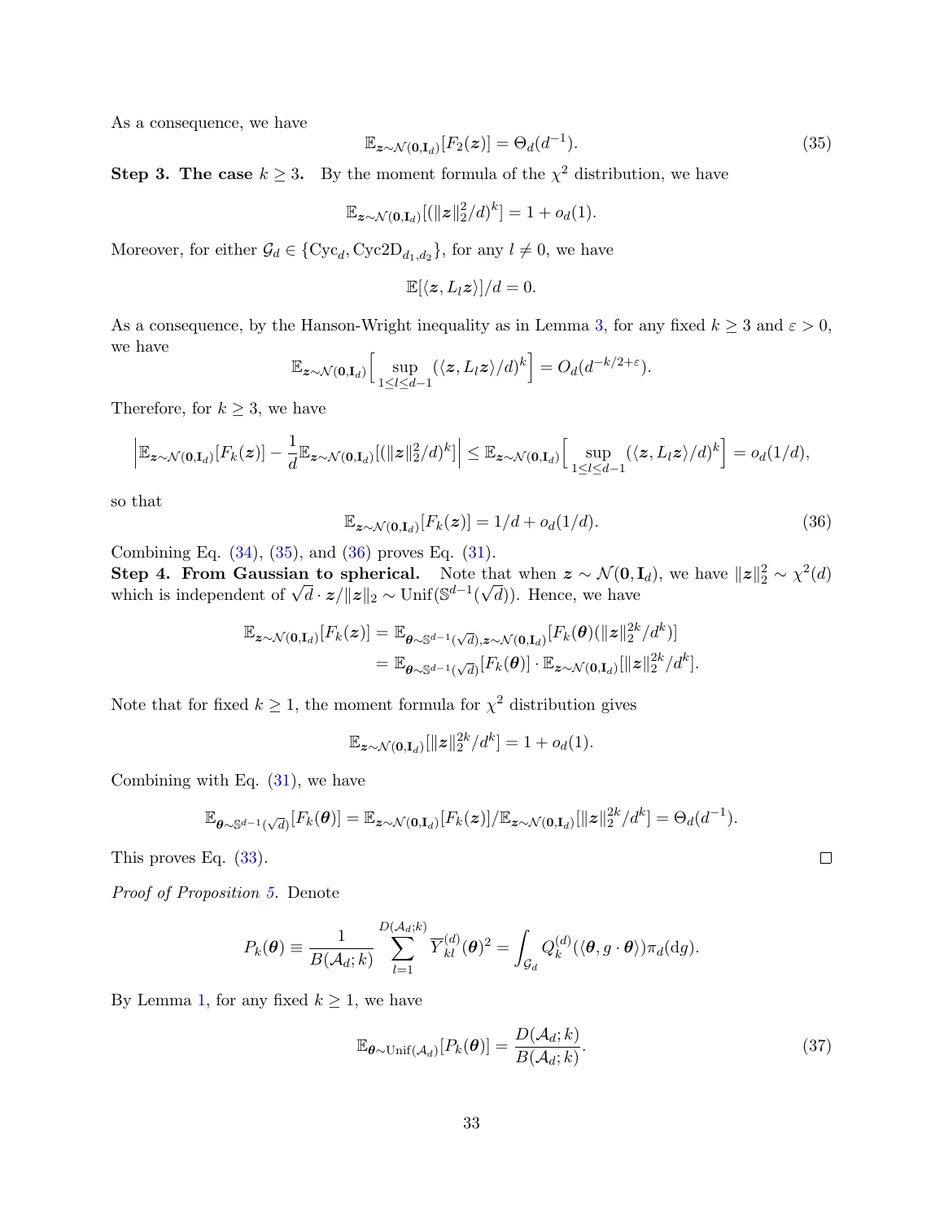As a consequence, we have

$$\mathbb{E}_{\boldsymbol{z}\sim\mathcal{N}(\mathbf{0},\mathbf{I}_d)}[F_2(\boldsymbol{z})] = \Theta_d(d^{-1}). \tag{35}$$

**Step 3. The case $k \geq 3$.** By the moment formula of the $\chi^2$ distribution, we have

$$\mathbb{E}_{\boldsymbol{z}\sim\mathcal{N}(\mathbf{0},\mathbf{I}_d)}[(\|\boldsymbol{z}\|_2^2/d)^k] = 1 + o_d(1).$$

Moreover, for either $\mathcal{G}_d \in \{\mathrm{Cyc}_d, \mathrm{Cyc2D}_{d_1,d_2}\}$, for any $l \neq 0$, we have

$$\mathbb{E}[\langle \boldsymbol{z}, L_l \boldsymbol{z}\rangle]/d = 0.$$

As a consequence, by the Hanson-Wright inequality as in Lemma 3, for any fixed $k \geq 3$ and $\varepsilon > 0$, we have

$$\mathbb{E}_{\boldsymbol{z}\sim\mathcal{N}(\mathbf{0},\mathbf{I}_d)}\Big[\sup_{1\leq l\leq d-1}(\langle \boldsymbol{z}, L_l\boldsymbol{z}\rangle/d)^k\Big] = O_d(d^{-k/2+\varepsilon}).$$

Therefore, for $k \geq 3$, we have

$$\Big|\mathbb{E}_{\boldsymbol{z}\sim\mathcal{N}(\mathbf{0},\mathbf{I}_d)}[F_k(\boldsymbol{z})] - \frac{1}{d}\mathbb{E}_{\boldsymbol{z}\sim\mathcal{N}(\mathbf{0},\mathbf{I}_d)}[(\|\boldsymbol{z}\|_2^2/d)^k]\Big| \leq \mathbb{E}_{\boldsymbol{z}\sim\mathcal{N}(\mathbf{0},\mathbf{I}_d)}\Big[\sup_{1\leq l\leq d-1}(\langle \boldsymbol{z}, L_l\boldsymbol{z}\rangle/d)^k\Big] = o_d(1/d),$$

so that

$$\mathbb{E}_{\boldsymbol{z}\sim\mathcal{N}(\mathbf{0},\mathbf{I}_d)}[F_k(\boldsymbol{z})] = 1/d + o_d(1/d). \tag{36}$$

Combining Eq. (34), (35), and (36) proves Eq. (31).

**Step 4. From Gaussian to spherical.** Note that when $\boldsymbol{z} \sim \mathcal{N}(\mathbf{0}, \mathbf{I}_d)$, we have $\|\boldsymbol{z}\|_2^2 \sim \chi^2(d)$ which is independent of $\sqrt{d}\cdot \boldsymbol{z}/\|\boldsymbol{z}\|_2 \sim \mathrm{Unif}(\mathbb{S}^{d-1}(\sqrt{d}))$. Hence, we have

$$\begin{aligned}
\mathbb{E}_{\boldsymbol{z}\sim\mathcal{N}(\mathbf{0},\mathbf{I}_d)}[F_k(\boldsymbol{z})] &= \mathbb{E}_{\boldsymbol{\theta}\sim\mathbb{S}^{d-1}(\sqrt{d}),\boldsymbol{z}\sim\mathcal{N}(\mathbf{0},\mathbf{I}_d)}[F_k(\boldsymbol{\theta})(\|\boldsymbol{z}\|_2^{2k}/d^k)] \\
&= \mathbb{E}_{\boldsymbol{\theta}\sim\mathbb{S}^{d-1}(\sqrt{d})}[F_k(\boldsymbol{\theta})]\cdot \mathbb{E}_{\boldsymbol{z}\sim\mathcal{N}(\mathbf{0},\mathbf{I}_d)}[\|\boldsymbol{z}\|_2^{2k}/d^k].
\end{aligned}$$

Note that for fixed $k \geq 1$, the moment formula for $\chi^2$ distribution gives

$$\mathbb{E}_{\boldsymbol{z}\sim\mathcal{N}(\mathbf{0},\mathbf{I}_d)}[\|\boldsymbol{z}\|_2^{2k}/d^k] = 1 + o_d(1).$$

Combining with Eq. (31), we have

$$\mathbb{E}_{\boldsymbol{\theta}\sim\mathbb{S}^{d-1}(\sqrt{d})}[F_k(\boldsymbol{\theta})] = \mathbb{E}_{\boldsymbol{z}\sim\mathcal{N}(\mathbf{0},\mathbf{I}_d)}[F_k(\boldsymbol{z})]/\mathbb{E}_{\boldsymbol{z}\sim\mathcal{N}(\mathbf{0},\mathbf{I}_d)}[\|\boldsymbol{z}\|_2^{2k}/d^k] = \Theta_d(d^{-1}).$$

This proves Eq. (33). ☐

*Proof of Proposition 5.* Denote

$$P_k(\boldsymbol{\theta}) \equiv \frac{1}{B(\mathcal{A}_d;k)}\sum_{l=1}^{D(\mathcal{A}_d;k)} \overline{Y}_{kl}^{(d)}(\boldsymbol{\theta})^2 = \int_{\mathcal{G}_d} Q_k^{(d)}(\langle \boldsymbol{\theta}, g\cdot\boldsymbol{\theta}\rangle)\pi_d(\mathrm{d}g).$$

By Lemma 1, for any fixed $k \geq 1$, we have

$$\mathbb{E}_{\boldsymbol{\theta}\sim\mathrm{Unif}(\mathcal{A}_d)}[P_k(\boldsymbol{\theta})] = \frac{D(\mathcal{A}_d;k)}{B(\mathcal{A}_d;k)}. \tag{37}$$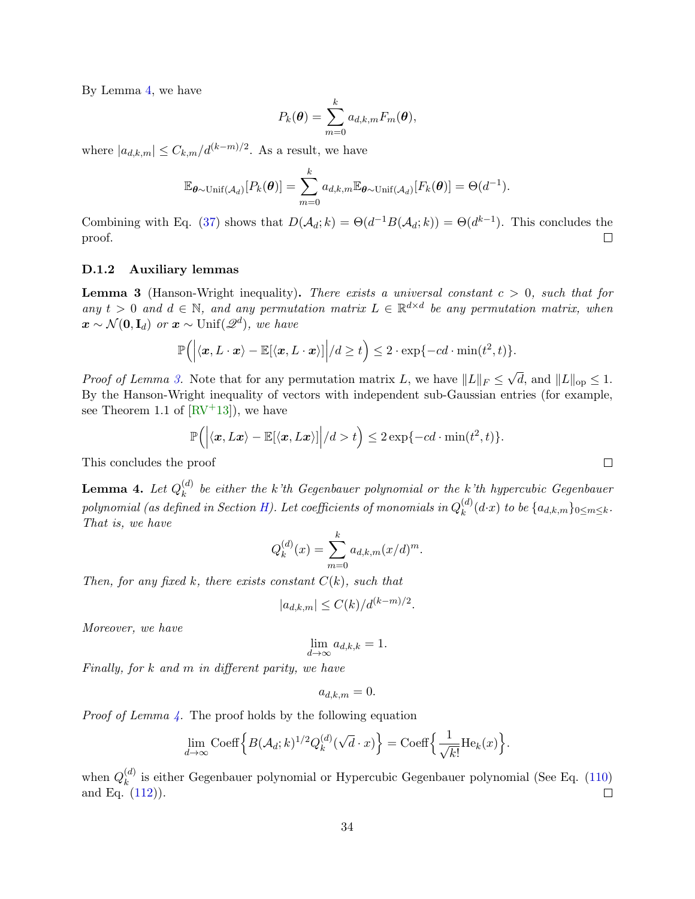By Lemma 4, we have

$$
P_k(\boldsymbol{\theta}) = \sum_{m=0}^{k} a_{d,k,m} F_m(\boldsymbol{\theta}),
$$

where $|a_{d,k,m}| \le C_{k,m}/d^{(k-m)/2}$. As a result, we have

$$
\mathbb{E}_{\boldsymbol{\theta}\sim \mathrm{Unif}(\mathcal{A}_d)}[P_k(\boldsymbol{\theta})] = \sum_{m=0}^{k} a_{d,k,m} \mathbb{E}_{\boldsymbol{\theta}\sim \mathrm{Unif}(\mathcal{A}_d)}[F_k(\boldsymbol{\theta})] = \Theta(d^{-1}).
$$

Combining with Eq. (37) shows that $D(\mathcal{A}_d; k) = \Theta(d^{-1} B(\mathcal{A}_d; k)) = \Theta(d^{k-1})$. This concludes the proof. □

#### D.1.2 Auxiliary lemmas

**Lemma 3** (Hanson-Wright inequality)**.** *There exists a universal constant $c > 0$, such that for any $t > 0$ and $d \in \mathbb{N}$, and any permutation matrix $L \in \mathbb{R}^{d\times d}$ be any permutation matrix, when $\boldsymbol{x} \sim \mathcal{N}(\mathbf{0}, \mathbf{I}_d)$ or $\boldsymbol{x} \sim \mathrm{Unif}(\mathscr{Q}^d)$, we have*

$$
\mathbb{P}\Big(\Big|\langle \boldsymbol{x}, L\cdot \boldsymbol{x}\rangle - \mathbb{E}[\langle \boldsymbol{x}, L\cdot \boldsymbol{x}\rangle]\Big|/d \ge t\Big) \le 2\cdot \exp\{-cd\cdot \min(t^2, t)\}.
$$

*Proof of Lemma 3.* Note that for any permutation matrix $L$, we have $\|L\|_F \le \sqrt{d}$, and $\|L\|_{\rm op} \le 1$. By the Hanson-Wright inequality of vectors with independent sub-Gaussian entries (for example, see Theorem 1.1 of [RV+13]), we have

$$
\mathbb{P}\Big(\Big|\langle \boldsymbol{x}, L\boldsymbol{x}\rangle - \mathbb{E}[\langle \boldsymbol{x}, L\boldsymbol{x}\rangle]\Big|/d > t\Big) \le 2\exp\{-cd\cdot \min(t^2, t)\}.
$$

This concludes the proof □

**Lemma 4.** *Let $Q_k^{(d)}$ be either the k'th Gegenbauer polynomial or the k'th hypercubic Gegenbauer polynomial (as defined in Section H). Let coefficients of monomials in $Q_k^{(d)}(d\cdot x)$ to be $\{a_{d,k,m}\}_{0\le m\le k}$. That is, we have*

$$
Q_k^{(d)}(x) = \sum_{m=0}^{k} a_{d,k,m}(x/d)^m.
$$

*Then, for any fixed $k$, there exists constant $C(k)$, such that*

$$
|a_{d,k,m}| \le C(k)/d^{(k-m)/2}.
$$

*Moreover, we have*

$$
\lim_{d\to\infty} a_{d,k,k} = 1.
$$

*Finally, for $k$ and $m$ in different parity, we have*

$$
a_{d,k,m} = 0.
$$

*Proof of Lemma 4.* The proof holds by the following equation

$$
\lim_{d\to\infty} \mathrm{Coeff}\Big\{B(\mathcal{A}_d; k)^{1/2} Q_k^{(d)}(\sqrt{d}\cdot x)\Big\} = \mathrm{Coeff}\Big\{\frac{1}{\sqrt{k!}}\mathrm{He}_k(x)\Big\}.
$$

when $Q_k^{(d)}$ is either Gegenbauer polynomial or Hypercubic Gegenbauer polynomial (See Eq. (110) and Eq. (112)). □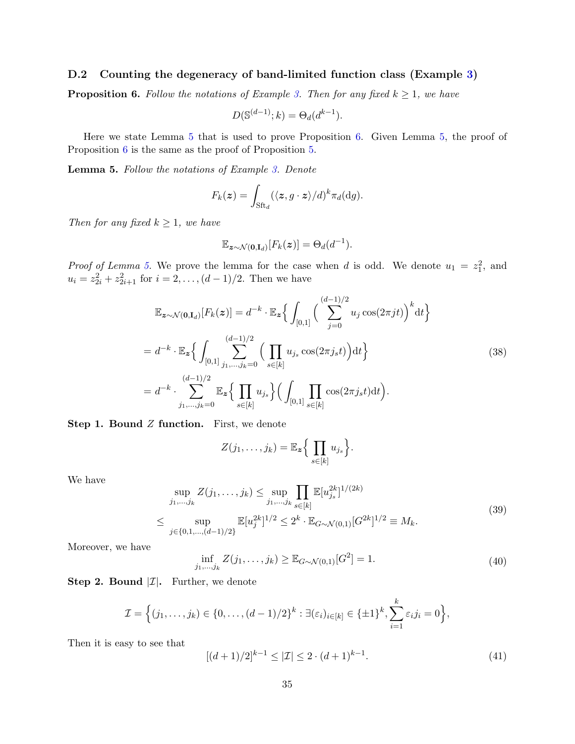### D.2 Counting the degeneracy of band-limited function class (Example 3)

**Proposition 6.** *Follow the notations of Example 3. Then for any fixed $k \geq 1$, we have*

$$
D(\mathbb{S}^{(d-1)}; k) = \Theta_d(d^{k-1}).
$$

Here we state Lemma 5 that is used to prove Proposition 6. Given Lemma 5, the proof of Proposition 6 is the same as the proof of Proposition 5.

**Lemma 5.** *Follow the notations of Example 3. Denote*

$$
F_k(\boldsymbol{z}) = \int_{\mathrm{Sft}_d} (\langle \boldsymbol{z}, g \cdot \boldsymbol{z} \rangle / d)^k \pi_d(\mathrm{d}g).
$$

*Then for any fixed $k \geq 1$, we have*

$$
\mathbb{E}_{\boldsymbol{z} \sim \mathcal{N}(\mathbf{0}, \mathbf{I}_d)}[F_k(\boldsymbol{z})] = \Theta_d(d^{-1}).
$$

*Proof of Lemma 5.* We prove the lemma for the case when $d$ is odd. We denote $u_1 = z_1^2$, and $u_i = z_{2i}^2 + z_{2i+1}^2$ for $i = 2, \ldots, (d-1)/2$. Then we have

$$
\begin{aligned}
\mathbb{E}_{\boldsymbol{z} \sim \mathcal{N}(\mathbf{0}, \mathbf{I}_d)}[F_k(\boldsymbol{z})] &= d^{-k} \cdot \mathbb{E}_{\boldsymbol{z}} \Big\{ \int_{[0,1]} \Big( \sum_{j=0}^{(d-1)/2} u_j \cos(2\pi j t) \Big)^k \mathrm{d}t \Big\} \\
&= d^{-k} \cdot \mathbb{E}_{\boldsymbol{z}} \Big\{ \int_{[0,1]} \sum_{j_1, \ldots, j_k = 0}^{(d-1)/2} \Big( \prod_{s \in [k]} u_{j_s} \cos(2\pi j_s t) \Big) \mathrm{d}t \Big\} \\
&= d^{-k} \cdot \sum_{j_1, \ldots, j_k = 0}^{(d-1)/2} \mathbb{E}_{\boldsymbol{z}} \Big\{ \prod_{s \in [k]} u_{j_s} \Big\} \Big( \int_{[0,1]} \prod_{s \in [k]} \cos(2\pi j_s t) \mathrm{d}t \Big).
\end{aligned} \tag{38}
$$

**Step 1. Bound $Z$ function.** First, we denote

$$
Z(j_1, \ldots, j_k) = \mathbb{E}_{\boldsymbol{z}} \Big\{ \prod_{s \in [k]} u_{j_s} \Big\}.
$$

We have

$$
\begin{aligned}
\sup_{j_1, \ldots, j_k} Z(j_1, \ldots, j_k) &\leq \sup_{j_1, \ldots, j_k} \prod_{s \in [k]} \mathbb{E}[u_{j_s}^{2k}]^{1/(2k)} \\
&\leq \sup_{j \in \{0, 1, \ldots, (d-1)/2\}} \mathbb{E}[u_j^{2k}]^{1/2} \leq 2^k \cdot \mathbb{E}_{G \sim \mathcal{N}(0,1)}[G^{2k}]^{1/2} \equiv M_k.
\end{aligned} \tag{39}
$$

Moreover, we have

$$
\inf_{j_1, \ldots, j_k} Z(j_1, \ldots, j_k) \geq \mathbb{E}_{G \sim \mathcal{N}(0,1)}[G^2] = 1. \tag{40}
$$

**Step 2. Bound $|\mathcal{I}|$.** Further, we denote

$$
\mathcal{I} = \Big\{ (j_1, \ldots, j_k) \in \{0, \ldots, (d-1)/2\}^k : \exists (\varepsilon_i)_{i \in [k]} \in \{\pm 1\}^k, \sum_{i=1}^k \varepsilon_i j_i = 0 \Big\},
$$

Then it is easy to see that

$$
[(d+1)/2]^{k-1} \leq |\mathcal{I}| \leq 2 \cdot (d+1)^{k-1}. \tag{41}
$$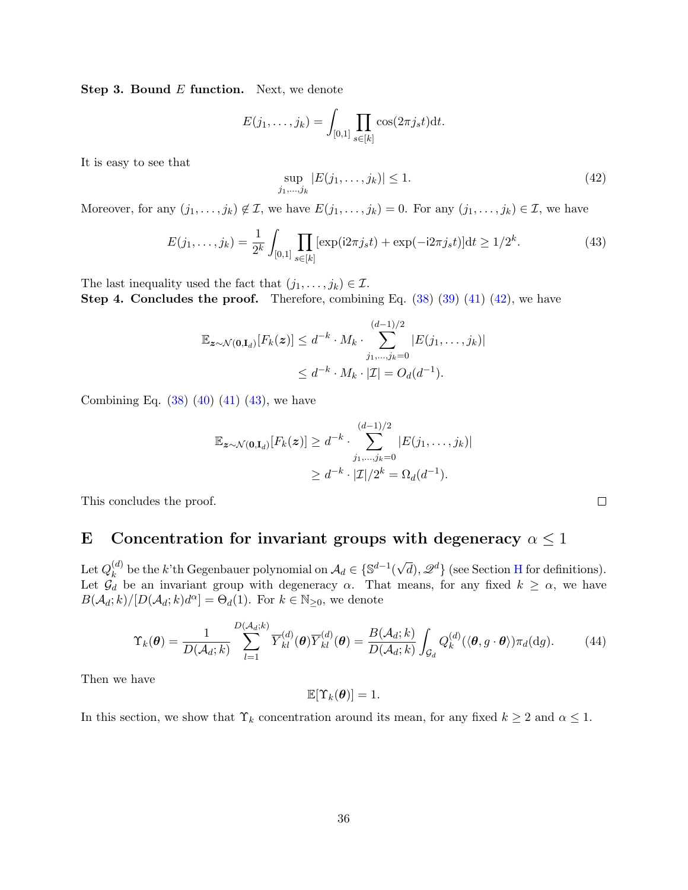**Step 3. Bound $E$ function.** Next, we denote

$$E(j_1, \ldots, j_k) = \int_{[0,1]} \prod_{s \in [k]} \cos(2\pi j_s t) \mathrm{d}t.$$

It is easy to see that

$$\sup_{j_1, \ldots, j_k} |E(j_1, \ldots, j_k)| \leq 1. \tag{42}$$

Moreover, for any $(j_1, \ldots, j_k) \notin \mathcal{I}$, we have $E(j_1, \ldots, j_k) = 0$. For any $(j_1, \ldots, j_k) \in \mathcal{I}$, we have

$$E(j_1, \ldots, j_k) = \frac{1}{2^k} \int_{[0,1]} \prod_{s \in [k]} [\exp(\mathrm{i}2\pi j_s t) + \exp(-\mathrm{i}2\pi j_s t)] \mathrm{d}t \geq 1/2^k. \tag{43}$$

The last inequality used the fact that $(j_1, \ldots, j_k) \in \mathcal{I}$.

**Step 4. Concludes the proof.** Therefore, combining Eq. (38) (39) (41) (42), we have

$$\begin{aligned}
\mathbb{E}_{\boldsymbol{z} \sim \mathcal{N}(\mathbf{0}, \mathbf{I}_d)}[F_k(\boldsymbol{z})] &\leq d^{-k} \cdot M_k \cdot \sum_{j_1, \ldots, j_k = 0}^{(d-1)/2} |E(j_1, \ldots, j_k)| \\
&\leq d^{-k} \cdot M_k \cdot |\mathcal{I}| = O_d(d^{-1}).
\end{aligned}$$

Combining Eq. (38) (40) (41) (43), we have

$$\begin{aligned}
\mathbb{E}_{\boldsymbol{z} \sim \mathcal{N}(\mathbf{0}, \mathbf{I}_d)}[F_k(\boldsymbol{z})] &\geq d^{-k} \cdot \sum_{j_1, \ldots, j_k = 0}^{(d-1)/2} |E(j_1, \ldots, j_k)| \\
&\geq d^{-k} \cdot |\mathcal{I}|/2^k = \Omega_d(d^{-1}).
\end{aligned}$$

This concludes the proof. $\square$

# E Concentration for invariant groups with degeneracy $\alpha \leq 1$

Let $Q_k^{(d)}$ be the $k$'th Gegenbauer polynomial on $\mathcal{A}_d \in \{\mathbb{S}^{d-1}(\sqrt{d}), \mathscr{Q}^d\}$ (see Section H for definitions). Let $\mathcal{G}_d$ be an invariant group with degeneracy $\alpha$. That means, for any fixed $k \geq \alpha$, we have $B(\mathcal{A}_d; k)/[D(\mathcal{A}_d; k)d^\alpha] = \Theta_d(1)$. For $k \in \mathbb{N}_{\geq 0}$, we denote

$$\Upsilon_k(\boldsymbol{\theta}) = \frac{1}{D(\mathcal{A}_d; k)} \sum_{l=1}^{D(\mathcal{A}_d; k)} \overline{Y}_{kl}^{(d)}(\boldsymbol{\theta}) \overline{Y}_{kl}^{(d)}(\boldsymbol{\theta}) = \frac{B(\mathcal{A}_d; k)}{D(\mathcal{A}_d; k)} \int_{\mathcal{G}_d} Q_k^{(d)}(\langle \boldsymbol{\theta}, g \cdot \boldsymbol{\theta} \rangle) \pi_d(\mathrm{d}g). \tag{44}$$

Then we have

$$\mathbb{E}[\Upsilon_k(\boldsymbol{\theta})] = 1.$$

In this section, we show that $\Upsilon_k$ concentration around its mean, for any fixed $k \geq 2$ and $\alpha \leq 1$.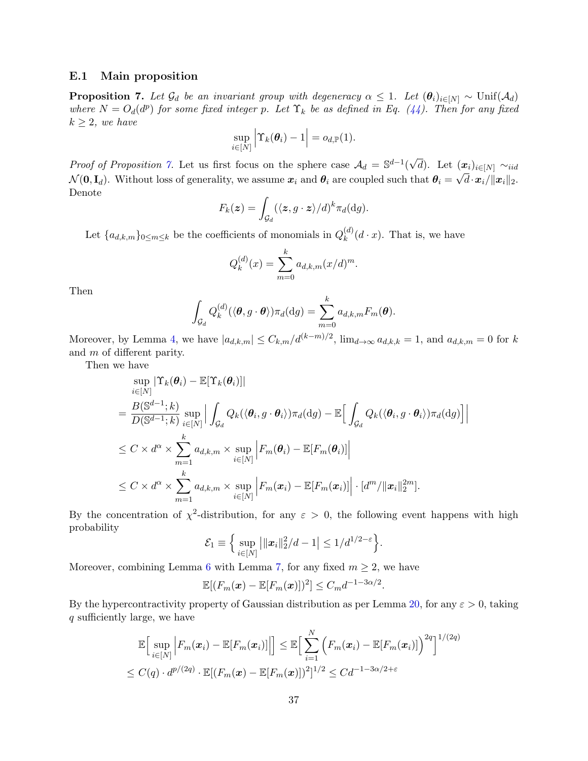### E.1 Main proposition

**Proposition 7.** *Let $\mathcal{G}_d$ be an invariant group with degeneracy $\alpha \leq 1$. Let $(\boldsymbol{\theta}_i)_{i\in[N]} \sim \mathrm{Unif}(\mathcal{A}_d)$ where $N = O_d(d^p)$ for some fixed integer $p$. Let $\Upsilon_k$ be as defined in Eq. (44). Then for any fixed $k \geq 2$, we have*

$$\sup_{i\in[N]} \Big|\Upsilon_k(\boldsymbol{\theta}_i) - 1\Big| = o_{d,\mathbb{P}}(1).$$

*Proof of Proposition 7.* Let us first focus on the sphere case $\mathcal{A}_d = \mathbb{S}^{d-1}(\sqrt{d})$. Let $(\boldsymbol{x}_i)_{i\in[N]} \sim_{iid} \mathcal{N}(\mathbf{0}, \mathbf{I}_d)$. Without loss of generality, we assume $\boldsymbol{x}_i$ and $\boldsymbol{\theta}_i$ are coupled such that $\boldsymbol{\theta}_i = \sqrt{d}\cdot \boldsymbol{x}_i/\|\boldsymbol{x}_i\|_2$. Denote

$$F_k(\boldsymbol{z}) = \int_{\mathcal{G}_d} (\langle \boldsymbol{z}, g\cdot \boldsymbol{z}\rangle/d)^k \pi_d(\mathrm{d}g).$$

Let $\{a_{d,k,m}\}_{0\leq m\leq k}$ be the coefficients of monomials in $Q_k^{(d)}(d\cdot x)$. That is, we have

$$Q_k^{(d)}(x) = \sum_{m=0}^k a_{d,k,m}(x/d)^m.$$

Then

$$\int_{\mathcal{G}_d} Q_k^{(d)}(\langle \boldsymbol{\theta}, g\cdot\boldsymbol{\theta}\rangle)\pi_d(\mathrm{d}g) = \sum_{m=0}^k a_{d,k,m}F_m(\boldsymbol{\theta}).$$

Moreover, by Lemma 4, we have $|a_{d,k,m}| \leq C_{k,m}/d^{(k-m)/2}$, $\lim_{d\to\infty} a_{d,k,k} = 1$, and $a_{d,k,m} = 0$ for $k$ and $m$ of different parity.

Then we have

$$
\begin{aligned}
&\sup_{i\in[N]} |\Upsilon_k(\boldsymbol{\theta}_i) - \mathbb{E}[\Upsilon_k(\boldsymbol{\theta}_i)]| \\
=& \frac{B(\mathbb{S}^{d-1};k)}{D(\mathbb{S}^{d-1};k)} \sup_{i\in[N]} \Big| \int_{\mathcal{G}_d} Q_k(\langle \boldsymbol{\theta}_i, g\cdot\boldsymbol{\theta}_i\rangle)\pi_d(\mathrm{d}g) - \mathbb{E}\Big[\int_{\mathcal{G}_d} Q_k(\langle\boldsymbol{\theta}_i, g\cdot\boldsymbol{\theta}_i\rangle)\pi_d(\mathrm{d}g)\Big]\Big| \\
\leq& C\times d^\alpha \times \sum_{m=1}^k a_{d,k,m}\times \sup_{i\in[N]}\Big|F_m(\boldsymbol{\theta}_i) - \mathbb{E}[F_m(\boldsymbol{\theta}_i)]\Big| \\
\leq& C\times d^\alpha \times \sum_{m=1}^k a_{d,k,m}\times \sup_{i\in[N]}\Big|F_m(\boldsymbol{x}_i) - \mathbb{E}[F_m(\boldsymbol{x}_i)]\Big| \cdot [d^m/\|\boldsymbol{x}_i\|_2^{2m}].
\end{aligned}
$$

By the concentration of $\chi^2$-distribution, for any $\varepsilon > 0$, the following event happens with high probability

$$\mathcal{E}_1 \equiv \Big\{ \sup_{i\in[N]} \big|\|\boldsymbol{x}_i\|_2^2/d - 1\big| \leq 1/d^{1/2-\varepsilon}\Big\}.$$

Moreover, combining Lemma 6 with Lemma 7, for any fixed $m \geq 2$, we have

$$\mathbb{E}[(F_m(\boldsymbol{x}) - \mathbb{E}[F_m(\boldsymbol{x})])^2] \leq C_m d^{-1-3\alpha/2}.$$

By the hypercontractivity property of Gaussian distribution as per Lemma 20, for any $\varepsilon > 0$, taking $q$ sufficiently large, we have

$$
\begin{aligned}
&\mathbb{E}\Big[\sup_{i\in[N]}\Big|F_m(\boldsymbol{x}_i) - \mathbb{E}[F_m(\boldsymbol{x}_i)]\Big|\Big] \leq \mathbb{E}\Big[\sum_{i=1}^N \Big(F_m(\boldsymbol{x}_i) - \mathbb{E}[F_m(\boldsymbol{x}_i)]\Big)^{2q}\Big]^{1/(2q)} \\
\leq& C(q)\cdot d^{p/(2q)}\cdot \mathbb{E}[(F_m(\boldsymbol{x}) - \mathbb{E}[F_m(\boldsymbol{x})])^2]^{1/2} \leq C d^{-1-3\alpha/2+\varepsilon}
\end{aligned}
$$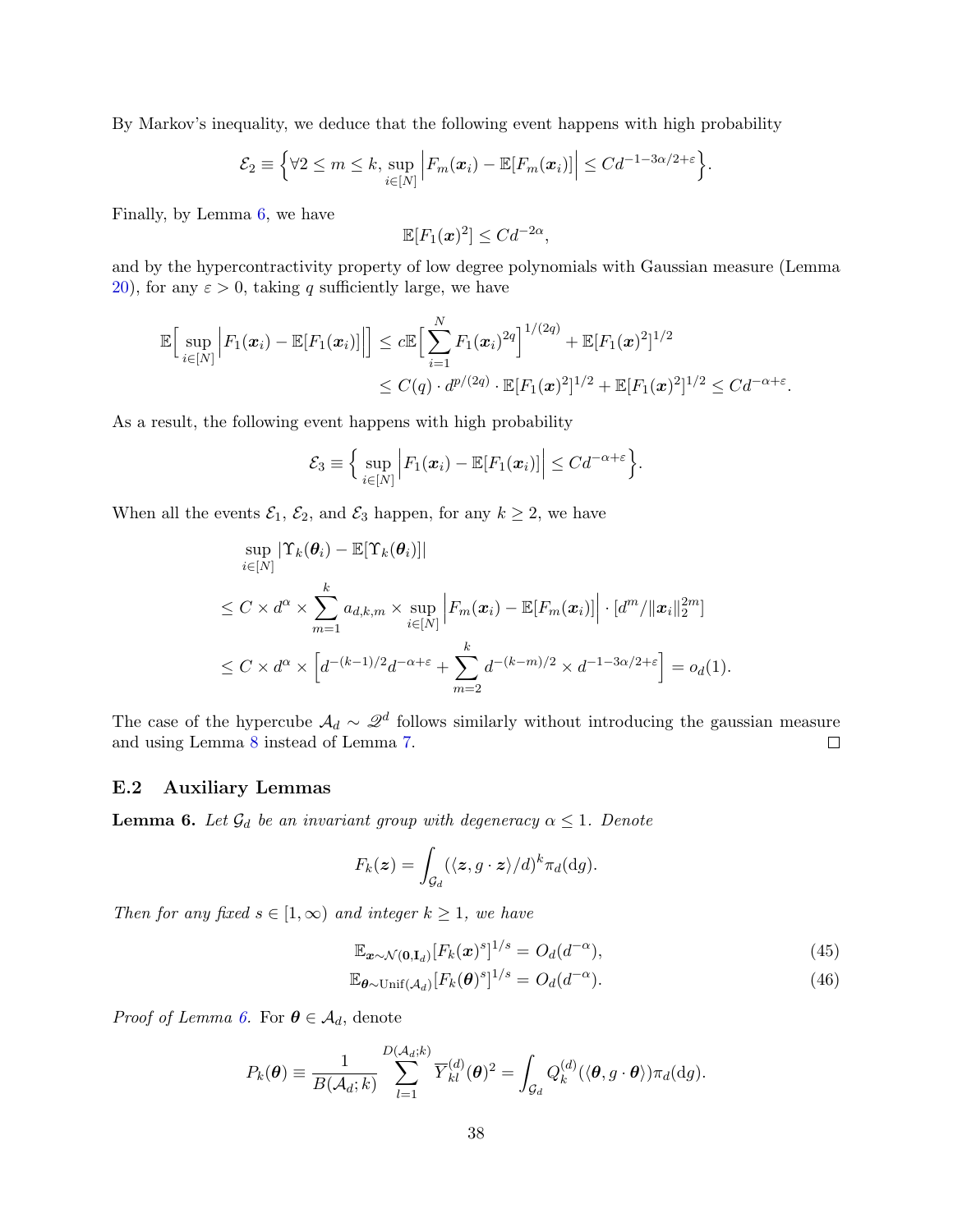By Markov's inequality, we deduce that the following event happens with high probability

$$\mathcal{E}_2 \equiv \Big\{ \forall 2 \le m \le k, \sup_{i\in[N]} \Big| F_m(\boldsymbol{x}_i) - \mathbb{E}[F_m(\boldsymbol{x}_i)] \Big| \le C d^{-1-3\alpha/2+\varepsilon} \Big\}.$$

Finally, by Lemma 6, we have

$$\mathbb{E}[F_1(\boldsymbol{x})^2] \le C d^{-2\alpha},$$

and by the hypercontractivity property of low degree polynomials with Gaussian measure (Lemma 20), for any $\varepsilon > 0$, taking $q$ sufficiently large, we have

$$\begin{aligned}
\mathbb{E}\Big[ \sup_{i\in[N]} \Big| F_1(\boldsymbol{x}_i) - \mathbb{E}[F_1(\boldsymbol{x}_i)] \Big| \Big] &\le c\mathbb{E}\Big[ \sum_{i=1}^N F_1(\boldsymbol{x}_i)^{2q} \Big]^{1/(2q)} + \mathbb{E}[F_1(\boldsymbol{x})^2]^{1/2} \\
&\le C(q) \cdot d^{p/(2q)} \cdot \mathbb{E}[F_1(\boldsymbol{x})^2]^{1/2} + \mathbb{E}[F_1(\boldsymbol{x})^2]^{1/2} \le C d^{-\alpha+\varepsilon}.
\end{aligned}$$

As a result, the following event happens with high probability

$$\mathcal{E}_3 \equiv \Big\{ \sup_{i\in[N]} \Big| F_1(\boldsymbol{x}_i) - \mathbb{E}[F_1(\boldsymbol{x}_i)] \Big| \le C d^{-\alpha+\varepsilon} \Big\}.$$

When all the events $\mathcal{E}_1$, $\mathcal{E}_2$, and $\mathcal{E}_3$ happen, for any $k \ge 2$, we have

$$\begin{aligned}
&\sup_{i\in[N]} |\Upsilon_k(\boldsymbol{\theta}_i) - \mathbb{E}[\Upsilon_k(\boldsymbol{\theta}_i)]| \\
&\le C \times d^{\alpha} \times \sum_{m=1}^k a_{d,k,m} \times \sup_{i\in[N]} \Big| F_m(\boldsymbol{x}_i) - \mathbb{E}[F_m(\boldsymbol{x}_i)] \Big| \cdot [d^m/\|\boldsymbol{x}_i\|_2^{2m}] \\
&\le C \times d^{\alpha} \times \Big[ d^{-(k-1)/2} d^{-\alpha+\varepsilon} + \sum_{m=2}^k d^{-(k-m)/2} \times d^{-1-3\alpha/2+\varepsilon} \Big] = o_d(1).
\end{aligned}$$

The case of the hypercube $\mathcal{A}_d \sim \mathscr{Q}^d$ follows similarly without introducing the gaussian measure and using Lemma 8 instead of Lemma 7. ◻

## E.2 Auxiliary Lemmas

**Lemma 6.** *Let $\mathcal{G}_d$ be an invariant group with degeneracy $\alpha \le 1$. Denote*

$$F_k(\boldsymbol{z}) = \int_{\mathcal{G}_d} (\langle \boldsymbol{z}, g \cdot \boldsymbol{z} \rangle / d)^k \pi_d(\mathrm{d}g).$$

*Then for any fixed $s \in [1, \infty)$ and integer $k \ge 1$, we have*

$$\mathbb{E}_{\boldsymbol{x}\sim\mathcal{N}(\boldsymbol{0},\mathbf{I}_d)}[F_k(\boldsymbol{x})^s]^{1/s} = O_d(d^{-\alpha}), \tag{45}$$

$$\mathbb{E}_{\boldsymbol{\theta}\sim\mathrm{Unif}(\mathcal{A}_d)}[F_k(\boldsymbol{\theta})^s]^{1/s} = O_d(d^{-\alpha}). \tag{46}$$

*Proof of Lemma 6.* For $\boldsymbol{\theta} \in \mathcal{A}_d$, denote

$$P_k(\boldsymbol{\theta}) \equiv \frac{1}{B(\mathcal{A}_d;k)} \sum_{l=1}^{D(\mathcal{A}_d;k)} \overline{Y}_{kl}^{(d)}(\boldsymbol{\theta})^2 = \int_{\mathcal{G}_d} Q_k^{(d)}(\langle \boldsymbol{\theta}, g \cdot \boldsymbol{\theta} \rangle) \pi_d(\mathrm{d}g).$$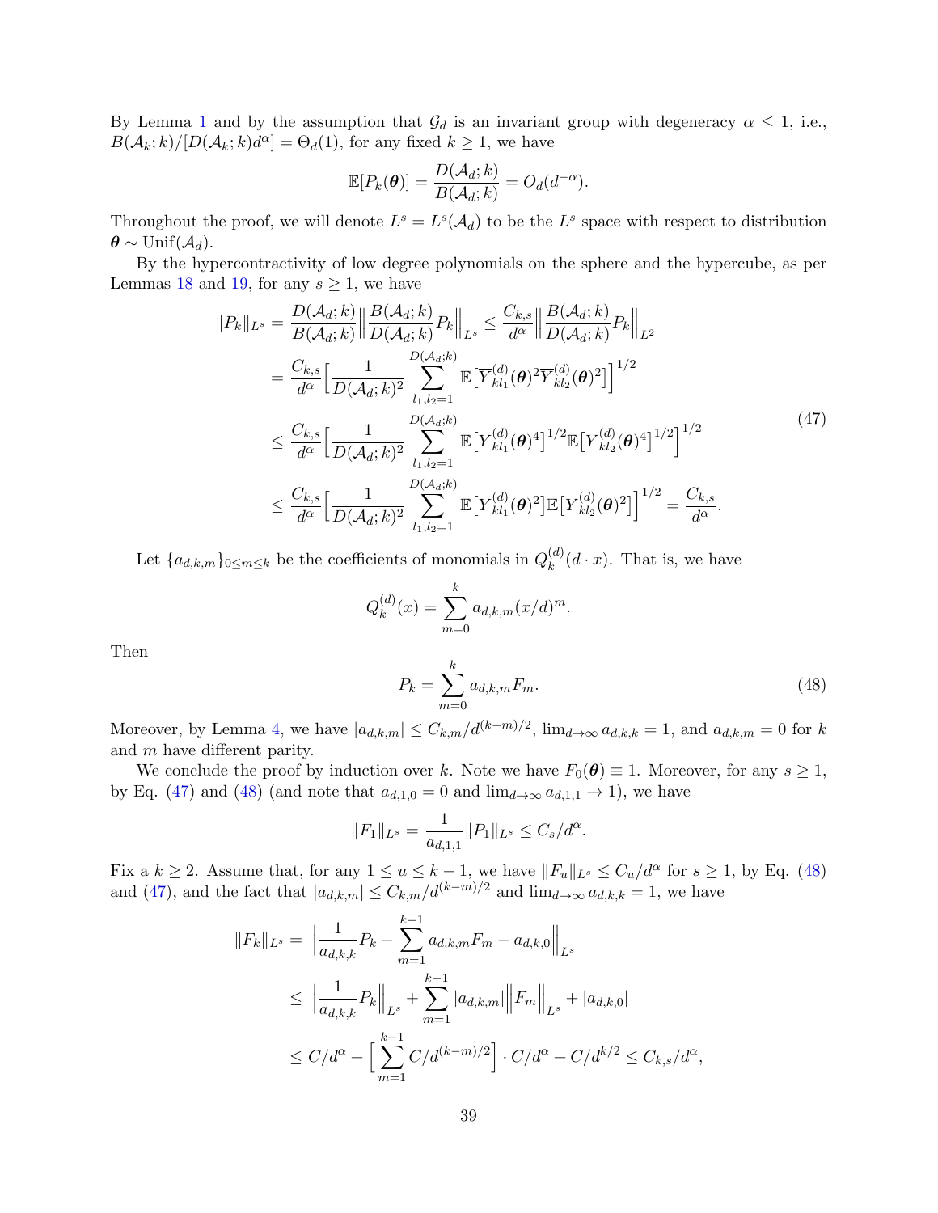By Lemma 1 and by the assumption that $\mathcal{G}_d$ is an invariant group with degeneracy $\alpha \le 1$, i.e., $B(\mathcal{A}_k; k)/[D(\mathcal{A}_k; k)d^\alpha] = \Theta_d(1)$, for any fixed $k \ge 1$, we have

$$\mathbb{E}[P_k(\boldsymbol{\theta})] = \frac{D(\mathcal{A}_d; k)}{B(\mathcal{A}_d; k)} = O_d(d^{-\alpha}).$$

Throughout the proof, we will denote $L^s = L^s(\mathcal{A}_d)$ to be the $L^s$ space with respect to distribution $\boldsymbol{\theta} \sim \mathrm{Unif}(\mathcal{A}_d)$.

By the hypercontractivity of low degree polynomials on the sphere and the hypercube, as per Lemmas 18 and 19, for any $s \ge 1$, we have

$$\begin{aligned}
\|P_k\|_{L^s} &= \frac{D(\mathcal{A}_d; k)}{B(\mathcal{A}_d; k)} \Big\| \frac{B(\mathcal{A}_d; k)}{D(\mathcal{A}_d; k)} P_k \Big\|_{L^s} \le \frac{C_{k,s}}{d^\alpha} \Big\| \frac{B(\mathcal{A}_d; k)}{D(\mathcal{A}_d; k)} P_k \Big\|_{L^2} \\
&= \frac{C_{k,s}}{d^\alpha} \Big[ \frac{1}{D(\mathcal{A}_d; k)^2} \sum_{l_1, l_2 = 1}^{D(\mathcal{A}_d; k)} \mathbb{E}\big[ \overline{Y}_{kl_1}^{(d)}(\boldsymbol{\theta})^2 \overline{Y}_{kl_2}^{(d)}(\boldsymbol{\theta})^2 \big] \Big]^{1/2} \\
&\le \frac{C_{k,s}}{d^\alpha} \Big[ \frac{1}{D(\mathcal{A}_d; k)^2} \sum_{l_1, l_2 = 1}^{D(\mathcal{A}_d; k)} \mathbb{E}\big[ \overline{Y}_{kl_1}^{(d)}(\boldsymbol{\theta})^4 \big]^{1/2} \mathbb{E}\big[ \overline{Y}_{kl_2}^{(d)}(\boldsymbol{\theta})^4 \big]^{1/2} \Big]^{1/2} \\
&\le \frac{C_{k,s}}{d^\alpha} \Big[ \frac{1}{D(\mathcal{A}_d; k)^2} \sum_{l_1, l_2 = 1}^{D(\mathcal{A}_d; k)} \mathbb{E}\big[ \overline{Y}_{kl_1}^{(d)}(\boldsymbol{\theta})^2 \big] \mathbb{E}\big[ \overline{Y}_{kl_2}^{(d)}(\boldsymbol{\theta})^2 \big] \Big]^{1/2} = \frac{C_{k,s}}{d^\alpha}.
\end{aligned} \tag{47}$$

Let $\{a_{d,k,m}\}_{0 \le m \le k}$ be the coefficients of monomials in $Q_k^{(d)}(d \cdot x)$. That is, we have

$$Q_k^{(d)}(x) = \sum_{m=0}^{k} a_{d,k,m} (x/d)^m.$$

Then

$$P_k = \sum_{m=0}^{k} a_{d,k,m} F_m. \tag{48}$$

Moreover, by Lemma 4, we have $|a_{d,k,m}| \le C_{k,m}/d^{(k-m)/2}$, $\lim_{d\to\infty} a_{d,k,k} = 1$, and $a_{d,k,m} = 0$ for $k$ and $m$ have different parity.

We conclude the proof by induction over $k$. Note we have $F_0(\boldsymbol{\theta}) \equiv 1$. Moreover, for any $s \ge 1$, by Eq. (47) and (48) (and note that $a_{d,1,0} = 0$ and $\lim_{d\to\infty} a_{d,1,1} \to 1$), we have

$$\|F_1\|_{L^s} = \frac{1}{a_{d,1,1}} \|P_1\|_{L^s} \le C_s/d^\alpha.$$

Fix a $k \ge 2$. Assume that, for any $1 \le u \le k-1$, we have $\|F_u\|_{L^s} \le C_u/d^\alpha$ for $s \ge 1$, by Eq. (48) and (47), and the fact that $|a_{d,k,m}| \le C_{k,m}/d^{(k-m)/2}$ and $\lim_{d\to\infty} a_{d,k,k} = 1$, we have

$$\begin{aligned}
\|F_k\|_{L^s} &= \Big\| \frac{1}{a_{d,k,k}} P_k - \sum_{m=1}^{k-1} a_{d,k,m} F_m - a_{d,k,0} \Big\|_{L^s} \\
&\le \Big\| \frac{1}{a_{d,k,k}} P_k \Big\|_{L^s} + \sum_{m=1}^{k-1} |a_{d,k,m}| \Big\| F_m \Big\|_{L^s} + |a_{d,k,0}| \\
&\le C/d^\alpha + \Big[ \sum_{m=1}^{k-1} C/d^{(k-m)/2} \Big] \cdot C/d^\alpha + C/d^{k/2} \le C_{k,s}/d^\alpha,
\end{aligned}$$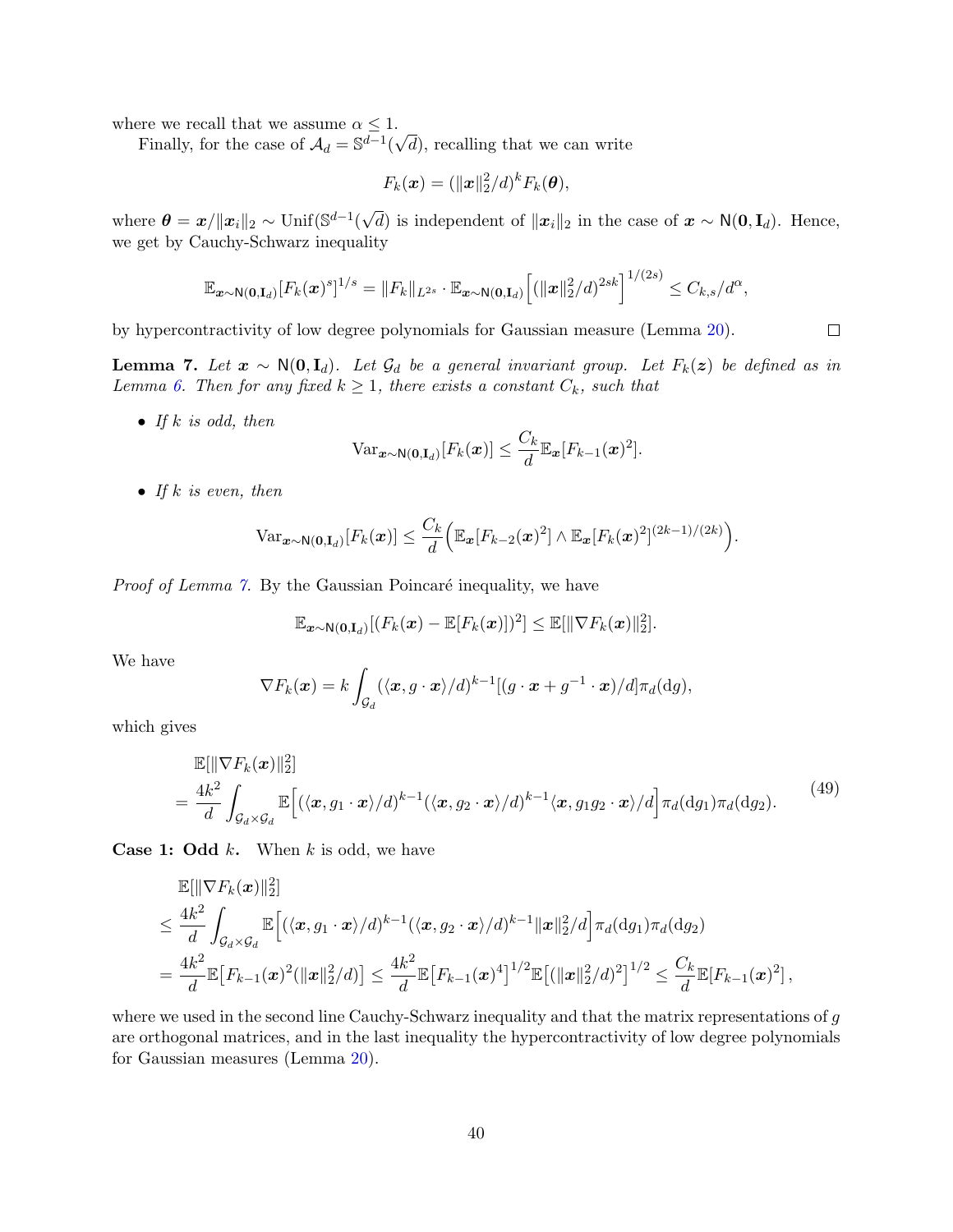where we recall that we assume $\alpha \leq 1$.

Finally, for the case of $\mathcal{A}_d = \mathbb{S}^{d-1}(\sqrt{d})$, recalling that we can write

$$
F_k(\boldsymbol{x}) = (\|\boldsymbol{x}\|_2^2/d)^k F_k(\boldsymbol{\theta}),
$$

where $\boldsymbol{\theta} = \boldsymbol{x}/\|\boldsymbol{x}_i\|_2 \sim \mathrm{Unif}(\mathbb{S}^{d-1}(\sqrt{d}))$ is independent of $\|\boldsymbol{x}_i\|_2$ in the case of $\boldsymbol{x} \sim \mathsf{N}(\mathbf{0}, \mathbf{I}_d)$. Hence, we get by Cauchy-Schwarz inequality

$$
\mathbb{E}_{\boldsymbol{x}\sim\mathsf{N}(\mathbf{0},\mathbf{I}_d)}[F_k(\boldsymbol{x})^s]^{1/s} = \|F_k\|_{L^{2s}} \cdot \mathbb{E}_{\boldsymbol{x}\sim\mathsf{N}(\mathbf{0},\mathbf{I}_d)}\Big[(\|\boldsymbol{x}\|_2^2/d)^{2sk}\Big]^{1/(2s)} \leq C_{k,s}/d^{\alpha},
$$

by hypercontractivity of low degree polynomials for Gaussian measure (Lemma 20). $\square$

**Lemma 7.** *Let $\boldsymbol{x} \sim \mathsf{N}(\mathbf{0}, \mathbf{I}_d)$. Let $\mathcal{G}_d$ be a general invariant group. Let $F_k(\boldsymbol{z})$ be defined as in Lemma 6. Then for any fixed $k \geq 1$, there exists a constant $C_k$, such that*

- *If $k$ is odd, then*

$$
\mathrm{Var}_{\boldsymbol{x}\sim\mathsf{N}(\mathbf{0},\mathbf{I}_d)}[F_k(\boldsymbol{x})] \leq \frac{C_k}{d}\mathbb{E}_{\boldsymbol{x}}[F_{k-1}(\boldsymbol{x})^2].
$$

- *If $k$ is even, then*

$$
\mathrm{Var}_{\boldsymbol{x}\sim\mathsf{N}(\mathbf{0},\mathbf{I}_d)}[F_k(\boldsymbol{x})] \leq \frac{C_k}{d}\Big(\mathbb{E}_{\boldsymbol{x}}[F_{k-2}(\boldsymbol{x})^2] \wedge \mathbb{E}_{\boldsymbol{x}}[F_k(\boldsymbol{x})^2]^{(2k-1)/(2k)}\Big).
$$

*Proof of Lemma 7.* By the Gaussian Poincaré inequality, we have

$$
\mathbb{E}_{\boldsymbol{x}\sim\mathsf{N}(\mathbf{0},\mathbf{I}_d)}[(F_k(\boldsymbol{x}) - \mathbb{E}[F_k(\boldsymbol{x})])^2] \leq \mathbb{E}[\|\nabla F_k(\boldsymbol{x})\|_2^2].
$$

We have

$$
\nabla F_k(\boldsymbol{x}) = k\int_{\mathcal{G}_d} (\langle \boldsymbol{x}, g\cdot\boldsymbol{x}\rangle/d)^{k-1}[(g\cdot\boldsymbol{x} + g^{-1}\cdot\boldsymbol{x})/d]\pi_d(\mathrm{d}g),
$$

which gives

$$
\begin{aligned}
&\mathbb{E}[\|\nabla F_k(\boldsymbol{x})\|_2^2] \\
&= \frac{4k^2}{d}\int_{\mathcal{G}_d\times\mathcal{G}_d}\mathbb{E}\Big[(\langle \boldsymbol{x}, g_1\cdot\boldsymbol{x}\rangle/d)^{k-1}(\langle \boldsymbol{x}, g_2\cdot\boldsymbol{x}\rangle/d)^{k-1}\langle \boldsymbol{x}, g_1g_2\cdot\boldsymbol{x}\rangle/d\Big]\pi_d(\mathrm{d}g_1)\pi_d(\mathrm{d}g_2).
\end{aligned} \tag{49}
$$

**Case 1: Odd $k$.** When $k$ is odd, we have

$$
\begin{aligned}
&\mathbb{E}[\|\nabla F_k(\boldsymbol{x})\|_2^2] \\
\leq\;& \frac{4k^2}{d}\int_{\mathcal{G}_d\times\mathcal{G}_d}\mathbb{E}\Big[(\langle \boldsymbol{x}, g_1\cdot\boldsymbol{x}\rangle/d)^{k-1}(\langle \boldsymbol{x}, g_2\cdot\boldsymbol{x}\rangle/d)^{k-1}\|\boldsymbol{x}\|_2^2/d\Big]\pi_d(\mathrm{d}g_1)\pi_d(\mathrm{d}g_2) \\
=\;& \frac{4k^2}{d}\mathbb{E}\big[F_{k-1}(\boldsymbol{x})^2(\|\boldsymbol{x}\|_2^2/d)\big] \leq \frac{4k^2}{d}\mathbb{E}\big[F_{k-1}(\boldsymbol{x})^4\big]^{1/2}\mathbb{E}\big[(\|\boldsymbol{x}\|_2^2/d)^2\big]^{1/2} \leq \frac{C_k}{d}\mathbb{E}[F_{k-1}(\boldsymbol{x})^2],
\end{aligned}
$$

where we used in the second line Cauchy-Schwarz inequality and that the matrix representations of $g$ are orthogonal matrices, and in the last inequality the hypercontractivity of low degree polynomials for Gaussian measures (Lemma 20).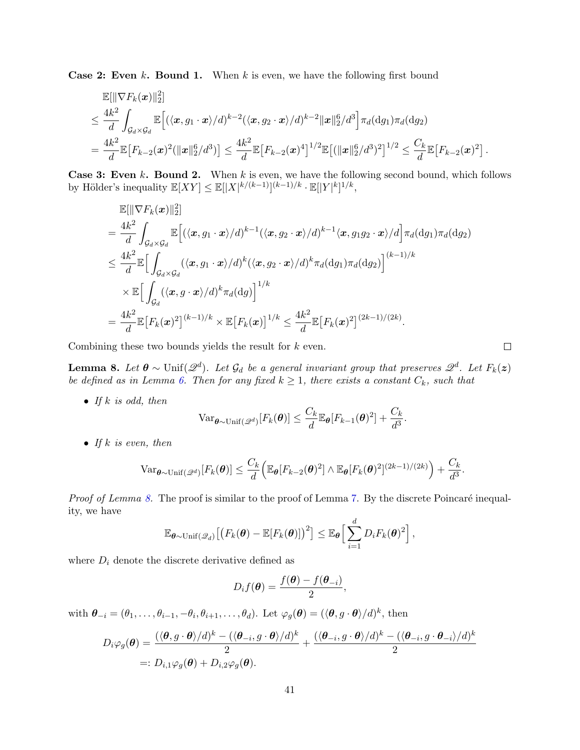**Case 2: Even $k$. Bound 1.** When $k$ is even, we have the following first bound

$$
\begin{aligned}
&\mathbb{E}[\|\nabla F_k(\boldsymbol{x})\|_2^2] \\
&\leq \frac{4k^2}{d} \int_{\mathcal{G}_d \times \mathcal{G}_d} \mathbb{E}\Big[ (\langle \boldsymbol{x}, g_1 \cdot \boldsymbol{x} \rangle / d)^{k-2} (\langle \boldsymbol{x}, g_2 \cdot \boldsymbol{x} \rangle / d)^{k-2} \|\boldsymbol{x}\|_2^6 / d^3 \Big] \pi_d(\mathrm{d}g_1) \pi_d(\mathrm{d}g_2) \\
&= \frac{4k^2}{d} \mathbb{E}\big[ F_{k-2}(\boldsymbol{x})^2 (\|\boldsymbol{x}\|_2^6 / d^3) \big] \leq \frac{4k^2}{d} \mathbb{E}\big[ F_{k-2}(\boldsymbol{x})^4 \big]^{1/2} \mathbb{E}\big[ (\|\boldsymbol{x}\|_2^6 / d^3)^2 \big]^{1/2} \leq \frac{C_k}{d} \mathbb{E}\big[ F_{k-2}(\boldsymbol{x})^2 \big] .
\end{aligned}
$$

**Case 3: Even $k$. Bound 2.** When $k$ is even, we have the following second bound, which follows by Hölder's inequality $\mathbb{E}[XY] \leq \mathbb{E}[|X|^{k/(k-1)}]^{(k-1)/k} \cdot \mathbb{E}[|Y|^k]^{1/k}$,

$$
\begin{aligned}
&\mathbb{E}[\|\nabla F_k(\boldsymbol{x})\|_2^2] \\
&= \frac{4k^2}{d} \int_{\mathcal{G}_d \times \mathcal{G}_d} \mathbb{E}\Big[ (\langle \boldsymbol{x}, g_1 \cdot \boldsymbol{x} \rangle / d)^{k-1} (\langle \boldsymbol{x}, g_2 \cdot \boldsymbol{x} \rangle / d)^{k-1} \langle \boldsymbol{x}, g_1 g_2 \cdot \boldsymbol{x} \rangle / d \Big] \pi_d(\mathrm{d}g_1) \pi_d(\mathrm{d}g_2) \\
&\leq \frac{4k^2}{d} \mathbb{E}\Big[ \int_{\mathcal{G}_d \times \mathcal{G}_d} (\langle \boldsymbol{x}, g_1 \cdot \boldsymbol{x} \rangle / d)^k (\langle \boldsymbol{x}, g_2 \cdot \boldsymbol{x} \rangle / d)^k \pi_d(\mathrm{d}g_1) \pi_d(\mathrm{d}g_2) \Big]^{(k-1)/k} \\
&\quad \times \mathbb{E}\Big[ \int_{\mathcal{G}_d} (\langle \boldsymbol{x}, g \cdot \boldsymbol{x} \rangle / d)^k \pi_d(\mathrm{d}g) \Big]^{1/k} \\
&= \frac{4k^2}{d} \mathbb{E}\big[ F_k(\boldsymbol{x})^2 \big]^{(k-1)/k} \times \mathbb{E}\big[ F_k(\boldsymbol{x}) \big]^{1/k} \leq \frac{4k^2}{d} \mathbb{E}\big[ F_k(\boldsymbol{x})^2 \big]^{(2k-1)/(2k)} .
\end{aligned}
$$

Combining these two bounds yields the result for $k$ even. □

**Lemma 8.** *Let $\boldsymbol{\theta} \sim \mathrm{Unif}(\mathscr{Q}^d)$. Let $\mathcal{G}_d$ be a general invariant group that preserves $\mathscr{Q}^d$. Let $F_k(\boldsymbol{z})$ be defined as in Lemma 6. Then for any fixed $k \geq 1$, there exists a constant $C_k$, such that*

- *If $k$ is odd, then*
$$
\mathrm{Var}_{\boldsymbol{\theta} \sim \mathrm{Unif}(\mathscr{Q}^d)}[F_k(\boldsymbol{\theta})] \leq \frac{C_k}{d} \mathbb{E}_{\boldsymbol{\theta}}[F_{k-1}(\boldsymbol{\theta})^2] + \frac{C_k}{d^3}.
$$
- *If $k$ is even, then*
$$
\mathrm{Var}_{\boldsymbol{\theta} \sim \mathrm{Unif}(\mathscr{Q}^d)}[F_k(\boldsymbol{\theta})] \leq \frac{C_k}{d} \Big( \mathbb{E}_{\boldsymbol{\theta}}[F_{k-2}(\boldsymbol{\theta})^2] \wedge \mathbb{E}_{\boldsymbol{\theta}}[F_k(\boldsymbol{\theta})^2]^{(2k-1)/(2k)} \Big) + \frac{C_k}{d^3}.
$$

*Proof of Lemma 8.* The proof is similar to the proof of Lemma 7. By the discrete Poincaré inequality, we have

$$
\mathbb{E}_{\boldsymbol{\theta} \sim \mathrm{Unif}(\mathscr{Q}_d)}\big[ \big( F_k(\boldsymbol{\theta}) - \mathbb{E}[F_k(\boldsymbol{\theta})] \big)^2 \big] \leq \mathbb{E}_{\boldsymbol{\theta}}\Big[ \sum_{i=1}^d D_i F_k(\boldsymbol{\theta})^2 \Big] ,
$$

where $D_i$ denote the discrete derivative defined as

$$
D_i f(\boldsymbol{\theta}) = \frac{f(\boldsymbol{\theta}) - f(\boldsymbol{\theta}_{-i})}{2},
$$

with $\boldsymbol{\theta}_{-i} = (\theta_1, \ldots, \theta_{i-1}, -\theta_i, \theta_{i+1}, \ldots, \theta_d)$. Let $\varphi_g(\boldsymbol{\theta}) = (\langle \boldsymbol{\theta}, g \cdot \boldsymbol{\theta} \rangle / d)^k$, then

$$
\begin{aligned}
D_i \varphi_g(\boldsymbol{\theta}) &= \frac{(\langle \boldsymbol{\theta}, g \cdot \boldsymbol{\theta} \rangle / d)^k - (\langle \boldsymbol{\theta}_{-i}, g \cdot \boldsymbol{\theta} \rangle / d)^k}{2} + \frac{(\langle \boldsymbol{\theta}_{-i}, g \cdot \boldsymbol{\theta} \rangle / d)^k - (\langle \boldsymbol{\theta}_{-i}, g \cdot \boldsymbol{\theta}_{-i} \rangle / d)^k}{2} \\
&=: D_{i,1} \varphi_g(\boldsymbol{\theta}) + D_{i,2} \varphi_g(\boldsymbol{\theta}).
\end{aligned}
$$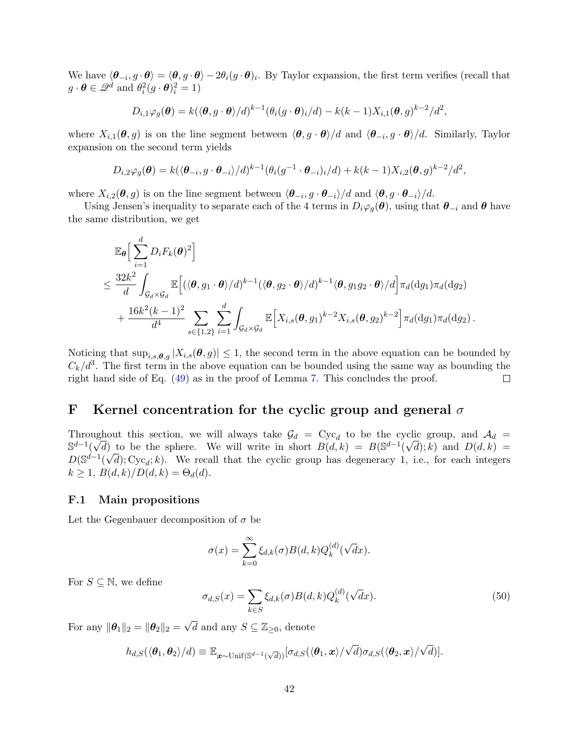We have $\langle \boldsymbol{\theta}_{-i}, g \cdot \boldsymbol{\theta} \rangle = \langle \boldsymbol{\theta}, g \cdot \boldsymbol{\theta} \rangle - 2\theta_i (g \cdot \boldsymbol{\theta})_i$. By Taylor expansion, the first term verifies (recall that $g \cdot \boldsymbol{\theta} \in \mathscr{Q}^d$ and $\theta_i^2 (g \cdot \boldsymbol{\theta})_i^2 = 1$)

$$
D_{i,1}\varphi_g(\boldsymbol{\theta}) = k(\langle \boldsymbol{\theta}, g \cdot \boldsymbol{\theta} \rangle / d)^{k-1} (\theta_i (g \cdot \boldsymbol{\theta})_i / d) - k(k-1) X_{i,1}(\boldsymbol{\theta}, g)^{k-2}/d^2,
$$

where $X_{i,1}(\boldsymbol{\theta}, g)$ is on the line segment between $\langle \boldsymbol{\theta}, g \cdot \boldsymbol{\theta} \rangle / d$ and $\langle \boldsymbol{\theta}_{-i}, g \cdot \boldsymbol{\theta} \rangle / d$. Similarly, Taylor expansion on the second term yields

$$
D_{i,2}\varphi_g(\boldsymbol{\theta}) = k(\langle \boldsymbol{\theta}_{-i}, g \cdot \boldsymbol{\theta}_{-i} \rangle / d)^{k-1} (\theta_i (g^{-1} \cdot \boldsymbol{\theta}_{-i})_i / d) + k(k-1) X_{i,2}(\boldsymbol{\theta}, g)^{k-2}/d^2,
$$

where $X_{i,2}(\boldsymbol{\theta}, g)$ is on the line segment between $\langle \boldsymbol{\theta}_{-i}, g \cdot \boldsymbol{\theta}_{-i} \rangle / d$ and $\langle \boldsymbol{\theta}, g \cdot \boldsymbol{\theta}_{-i} \rangle / d$.

Using Jensen's inequality to separate each of the 4 terms in $D_i \varphi_g(\boldsymbol{\theta})$, using that $\boldsymbol{\theta}_{-i}$ and $\boldsymbol{\theta}$ have the same distribution, we get

$$
\begin{aligned}
&\mathbb{E}_{\boldsymbol{\theta}} \Big[ \sum_{i=1}^d D_i F_k(\boldsymbol{\theta})^2 \Big] \\
\leq \; & \frac{32k^2}{d} \int_{\mathcal{G}_d \times \mathcal{G}_d} \mathbb{E}\Big[ (\langle \boldsymbol{\theta}, g_1 \cdot \boldsymbol{\theta} \rangle / d)^{k-1} (\langle \boldsymbol{\theta}, g_2 \cdot \boldsymbol{\theta} \rangle / d)^{k-1} \langle \boldsymbol{\theta}, g_1 g_2 \cdot \boldsymbol{\theta} \rangle / d \Big] \pi_d(\mathrm{d}g_1) \pi_d(\mathrm{d}g_2) \\
& + \frac{16k^2(k-1)^2}{d^4} \sum_{s \in \{1,2\}} \sum_{i=1}^d \int_{\mathcal{G}_d \times \mathcal{G}_d} \mathbb{E}\Big[ X_{i,s}(\boldsymbol{\theta}, g_1)^{k-2} X_{i,s}(\boldsymbol{\theta}, g_2)^{k-2} \Big] \pi_d(\mathrm{d}g_1) \pi_d(\mathrm{d}g_2) \, .
\end{aligned}
$$

Noticing that $\sup_{i,s,\boldsymbol{\theta},g} |X_{i,s}(\boldsymbol{\theta}, g)| \leq 1$, the second term in the above equation can be bounded by $C_k/d^3$. The first term in the above equation can be bounded using the same way as bounding the right hand side of Eq. (49) as in the proof of Lemma 7. This concludes the proof. ∎

# F Kernel concentration for the cyclic group and general $\sigma$

Throughout this section, we will always take $\mathcal{G}_d = \mathrm{Cyc}_d$ to be the cyclic group, and $\mathcal{A}_d = \mathbb{S}^{d-1}(\sqrt{d})$ to be the sphere. We will write in short $B(d,k) = B(\mathbb{S}^{d-1}(\sqrt{d}); k)$ and $D(d,k) = D(\mathbb{S}^{d-1}(\sqrt{d}); \mathrm{Cyc}_d; k)$. We recall that the cyclic group has degeneracy 1, i.e., for each integers $k \geq 1$, $B(d,k)/D(d,k) = \Theta_d(d)$.

## F.1 Main propositions

Let the Gegenbauer decomposition of $\sigma$ be

$$
\sigma(x) = \sum_{k=0}^{\infty} \xi_{d,k}(\sigma) B(d,k) Q_k^{(d)}(\sqrt{d} x).
$$

For $S \subseteq \mathbb{N}$, we define

$$
\sigma_{d,S}(x) = \sum_{k \in S} \xi_{d,k}(\sigma) B(d,k) Q_k^{(d)}(\sqrt{d} x). \tag{50}
$$

For any $\|\boldsymbol{\theta}_1\|_2 = \|\boldsymbol{\theta}_2\|_2 = \sqrt{d}$ and any $S \subseteq \mathbb{Z}_{\geq 0}$, denote

$$
h_{d,S}(\langle \boldsymbol{\theta}_1, \boldsymbol{\theta}_2 \rangle / d) \equiv \mathbb{E}_{\boldsymbol{x} \sim \mathrm{Unif}(\mathbb{S}^{d-1}(\sqrt{d}))} [\sigma_{d,S}(\langle \boldsymbol{\theta}_1, \boldsymbol{x} \rangle / \sqrt{d}) \sigma_{d,S}(\langle \boldsymbol{\theta}_2, \boldsymbol{x} \rangle / \sqrt{d})].
$$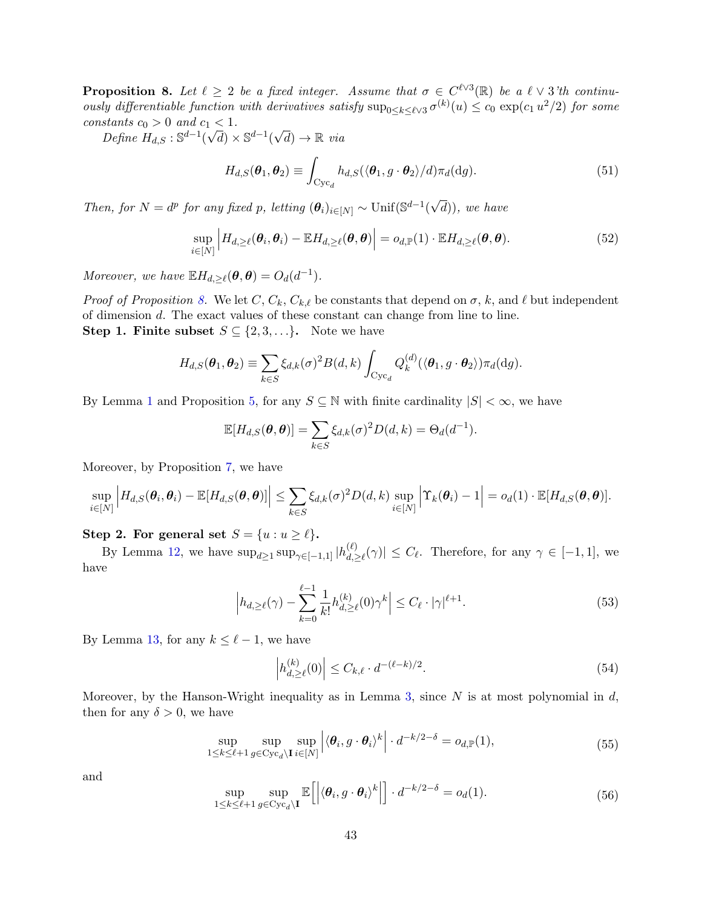**Proposition 8.** *Let $\ell \geq 2$ be a fixed integer. Assume that $\sigma \in C^{\ell \vee 3}(\mathbb{R})$ be a $\ell \vee 3$'th continuously differentiable function with derivatives satisfy $\sup_{0 \leq k \leq \ell \vee 3} \sigma^{(k)}(u) \leq c_0 \exp(c_1 u^2/2)$ for some constants $c_0 > 0$ and $c_1 < 1$.*

*Define $H_{d,S} : \mathbb{S}^{d-1}(\sqrt{d}) \times \mathbb{S}^{d-1}(\sqrt{d}) \to \mathbb{R}$ via*

$$H_{d,S}(\boldsymbol{\theta}_1, \boldsymbol{\theta}_2) \equiv \int_{\mathrm{Cyc}_d} h_{d,S}(\langle \boldsymbol{\theta}_1, g \cdot \boldsymbol{\theta}_2 \rangle / d) \pi_d(\mathrm{d}g). \tag{51}$$

*Then, for $N = d^p$ for any fixed $p$, letting $(\boldsymbol{\theta}_i)_{i \in [N]} \sim \mathrm{Unif}(\mathbb{S}^{d-1}(\sqrt{d}))$, we have*

$$\sup_{i \in [N]} \Big| H_{d, \geq \ell}(\boldsymbol{\theta}_i, \boldsymbol{\theta}_i) - \mathbb{E} H_{d, \geq \ell}(\boldsymbol{\theta}, \boldsymbol{\theta}) \Big| = o_{d,\mathbb{P}}(1) \cdot \mathbb{E} H_{d, \geq \ell}(\boldsymbol{\theta}, \boldsymbol{\theta}). \tag{52}$$

*Moreover, we have $\mathbb{E} H_{d, \geq \ell}(\boldsymbol{\theta}, \boldsymbol{\theta}) = O_d(d^{-1})$.*

*Proof of Proposition 8.* We let $C$, $C_k$, $C_{k,\ell}$ be constants that depend on $\sigma$, $k$, and $\ell$ but independent of dimension $d$. The exact values of these constant can change from line to line.

**Step 1. Finite subset $S \subseteq \{2, 3, \ldots\}$.** Note we have

$$H_{d,S}(\boldsymbol{\theta}_1, \boldsymbol{\theta}_2) \equiv \sum_{k \in S} \xi_{d,k}(\sigma)^2 B(d,k) \int_{\mathrm{Cyc}_d} Q_k^{(d)}(\langle \boldsymbol{\theta}_1, g \cdot \boldsymbol{\theta}_2 \rangle) \pi_d(\mathrm{d}g).$$

By Lemma 1 and Proposition 5, for any $S \subseteq \mathbb{N}$ with finite cardinality $|S| < \infty$, we have

$$\mathbb{E}[H_{d,S}(\boldsymbol{\theta}, \boldsymbol{\theta})] = \sum_{k \in S} \xi_{d,k}(\sigma)^2 D(d,k) = \Theta_d(d^{-1}).$$

Moreover, by Proposition 7, we have

$$\sup_{i \in [N]} \Big| H_{d,S}(\boldsymbol{\theta}_i, \boldsymbol{\theta}_i) - \mathbb{E}[H_{d,S}(\boldsymbol{\theta}, \boldsymbol{\theta})] \Big| \leq \sum_{k \in S} \xi_{d,k}(\sigma)^2 D(d,k) \sup_{i \in [N]} \Big| \Upsilon_k(\boldsymbol{\theta}_i) - 1 \Big| = o_d(1) \cdot \mathbb{E}[H_{d,S}(\boldsymbol{\theta}, \boldsymbol{\theta})].$$

**Step 2. For general set $S = \{u : u \geq \ell\}$.**

By Lemma 12, we have $\sup_{d \geq 1} \sup_{\gamma \in [-1,1]} |h_{d, \geq \ell}^{(\ell)}(\gamma)| \leq C_\ell$. Therefore, for any $\gamma \in [-1, 1]$, we have

$$\Big| h_{d, \geq \ell}(\gamma) - \sum_{k=0}^{\ell - 1} \frac{1}{k!} h_{d, \geq \ell}^{(k)}(0) \gamma^k \Big| \leq C_\ell \cdot |\gamma|^{\ell+1}. \tag{53}$$

By Lemma 13, for any $k \leq \ell - 1$, we have

$$\Big| h_{d, \geq \ell}^{(k)}(0) \Big| \leq C_{k,\ell} \cdot d^{-(\ell - k)/2}. \tag{54}$$

Moreover, by the Hanson-Wright inequality as in Lemma 3, since $N$ is at most polynomial in $d$, then for any $\delta > 0$, we have

$$\sup_{1 \leq k \leq \ell+1} \sup_{g \in \mathrm{Cyc}_d \setminus \mathbf{I}} \sup_{i \in [N]} \Big| \langle \boldsymbol{\theta}_i, g \cdot \boldsymbol{\theta}_i \rangle^k \Big| \cdot d^{-k/2 - \delta} = o_{d,\mathbb{P}}(1), \tag{55}$$

and

$$\sup_{1 \leq k \leq \ell+1} \sup_{g \in \mathrm{Cyc}_d \setminus \mathbf{I}} \mathbb{E}\Big[ \Big| \langle \boldsymbol{\theta}_i, g \cdot \boldsymbol{\theta}_i \rangle^k \Big| \Big] \cdot d^{-k/2 - \delta} = o_d(1). \tag{56}$$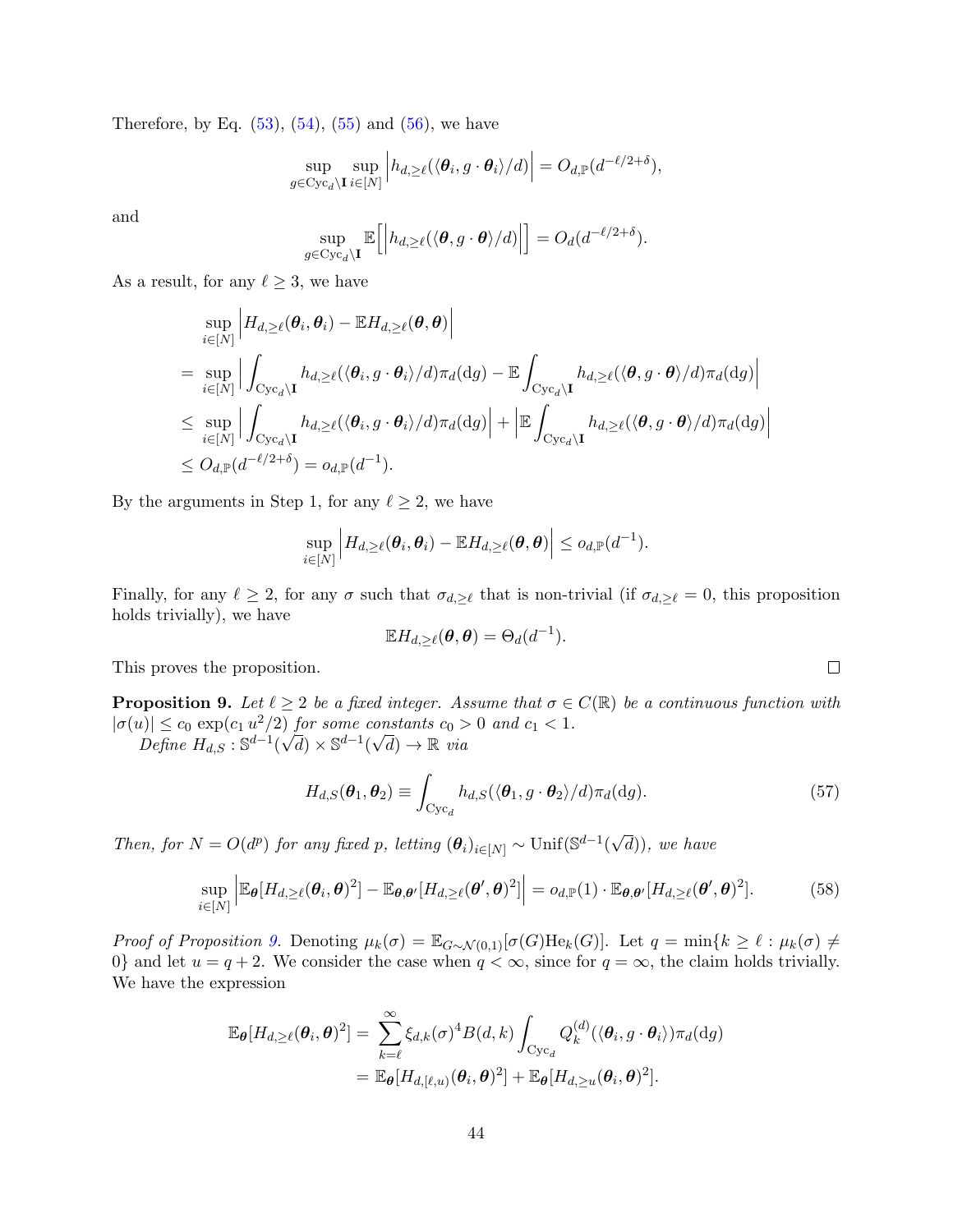Therefore, by Eq. (53), (54), (55) and (56), we have

$$
\sup_{g \in \mathrm{Cyc}_d \setminus \mathbf{I}} \sup_{i \in [N]} \Big| h_{d, \geq \ell}(\langle \boldsymbol{\theta}_i, g \cdot \boldsymbol{\theta}_i \rangle / d) \Big| = O_{d,\mathbb{P}}(d^{-\ell/2 + \delta}),
$$

and

$$
\sup_{g \in \mathrm{Cyc}_d \setminus \mathbf{I}} \mathbb{E}\Big[ \Big| h_{d, \geq \ell}(\langle \boldsymbol{\theta}, g \cdot \boldsymbol{\theta} \rangle / d) \Big| \Big] = O_d(d^{-\ell/2 + \delta}).
$$

As a result, for any $\ell \geq 3$, we have

$$
\begin{aligned}
& \sup_{i \in [N]} \Big| H_{d, \geq \ell}(\boldsymbol{\theta}_i, \boldsymbol{\theta}_i) - \mathbb{E} H_{d, \geq \ell}(\boldsymbol{\theta}, \boldsymbol{\theta}) \Big| \\
= & \sup_{i \in [N]} \Big| \int_{\mathrm{Cyc}_d \setminus \mathbf{I}} h_{d, \geq \ell}(\langle \boldsymbol{\theta}_i, g \cdot \boldsymbol{\theta}_i \rangle / d) \pi_d(\mathrm{d}g) - \mathbb{E} \int_{\mathrm{Cyc}_d \setminus \mathbf{I}} h_{d, \geq \ell}(\langle \boldsymbol{\theta}, g \cdot \boldsymbol{\theta} \rangle / d) \pi_d(\mathrm{d}g) \Big| \\
\leq & \sup_{i \in [N]} \Big| \int_{\mathrm{Cyc}_d \setminus \mathbf{I}} h_{d, \geq \ell}(\langle \boldsymbol{\theta}_i, g \cdot \boldsymbol{\theta}_i \rangle / d) \pi_d(\mathrm{d}g) \Big| + \Big| \mathbb{E} \int_{\mathrm{Cyc}_d \setminus \mathbf{I}} h_{d, \geq \ell}(\langle \boldsymbol{\theta}, g \cdot \boldsymbol{\theta} \rangle / d) \pi_d(\mathrm{d}g) \Big| \\
\leq & \, O_{d,\mathbb{P}}(d^{-\ell/2 + \delta}) = o_{d,\mathbb{P}}(d^{-1}).
\end{aligned}
$$

By the arguments in Step 1, for any $\ell \geq 2$, we have

$$
\sup_{i \in [N]} \Big| H_{d, \geq \ell}(\boldsymbol{\theta}_i, \boldsymbol{\theta}_i) - \mathbb{E} H_{d, \geq \ell}(\boldsymbol{\theta}, \boldsymbol{\theta}) \Big| \leq o_{d,\mathbb{P}}(d^{-1}).
$$

Finally, for any $\ell \geq 2$, for any $\sigma$ such that $\sigma_{d, \geq \ell}$ that is non-trivial (if $\sigma_{d, \geq \ell} = 0$, this proposition holds trivially), we have

$$
\mathbb{E} H_{d, \geq \ell}(\boldsymbol{\theta}, \boldsymbol{\theta}) = \Theta_d(d^{-1}).
$$

This proves the proposition. ◻

**Proposition 9.** *Let $\ell \geq 2$ be a fixed integer. Assume that $\sigma \in C(\mathbb{R})$ be a continuous function with $|\sigma(u)| \leq c_0 \exp(c_1 u^2/2)$ for some constants $c_0 > 0$ and $c_1 < 1$.*

*Define $H_{d,S} : \mathbb{S}^{d-1}(\sqrt{d}) \times \mathbb{S}^{d-1}(\sqrt{d}) \to \mathbb{R}$ via*

$$
H_{d,S}(\boldsymbol{\theta}_1, \boldsymbol{\theta}_2) \equiv \int_{\mathrm{Cyc}_d} h_{d,S}(\langle \boldsymbol{\theta}_1, g \cdot \boldsymbol{\theta}_2 \rangle / d) \pi_d(\mathrm{d}g). \tag{57}
$$

*Then, for $N = O(d^p)$ for any fixed $p$, letting $(\boldsymbol{\theta}_i)_{i \in [N]} \sim \mathrm{Unif}(\mathbb{S}^{d-1}(\sqrt{d}))$, we have*

$$
\sup_{i \in [N]} \Big| \mathbb{E}_{\boldsymbol{\theta}}[H_{d, \geq \ell}(\boldsymbol{\theta}_i, \boldsymbol{\theta})^2] - \mathbb{E}_{\boldsymbol{\theta}, \boldsymbol{\theta}'}[H_{d, \geq \ell}(\boldsymbol{\theta}', \boldsymbol{\theta})^2] \Big| = o_{d,\mathbb{P}}(1) \cdot \mathbb{E}_{\boldsymbol{\theta}, \boldsymbol{\theta}'}[H_{d, \geq \ell}(\boldsymbol{\theta}', \boldsymbol{\theta})^2]. \tag{58}
$$

*Proof of Proposition 9.* Denoting $\mu_k(\sigma) = \mathbb{E}_{G \sim \mathcal{N}(0,1)}[\sigma(G) \mathrm{He}_k(G)]$. Let $q = \min\{k \geq \ell : \mu_k(\sigma) \neq 0\}$ and let $u = q + 2$. We consider the case when $q < \infty$, since for $q = \infty$, the claim holds trivially. We have the expression

$$
\begin{aligned}
\mathbb{E}_{\boldsymbol{\theta}}[H_{d, \geq \ell}(\boldsymbol{\theta}_i, \boldsymbol{\theta})^2] = & \sum_{k=\ell}^{\infty} \xi_{d,k}(\sigma)^4 B(d,k) \int_{\mathrm{Cyc}_d} Q_k^{(d)}(\langle \boldsymbol{\theta}_i, g \cdot \boldsymbol{\theta}_i \rangle) \pi_d(\mathrm{d}g) \\
= & \, \mathbb{E}_{\boldsymbol{\theta}}[H_{d, [\ell, u)}(\boldsymbol{\theta}_i, \boldsymbol{\theta})^2] + \mathbb{E}_{\boldsymbol{\theta}}[H_{d, \geq u}(\boldsymbol{\theta}_i, \boldsymbol{\theta})^2].
\end{aligned}
$$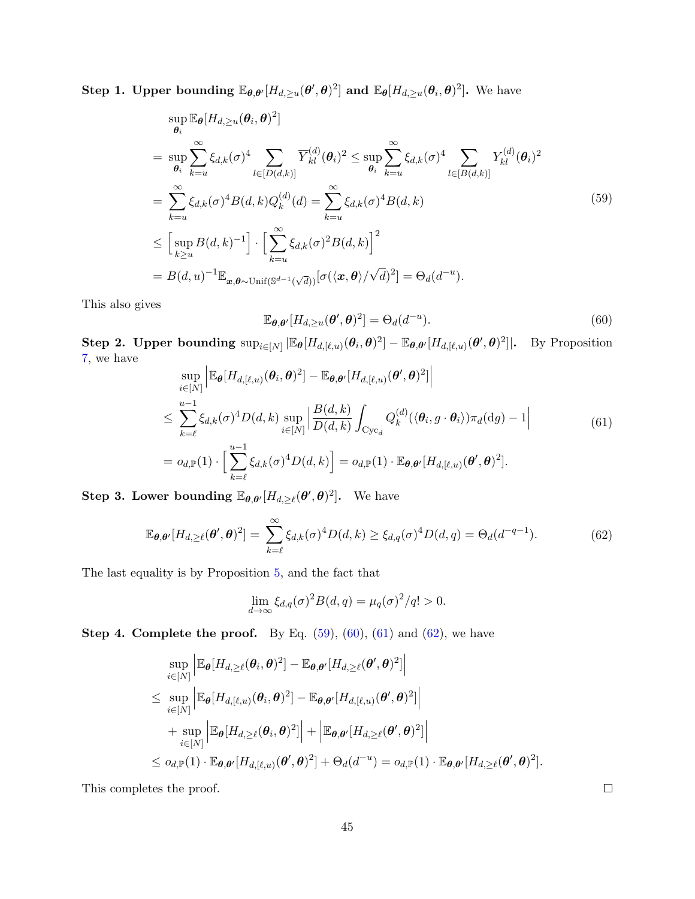**Step 1. Upper bounding $\mathbb{E}_{\boldsymbol{\theta},\boldsymbol{\theta}'}[H_{d,\geq u}(\boldsymbol{\theta}',\boldsymbol{\theta})^2]$ and $\mathbb{E}_{\boldsymbol{\theta}}[H_{d,\geq u}(\boldsymbol{\theta}_i,\boldsymbol{\theta})^2]$.** We have

$$
\begin{aligned}
&\sup_{\boldsymbol{\theta}_i} \mathbb{E}_{\boldsymbol{\theta}}[H_{d,\geq u}(\boldsymbol{\theta}_i,\boldsymbol{\theta})^2] \\
&= \sup_{\boldsymbol{\theta}_i} \sum_{k=u}^{\infty} \xi_{d,k}(\sigma)^4 \sum_{l\in[D(d,k)]} \overline{Y}_{kl}^{(d)}(\boldsymbol{\theta}_i)^2 \leq \sup_{\boldsymbol{\theta}_i} \sum_{k=u}^{\infty} \xi_{d,k}(\sigma)^4 \sum_{l\in[B(d,k)]} Y_{kl}^{(d)}(\boldsymbol{\theta}_i)^2 \\
&= \sum_{k=u}^{\infty} \xi_{d,k}(\sigma)^4 B(d,k) Q_k^{(d)}(d) = \sum_{k=u}^{\infty} \xi_{d,k}(\sigma)^4 B(d,k) \\
&\leq \Big[\sup_{k\geq u} B(d,k)^{-1}\Big]\cdot\Big[\sum_{k=u}^{\infty} \xi_{d,k}(\sigma)^2 B(d,k)\Big]^2 \\
&= B(d,u)^{-1}\mathbb{E}_{\boldsymbol{x},\boldsymbol{\theta}\sim \mathrm{Unif}(\mathbb{S}^{d-1}(\sqrt{d}))}[\sigma(\langle \boldsymbol{x},\boldsymbol{\theta}\rangle/\sqrt{d})^2] = \Theta_d(d^{-u}).
\end{aligned}
\tag{59}
$$

This also gives

$$
\mathbb{E}_{\boldsymbol{\theta},\boldsymbol{\theta}'}[H_{d,\geq u}(\boldsymbol{\theta}',\boldsymbol{\theta})^2] = \Theta_d(d^{-u}). \tag{60}
$$

**Step 2. Upper bounding $\sup_{i\in[N]} |\mathbb{E}_{\boldsymbol{\theta}}[H_{d,[\ell,u)}(\boldsymbol{\theta}_i,\boldsymbol{\theta})^2] - \mathbb{E}_{\boldsymbol{\theta},\boldsymbol{\theta}'}[H_{d,[\ell,u)}(\boldsymbol{\theta}',\boldsymbol{\theta})^2]|$.** By Proposition 7, we have

$$
\begin{aligned}
&\sup_{i\in[N]} \Big|\mathbb{E}_{\boldsymbol{\theta}}[H_{d,[\ell,u)}(\boldsymbol{\theta}_i,\boldsymbol{\theta})^2] - \mathbb{E}_{\boldsymbol{\theta},\boldsymbol{\theta}'}[H_{d,[\ell,u)}(\boldsymbol{\theta}',\boldsymbol{\theta})^2]\Big| \\
&\leq \sum_{k=\ell}^{u-1} \xi_{d,k}(\sigma)^4 D(d,k) \sup_{i\in[N]} \Big|\frac{B(d,k)}{D(d,k)} \int_{\mathrm{Cyc}_d} Q_k^{(d)}(\langle \boldsymbol{\theta}_i, g\cdot\boldsymbol{\theta}_i\rangle)\pi_d(\mathrm{d}g) - 1\Big| \\
&= o_{d,\mathbb{P}}(1)\cdot\Big[\sum_{k=\ell}^{u-1} \xi_{d,k}(\sigma)^4 D(d,k)\Big] = o_{d,\mathbb{P}}(1)\cdot \mathbb{E}_{\boldsymbol{\theta},\boldsymbol{\theta}'}[H_{d,[\ell,u)}(\boldsymbol{\theta}',\boldsymbol{\theta})^2].
\end{aligned}
\tag{61}
$$

**Step 3. Lower bounding $\mathbb{E}_{\boldsymbol{\theta},\boldsymbol{\theta}'}[H_{d,\geq \ell}(\boldsymbol{\theta}',\boldsymbol{\theta})^2]$.** We have

$$
\mathbb{E}_{\boldsymbol{\theta},\boldsymbol{\theta}'}[H_{d,\geq \ell}(\boldsymbol{\theta}',\boldsymbol{\theta})^2] = \sum_{k=\ell}^{\infty} \xi_{d,k}(\sigma)^4 D(d,k) \geq \xi_{d,q}(\sigma)^4 D(d,q) = \Theta_d(d^{-q-1}). \tag{62}
$$

The last equality is by Proposition 5, and the fact that

$$
\lim_{d\to\infty} \xi_{d,q}(\sigma)^2 B(d,q) = \mu_q(\sigma)^2/q! > 0.
$$

**Step 4. Complete the proof.** By Eq. (59), (60), (61) and (62), we have

$$
\begin{aligned}
&\sup_{i\in[N]} \Big|\mathbb{E}_{\boldsymbol{\theta}}[H_{d,\geq \ell}(\boldsymbol{\theta}_i,\boldsymbol{\theta})^2] - \mathbb{E}_{\boldsymbol{\theta},\boldsymbol{\theta}'}[H_{d,\geq \ell}(\boldsymbol{\theta}',\boldsymbol{\theta})^2]\Big| \\
&\leq \sup_{i\in[N]} \Big|\mathbb{E}_{\boldsymbol{\theta}}[H_{d,[\ell,u)}(\boldsymbol{\theta}_i,\boldsymbol{\theta})^2] - \mathbb{E}_{\boldsymbol{\theta},\boldsymbol{\theta}'}[H_{d,[\ell,u)}(\boldsymbol{\theta}',\boldsymbol{\theta})^2]\Big| \\
&\quad + \sup_{i\in[N]} \Big|\mathbb{E}_{\boldsymbol{\theta}}[H_{d,\geq \ell}(\boldsymbol{\theta}_i,\boldsymbol{\theta})^2]\Big| + \Big|\mathbb{E}_{\boldsymbol{\theta},\boldsymbol{\theta}'}[H_{d,\geq \ell}(\boldsymbol{\theta}',\boldsymbol{\theta})^2]\Big| \\
&\leq o_{d,\mathbb{P}}(1)\cdot \mathbb{E}_{\boldsymbol{\theta},\boldsymbol{\theta}'}[H_{d,[\ell,u)}(\boldsymbol{\theta}',\boldsymbol{\theta})^2] + \Theta_d(d^{-u}) = o_{d,\mathbb{P}}(1)\cdot \mathbb{E}_{\boldsymbol{\theta},\boldsymbol{\theta}'}[H_{d,\geq \ell}(\boldsymbol{\theta}',\boldsymbol{\theta})^2].
\end{aligned}
$$

This completes the proof. ∎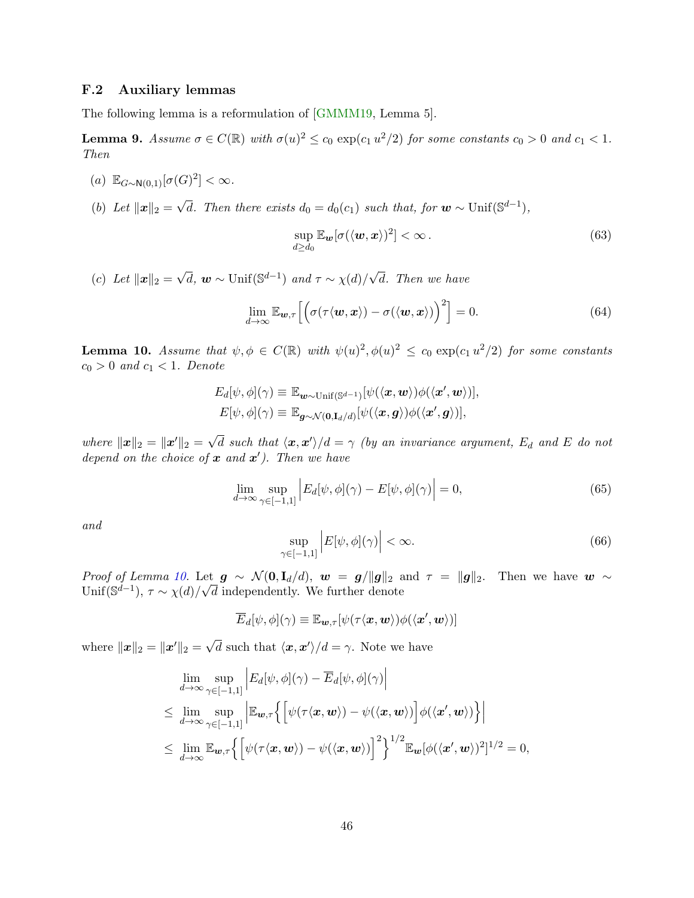### F.2 Auxiliary lemmas

The following lemma is a reformulation of [GMMM19, Lemma 5].

**Lemma 9.** *Assume $\sigma \in C(\mathbb{R})$ with $\sigma(u)^2 \le c_0 \exp(c_1 u^2/2)$ for some constants $c_0 > 0$ and $c_1 < 1$. Then*

(*a*) $\mathbb{E}_{G\sim \mathsf{N}(0,1)}[\sigma(G)^2] < \infty$.

(*b*) *Let $\|\boldsymbol{x}\|_2 = \sqrt{d}$. Then there exists $d_0 = d_0(c_1)$ such that, for $\boldsymbol{w} \sim \text{Unif}(\mathbb{S}^{d-1})$,*

$$\sup_{d\ge d_0} \mathbb{E}_{\boldsymbol{w}}[\sigma(\langle \boldsymbol{w}, \boldsymbol{x}\rangle)^2] < \infty\,. \tag{63}$$

(*c*) *Let $\|\boldsymbol{x}\|_2 = \sqrt{d}$, $\boldsymbol{w} \sim \text{Unif}(\mathbb{S}^{d-1})$ and $\tau \sim \chi(d)/\sqrt{d}$. Then we have*

$$\lim_{d\to\infty} \mathbb{E}_{\boldsymbol{w},\tau}\Big[\Big(\sigma(\tau\langle \boldsymbol{w}, \boldsymbol{x}\rangle) - \sigma(\langle \boldsymbol{w}, \boldsymbol{x}\rangle)\Big)^2\Big] = 0. \tag{64}$$

**Lemma 10.** *Assume that $\psi, \phi \in C(\mathbb{R})$ with $\psi(u)^2, \phi(u)^2 \le c_0 \exp(c_1 u^2/2)$ for some constants $c_0 > 0$ and $c_1 < 1$. Denote*

$$\begin{aligned}
E_d[\psi,\phi](\gamma) &\equiv \mathbb{E}_{\boldsymbol{w}\sim\text{Unif}(\mathbb{S}^{d-1})}[\psi(\langle \boldsymbol{x}, \boldsymbol{w}\rangle)\phi(\langle \boldsymbol{x}', \boldsymbol{w}\rangle)],\\
E[\psi,\phi](\gamma) &\equiv \mathbb{E}_{\boldsymbol{g}\sim\mathcal{N}(\boldsymbol{0},\mathbf{I}_d/d)}[\psi(\langle \boldsymbol{x}, \boldsymbol{g}\rangle)\phi(\langle \boldsymbol{x}', \boldsymbol{g}\rangle)],
\end{aligned}$$

*where $\|\boldsymbol{x}\|_2 = \|\boldsymbol{x}'\|_2 = \sqrt{d}$ such that $\langle \boldsymbol{x}, \boldsymbol{x}'\rangle/d = \gamma$ (by an invariance argument, $E_d$ and $E$ do not depend on the choice of $\boldsymbol{x}$ and $\boldsymbol{x}'$). Then we have*

$$\lim_{d\to\infty} \sup_{\gamma\in[-1,1]} \Big| E_d[\psi,\phi](\gamma) - E[\psi,\phi](\gamma)\Big| = 0, \tag{65}$$

*and*

$$\sup_{\gamma\in[-1,1]} \Big| E[\psi,\phi](\gamma)\Big| < \infty. \tag{66}$$

*Proof of Lemma 10.* Let $\boldsymbol{g} \sim \mathcal{N}(\boldsymbol{0}, \mathbf{I}_d/d)$, $\boldsymbol{w} = \boldsymbol{g}/\|\boldsymbol{g}\|_2$ and $\tau = \|\boldsymbol{g}\|_2$. Then we have $\boldsymbol{w} \sim \text{Unif}(\mathbb{S}^{d-1})$, $\tau \sim \chi(d)/\sqrt{d}$ independently. We further denote

$$\overline{E}_d[\psi,\phi](\gamma) \equiv \mathbb{E}_{\boldsymbol{w},\tau}[\psi(\tau\langle \boldsymbol{x}, \boldsymbol{w}\rangle)\phi(\langle \boldsymbol{x}', \boldsymbol{w}\rangle)]$$

where $\|\boldsymbol{x}\|_2 = \|\boldsymbol{x}'\|_2 = \sqrt{d}$ such that $\langle \boldsymbol{x}, \boldsymbol{x}'\rangle/d = \gamma$. Note we have

$$\begin{aligned}
&\lim_{d\to\infty} \sup_{\gamma\in[-1,1]} \Big| E_d[\psi,\phi](\gamma) - \overline{E}_d[\psi,\phi](\gamma)\Big|\\
\le\;& \lim_{d\to\infty} \sup_{\gamma\in[-1,1]} \Big| \mathbb{E}_{\boldsymbol{w},\tau}\Big\{ \Big[\psi(\tau\langle \boldsymbol{x}, \boldsymbol{w}\rangle) - \psi(\langle \boldsymbol{x}, \boldsymbol{w}\rangle)\Big]\phi(\langle \boldsymbol{x}', \boldsymbol{w}\rangle)\Big\}\Big|\\
\le\;& \lim_{d\to\infty} \mathbb{E}_{\boldsymbol{w},\tau}\Big\{ \Big[\psi(\tau\langle \boldsymbol{x}, \boldsymbol{w}\rangle) - \psi(\langle \boldsymbol{x}, \boldsymbol{w}\rangle)\Big]^2\Big\}^{1/2} \mathbb{E}_{\boldsymbol{w}}[\phi(\langle \boldsymbol{x}', \boldsymbol{w}\rangle)^2]^{1/2} = 0,
\end{aligned}$$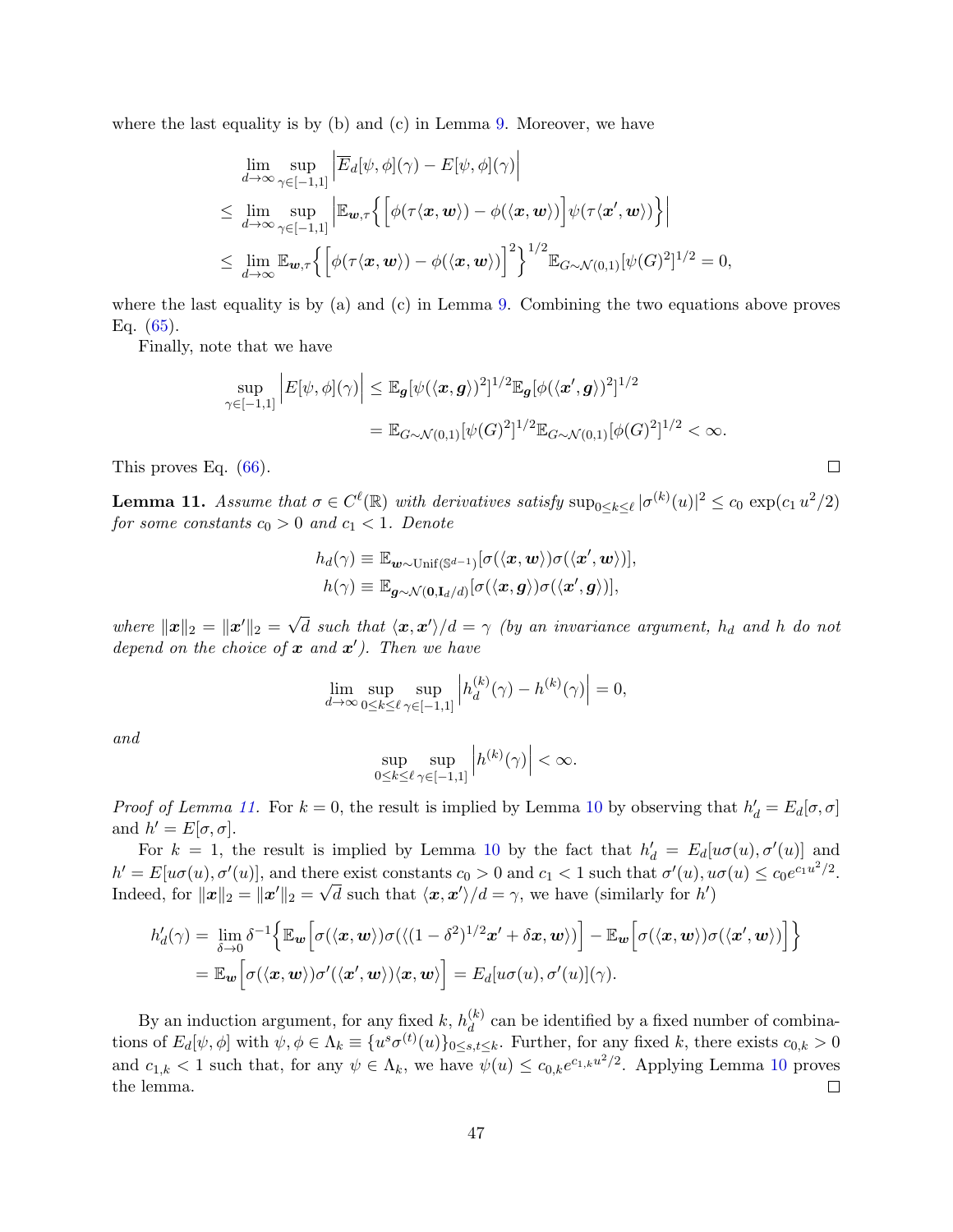where the last equality is by (b) and (c) in Lemma 9. Moreover, we have

$$
\begin{aligned}
&\lim_{d\to\infty} \sup_{\gamma\in[-1,1]} \Big| \overline{E}_d[\psi,\phi](\gamma) - E[\psi,\phi](\gamma) \Big| \\
&\le \lim_{d\to\infty} \sup_{\gamma\in[-1,1]} \Big| \mathbb{E}_{\boldsymbol{w},\tau}\Big\{ \Big[ \phi(\tau\langle \boldsymbol{x},\boldsymbol{w}\rangle) - \phi(\langle \boldsymbol{x},\boldsymbol{w}\rangle) \Big] \psi(\tau \langle \boldsymbol{x}',\boldsymbol{w}\rangle) \Big\} \Big| \\
&\le \lim_{d\to\infty} \mathbb{E}_{\boldsymbol{w},\tau}\Big\{ \Big[ \phi(\tau\langle \boldsymbol{x},\boldsymbol{w}\rangle) - \phi(\langle \boldsymbol{x},\boldsymbol{w}\rangle) \Big]^2 \Big\}^{1/2} \mathbb{E}_{G\sim\mathcal{N}(0,1)}[\psi(G)^2]^{1/2} = 0,
\end{aligned}
$$

where the last equality is by (a) and (c) in Lemma 9. Combining the two equations above proves Eq. (65).

Finally, note that we have

$$
\begin{aligned}
\sup_{\gamma\in[-1,1]} \Big| E[\psi,\phi](\gamma) \Big| &\le \mathbb{E}_{\boldsymbol{g}}[\psi(\langle \boldsymbol{x},\boldsymbol{g}\rangle)^2]^{1/2} \mathbb{E}_{\boldsymbol{g}}[\phi(\langle \boldsymbol{x}',\boldsymbol{g}\rangle)^2]^{1/2} \\
&= \mathbb{E}_{G\sim\mathcal{N}(0,1)}[\psi(G)^2]^{1/2} \mathbb{E}_{G\sim\mathcal{N}(0,1)}[\phi(G)^2]^{1/2} < \infty.
\end{aligned}
$$

This proves Eq. (66). ∎

**Lemma 11.** *Assume that $\sigma \in C^\ell(\mathbb{R})$ with derivatives satisfy $\sup_{0\le k\le \ell} |\sigma^{(k)}(u)|^2 \le c_0 \exp(c_1 u^2/2)$ for some constants $c_0 > 0$ and $c_1 < 1$. Denote*

$$
\begin{aligned}
h_d(\gamma) &\equiv \mathbb{E}_{\boldsymbol{w}\sim \mathrm{Unif}(\mathbb{S}^{d-1})}[\sigma(\langle \boldsymbol{x},\boldsymbol{w}\rangle)\sigma(\langle \boldsymbol{x}',\boldsymbol{w}\rangle)], \\
h(\gamma) &\equiv \mathbb{E}_{\boldsymbol{g}\sim\mathcal{N}(\boldsymbol{0},\mathbf{I}_d/d)}[\sigma(\langle \boldsymbol{x},\boldsymbol{g}\rangle)\sigma(\langle \boldsymbol{x}',\boldsymbol{g}\rangle)],
\end{aligned}
$$

*where $\|\boldsymbol{x}\|_2 = \|\boldsymbol{x}'\|_2 = \sqrt{d}$ such that $\langle \boldsymbol{x},\boldsymbol{x}'\rangle/d = \gamma$ (by an invariance argument, $h_d$ and $h$ do not depend on the choice of $\boldsymbol{x}$ and $\boldsymbol{x}'$). Then we have*

$$
\lim_{d\to\infty} \sup_{0\le k\le \ell} \sup_{\gamma\in[-1,1]} \Big| h_d^{(k)}(\gamma) - h^{(k)}(\gamma) \Big| = 0,
$$

*and*

$$
\sup_{0\le k\le \ell} \sup_{\gamma\in[-1,1]} \Big| h^{(k)}(\gamma) \Big| < \infty.
$$

*Proof of Lemma 11.* For $k = 0$, the result is implied by Lemma 10 by observing that $h_d' = E_d[\sigma,\sigma]$ and $h' = E[\sigma,\sigma]$.

For $k = 1$, the result is implied by Lemma 10 by the fact that $h_d' = E_d[u\sigma(u), \sigma'(u)]$ and $h' = E[u\sigma(u),\sigma'(u)]$, and there exist constants $c_0 > 0$ and $c_1 < 1$ such that $\sigma'(u), u\sigma(u) \le c_0 e^{c_1 u^2/2}$. Indeed, for $\|\boldsymbol{x}\|_2 = \|\boldsymbol{x}'\|_2 = \sqrt{d}$ such that $\langle \boldsymbol{x},\boldsymbol{x}'\rangle/d = \gamma$, we have (similarly for $h'$)

$$
\begin{aligned}
h_d'(\gamma) &= \lim_{\delta\to 0} \delta^{-1}\Big\{ \mathbb{E}_{\boldsymbol{w}}\Big[ \sigma(\langle \boldsymbol{x},\boldsymbol{w}\rangle)\sigma(\langle (1-\delta^2)^{1/2}\boldsymbol{x}' + \delta\boldsymbol{x}, \boldsymbol{w}\rangle) \Big] - \mathbb{E}_{\boldsymbol{w}}\Big[ \sigma(\langle \boldsymbol{x},\boldsymbol{w}\rangle)\sigma(\langle \boldsymbol{x}',\boldsymbol{w}\rangle) \Big] \Big\} \\
&= \mathbb{E}_{\boldsymbol{w}}\Big[ \sigma(\langle \boldsymbol{x},\boldsymbol{w}\rangle)\sigma'(\langle \boldsymbol{x}',\boldsymbol{w}\rangle)\langle \boldsymbol{x},\boldsymbol{w}\rangle \Big] = E_d[u\sigma(u),\sigma'(u)](\gamma).
\end{aligned}
$$

By an induction argument, for any fixed $k$, $h_d^{(k)}$ can be identified by a fixed number of combinations of $E_d[\psi,\phi]$ with $\psi,\phi \in \Lambda_k \equiv \{u^s\sigma^{(t)}(u)\}_{0\le s,t\le k}$. Further, for any fixed $k$, there exists $c_{0,k} > 0$ and $c_{1,k} < 1$ such that, for any $\psi \in \Lambda_k$, we have $\psi(u) \le c_{0,k} e^{c_{1,k}u^2/2}$. Applying Lemma 10 proves the lemma. ∎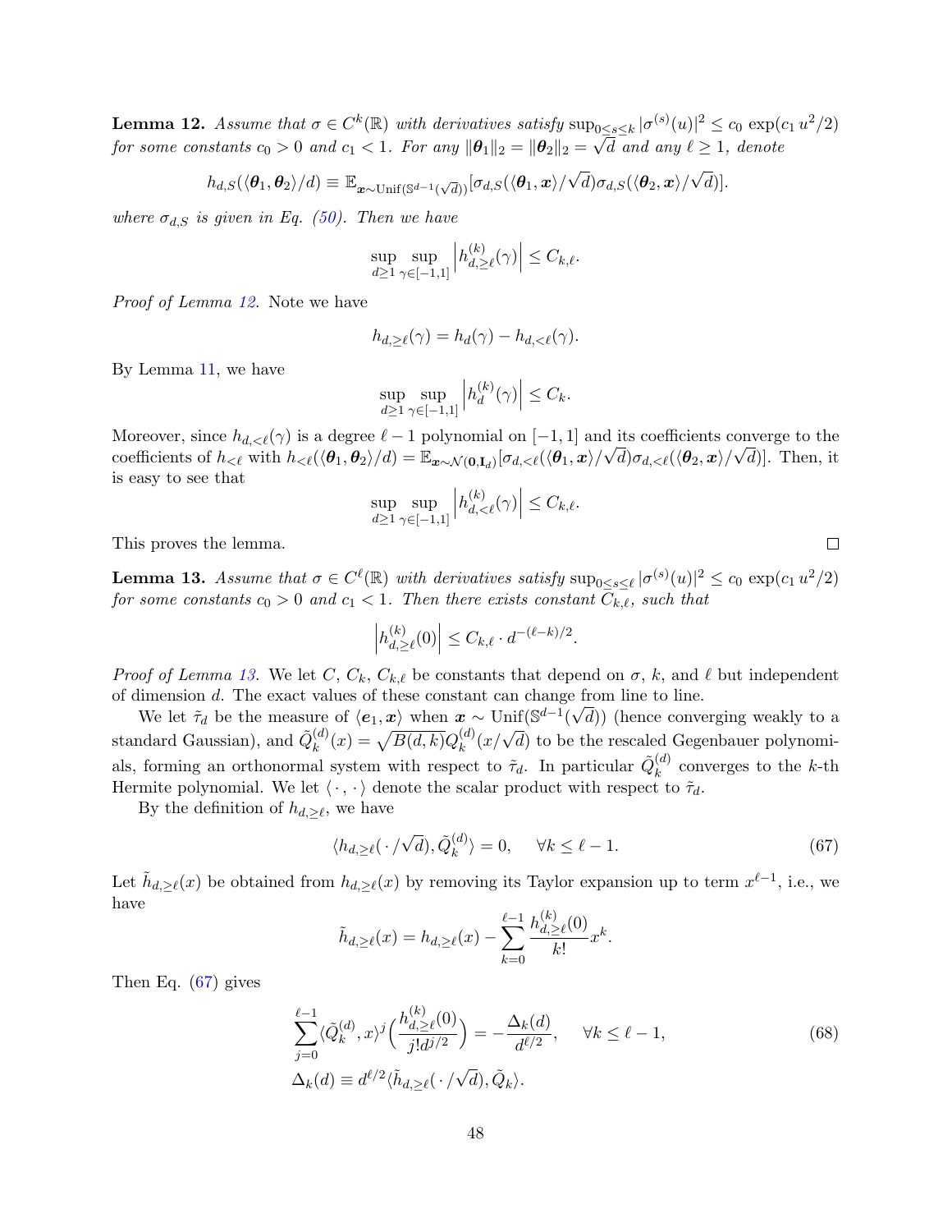**Lemma 12.** *Assume that $\sigma \in C^k(\mathbb{R})$ with derivatives satisfy $\sup_{0\le s\le k} |\sigma^{(s)}(u)|^2 \le c_0 \exp(c_1 u^2/2)$ for some constants $c_0 > 0$ and $c_1 < 1$. For any $\|\boldsymbol{\theta}_1\|_2 = \|\boldsymbol{\theta}_2\|_2 = \sqrt{d}$ and any $\ell \ge 1$, denote*

$$h_{d,S}(\langle \boldsymbol{\theta}_1, \boldsymbol{\theta}_2\rangle/d) \equiv \mathbb{E}_{\boldsymbol{x}\sim \mathrm{Unif}(\mathbb{S}^{d-1}(\sqrt{d}))}[\sigma_{d,S}(\langle \boldsymbol{\theta}_1, \boldsymbol{x}\rangle/\sqrt{d})\sigma_{d,S}(\langle \boldsymbol{\theta}_2, \boldsymbol{x}\rangle/\sqrt{d})].$$

*where $\sigma_{d,S}$ is given in Eq. (50). Then we have*

$$\sup_{d\ge 1}\sup_{\gamma\in[-1,1]} \left| h_{d,\ge \ell}^{(k)}(\gamma)\right| \le C_{k,\ell}.$$

*Proof of Lemma 12.* Note we have

$$h_{d,\ge\ell}(\gamma) = h_d(\gamma) - h_{d,<\ell}(\gamma).$$

By Lemma 11, we have

$$\sup_{d\ge 1}\sup_{\gamma\in[-1,1]} \left| h_{d}^{(k)}(\gamma)\right| \le C_{k}.$$

Moreover, since $h_{d,<\ell}(\gamma)$ is a degree $\ell-1$ polynomial on $[-1,1]$ and its coefficients converge to the coefficients of $h_{<\ell}$ with $h_{<\ell}(\langle \boldsymbol{\theta}_1, \boldsymbol{\theta}_2\rangle/d) = \mathbb{E}_{\boldsymbol{x}\sim\mathcal{N}(\mathbf{0},\mathbf{I}_d)}[\sigma_{d,<\ell}(\langle \boldsymbol{\theta}_1, \boldsymbol{x}\rangle/\sqrt{d})\sigma_{d,<\ell}(\langle \boldsymbol{\theta}_2, \boldsymbol{x}\rangle/\sqrt{d})]$. Then, it is easy to see that

$$\sup_{d\ge 1}\sup_{\gamma\in[-1,1]} \left| h_{d,<\ell}^{(k)}(\gamma)\right| \le C_{k,\ell}.$$

This proves the lemma. ∎

**Lemma 13.** *Assume that $\sigma \in C^\ell(\mathbb{R})$ with derivatives satisfy $\sup_{0\le s\le \ell} |\sigma^{(s)}(u)|^2 \le c_0 \exp(c_1 u^2/2)$ for some constants $c_0 > 0$ and $c_1 < 1$. Then there exists constant $C_{k,\ell}$, such that*

$$\left| h_{d,\ge\ell}^{(k)}(0)\right| \le C_{k,\ell}\cdot d^{-(\ell-k)/2}.$$

*Proof of Lemma 13.* We let $C$, $C_k$, $C_{k,\ell}$ be constants that depend on $\sigma$, $k$, and $\ell$ but independent of dimension $d$. The exact values of these constant can change from line to line.

We let $\tilde{\tau}_d$ be the measure of $\langle \boldsymbol{e}_1, \boldsymbol{x}\rangle$ when $\boldsymbol{x}\sim \mathrm{Unif}(\mathbb{S}^{d-1}(\sqrt{d}))$ (hence converging weakly to a standard Gaussian), and $\tilde{Q}_k^{(d)}(x) = \sqrt{B(d,k)}Q_k^{(d)}(x/\sqrt{d})$ to be the rescaled Gegenbauer polynomials, forming an orthonormal system with respect to $\tilde{\tau}_d$. In particular $\tilde{Q}_k^{(d)}$ converges to the $k$-th Hermite polynomial. We let $\langle\,\cdot\,,\,\cdot\,\rangle$ denote the scalar product with respect to $\tilde{\tau}_d$.

By the definition of $h_{d,\ge\ell}$, we have

$$\langle h_{d,\ge\ell}(\,\cdot\,/\sqrt{d}), \tilde{Q}_k^{(d)}\rangle = 0, \quad \forall k\le \ell-1. \tag{67}$$

Let $\tilde{h}_{d,\ge\ell}(x)$ be obtained from $h_{d,\ge\ell}(x)$ by removing its Taylor expansion up to term $x^{\ell-1}$, i.e., we have

$$\tilde{h}_{d,\ge\ell}(x) = h_{d,\ge\ell}(x) - \sum_{k=0}^{\ell-1}\frac{h_{d,\ge\ell}^{(k)}(0)}{k!}x^k.$$

Then Eq. (67) gives

$$\begin{aligned}
&\sum_{j=0}^{\ell-1}\langle \tilde{Q}_k^{(d)}, x\rangle^j\Big(\frac{h_{d,\ge\ell}^{(k)}(0)}{j!d^{j/2}}\Big) = -\frac{\Delta_k(d)}{d^{\ell/2}}, \quad \forall k\le \ell-1, \\
&\Delta_k(d) \equiv d^{\ell/2}\langle \tilde{h}_{d,\ge\ell}(\,\cdot\,/\sqrt{d}), \tilde{Q}_k\rangle.
\end{aligned} \tag{68}$$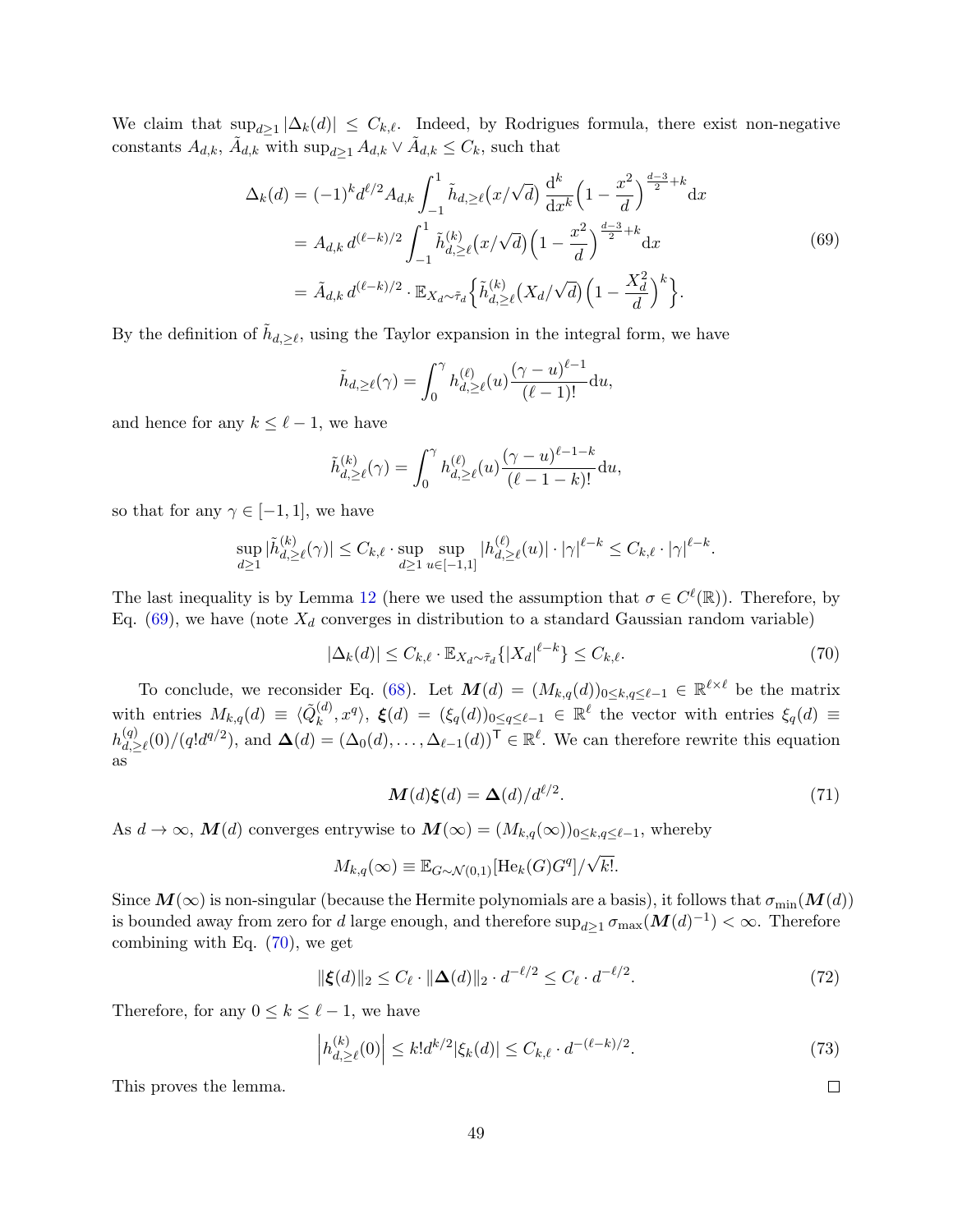We claim that $\sup_{d\geq 1} |\Delta_k(d)| \leq C_{k,\ell}$. Indeed, by Rodrigues formula, there exist non-negative constants $A_{d,k}$, $\tilde{A}_{d,k}$ with $\sup_{d\geq 1} A_{d,k} \vee \tilde{A}_{d,k} \leq C_k$, such that

$$
\begin{aligned}
\Delta_k(d) &= (-1)^k d^{\ell/2} A_{d,k} \int_{-1}^{1} \tilde{h}_{d,\geq \ell}\big(x/\sqrt{d}\big) \frac{\mathrm{d}^k}{\mathrm{d}x^k}\Big(1 - \frac{x^2}{d}\Big)^{\frac{d-3}{2}+k} \mathrm{d}x \\
&= A_{d,k}\, d^{(\ell-k)/2} \int_{-1}^{1} \tilde{h}^{(k)}_{d,\geq \ell}\big(x/\sqrt{d}\big) \Big(1 - \frac{x^2}{d}\Big)^{\frac{d-3}{2}+k} \mathrm{d}x \\
&= \tilde{A}_{d,k}\, d^{(\ell-k)/2} \cdot \mathbb{E}_{X_d \sim \tilde{\tau}_d}\Big\{ \tilde{h}^{(k)}_{d,\geq \ell}\big(X_d/\sqrt{d}\big) \Big(1 - \frac{X_d^2}{d}\Big)^k \Big\}.
\end{aligned}
\tag{69}
$$

By the definition of $\tilde{h}_{d,\geq \ell}$, using the Taylor expansion in the integral form, we have

$$
\tilde{h}_{d,\geq \ell}(\gamma) = \int_0^{\gamma} h^{(\ell)}_{d,\geq \ell}(u) \frac{(\gamma - u)^{\ell-1}}{(\ell-1)!} \mathrm{d}u,
$$

and hence for any $k \leq \ell - 1$, we have

$$
\tilde{h}^{(k)}_{d,\geq \ell}(\gamma) = \int_0^{\gamma} h^{(\ell)}_{d,\geq \ell}(u) \frac{(\gamma - u)^{\ell-1-k}}{(\ell-1-k)!} \mathrm{d}u,
$$

so that for any $\gamma \in [-1, 1]$, we have

$$
\sup_{d\geq 1} |\tilde{h}^{(k)}_{d,\geq \ell}(\gamma)| \leq C_{k,\ell} \cdot \sup_{d\geq 1} \sup_{u\in[-1,1]} |h^{(\ell)}_{d,\geq \ell}(u)| \cdot |\gamma|^{\ell-k} \leq C_{k,\ell} \cdot |\gamma|^{\ell-k}.
$$

The last inequality is by Lemma 12 (here we used the assumption that $\sigma \in C^{\ell}(\mathbb{R})$). Therefore, by Eq. (69), we have (note $X_d$ converges in distribution to a standard Gaussian random variable)

$$
|\Delta_k(d)| \leq C_{k,\ell} \cdot \mathbb{E}_{X_d \sim \tilde{\tau}_d}\{|X_d|^{\ell-k}\} \leq C_{k,\ell}. \tag{70}
$$

To conclude, we reconsider Eq. (68). Let $\boldsymbol{M}(d) = (M_{k,q}(d))_{0\leq k,q\leq \ell-1} \in \mathbb{R}^{\ell\times\ell}$ be the matrix with entries $M_{k,q}(d) \equiv \langle \tilde{Q}^{(d)}_k, x^q \rangle$, $\boldsymbol{\xi}(d) = (\xi_q(d))_{0\leq q\leq \ell-1} \in \mathbb{R}^{\ell}$ the vector with entries $\xi_q(d) \equiv h^{(q)}_{d,\geq \ell}(0)/(q! d^{q/2})$, and $\boldsymbol{\Delta}(d) = (\Delta_0(d), \ldots, \Delta_{\ell-1}(d))^{\mathsf{T}} \in \mathbb{R}^{\ell}$. We can therefore rewrite this equation as

$$
\boldsymbol{M}(d)\boldsymbol{\xi}(d) = \boldsymbol{\Delta}(d)/d^{\ell/2}. \tag{71}
$$

As $d \to \infty$, $\boldsymbol{M}(d)$ converges entrywise to $\boldsymbol{M}(\infty) = (M_{k,q}(\infty))_{0\leq k,q\leq \ell-1}$, whereby

$$
M_{k,q}(\infty) \equiv \mathbb{E}_{G\sim\mathcal{N}(0,1)}[\mathrm{He}_k(G) G^q]/\sqrt{k!}.
$$

Since $\boldsymbol{M}(\infty)$ is non-singular (because the Hermite polynomials are a basis), it follows that $\sigma_{\min}(\boldsymbol{M}(d))$ is bounded away from zero for $d$ large enough, and therefore $\sup_{d\geq 1} \sigma_{\max}(\boldsymbol{M}(d)^{-1}) < \infty$. Therefore combining with Eq. (70), we get

$$
\|\boldsymbol{\xi}(d)\|_2 \leq C_{\ell} \cdot \|\boldsymbol{\Delta}(d)\|_2 \cdot d^{-\ell/2} \leq C_{\ell} \cdot d^{-\ell/2}. \tag{72}
$$

Therefore, for any $0 \leq k \leq \ell - 1$, we have

$$
\Big| h^{(k)}_{d,\geq \ell}(0) \Big| \leq k! d^{k/2} |\xi_k(d)| \leq C_{k,\ell} \cdot d^{-(\ell-k)/2}. \tag{73}
$$

This proves the lemma. $\square$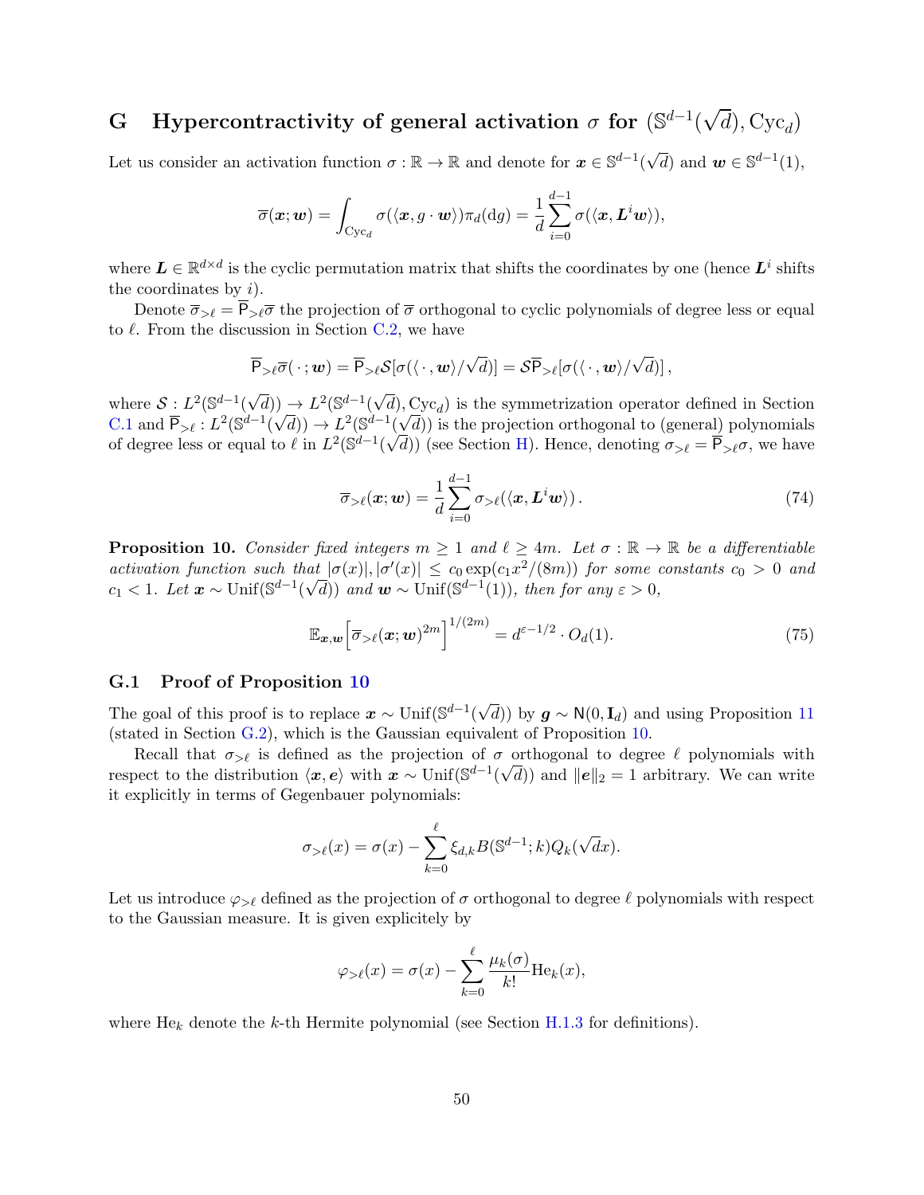## G Hypercontractivity of general activation $\sigma$ for $(\mathbb{S}^{d-1}(\sqrt{d}), \text{Cyc}_d)$

Let us consider an activation function $\sigma : \mathbb{R} \to \mathbb{R}$ and denote for $\boldsymbol{x} \in \mathbb{S}^{d-1}(\sqrt{d})$ and $\boldsymbol{w} \in \mathbb{S}^{d-1}(1)$,

$$\overline{\sigma}(\boldsymbol{x}; \boldsymbol{w}) = \int_{\text{Cyc}_d} \sigma(\langle \boldsymbol{x}, g \cdot \boldsymbol{w} \rangle) \pi_d(\text{d}g) = \frac{1}{d} \sum_{i=0}^{d-1} \sigma(\langle \boldsymbol{x}, \boldsymbol{L}^i \boldsymbol{w} \rangle),$$

where $\boldsymbol{L} \in \mathbb{R}^{d \times d}$ is the cyclic permutation matrix that shifts the coordinates by one (hence $\boldsymbol{L}^i$ shifts the coordinates by $i$).

Denote $\overline{\sigma}_{>\ell} = \overline{\mathsf{P}}_{>\ell} \overline{\sigma}$ the projection of $\overline{\sigma}$ orthogonal to cyclic polynomials of degree less or equal to $\ell$. From the discussion in Section C.2, we have

$$\overline{\mathsf{P}}_{>\ell} \overline{\sigma}(\,\cdot\,; \boldsymbol{w}) = \overline{\mathsf{P}}_{>\ell} \mathcal{S}[\sigma(\langle \,\cdot\,, \boldsymbol{w} \rangle / \sqrt{d})] = \mathcal{S} \overline{\mathsf{P}}_{>\ell}[\sigma(\langle \,\cdot\,, \boldsymbol{w} \rangle / \sqrt{d})]\,,$$

where $\mathcal{S} : L^2(\mathbb{S}^{d-1}(\sqrt{d})) \to L^2(\mathbb{S}^{d-1}(\sqrt{d}), \text{Cyc}_d)$ is the symmetrization operator defined in Section C.1 and $\overline{\mathsf{P}}_{>\ell} : L^2(\mathbb{S}^{d-1}(\sqrt{d})) \to L^2(\mathbb{S}^{d-1}(\sqrt{d}))$ is the projection orthogonal to (general) polynomials of degree less or equal to $\ell$ in $L^2(\mathbb{S}^{d-1}(\sqrt{d}))$ (see Section H). Hence, denoting $\sigma_{>\ell} = \overline{\mathsf{P}}_{>\ell} \sigma$, we have

$$\overline{\sigma}_{>\ell}(\boldsymbol{x}; \boldsymbol{w}) = \frac{1}{d} \sum_{i=0}^{d-1} \sigma_{>\ell}(\langle \boldsymbol{x}, \boldsymbol{L}^i \boldsymbol{w} \rangle)\,. \tag{74}$$

**Proposition 10.** *Consider fixed integers $m \geq 1$ and $\ell \geq 4m$. Let $\sigma : \mathbb{R} \to \mathbb{R}$ be a differentiable activation function such that $|\sigma(x)|, |\sigma'(x)| \leq c_0 \exp(c_1 x^2/(8m))$ for some constants $c_0 > 0$ and $c_1 < 1$. Let $\boldsymbol{x} \sim \text{Unif}(\mathbb{S}^{d-1}(\sqrt{d}))$ and $\boldsymbol{w} \sim \text{Unif}(\mathbb{S}^{d-1}(1))$, then for any $\varepsilon > 0$,*

$$\mathbb{E}_{\boldsymbol{x},\boldsymbol{w}}\Big[\overline{\sigma}_{>\ell}(\boldsymbol{x}; \boldsymbol{w})^{2m}\Big]^{1/(2m)} = d^{\varepsilon - 1/2} \cdot O_d(1). \tag{75}$$

### G.1 Proof of Proposition 10

The goal of this proof is to replace $\boldsymbol{x} \sim \text{Unif}(\mathbb{S}^{d-1}(\sqrt{d}))$ by $\boldsymbol{g} \sim \mathsf{N}(0, \mathbf{I}_d)$ and using Proposition 11 (stated in Section G.2), which is the Gaussian equivalent of Proposition 10.

Recall that $\sigma_{>\ell}$ is defined as the projection of $\sigma$ orthogonal to degree $\ell$ polynomials with respect to the distribution $\langle \boldsymbol{x}, \boldsymbol{e} \rangle$ with $\boldsymbol{x} \sim \text{Unif}(\mathbb{S}^{d-1}(\sqrt{d}))$ and $\|\boldsymbol{e}\|_2 = 1$ arbitrary. We can write it explicitly in terms of Gegenbauer polynomials:

$$\sigma_{>\ell}(x) = \sigma(x) - \sum_{k=0}^{\ell} \xi_{d,k} B(\mathbb{S}^{d-1}; k) Q_k(\sqrt{d}x).$$

Let us introduce $\varphi_{>\ell}$ defined as the projection of $\sigma$ orthogonal to degree $\ell$ polynomials with respect to the Gaussian measure. It is given explicitely by

$$\varphi_{>\ell}(x) = \sigma(x) - \sum_{k=0}^{\ell} \frac{\mu_k(\sigma)}{k!} \text{He}_k(x),$$

where $\text{He}_k$ denote the $k$-th Hermite polynomial (see Section H.1.3 for definitions).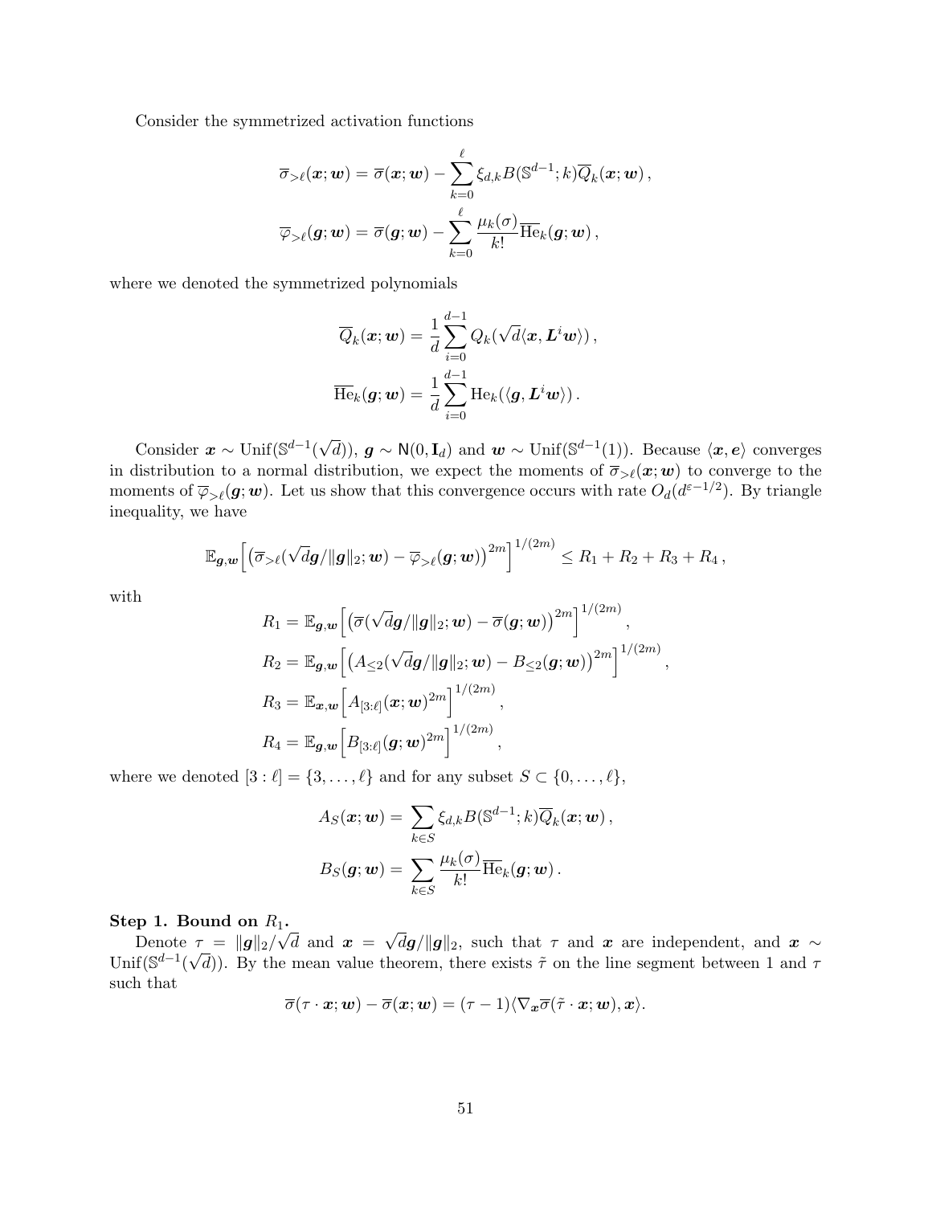Consider the symmetrized activation functions

$$
\overline{\sigma}_{>\ell}(\boldsymbol{x};\boldsymbol{w}) = \overline{\sigma}(\boldsymbol{x};\boldsymbol{w}) - \sum_{k=0}^{\ell} \xi_{d,k} B(\mathbb{S}^{d-1};k)\overline{Q}_k(\boldsymbol{x};\boldsymbol{w})\,,
$$

$$
\overline{\varphi}_{>\ell}(\boldsymbol{g};\boldsymbol{w}) = \overline{\sigma}(\boldsymbol{g};\boldsymbol{w}) - \sum_{k=0}^{\ell} \frac{\mu_k(\sigma)}{k!}\overline{\mathrm{He}}_k(\boldsymbol{g};\boldsymbol{w})\,,
$$

where we denoted the symmetrized polynomials

$$
\overline{Q}_k(\boldsymbol{x};\boldsymbol{w}) = \frac{1}{d}\sum_{i=0}^{d-1} Q_k(\sqrt{d}\langle \boldsymbol{x}, \boldsymbol{L}^i \boldsymbol{w}\rangle)\,,
$$

$$
\overline{\mathrm{He}}_k(\boldsymbol{g};\boldsymbol{w}) = \frac{1}{d}\sum_{i=0}^{d-1} \mathrm{He}_k(\langle \boldsymbol{g}, \boldsymbol{L}^i \boldsymbol{w}\rangle)\,.
$$

Consider $\boldsymbol{x} \sim \mathrm{Unif}(\mathbb{S}^{d-1}(\sqrt{d}))$, $\boldsymbol{g} \sim \mathsf{N}(0, \mathbf{I}_d)$ and $\boldsymbol{w} \sim \mathrm{Unif}(\mathbb{S}^{d-1}(1))$. Because $\langle \boldsymbol{x}, \boldsymbol{e}\rangle$ converges in distribution to a normal distribution, we expect the moments of $\overline{\sigma}_{>\ell}(\boldsymbol{x};\boldsymbol{w})$ to converge to the moments of $\overline{\varphi}_{>\ell}(\boldsymbol{g};\boldsymbol{w})$. Let us show that this convergence occurs with rate $O_d(d^{\varepsilon-1/2})$. By triangle inequality, we have

$$
\mathbb{E}_{\boldsymbol{g},\boldsymbol{w}}\Big[\big(\overline{\sigma}_{>\ell}(\sqrt{d}\boldsymbol{g}/\|\boldsymbol{g}\|_2;\boldsymbol{w}) - \overline{\varphi}_{>\ell}(\boldsymbol{g};\boldsymbol{w})\big)^{2m}\Big]^{1/(2m)} \le R_1 + R_2 + R_3 + R_4\,,
$$

with

$$
R_1 = \mathbb{E}_{\boldsymbol{g},\boldsymbol{w}}\Big[\big(\overline{\sigma}(\sqrt{d}\boldsymbol{g}/\|\boldsymbol{g}\|_2;\boldsymbol{w}) - \overline{\sigma}(\boldsymbol{g};\boldsymbol{w})\big)^{2m}\Big]^{1/(2m)}\,,
$$

$$
R_2 = \mathbb{E}_{\boldsymbol{g},\boldsymbol{w}}\Big[\big(A_{\le 2}(\sqrt{d}\boldsymbol{g}/\|\boldsymbol{g}\|_2;\boldsymbol{w}) - B_{\le 2}(\boldsymbol{g};\boldsymbol{w})\big)^{2m}\Big]^{1/(2m)}\,,
$$

$$
R_3 = \mathbb{E}_{\boldsymbol{x},\boldsymbol{w}}\Big[A_{[3:\ell]}(\boldsymbol{x};\boldsymbol{w})^{2m}\Big]^{1/(2m)}\,,
$$

$$
R_4 = \mathbb{E}_{\boldsymbol{g},\boldsymbol{w}}\Big[B_{[3:\ell]}(\boldsymbol{g};\boldsymbol{w})^{2m}\Big]^{1/(2m)}\,,
$$

where we denoted $[3:\ell] = \{3,\ldots,\ell\}$ and for any subset $S \subset \{0,\ldots,\ell\}$,

$$
A_S(\boldsymbol{x};\boldsymbol{w}) = \sum_{k\in S} \xi_{d,k} B(\mathbb{S}^{d-1};k)\overline{Q}_k(\boldsymbol{x};\boldsymbol{w})\,,
$$

$$
B_S(\boldsymbol{g};\boldsymbol{w}) = \sum_{k\in S} \frac{\mu_k(\sigma)}{k!}\overline{\mathrm{He}}_k(\boldsymbol{g};\boldsymbol{w})\,.
$$

**Step 1. Bound on $R_1$.**

Denote $\tau = \|\boldsymbol{g}\|_2/\sqrt{d}$ and $\boldsymbol{x} = \sqrt{d}\boldsymbol{g}/\|\boldsymbol{g}\|_2$, such that $\tau$ and $\boldsymbol{x}$ are independent, and $\boldsymbol{x} \sim \mathrm{Unif}(\mathbb{S}^{d-1}(\sqrt{d}))$. By the mean value theorem, there exists $\tilde{\tau}$ on the line segment between 1 and $\tau$ such that

$$
\overline{\sigma}(\tau\cdot\boldsymbol{x};\boldsymbol{w}) - \overline{\sigma}(\boldsymbol{x};\boldsymbol{w}) = (\tau - 1)\langle \nabla_{\boldsymbol{x}}\overline{\sigma}(\tilde{\tau}\cdot\boldsymbol{x};\boldsymbol{w}), \boldsymbol{x}\rangle.
$$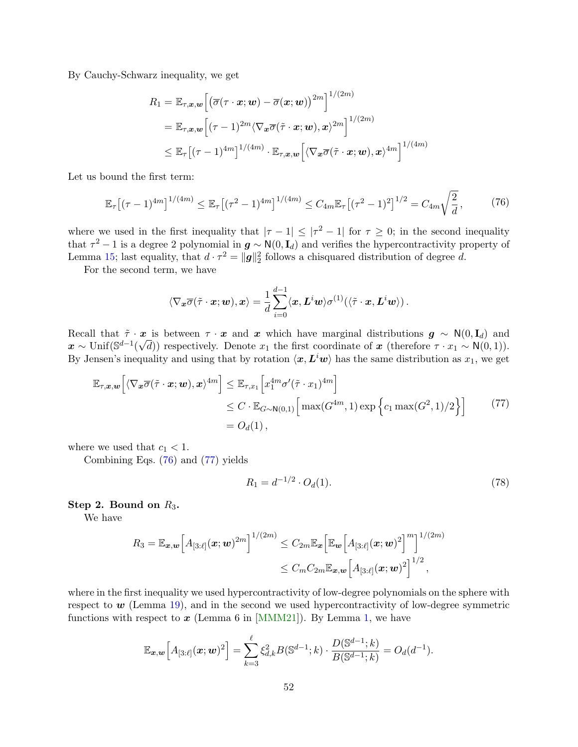By Cauchy-Schwarz inequality, we get

$$
\begin{aligned}
R_1 &= \mathbb{E}_{\tau,\boldsymbol{x},\boldsymbol{w}}\Big[\big(\overline{\sigma}(\tau\cdot\boldsymbol{x};\boldsymbol{w}) - \overline{\sigma}(\boldsymbol{x};\boldsymbol{w})\big)^{2m}\Big]^{1/(2m)} \\
&= \mathbb{E}_{\tau,\boldsymbol{x},\boldsymbol{w}}\Big[(\tau-1)^{2m}\langle\nabla_{\boldsymbol{x}}\overline{\sigma}(\tilde{\tau}\cdot\boldsymbol{x};\boldsymbol{w}),\boldsymbol{x}\rangle^{2m}\Big]^{1/(2m)} \\
&\le \mathbb{E}_{\tau}\big[(\tau-1)^{4m}\big]^{1/(4m)}\cdot\mathbb{E}_{\tau,\boldsymbol{x},\boldsymbol{w}}\Big[\langle\nabla_{\boldsymbol{x}}\overline{\sigma}(\tilde{\tau}\cdot\boldsymbol{x};\boldsymbol{w}),\boldsymbol{x}\rangle^{4m}\Big]^{1/(4m)}
\end{aligned}
$$

Let us bound the first term:

$$
\mathbb{E}_{\tau}\big[(\tau-1)^{4m}\big]^{1/(4m)} \le \mathbb{E}_{\tau}\big[(\tau^2-1)^{4m}\big]^{1/(4m)} \le C_{4m}\mathbb{E}_{\tau}\big[(\tau^2-1)^2\big]^{1/2} = C_{4m}\sqrt{\frac{2}{d}}\,, \tag{76}
$$

where we used in the first inequality that $|\tau-1|\le|\tau^2-1|$ for $\tau\ge 0$; in the second inequality that $\tau^2-1$ is a degree 2 polynomial in $\boldsymbol{g}\sim\mathsf{N}(0,\mathbf{I}_d)$ and verifies the hypercontractivity property of Lemma 15; last equality, that $d\cdot\tau^2=\|\boldsymbol{g}\|_2^2$ follows a chisquared distribution of degree $d$.

For the second term, we have

$$
\langle\nabla_{\boldsymbol{x}}\overline{\sigma}(\tilde{\tau}\cdot\boldsymbol{x};\boldsymbol{w}),\boldsymbol{x}\rangle = \frac{1}{d}\sum_{i=0}^{d-1}\langle\boldsymbol{x},\boldsymbol{L}^i\boldsymbol{w}\rangle\sigma^{(1)}(\langle\tilde{\tau}\cdot\boldsymbol{x},\boldsymbol{L}^i\boldsymbol{w}\rangle)\,.
$$

Recall that $\tilde{\tau}\cdot\boldsymbol{x}$ is between $\tau\cdot\boldsymbol{x}$ and $\boldsymbol{x}$ which have marginal distributions $\boldsymbol{g}\sim\mathsf{N}(0,\mathbf{I}_d)$ and $\boldsymbol{x}\sim\mathrm{Unif}(\mathbb{S}^{d-1}(\sqrt{d}))$ respectively. Denote $x_1$ the first coordinate of $\boldsymbol{x}$ (therefore $\tau\cdot x_1\sim\mathsf{N}(0,1)$). By Jensen's inequality and using that by rotation $\langle\boldsymbol{x},\boldsymbol{L}^i\boldsymbol{w}\rangle$ has the same distribution as $x_1$, we get

$$
\begin{aligned}
\mathbb{E}_{\tau,\boldsymbol{x},\boldsymbol{w}}\Big[\langle\nabla_{\boldsymbol{x}}\overline{\sigma}(\tilde{\tau}\cdot\boldsymbol{x};\boldsymbol{w}),\boldsymbol{x}\rangle^{4m}\Big] &\le \mathbb{E}_{\tau,x_1}\Big[x_1^{4m}\sigma'(\tilde{\tau}\cdot x_1)^{4m}\Big] \\
&\le C\cdot\mathbb{E}_{G\sim\mathsf{N}(0,1)}\Big[\max(G^{4m},1)\exp\Big\{c_1\max(G^2,1)/2\Big\}\Big] \\
&= O_d(1)\,,
\end{aligned} \tag{77}
$$

where we used that $c_1<1$.

Combining Eqs. (76) and (77) yields

$$
R_1 = d^{-1/2}\cdot O_d(1). \tag{78}
$$

**Step 2. Bound on $R_3$.**

We have

$$
\begin{aligned}
R_3 = \mathbb{E}_{\boldsymbol{x},\boldsymbol{w}}\Big[A_{[3:\ell]}(\boldsymbol{x};\boldsymbol{w})^{2m}\Big]^{1/(2m)} &\le C_{2m}\mathbb{E}_{\boldsymbol{x}}\Big[\mathbb{E}_{\boldsymbol{w}}\Big[A_{[3:\ell]}(\boldsymbol{x};\boldsymbol{w})^2\Big]^m\Big]^{1/(2m)} \\
&\le C_m C_{2m}\mathbb{E}_{\boldsymbol{x},\boldsymbol{w}}\Big[A_{[3:\ell]}(\boldsymbol{x};\boldsymbol{w})^2\Big]^{1/2},
\end{aligned}
$$

where in the first inequality we used hypercontractivity of low-degree polynomials on the sphere with respect to $\boldsymbol{w}$ (Lemma 19), and in the second we used hypercontractivity of low-degree symmetric functions with respect to $\boldsymbol{x}$ (Lemma 6 in [MMM21]). By Lemma 1, we have

$$
\mathbb{E}_{\boldsymbol{x},\boldsymbol{w}}\Big[A_{[3:\ell]}(\boldsymbol{x};\boldsymbol{w})^2\Big] = \sum_{k=3}^{\ell}\xi_{d,k}^2 B(\mathbb{S}^{d-1};k)\cdot\frac{D(\mathbb{S}^{d-1};k)}{B(\mathbb{S}^{d-1};k)} = O_d(d^{-1}).
$$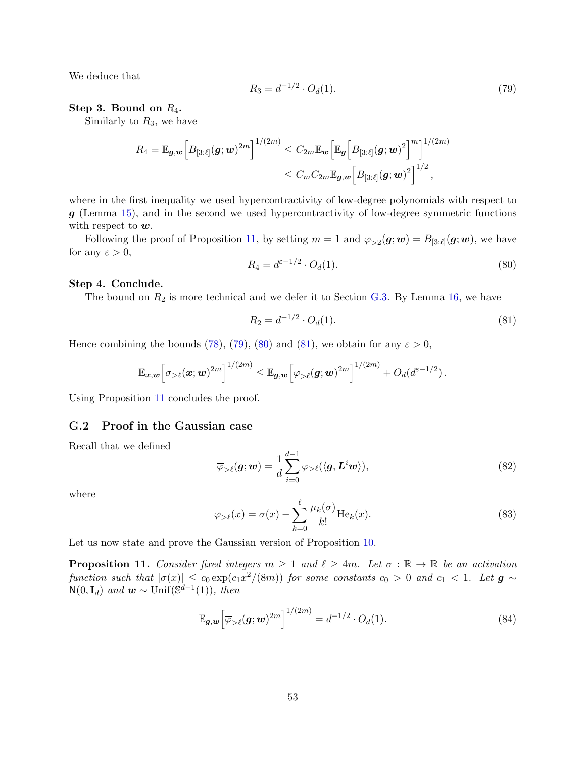We deduce that

$$R_3 = d^{-1/2} \cdot O_d(1). \tag{79}$$

**Step 3. Bound on $R_4$.**

Similarly to $R_3$, we have

$$\begin{aligned} R_4 = \mathbb{E}_{\boldsymbol{g},\boldsymbol{w}}\Big[B_{[3:\ell]}(\boldsymbol{g};\boldsymbol{w})^{2m}\Big]^{1/(2m)} &\leq C_{2m}\mathbb{E}_{\boldsymbol{w}}\Big[\mathbb{E}_{\boldsymbol{g}}\Big[B_{[3:\ell]}(\boldsymbol{g};\boldsymbol{w})^2\Big]^m\Big]^{1/(2m)} \\ &\leq C_m C_{2m}\mathbb{E}_{\boldsymbol{g},\boldsymbol{w}}\Big[B_{[3:\ell]}(\boldsymbol{g};\boldsymbol{w})^2\Big]^{1/2}, \end{aligned}$$

where in the first inequality we used hypercontractivity of low-degree polynomials with respect to $\boldsymbol{g}$ (Lemma 15), and in the second we used hypercontractivity of low-degree symmetric functions with respect to $\boldsymbol{w}$.

Following the proof of Proposition 11, by setting $m = 1$ and $\overline{\varphi}_{>2}(\boldsymbol{g};\boldsymbol{w}) = B_{[3:\ell]}(\boldsymbol{g};\boldsymbol{w})$, we have for any $\varepsilon > 0$,

$$R_4 = d^{\varepsilon-1/2} \cdot O_d(1). \tag{80}$$

**Step 4. Conclude.**

The bound on $R_2$ is more technical and we defer it to Section G.3. By Lemma 16, we have

$$R_2 = d^{-1/2} \cdot O_d(1). \tag{81}$$

Hence combining the bounds (78), (79), (80) and (81), we obtain for any $\varepsilon > 0$,

$$\mathbb{E}_{\boldsymbol{x},\boldsymbol{w}}\Big[\overline{\sigma}_{>\ell}(\boldsymbol{x};\boldsymbol{w})^{2m}\Big]^{1/(2m)} \leq \mathbb{E}_{\boldsymbol{g},\boldsymbol{w}}\Big[\overline{\varphi}_{>\ell}(\boldsymbol{g};\boldsymbol{w})^{2m}\Big]^{1/(2m)} + O_d(d^{\varepsilon-1/2})\,.$$

Using Proposition 11 concludes the proof.

## G.2 Proof in the Gaussian case

Recall that we defined

$$\overline{\varphi}_{>\ell}(\boldsymbol{g};\boldsymbol{w}) = \frac{1}{d}\sum_{i=0}^{d-1}\varphi_{>\ell}(\langle \boldsymbol{g}, \boldsymbol{L}^i\boldsymbol{w}\rangle), \tag{82}$$

where

$$\varphi_{>\ell}(x) = \sigma(x) - \sum_{k=0}^{\ell}\frac{\mu_k(\sigma)}{k!}\mathrm{He}_k(x). \tag{83}$$

Let us now state and prove the Gaussian version of Proposition 10.

**Proposition 11.** *Consider fixed integers $m \geq 1$ and $\ell \geq 4m$. Let $\sigma : \mathbb{R} \to \mathbb{R}$ be an activation function such that $|\sigma(x)| \leq c_0 \exp(c_1 x^2/(8m))$ for some constants $c_0 > 0$ and $c_1 < 1$. Let $\boldsymbol{g} \sim \mathsf{N}(0, \mathbf{I}_d)$ and $\boldsymbol{w} \sim \mathrm{Unif}(\mathbb{S}^{d-1}(1))$, then*

$$\mathbb{E}_{\boldsymbol{g},\boldsymbol{w}}\Big[\overline{\varphi}_{>\ell}(\boldsymbol{g};\boldsymbol{w})^{2m}\Big]^{1/(2m)} = d^{-1/2} \cdot O_d(1). \tag{84}$$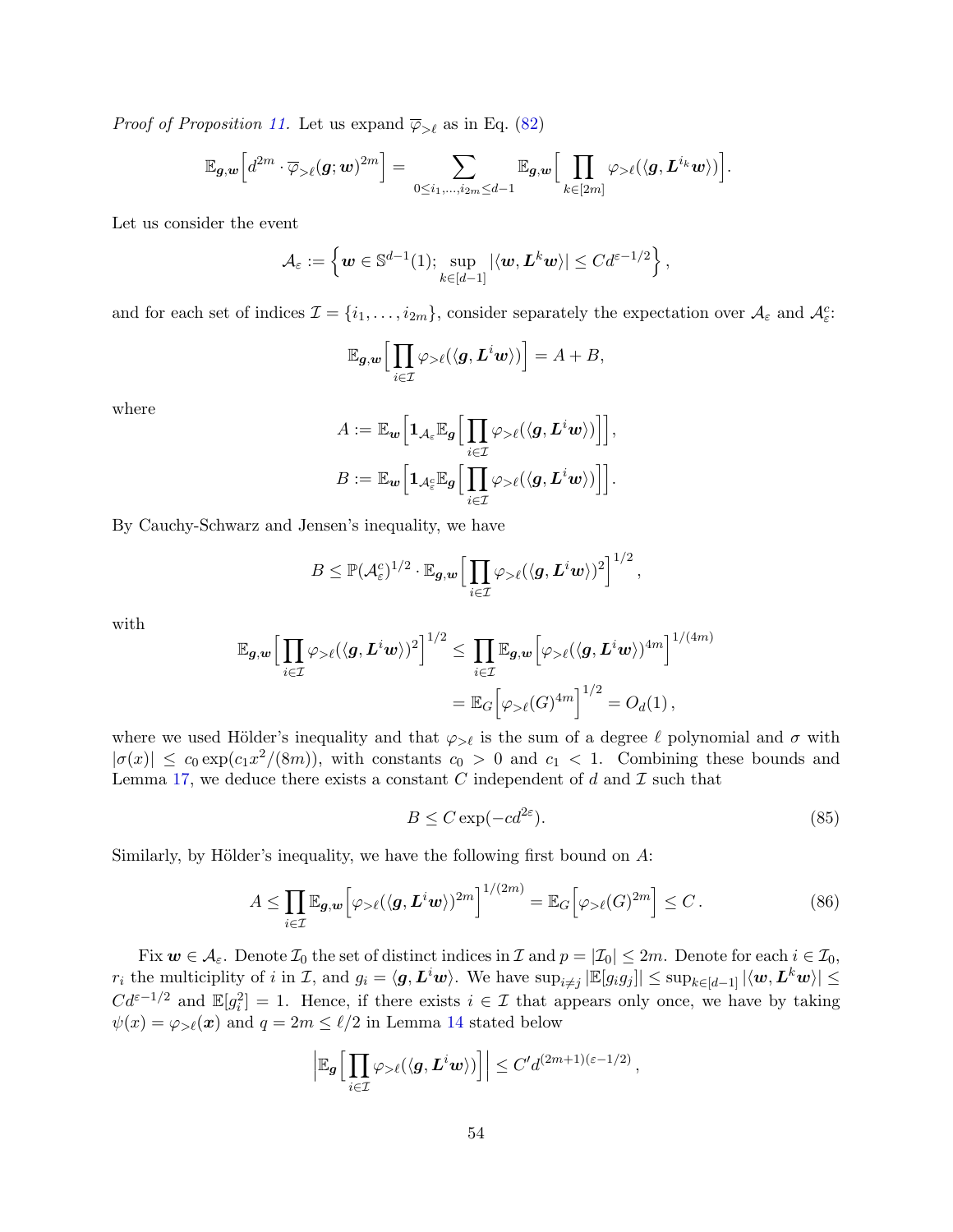*Proof of Proposition 11.* Let us expand $\overline{\varphi}_{>\ell}$ as in Eq. (82)

$$
\mathbb{E}_{\boldsymbol{g},\boldsymbol{w}}\Big[d^{2m}\cdot\overline{\varphi}_{>\ell}(\boldsymbol{g};\boldsymbol{w})^{2m}\Big] = \sum_{0\le i_1,\ldots,i_{2m}\le d-1}\mathbb{E}_{\boldsymbol{g},\boldsymbol{w}}\Big[\prod_{k\in[2m]}\varphi_{>\ell}(\langle\boldsymbol{g},\boldsymbol{L}^{i_k}\boldsymbol{w}\rangle)\Big].
$$

Let us consider the event

$$
\mathcal{A}_\varepsilon := \Big\{\boldsymbol{w}\in\mathbb{S}^{d-1}(1);\ \sup_{k\in[d-1]}|\langle\boldsymbol{w},\boldsymbol{L}^k\boldsymbol{w}\rangle|\le Cd^{\varepsilon-1/2}\Big\},
$$

and for each set of indices $\mathcal{I}=\{i_1,\ldots,i_{2m}\}$, consider separately the expectation over $\mathcal{A}_\varepsilon$ and $\mathcal{A}_\varepsilon^c$:

$$
\mathbb{E}_{\boldsymbol{g},\boldsymbol{w}}\Big[\prod_{i\in\mathcal{I}}\varphi_{>\ell}(\langle\boldsymbol{g},\boldsymbol{L}^{i}\boldsymbol{w}\rangle)\Big] = A+B,
$$

where

$$
A := \mathbb{E}_{\boldsymbol{w}}\Big[\mathbf{1}_{\mathcal{A}_\varepsilon}\mathbb{E}_{\boldsymbol{g}}\Big[\prod_{i\in\mathcal{I}}\varphi_{>\ell}(\langle\boldsymbol{g},\boldsymbol{L}^{i}\boldsymbol{w}\rangle)\Big]\Big],
$$
$$
B := \mathbb{E}_{\boldsymbol{w}}\Big[\mathbf{1}_{\mathcal{A}_\varepsilon^c}\mathbb{E}_{\boldsymbol{g}}\Big[\prod_{i\in\mathcal{I}}\varphi_{>\ell}(\langle\boldsymbol{g},\boldsymbol{L}^{i}\boldsymbol{w}\rangle)\Big]\Big].
$$

By Cauchy-Schwarz and Jensen's inequality, we have

$$
B\le\mathbb{P}(\mathcal{A}_\varepsilon^c)^{1/2}\cdot\mathbb{E}_{\boldsymbol{g},\boldsymbol{w}}\Big[\prod_{i\in\mathcal{I}}\varphi_{>\ell}(\langle\boldsymbol{g},\boldsymbol{L}^{i}\boldsymbol{w}\rangle)^2\Big]^{1/2},
$$

with

$$
\begin{aligned}
\mathbb{E}_{\boldsymbol{g},\boldsymbol{w}}\Big[\prod_{i\in\mathcal{I}}\varphi_{>\ell}(\langle\boldsymbol{g},\boldsymbol{L}^{i}\boldsymbol{w}\rangle)^2\Big]^{1/2} &\le \prod_{i\in\mathcal{I}}\mathbb{E}_{\boldsymbol{g},\boldsymbol{w}}\Big[\varphi_{>\ell}(\langle\boldsymbol{g},\boldsymbol{L}^{i}\boldsymbol{w}\rangle)^{4m}\Big]^{1/(4m)}\\
&= \mathbb{E}_G\Big[\varphi_{>\ell}(G)^{4m}\Big]^{1/2} = O_d(1),
\end{aligned}
$$

where we used Hölder's inequality and that $\varphi_{>\ell}$ is the sum of a degree $\ell$ polynomial and $\sigma$ with $|\sigma(x)|\le c_0\exp(c_1x^2/(8m))$, with constants $c_0>0$ and $c_1<1$. Combining these bounds and Lemma 17, we deduce there exists a constant $C$ independent of $d$ and $\mathcal{I}$ such that

$$
B\le C\exp(-cd^{2\varepsilon}). \tag{85}
$$

Similarly, by Hölder's inequality, we have the following first bound on $A$:

$$
A\le\prod_{i\in\mathcal{I}}\mathbb{E}_{\boldsymbol{g},\boldsymbol{w}}\Big[\varphi_{>\ell}(\langle\boldsymbol{g},\boldsymbol{L}^{i}\boldsymbol{w}\rangle)^{2m}\Big]^{1/(2m)} = \mathbb{E}_G\Big[\varphi_{>\ell}(G)^{2m}\Big]\le C. \tag{86}
$$

Fix $\boldsymbol{w}\in\mathcal{A}_\varepsilon$. Denote $\mathcal{I}_0$ the set of distinct indices in $\mathcal{I}$ and $p=|\mathcal{I}_0|\le 2m$. Denote for each $i\in\mathcal{I}_0$, $r_i$ the multiciplity of $i$ in $\mathcal{I}$, and $g_i=\langle\boldsymbol{g},\boldsymbol{L}^i\boldsymbol{w}\rangle$. We have $\sup_{i\neq j}|\mathbb{E}[g_ig_j]|\le\sup_{k\in[d-1]}|\langle\boldsymbol{w},\boldsymbol{L}^k\boldsymbol{w}\rangle|\le Cd^{\varepsilon-1/2}$ and $\mathbb{E}[g_i^2]=1$. Hence, if there exists $i\in\mathcal{I}$ that appears only once, we have by taking $\psi(x)=\varphi_{>\ell}(\boldsymbol{x})$ and $q=2m\le\ell/2$ in Lemma 14 stated below

$$
\Big|\mathbb{E}_{\boldsymbol{g}}\Big[\prod_{i\in\mathcal{I}}\varphi_{>\ell}(\langle\boldsymbol{g},\boldsymbol{L}^{i}\boldsymbol{w}\rangle)\Big]\Big|\le C'd^{(2m+1)(\varepsilon-1/2)},
$$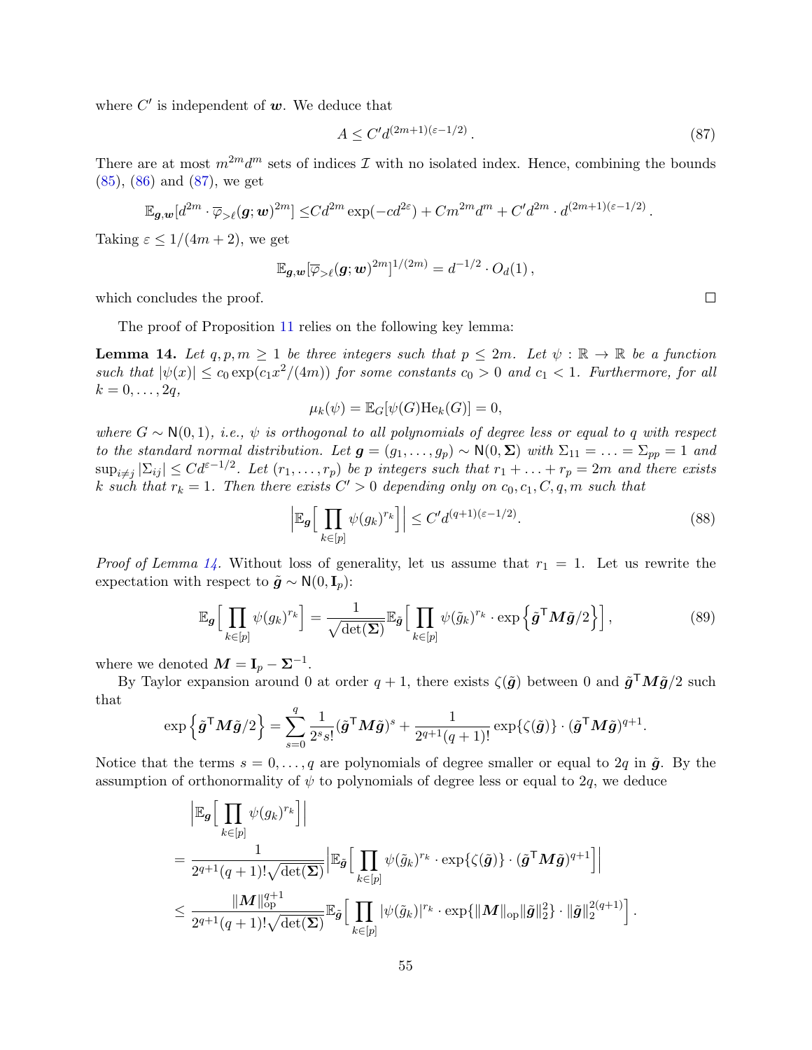where $C'$ is independent of $\boldsymbol{w}$. We deduce that

$$A \leq C' d^{(2m+1)(\varepsilon-1/2)} \,. \tag{87}$$

There are at most $m^{2m}d^m$ sets of indices $\mathcal{I}$ with no isolated index. Hence, combining the bounds (85), (86) and (87), we get

$$\mathbb{E}_{\boldsymbol{g},\boldsymbol{w}}[d^{2m} \cdot \overline{\varphi}_{>\ell}(\boldsymbol{g};\boldsymbol{w})^{2m}] \leq C d^{2m} \exp(-c d^{2\varepsilon}) + C m^{2m} d^m + C' d^{2m} \cdot d^{(2m+1)(\varepsilon-1/2)} \,.$$

Taking $\varepsilon \leq 1/(4m+2)$, we get

$$\mathbb{E}_{\boldsymbol{g},\boldsymbol{w}}[\overline{\varphi}_{>\ell}(\boldsymbol{g};\boldsymbol{w})^{2m}]^{1/(2m)} = d^{-1/2} \cdot O_d(1) \,,$$

which concludes the proof. ∎

The proof of Proposition 11 relies on the following key lemma:

**Lemma 14.** *Let $q, p, m \geq 1$ be three integers such that $p \leq 2m$. Let $\psi : \mathbb{R} \to \mathbb{R}$ be a function such that $|\psi(x)| \leq c_0 \exp(c_1 x^2/(4m))$ for some constants $c_0 > 0$ and $c_1 < 1$. Furthermore, for all $k = 0, \ldots, 2q$,*

$$\mu_k(\psi) = \mathbb{E}_G[\psi(G)\mathrm{He}_k(G)] = 0,$$

*where $G \sim \mathsf{N}(0,1)$, i.e., $\psi$ is orthogonal to all polynomials of degree less or equal to $q$ with respect to the standard normal distribution. Let $\boldsymbol{g} = (g_1, \ldots, g_p) \sim \mathsf{N}(0, \boldsymbol{\Sigma})$ with $\Sigma_{11} = \ldots = \Sigma_{pp} = 1$ and $\sup_{i \neq j} |\Sigma_{ij}| \leq C d^{\varepsilon - 1/2}$. Let $(r_1, \ldots, r_p)$ be $p$ integers such that $r_1 + \ldots + r_p = 2m$ and there exists $k$ such that $r_k = 1$. Then there exists $C' > 0$ depending only on $c_0, c_1, C, q, m$ such that*

$$\Big| \mathbb{E}_{\boldsymbol{g}} \Big[ \prod_{k \in [p]} \psi(g_k)^{r_k} \Big] \Big| \leq C' d^{(q+1)(\varepsilon - 1/2)}. \tag{88}$$

*Proof of Lemma 14.* Without loss of generality, let us assume that $r_1 = 1$. Let us rewrite the expectation with respect to $\tilde{\boldsymbol{g}} \sim \mathsf{N}(0, \mathbf{I}_p)$:

$$\mathbb{E}_{\boldsymbol{g}} \Big[ \prod_{k \in [p]} \psi(g_k)^{r_k} \Big] = \frac{1}{\sqrt{\det(\boldsymbol{\Sigma})}} \mathbb{E}_{\tilde{\boldsymbol{g}}} \Big[ \prod_{k \in [p]} \psi(\tilde{g}_k)^{r_k} \cdot \exp\Big\{ \tilde{\boldsymbol{g}}^{\mathsf{T}} \boldsymbol{M} \tilde{\boldsymbol{g}}/2 \Big\} \Big] \,, \tag{89}$$

where we denoted $\boldsymbol{M} = \mathbf{I}_p - \boldsymbol{\Sigma}^{-1}$.

By Taylor expansion around 0 at order $q+1$, there exists $\zeta(\tilde{\boldsymbol{g}})$ between 0 and $\tilde{\boldsymbol{g}}^{\mathsf{T}} \boldsymbol{M} \tilde{\boldsymbol{g}}/2$ such that

$$\exp\Big\{ \tilde{\boldsymbol{g}}^{\mathsf{T}} \boldsymbol{M} \tilde{\boldsymbol{g}}/2 \Big\} = \sum_{s=0}^{q} \frac{1}{2^s s!} (\tilde{\boldsymbol{g}}^{\mathsf{T}} \boldsymbol{M} \tilde{\boldsymbol{g}})^s + \frac{1}{2^{q+1}(q+1)!} \exp\{\zeta(\tilde{\boldsymbol{g}})\} \cdot (\tilde{\boldsymbol{g}}^{\mathsf{T}} \boldsymbol{M} \tilde{\boldsymbol{g}})^{q+1}.$$

Notice that the terms $s = 0, \ldots, q$ are polynomials of degree smaller or equal to $2q$ in $\tilde{\boldsymbol{g}}$. By the assumption of orthonormality of $\psi$ to polynomials of degree less or equal to $2q$, we deduce

$$\begin{aligned}
&\Big| \mathbb{E}_{\boldsymbol{g}} \Big[ \prod_{k \in [p]} \psi(g_k)^{r_k} \Big] \Big| \\
&= \frac{1}{2^{q+1}(q+1)! \sqrt{\det(\boldsymbol{\Sigma})}} \Big| \mathbb{E}_{\tilde{\boldsymbol{g}}} \Big[ \prod_{k \in [p]} \psi(\tilde{g}_k)^{r_k} \cdot \exp\{\zeta(\tilde{\boldsymbol{g}})\} \cdot (\tilde{\boldsymbol{g}}^{\mathsf{T}} \boldsymbol{M} \tilde{\boldsymbol{g}})^{q+1} \Big] \Big| \\
&\leq \frac{\|\boldsymbol{M}\|_{\mathrm{op}}^{q+1}}{2^{q+1}(q+1)! \sqrt{\det(\boldsymbol{\Sigma})}} \mathbb{E}_{\tilde{\boldsymbol{g}}} \Big[ \prod_{k \in [p]} |\psi(\tilde{g}_k)|^{r_k} \cdot \exp\{\|\boldsymbol{M}\|_{\mathrm{op}} \|\tilde{\boldsymbol{g}}\|_2^2\} \cdot \|\tilde{\boldsymbol{g}}\|_2^{2(q+1)} \Big] \,.
\end{aligned}$$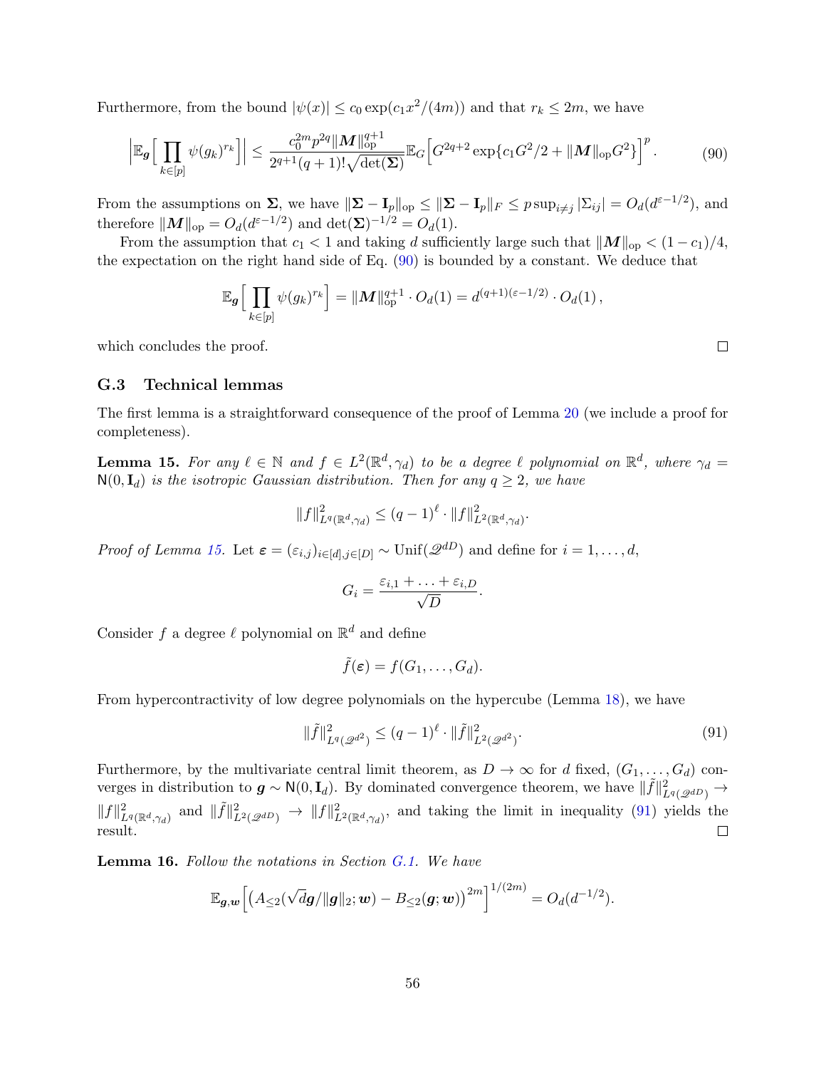Furthermore, from the bound $|\psi(x)| \le c_0 \exp(c_1 x^2/(4m))$ and that $r_k \le 2m$, we have

$$\Big|\mathbb{E}_{\boldsymbol{g}}\Big[\prod_{k\in[p]} \psi(g_k)^{r_k}\Big]\Big| \le \frac{c_0^{2m} p^{2q} \|\boldsymbol{M}\|_{\rm op}^{q+1}}{2^{q+1}(q+1)!\sqrt{\det(\boldsymbol{\Sigma})}} \mathbb{E}_G\Big[G^{2q+2}\exp\{c_1 G^2/2 + \|\boldsymbol{M}\|_{\rm op} G^2\}\Big]^p. \tag{90}$$

From the assumptions on $\boldsymbol{\Sigma}$, we have $\|\boldsymbol{\Sigma} - \mathbf{I}_p\|_{\rm op} \le \|\boldsymbol{\Sigma} - \mathbf{I}_p\|_F \le p \sup_{i\neq j} |\Sigma_{ij}| = O_d(d^{\varepsilon - 1/2})$, and therefore $\|\boldsymbol{M}\|_{\rm op} = O_d(d^{\varepsilon-1/2})$ and $\det(\boldsymbol{\Sigma})^{-1/2} = O_d(1)$.

From the assumption that $c_1 < 1$ and taking $d$ sufficiently large such that $\|\boldsymbol{M}\|_{\rm op} < (1-c_1)/4$, the expectation on the right hand side of Eq. (90) is bounded by a constant. We deduce that

$$\mathbb{E}_{\boldsymbol{g}}\Big[\prod_{k\in[p]} \psi(g_k)^{r_k}\Big] = \|\boldsymbol{M}\|_{\rm op}^{q+1} \cdot O_d(1) = d^{(q+1)(\varepsilon - 1/2)} \cdot O_d(1),$$

which concludes the proof. □

### G.3 Technical lemmas

The first lemma is a straightforward consequence of the proof of Lemma 20 (we include a proof for completeness).

**Lemma 15.** *For any $\ell \in \mathbb{N}$ and $f \in L^2(\mathbb{R}^d, \gamma_d)$ to be a degree $\ell$ polynomial on $\mathbb{R}^d$, where $\gamma_d = \mathsf{N}(0, \mathbf{I}_d)$ is the isotropic Gaussian distribution. Then for any $q \ge 2$, we have*

$$\|f\|_{L^q(\mathbb{R}^d,\gamma_d)}^2 \le (q-1)^\ell \cdot \|f\|_{L^2(\mathbb{R}^d,\gamma_d)}^2.$$

*Proof of Lemma 15.* Let $\boldsymbol{\varepsilon} = (\varepsilon_{i,j})_{i\in[d], j\in[D]} \sim \mathrm{Unif}(\mathscr{Q}^{dD})$ and define for $i = 1, \ldots, d$,

$$G_i = \frac{\varepsilon_{i,1} + \ldots + \varepsilon_{i,D}}{\sqrt{D}}.$$

Consider $f$ a degree $\ell$ polynomial on $\mathbb{R}^d$ and define

$$\tilde f(\boldsymbol{\varepsilon}) = f(G_1, \ldots, G_d).$$

From hypercontractivity of low degree polynomials on the hypercube (Lemma 18), we have

$$\|\tilde f\|_{L^q(\mathscr{Q}^{d^2})}^2 \le (q-1)^\ell \cdot \|\tilde f\|_{L^2(\mathscr{Q}^{d^2})}^2. \tag{91}$$

Furthermore, by the multivariate central limit theorem, as $D \to \infty$ for $d$ fixed, $(G_1, \ldots, G_d)$ converges in distribution to $\boldsymbol{g} \sim \mathsf{N}(0, \mathbf{I}_d)$. By dominated convergence theorem, we have $\|\tilde f\|_{L^q(\mathscr{Q}^{dD})}^2 \to \|f\|_{L^q(\mathbb{R}^d,\gamma_d)}^2$ and $\|\tilde f\|_{L^2(\mathscr{Q}^{dD})}^2 \to \|f\|_{L^2(\mathbb{R}^d,\gamma_d)}^2$, and taking the limit in inequality (91) yields the result. □

**Lemma 16.** *Follow the notations in Section G.1. We have*

$$\mathbb{E}_{\boldsymbol{g},\boldsymbol{w}}\Big[\big(A_{\le 2}(\sqrt{d}\boldsymbol{g}/\|\boldsymbol{g}\|_2; \boldsymbol{w}) - B_{\le 2}(\boldsymbol{g}; \boldsymbol{w})\big)^{2m}\Big]^{1/(2m)} = O_d(d^{-1/2}).$$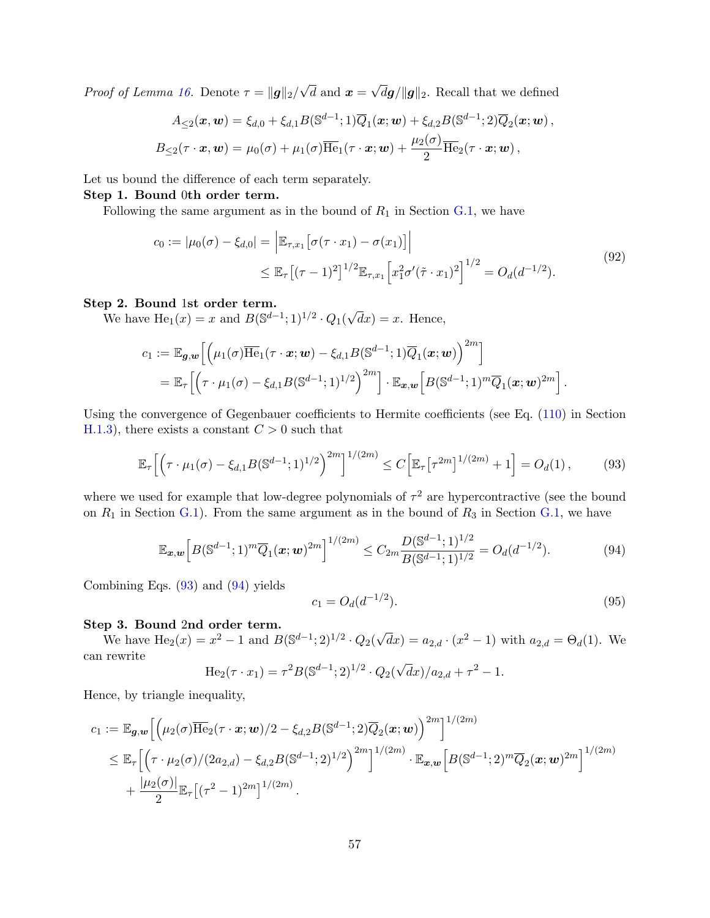*Proof of Lemma 16.* Denote $\tau = \|\boldsymbol{g}\|_2/\sqrt{d}$ and $\boldsymbol{x} = \sqrt{d}\boldsymbol{g}/\|\boldsymbol{g}\|_2$. Recall that we defined

$$
\begin{aligned}
A_{\leq 2}(\boldsymbol{x}, \boldsymbol{w}) &= \xi_{d,0} + \xi_{d,1} B(\mathbb{S}^{d-1}; 1)\overline{Q}_1(\boldsymbol{x}; \boldsymbol{w}) + \xi_{d,2} B(\mathbb{S}^{d-1}; 2)\overline{Q}_2(\boldsymbol{x}; \boldsymbol{w}), \\
B_{\leq 2}(\tau \cdot \boldsymbol{x}, \boldsymbol{w}) &= \mu_0(\sigma) + \mu_1(\sigma)\overline{\mathrm{He}}_1(\tau \cdot \boldsymbol{x}; \boldsymbol{w}) + \frac{\mu_2(\sigma)}{2}\overline{\mathrm{He}}_2(\tau \cdot \boldsymbol{x}; \boldsymbol{w}),
\end{aligned}
$$

Let us bound the difference of each term separately.

**Step 1. Bound 0th order term.**

Following the same argument as in the bound of $R_1$ in Section G.1, we have

$$
\begin{aligned}
c_0 := |\mu_0(\sigma) - \xi_{d,0}| &= \left| \mathbb{E}_{\tau, x_1}\left[\sigma(\tau \cdot x_1) - \sigma(x_1)\right] \right| \\
&\leq \mathbb{E}_\tau\left[(\tau - 1)^2\right]^{1/2} \mathbb{E}_{\tau, x_1}\left[x_1^2 \sigma'(\tilde{\tau} \cdot x_1)^2\right]^{1/2} = O_d(d^{-1/2}).
\end{aligned}
\tag{92}
$$

**Step 2. Bound 1st order term.**

We have $\mathrm{He}_1(x) = x$ and $B(\mathbb{S}^{d-1}; 1)^{1/2} \cdot Q_1(\sqrt{d}x) = x$. Hence,

$$
\begin{aligned}
c_1 &:= \mathbb{E}_{\boldsymbol{g}, \boldsymbol{w}}\left[\left(\mu_1(\sigma)\overline{\mathrm{He}}_1(\tau \cdot \boldsymbol{x}; \boldsymbol{w}) - \xi_{d,1} B(\mathbb{S}^{d-1}; 1)\overline{Q}_1(\boldsymbol{x}; \boldsymbol{w})\right)^{2m}\right] \\
&= \mathbb{E}_\tau\left[\left(\tau \cdot \mu_1(\sigma) - \xi_{d,1} B(\mathbb{S}^{d-1}; 1)^{1/2}\right)^{2m}\right] \cdot \mathbb{E}_{\boldsymbol{x}, \boldsymbol{w}}\left[B(\mathbb{S}^{d-1}; 1)^m \overline{Q}_1(\boldsymbol{x}; \boldsymbol{w})^{2m}\right].
\end{aligned}
$$

Using the convergence of Gegenbauer coefficients to Hermite coefficients (see Eq. (110) in Section H.1.3), there exists a constant $C > 0$ such that

$$
\mathbb{E}_\tau\left[\left(\tau \cdot \mu_1(\sigma) - \xi_{d,1} B(\mathbb{S}^{d-1}; 1)^{1/2}\right)^{2m}\right]^{1/(2m)} \leq C\left[\mathbb{E}_\tau\left[\tau^{2m}\right]^{1/(2m)} + 1\right] = O_d(1), \tag{93}
$$

where we used for example that low-degree polynomials of $\tau^2$ are hypercontractive (see the bound on $R_1$ in Section G.1). From the same argument as in the bound of $R_3$ in Section G.1, we have

$$
\mathbb{E}_{\boldsymbol{x}, \boldsymbol{w}}\left[B(\mathbb{S}^{d-1}; 1)^m \overline{Q}_1(\boldsymbol{x}; \boldsymbol{w})^{2m}\right]^{1/(2m)} \leq C_{2m} \frac{D(\mathbb{S}^{d-1}; 1)^{1/2}}{B(\mathbb{S}^{d-1}; 1)^{1/2}} = O_d(d^{-1/2}). \tag{94}
$$

Combining Eqs. (93) and (94) yields

$$
c_1 = O_d(d^{-1/2}). \tag{95}
$$

**Step 3. Bound 2nd order term.**

We have $\mathrm{He}_2(x) = x^2 - 1$ and $B(\mathbb{S}^{d-1}; 2)^{1/2} \cdot Q_2(\sqrt{d}x) = a_{2,d} \cdot (x^2 - 1)$ with $a_{2,d} = \Theta_d(1)$. We can rewrite

$$
\mathrm{He}_2(\tau \cdot x_1) = \tau^2 B(\mathbb{S}^{d-1}; 2)^{1/2} \cdot Q_2(\sqrt{d}x)/a_{2,d} + \tau^2 - 1.
$$

Hence, by triangle inequality,

$$
\begin{aligned}
c_1 &:= \mathbb{E}_{\boldsymbol{g}, \boldsymbol{w}}\left[\left(\mu_2(\sigma)\overline{\mathrm{He}}_2(\tau \cdot \boldsymbol{x}; \boldsymbol{w})/2 - \xi_{d,2} B(\mathbb{S}^{d-1}; 2)\overline{Q}_2(\boldsymbol{x}; \boldsymbol{w})\right)^{2m}\right]^{1/(2m)} \\
&\leq \mathbb{E}_\tau\left[\left(\tau \cdot \mu_2(\sigma)/(2a_{2,d}) - \xi_{d,2} B(\mathbb{S}^{d-1}; 2)^{1/2}\right)^{2m}\right]^{1/(2m)} \cdot \mathbb{E}_{\boldsymbol{x}, \boldsymbol{w}}\left[B(\mathbb{S}^{d-1}; 2)^m \overline{Q}_2(\boldsymbol{x}; \boldsymbol{w})^{2m}\right]^{1/(2m)} \\
&\quad + \frac{|\mu_2(\sigma)|}{2} \mathbb{E}_\tau\left[(\tau^2 - 1)^{2m}\right]^{1/(2m)}.
\end{aligned}
$$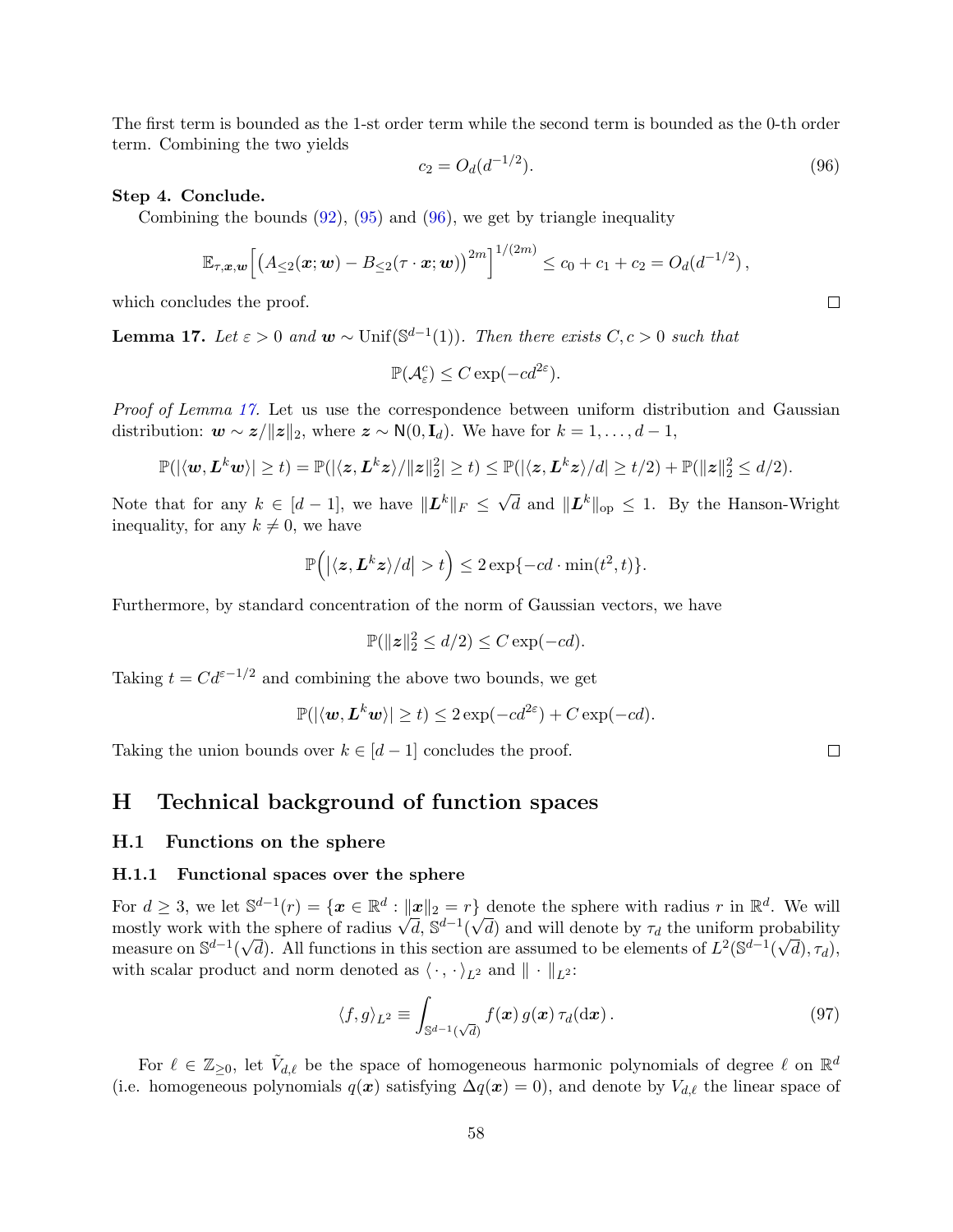The first term is bounded as the 1-st order term while the second term is bounded as the 0-th order term. Combining the two yields

$$c_2 = O_d(d^{-1/2}). \tag{96}$$

**Step 4. Conclude.**

Combining the bounds (92), (95) and (96), we get by triangle inequality

$$\mathbb{E}_{\tau,\boldsymbol{x},\boldsymbol{w}}\Big[\big(A_{\le 2}(\boldsymbol{x};\boldsymbol{w}) - B_{\le 2}(\tau\cdot\boldsymbol{x};\boldsymbol{w})\big)^{2m}\Big]^{1/(2m)} \le c_0 + c_1 + c_2 = O_d(d^{-1/2})\,,$$

which concludes the proof. □

**Lemma 17.** *Let $\varepsilon > 0$ and $\boldsymbol{w} \sim \mathrm{Unif}(\mathbb{S}^{d-1}(1))$. Then there exists $C, c > 0$ such that*

$$\mathbb{P}(\mathcal{A}_\varepsilon^c) \le C\exp(-cd^{2\varepsilon}).$$

*Proof of Lemma 17.* Let us use the correspondence between uniform distribution and Gaussian distribution: $\boldsymbol{w} \sim \boldsymbol{z}/\|\boldsymbol{z}\|_2$, where $\boldsymbol{z} \sim \mathsf{N}(0, \mathbf{I}_d)$. We have for $k = 1, \ldots, d-1$,

$$\mathbb{P}(|\langle \boldsymbol{w}, \boldsymbol{L}^k\boldsymbol{w}\rangle| \ge t) = \mathbb{P}(|\langle \boldsymbol{z}, \boldsymbol{L}^k\boldsymbol{z}\rangle/\|\boldsymbol{z}\|_2^2| \ge t) \le \mathbb{P}(|\langle \boldsymbol{z}, \boldsymbol{L}^k\boldsymbol{z}\rangle/d| \ge t/2) + \mathbb{P}(\|\boldsymbol{z}\|_2^2 \le d/2).$$

Note that for any $k \in [d-1]$, we have $\|\boldsymbol{L}^k\|_F \le \sqrt{d}$ and $\|\boldsymbol{L}^k\|_{\mathrm{op}} \le 1$. By the Hanson-Wright inequality, for any $k \neq 0$, we have

$$\mathbb{P}\Big(\big|\langle \boldsymbol{z}, \boldsymbol{L}^k\boldsymbol{z}\rangle/d\big| > t\Big) \le 2\exp\{-cd\cdot\min(t^2, t)\}.$$

Furthermore, by standard concentration of the norm of Gaussian vectors, we have

$$\mathbb{P}(\|\boldsymbol{z}\|_2^2 \le d/2) \le C\exp(-cd).$$

Taking $t = Cd^{\varepsilon - 1/2}$ and combining the above two bounds, we get

$$\mathbb{P}(|\langle \boldsymbol{w}, \boldsymbol{L}^k\boldsymbol{w}\rangle| \ge t) \le 2\exp(-cd^{2\varepsilon}) + C\exp(-cd).$$

Taking the union bounds over $k \in [d-1]$ concludes the proof. □

# H Technical background of function spaces

## H.1 Functions on the sphere

### H.1.1 Functional spaces over the sphere

For $d \ge 3$, we let $\mathbb{S}^{d-1}(r) = \{\boldsymbol{x} \in \mathbb{R}^d : \|\boldsymbol{x}\|_2 = r\}$ denote the sphere with radius $r$ in $\mathbb{R}^d$. We will mostly work with the sphere of radius $\sqrt{d}$, $\mathbb{S}^{d-1}(\sqrt{d})$ and will denote by $\tau_d$ the uniform probability measure on $\mathbb{S}^{d-1}(\sqrt{d})$. All functions in this section are assumed to be elements of $L^2(\mathbb{S}^{d-1}(\sqrt{d}), \tau_d)$, with scalar product and norm denoted as $\langle\,\cdot\,,\,\cdot\,\rangle_{L^2}$ and $\|\cdot\|_{L^2}$:

$$\langle f, g\rangle_{L^2} \equiv \int_{\mathbb{S}^{d-1}(\sqrt{d})} f(\boldsymbol{x})\, g(\boldsymbol{x})\, \tau_d(\mathrm{d}\boldsymbol{x})\,. \tag{97}$$

For $\ell \in \mathbb{Z}_{\ge 0}$, let $\tilde{V}_{d,\ell}$ be the space of homogeneous harmonic polynomials of degree $\ell$ on $\mathbb{R}^d$ (i.e. homogeneous polynomials $q(\boldsymbol{x})$ satisfying $\Delta q(\boldsymbol{x}) = 0$), and denote by $V_{d,\ell}$ the linear space of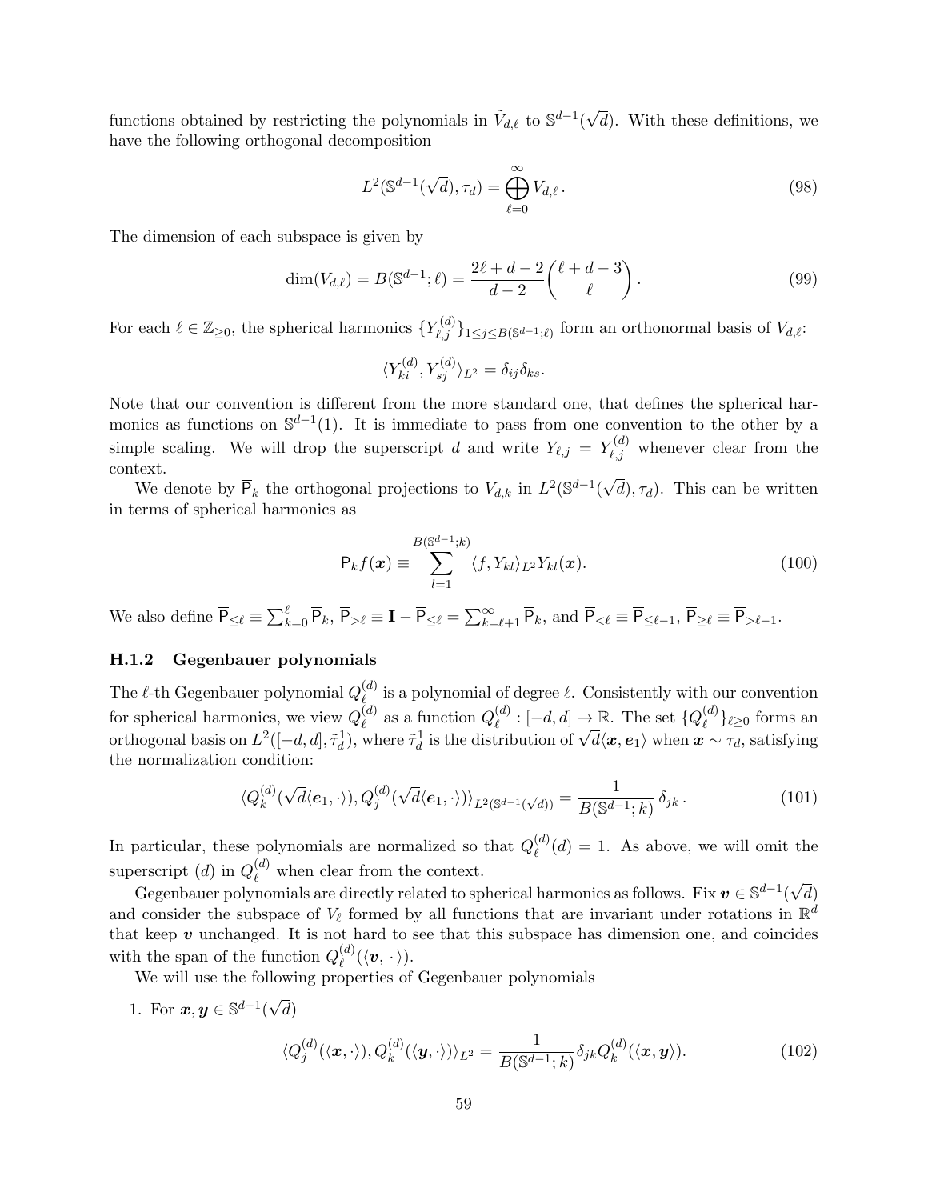functions obtained by restricting the polynomials in $\tilde{V}_{d,\ell}$ to $\mathbb{S}^{d-1}(\sqrt{d})$. With these definitions, we have the following orthogonal decomposition

$$L^2(\mathbb{S}^{d-1}(\sqrt{d}), \tau_d) = \bigoplus_{\ell=0}^{\infty} V_{d,\ell}\,. \tag{98}$$

The dimension of each subspace is given by

$$\dim(V_{d,\ell}) = B(\mathbb{S}^{d-1}; \ell) = \frac{2\ell + d - 2}{d-2}\binom{\ell + d - 3}{\ell}\,. \tag{99}$$

For each $\ell \in \mathbb{Z}_{\geq 0}$, the spherical harmonics $\{Y^{(d)}_{\ell,j}\}_{1 \leq j \leq B(\mathbb{S}^{d-1};\ell)}$ form an orthonormal basis of $V_{d,\ell}$:

$$\langle Y^{(d)}_{ki}, Y^{(d)}_{sj}\rangle_{L^2} = \delta_{ij}\delta_{ks}.$$

Note that our convention is different from the more standard one, that defines the spherical harmonics as functions on $\mathbb{S}^{d-1}(1)$. It is immediate to pass from one convention to the other by a simple scaling. We will drop the superscript $d$ and write $Y_{\ell,j} = Y^{(d)}_{\ell,j}$ whenever clear from the context.

We denote by $\overline{\mathsf{P}}_k$ the orthogonal projections to $V_{d,k}$ in $L^2(\mathbb{S}^{d-1}(\sqrt{d}), \tau_d)$. This can be written in terms of spherical harmonics as

$$\overline{\mathsf{P}}_k f(\boldsymbol{x}) \equiv \sum_{l=1}^{B(\mathbb{S}^{d-1};k)} \langle f, Y_{kl}\rangle_{L^2} Y_{kl}(\boldsymbol{x}). \tag{100}$$

We also define $\overline{\mathsf{P}}_{\leq \ell} \equiv \sum_{k=0}^{\ell} \overline{\mathsf{P}}_k$, $\overline{\mathsf{P}}_{>\ell} \equiv \mathbf{I} - \overline{\mathsf{P}}_{\leq \ell} = \sum_{k=\ell+1}^{\infty} \overline{\mathsf{P}}_k$, and $\overline{\mathsf{P}}_{<\ell} \equiv \overline{\mathsf{P}}_{\leq \ell-1}$, $\overline{\mathsf{P}}_{\geq \ell} \equiv \overline{\mathsf{P}}_{>\ell-1}$.

### H.1.2 Gegenbauer polynomials

The $\ell$-th Gegenbauer polynomial $Q^{(d)}_\ell$ is a polynomial of degree $\ell$. Consistently with our convention for spherical harmonics, we view $Q^{(d)}_\ell$ as a function $Q^{(d)}_\ell : [-d, d] \to \mathbb{R}$. The set $\{Q^{(d)}_\ell\}_{\ell \geq 0}$ forms an orthogonal basis on $L^2([-d, d], \tilde{\tau}^1_d)$, where $\tilde{\tau}^1_d$ is the distribution of $\sqrt{d}\langle \boldsymbol{x}, \boldsymbol{e}_1\rangle$ when $\boldsymbol{x} \sim \tau_d$, satisfying the normalization condition:

$$\langle Q^{(d)}_k(\sqrt{d}\langle \boldsymbol{e}_1, \cdot\rangle), Q^{(d)}_j(\sqrt{d}\langle \boldsymbol{e}_1, \cdot\rangle)\rangle_{L^2(\mathbb{S}^{d-1}(\sqrt{d}))} = \frac{1}{B(\mathbb{S}^{d-1}; k)}\,\delta_{jk}\,. \tag{101}$$

In particular, these polynomials are normalized so that $Q^{(d)}_\ell(d) = 1$. As above, we will omit the superscript $(d)$ in $Q^{(d)}_\ell$ when clear from the context.

Gegenbauer polynomials are directly related to spherical harmonics as follows. Fix $\boldsymbol{v} \in \mathbb{S}^{d-1}(\sqrt{d})$ and consider the subspace of $V_\ell$ formed by all functions that are invariant under rotations in $\mathbb{R}^d$ that keep $\boldsymbol{v}$ unchanged. It is not hard to see that this subspace has dimension one, and coincides with the span of the function $Q^{(d)}_\ell(\langle \boldsymbol{v}, \cdot\rangle)$.

We will use the following properties of Gegenbauer polynomials

1. For $\boldsymbol{x}, \boldsymbol{y} \in \mathbb{S}^{d-1}(\sqrt{d})$

$$\langle Q^{(d)}_j(\langle \boldsymbol{x}, \cdot\rangle), Q^{(d)}_k(\langle \boldsymbol{y}, \cdot\rangle)\rangle_{L^2} = \frac{1}{B(\mathbb{S}^{d-1}; k)}\delta_{jk} Q^{(d)}_k(\langle \boldsymbol{x}, \boldsymbol{y}\rangle). \tag{102}$$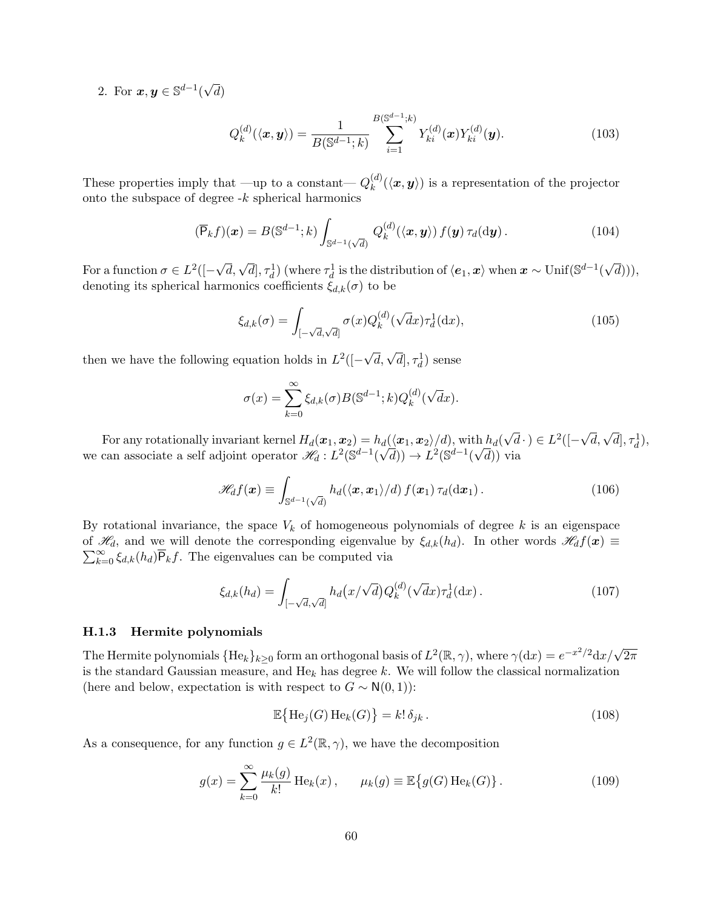2. For $\boldsymbol{x}, \boldsymbol{y} \in \mathbb{S}^{d-1}(\sqrt{d})$

$$
Q_k^{(d)}(\langle \boldsymbol{x}, \boldsymbol{y} \rangle) = \frac{1}{B(\mathbb{S}^{d-1}; k)} \sum_{i=1}^{B(\mathbb{S}^{d-1};k)} Y_{ki}^{(d)}(\boldsymbol{x}) Y_{ki}^{(d)}(\boldsymbol{y}). \tag{103}
$$

These properties imply that —up to a constant— $Q_k^{(d)}(\langle \boldsymbol{x}, \boldsymbol{y} \rangle)$ is a representation of the projector onto the subspace of degree -$k$ spherical harmonics

$$
(\overline{\mathsf{P}}_k f)(\boldsymbol{x}) = B(\mathbb{S}^{d-1}; k) \int_{\mathbb{S}^{d-1}(\sqrt{d})} Q_k^{(d)}(\langle \boldsymbol{x}, \boldsymbol{y} \rangle)\, f(\boldsymbol{y})\, \tau_d(\mathrm{d}\boldsymbol{y}) \,. \tag{104}
$$

For a function $\sigma \in L^2([-\sqrt{d}, \sqrt{d}], \tau_d^1)$ (where $\tau_d^1$ is the distribution of $\langle \boldsymbol{e}_1, \boldsymbol{x} \rangle$ when $\boldsymbol{x} \sim \mathrm{Unif}(\mathbb{S}^{d-1}(\sqrt{d}))$), denoting its spherical harmonics coefficients $\xi_{d,k}(\sigma)$ to be

$$
\xi_{d,k}(\sigma) = \int_{[-\sqrt{d},\sqrt{d}]} \sigma(x) Q_k^{(d)}(\sqrt{d}x) \tau_d^1(\mathrm{d}x), \tag{105}
$$

then we have the following equation holds in $L^2([-\sqrt{d}, \sqrt{d}], \tau_d^1)$ sense

$$
\sigma(x) = \sum_{k=0}^{\infty} \xi_{d,k}(\sigma) B(\mathbb{S}^{d-1}; k) Q_k^{(d)}(\sqrt{d}x).
$$

For any rotationally invariant kernel $H_d(\boldsymbol{x}_1, \boldsymbol{x}_2) = h_d(\langle \boldsymbol{x}_1, \boldsymbol{x}_2 \rangle / d)$, with $h_d(\sqrt{d}\,\cdot\,) \in L^2([-\sqrt{d}, \sqrt{d}], \tau_d^1)$, we can associate a self adjoint operator $\mathscr{H}_d : L^2(\mathbb{S}^{d-1}(\sqrt{d})) \to L^2(\mathbb{S}^{d-1}(\sqrt{d}))$ via

$$
\mathscr{H}_d f(\boldsymbol{x}) \equiv \int_{\mathbb{S}^{d-1}(\sqrt{d})} h_d(\langle \boldsymbol{x}, \boldsymbol{x}_1 \rangle / d)\, f(\boldsymbol{x}_1)\, \tau_d(\mathrm{d}\boldsymbol{x}_1) \,. \tag{106}
$$

By rotational invariance, the space $V_k$ of homogeneous polynomials of degree $k$ is an eigenspace of $\mathscr{H}_d$, and we will denote the corresponding eigenvalue by $\xi_{d,k}(h_d)$. In other words $\mathscr{H}_d f(\boldsymbol{x}) \equiv \sum_{k=0}^{\infty} \xi_{d,k}(h_d) \overline{\mathsf{P}}_k f$. The eigenvalues can be computed via

$$
\xi_{d,k}(h_d) = \int_{[-\sqrt{d},\sqrt{d}]} h_d\big(x/\sqrt{d}\big) Q_k^{(d)}(\sqrt{d}x) \tau_d^1(\mathrm{d}x) \,. \tag{107}
$$

### H.1.3 Hermite polynomials

The Hermite polynomials $\{\mathrm{He}_k\}_{k \geq 0}$ form an orthogonal basis of $L^2(\mathbb{R}, \gamma)$, where $\gamma(\mathrm{d}x) = e^{-x^2/2}\mathrm{d}x/\sqrt{2\pi}$ is the standard Gaussian measure, and $\mathrm{He}_k$ has degree $k$. We will follow the classical normalization (here and below, expectation is with respect to $G \sim \mathsf{N}(0, 1)$):

$$
\mathbb{E}\big\{\mathrm{He}_j(G)\, \mathrm{He}_k(G)\big\} = k!\, \delta_{jk} \,. \tag{108}
$$

As a consequence, for any function $g \in L^2(\mathbb{R}, \gamma)$, we have the decomposition

$$
g(x) = \sum_{k=0}^{\infty} \frac{\mu_k(g)}{k!}\, \mathrm{He}_k(x) \,, \qquad \mu_k(g) \equiv \mathbb{E}\big\{g(G)\, \mathrm{He}_k(G)\big\} \,. \tag{109}
$$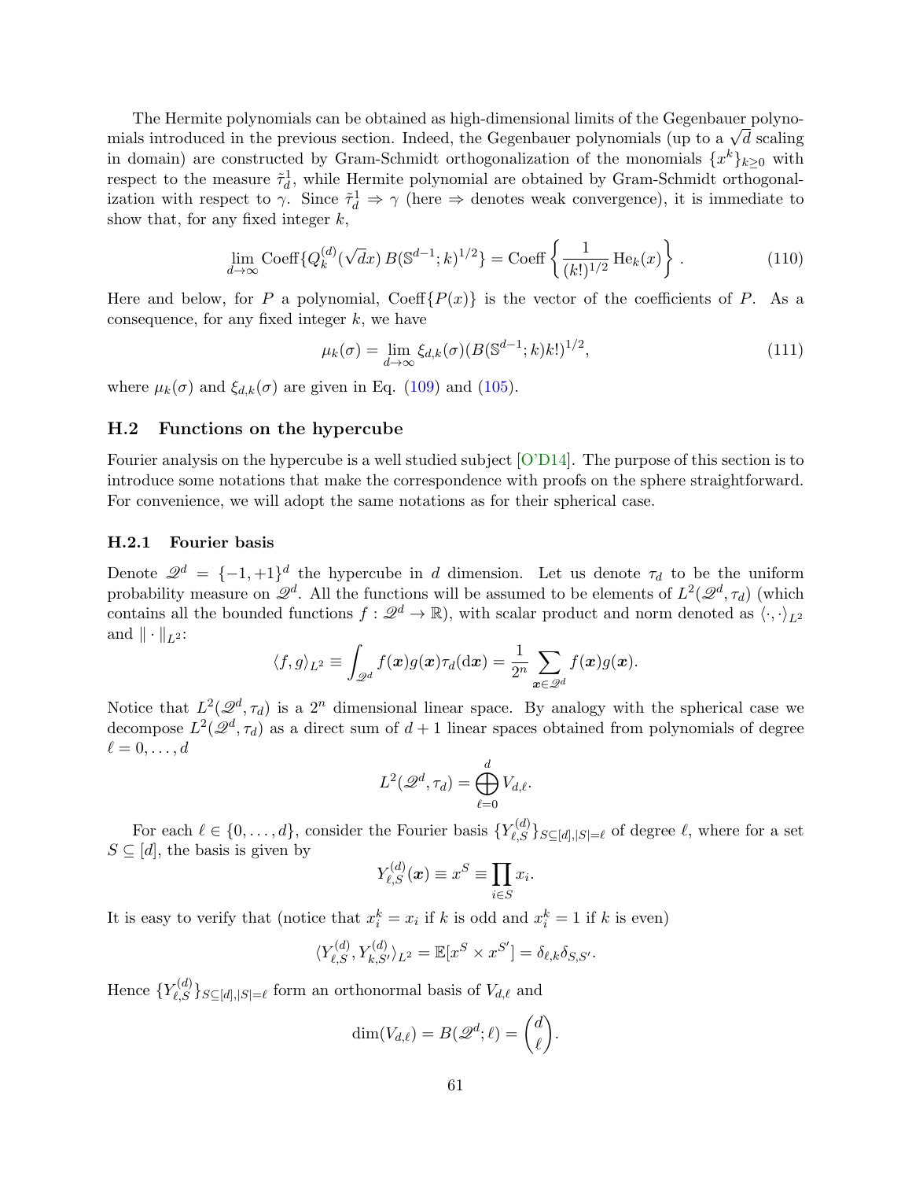The Hermite polynomials can be obtained as high-dimensional limits of the Gegenbauer polynomials introduced in the previous section. Indeed, the Gegenbauer polynomials (up to a $\sqrt{d}$ scaling in domain) are constructed by Gram-Schmidt orthogonalization of the monomials $\{x^k\}_{k\geq 0}$ with respect to the measure $\tilde{\tau}_d^1$, while Hermite polynomial are obtained by Gram-Schmidt orthogonalization with respect to $\gamma$. Since $\tilde{\tau}_d^1 \Rightarrow \gamma$ (here $\Rightarrow$ denotes weak convergence), it is immediate to show that, for any fixed integer $k$,

$$\lim_{d\to\infty} \mathrm{Coeff}\{Q_k^{(d)}(\sqrt{d}x)\, B(\mathbb{S}^{d-1};k)^{1/2}\} = \mathrm{Coeff}\left\{\frac{1}{(k!)^{1/2}}\,\mathrm{He}_k(x)\right\}. \tag{110}$$

Here and below, for $P$ a polynomial, $\mathrm{Coeff}\{P(x)\}$ is the vector of the coefficients of $P$. As a consequence, for any fixed integer $k$, we have

$$\mu_k(\sigma) = \lim_{d\to\infty} \xi_{d,k}(\sigma)(B(\mathbb{S}^{d-1};k)k!)^{1/2}, \tag{111}$$

where $\mu_k(\sigma)$ and $\xi_{d,k}(\sigma)$ are given in Eq. (109) and (105).

### H.2 Functions on the hypercube

Fourier analysis on the hypercube is a well studied subject [O'D14]. The purpose of this section is to introduce some notations that make the correspondence with proofs on the sphere straightforward. For convenience, we will adopt the same notations as for their spherical case.

#### H.2.1 Fourier basis

Denote $\mathscr{Q}^d = \{-1,+1\}^d$ the hypercube in $d$ dimension. Let us denote $\tau_d$ to be the uniform probability measure on $\mathscr{Q}^d$. All the functions will be assumed to be elements of $L^2(\mathscr{Q}^d, \tau_d)$ (which contains all the bounded functions $f: \mathscr{Q}^d \to \mathbb{R}$), with scalar product and norm denoted as $\langle \cdot, \cdot\rangle_{L^2}$ and $\|\cdot\|_{L^2}$:

$$\langle f, g\rangle_{L^2} \equiv \int_{\mathscr{Q}^d} f(\boldsymbol{x})g(\boldsymbol{x})\tau_d(\mathrm{d}\boldsymbol{x}) = \frac{1}{2^n}\sum_{\boldsymbol{x}\in\mathscr{Q}^d} f(\boldsymbol{x})g(\boldsymbol{x}).$$

Notice that $L^2(\mathscr{Q}^d, \tau_d)$ is a $2^n$ dimensional linear space. By analogy with the spherical case we decompose $L^2(\mathscr{Q}^d, \tau_d)$ as a direct sum of $d+1$ linear spaces obtained from polynomials of degree $\ell = 0, \ldots, d$

$$L^2(\mathscr{Q}^d, \tau_d) = \bigoplus_{\ell=0}^{d} V_{d,\ell}.$$

For each $\ell \in \{0, \ldots, d\}$, consider the Fourier basis $\{Y_{\ell,S}^{(d)}\}_{S\subseteq[d],|S|=\ell}$ of degree $\ell$, where for a set $S \subseteq [d]$, the basis is given by

$$Y_{\ell,S}^{(d)}(\boldsymbol{x}) \equiv x^S \equiv \prod_{i\in S} x_i.$$

It is easy to verify that (notice that $x_i^k = x_i$ if $k$ is odd and $x_i^k = 1$ if $k$ is even)

$$\langle Y_{\ell,S}^{(d)}, Y_{k,S'}^{(d)}\rangle_{L^2} = \mathbb{E}[x^S \times x^{S'}] = \delta_{\ell,k}\delta_{S,S'}.$$

Hence $\{Y_{\ell,S}^{(d)}\}_{S\subseteq[d],|S|=\ell}$ form an orthonormal basis of $V_{d,\ell}$ and

$$\dim(V_{d,\ell}) = B(\mathscr{Q}^d;\ell) = \binom{d}{\ell}.$$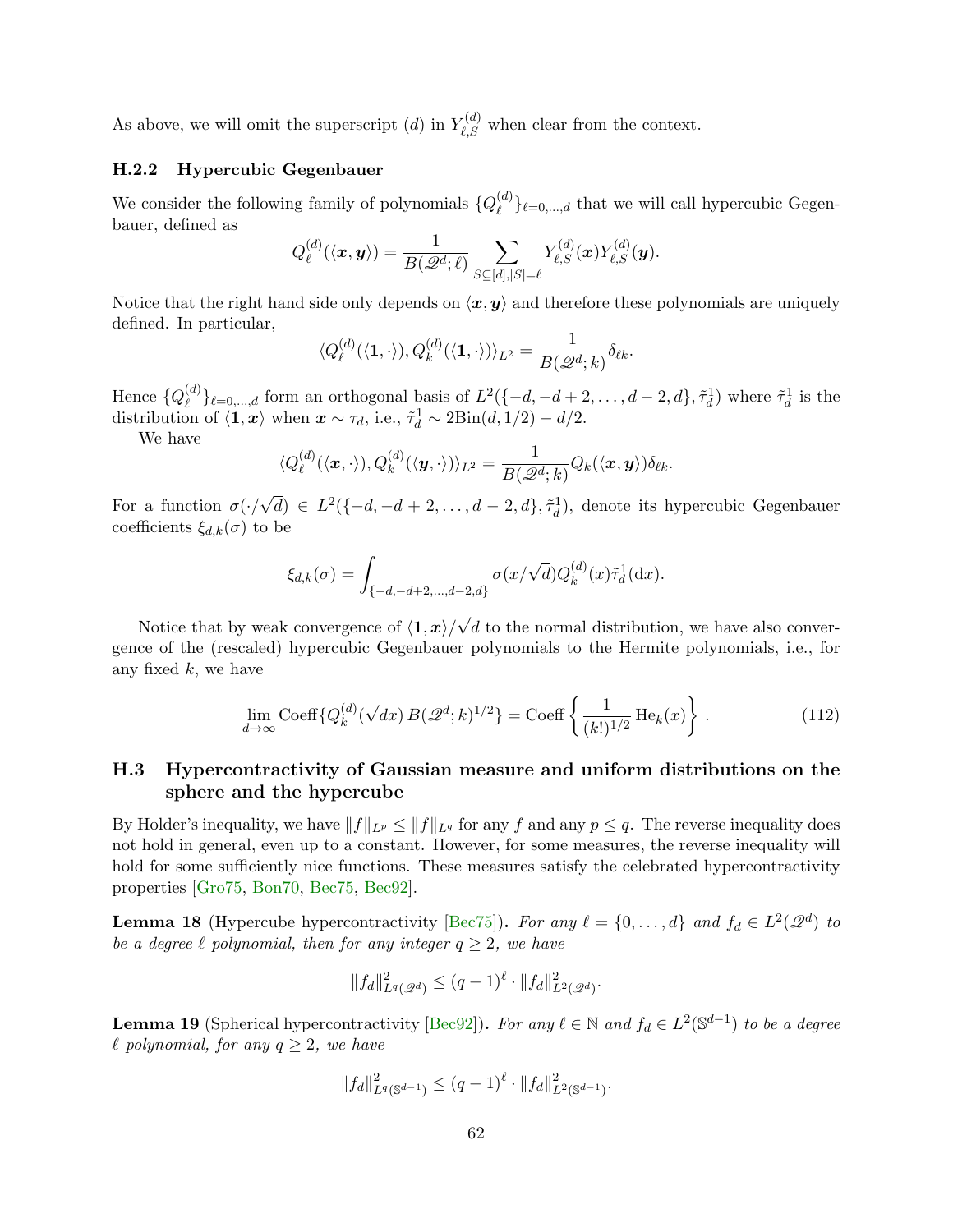As above, we will omit the superscript $(d)$ in $Y_{\ell,S}^{(d)}$ when clear from the context.

### H.2.2 Hypercubic Gegenbauer

We consider the following family of polynomials $\{Q_\ell^{(d)}\}_{\ell=0,\dots,d}$ that we will call hypercubic Gegenbauer, defined as

$$
Q_\ell^{(d)}(\langle \boldsymbol{x}, \boldsymbol{y}\rangle) = \frac{1}{B(\mathscr{Q}^d;\ell)} \sum_{S\subseteq[d],|S|=\ell} Y_{\ell,S}^{(d)}(\boldsymbol{x}) Y_{\ell,S}^{(d)}(\boldsymbol{y}).
$$

Notice that the right hand side only depends on $\langle \boldsymbol{x}, \boldsymbol{y}\rangle$ and therefore these polynomials are uniquely defined. In particular,

$$
\langle Q_\ell^{(d)}(\langle \mathbf{1}, \cdot\rangle), Q_k^{(d)}(\langle \mathbf{1}, \cdot\rangle)\rangle_{L^2} = \frac{1}{B(\mathscr{Q}^d;k)} \delta_{\ell k}.
$$

Hence $\{Q_\ell^{(d)}\}_{\ell=0,\dots,d}$ form an orthogonal basis of $L^2(\{-d,-d+2,\dots,d-2,d\},\tilde{\tau}_d^1)$ where $\tilde{\tau}_d^1$ is the distribution of $\langle \mathbf{1}, \boldsymbol{x}\rangle$ when $\boldsymbol{x} \sim \tau_d$, i.e., $\tilde{\tau}_d^1 \sim 2\text{Bin}(d,1/2) - d/2$.

We have

$$
\langle Q_\ell^{(d)}(\langle \boldsymbol{x}, \cdot\rangle), Q_k^{(d)}(\langle \boldsymbol{y}, \cdot\rangle)\rangle_{L^2} = \frac{1}{B(\mathscr{Q}^d;k)} Q_k(\langle \boldsymbol{x}, \boldsymbol{y}\rangle)\delta_{\ell k}.
$$

For a function $\sigma(\cdot/\sqrt{d}) \in L^2(\{-d,-d+2,\dots,d-2,d\},\tilde{\tau}_d^1)$, denote its hypercubic Gegenbauer coefficients $\xi_{d,k}(\sigma)$ to be

$$
\xi_{d,k}(\sigma) = \int_{\{-d,-d+2,\dots,d-2,d\}} \sigma(x/\sqrt{d}) Q_k^{(d)}(x) \tilde{\tau}_d^1(\mathrm{d}x).
$$

Notice that by weak convergence of $\langle \mathbf{1}, \boldsymbol{x}\rangle/\sqrt{d}$ to the normal distribution, we have also convergence of the (rescaled) hypercubic Gegenbauer polynomials to the Hermite polynomials, i.e., for any fixed $k$, we have

$$
\lim_{d\to\infty} \text{Coeff}\{Q_k^{(d)}(\sqrt{d}x)\, B(\mathscr{Q}^d;k)^{1/2}\} = \text{Coeff}\left\{\frac{1}{(k!)^{1/2}} \text{He}_k(x)\right\}. \tag{112}
$$

## H.3 Hypercontractivity of Gaussian measure and uniform distributions on the sphere and the hypercube

By Holder's inequality, we have $\|f\|_{L^p} \le \|f\|_{L^q}$ for any $f$ and any $p \le q$. The reverse inequality does not hold in general, even up to a constant. However, for some measures, the reverse inequality will hold for some sufficiently nice functions. These measures satisfy the celebrated hypercontractivity properties [Gro75, Bon70, Bec75, Bec92].

**Lemma 18** (Hypercube hypercontractivity [Bec75])**.** *For any $\ell = \{0,\dots,d\}$ and $f_d \in L^2(\mathscr{Q}^d)$ to be a degree $\ell$ polynomial, then for any integer $q \ge 2$, we have*

$$
\|f_d\|_{L^q(\mathscr{Q}^d)}^2 \le (q-1)^\ell \cdot \|f_d\|_{L^2(\mathscr{Q}^d)}^2.
$$

**Lemma 19** (Spherical hypercontractivity [Bec92])**.** *For any $\ell \in \mathbb{N}$ and $f_d \in L^2(\mathbb{S}^{d-1})$ to be a degree $\ell$ polynomial, for any $q \ge 2$, we have*

$$
\|f_d\|_{L^q(\mathbb{S}^{d-1})}^2 \le (q-1)^\ell \cdot \|f_d\|_{L^2(\mathbb{S}^{d-1})}^2.
$$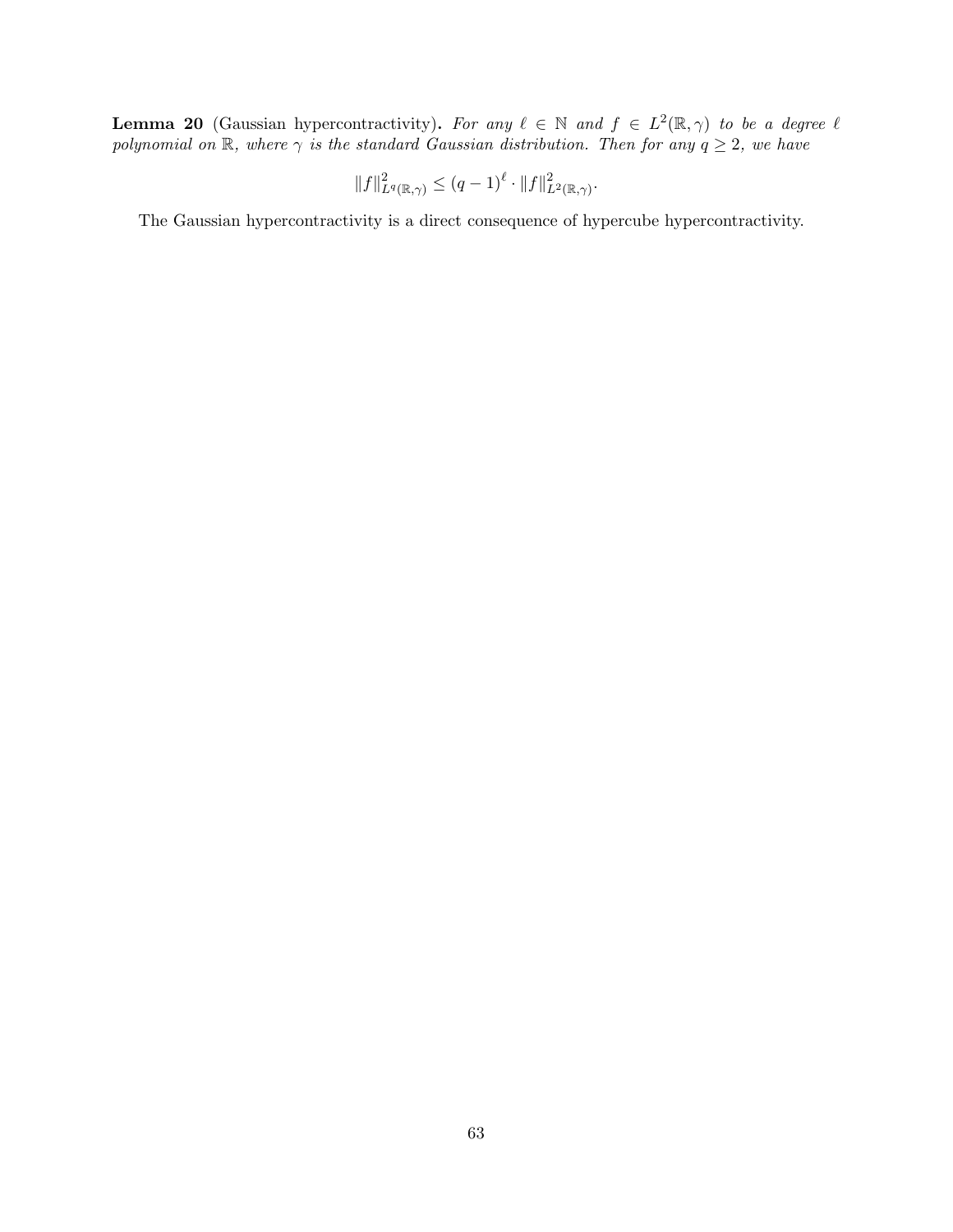**Lemma 20** (Gaussian hypercontractivity)**.** *For any $\ell \in \mathbb{N}$ and $f \in L^2(\mathbb{R}, \gamma)$ to be a degree $\ell$ polynomial on $\mathbb{R}$, where $\gamma$ is the standard Gaussian distribution. Then for any $q \geq 2$, we have*

$$\|f\|_{L^q(\mathbb{R},\gamma)}^2 \leq (q-1)^\ell \cdot \|f\|_{L^2(\mathbb{R},\gamma)}^2.$$

The Gaussian hypercontractivity is a direct consequence of hypercube hypercontractivity.